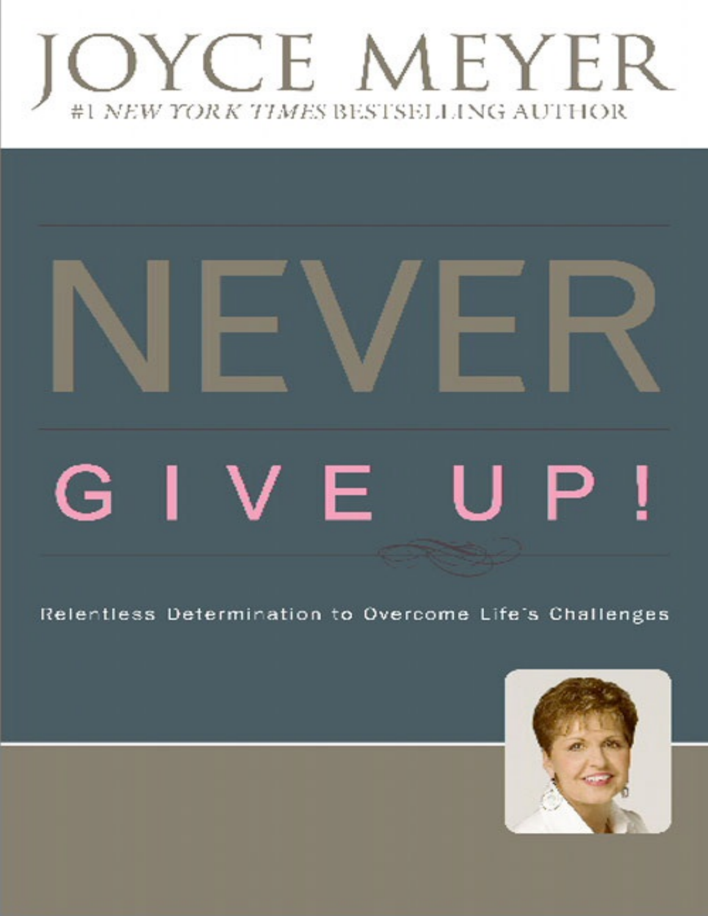# JOYCE MEYER

#1 *NEW YORK TIMES* BESTSELLING AUTHOR

# NEVER GIVE UP!

Relentless Determination to Overcome Life's Challenges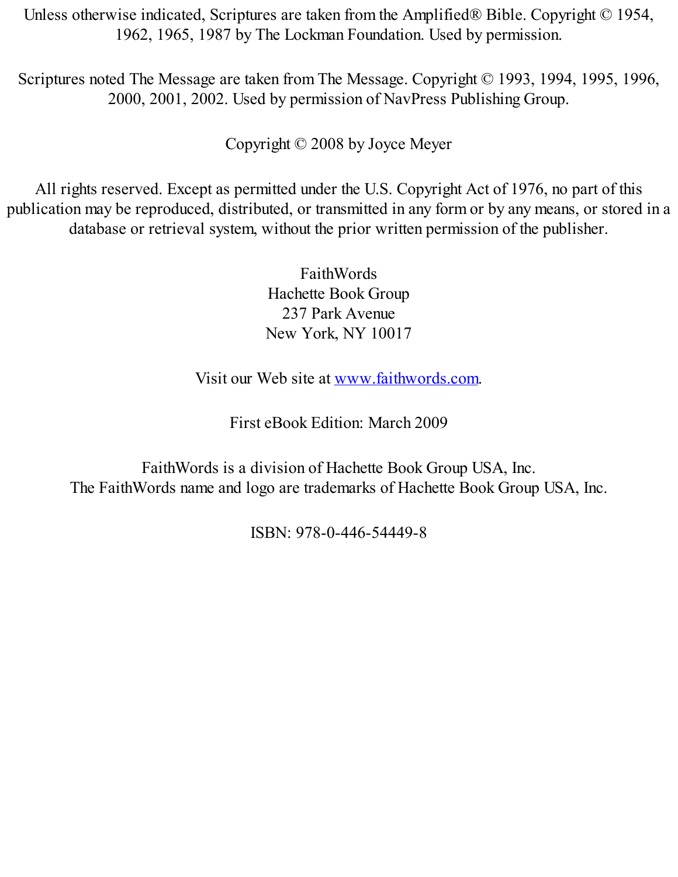Unless otherwise indicated, Scriptures are taken from the Amplified® Bible. Copyright © 1954, 1962, 1965, 1987 by The Lockman Foundation. Used by permission.

Scriptures noted The Message are taken from The Message. Copyright © 1993, 1994, 1995, 1996, 2000, 2001, 2002. Used by permission of NavPress Publishing Group.

Copyright © 2008 by Joyce Meyer

All rights reserved. Except as permitted under the U.S. Copyright Act of 1976, no part of this publication may be reproduced, distributed, or transmitted in any form or by any means, or stored in a database or retrieval system, without the prior written permission of the publisher.

FaithWords
Hachette Book Group
237 Park Avenue
New York, NY 10017

Visit our Web site at www.faithwords.com.

First eBook Edition: March 2009

FaithWords is a division of Hachette Book Group USA, Inc.
The FaithWords name and logo are trademarks of Hachette Book Group USA, Inc.

ISBN: 978-0-446-54449-8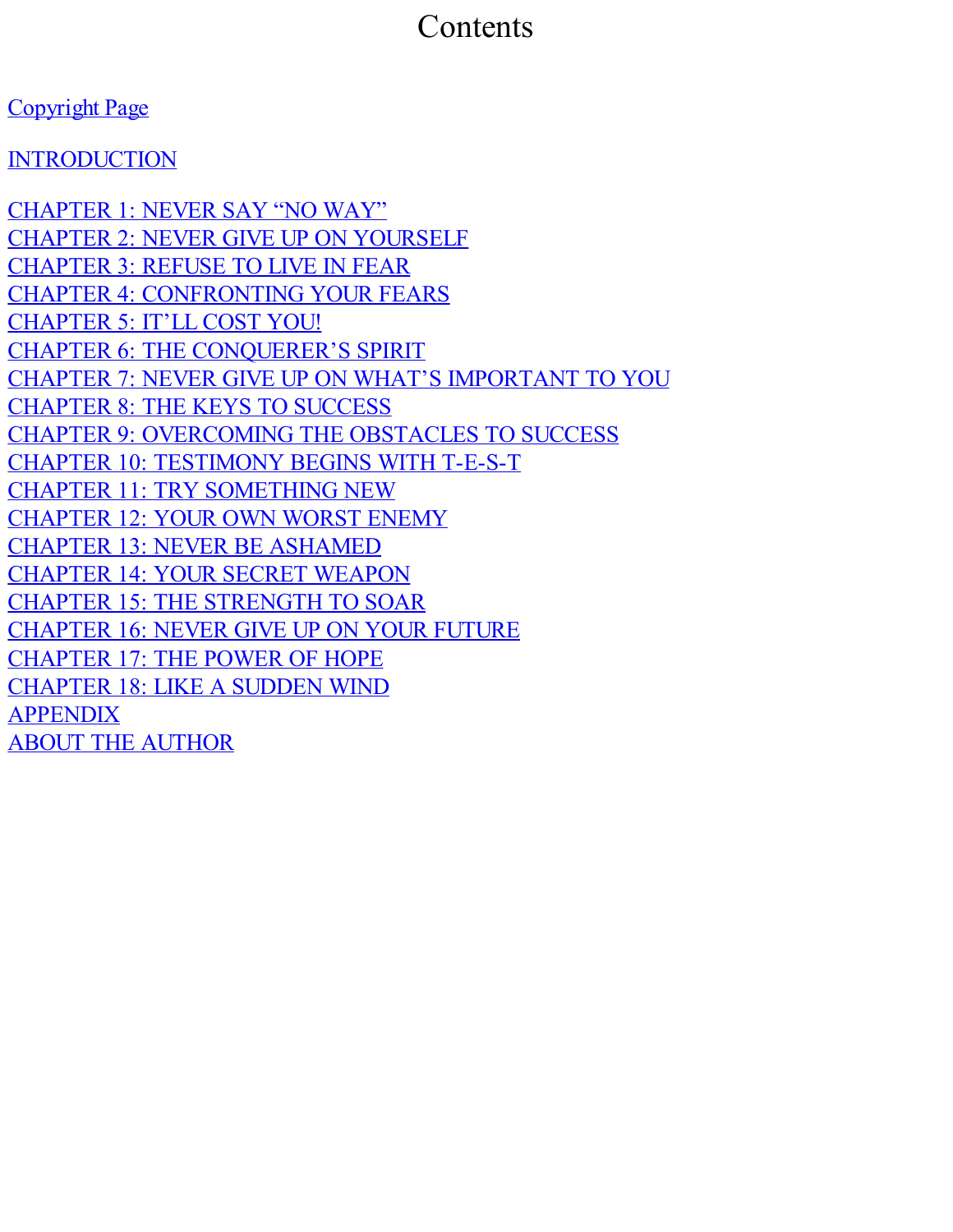# Contents

Copyright Page

INTRODUCTION

CHAPTER 1: NEVER SAY “NO WAY”
CHAPTER 2: NEVER GIVE UP ON YOURSELF
CHAPTER 3: REFUSE TO LIVE IN FEAR
CHAPTER 4: CONFRONTING YOUR FEARS
CHAPTER 5: IT’LL COST YOU!
CHAPTER 6: THE CONQUERER’S SPIRIT
CHAPTER 7: NEVER GIVE UP ON WHAT’S IMPORTANT TO YOU
CHAPTER 8: THE KEYS TO SUCCESS
CHAPTER 9: OVERCOMING THE OBSTACLES TO SUCCESS
CHAPTER 10: TESTIMONY BEGINS WITH T-E-S-T
CHAPTER 11: TRY SOMETHING NEW
CHAPTER 12: YOUR OWN WORST ENEMY
CHAPTER 13: NEVER BE ASHAMED
CHAPTER 14: YOUR SECRET WEAPON
CHAPTER 15: THE STRENGTH TO SOAR
CHAPTER 16: NEVER GIVE UP ON YOUR FUTURE
CHAPTER 17: THE POWER OF HOPE
CHAPTER 18: LIKE A SUDDEN WIND
APPENDIX
ABOUT THE AUTHOR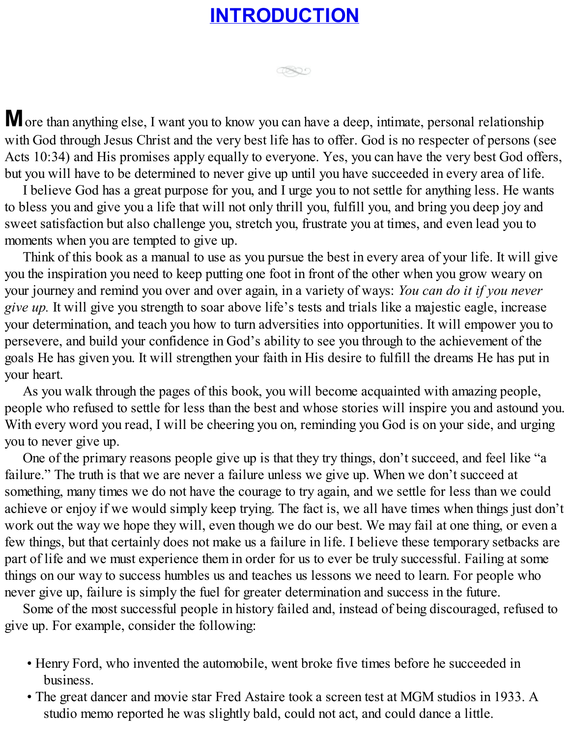# INTRODUCTION

More than anything else, I want you to know you can have a deep, intimate, personal relationship with God through Jesus Christ and the very best life has to offer. God is no respecter of persons (see Acts 10:34) and His promises apply equally to everyone. Yes, you can have the very best God offers, but you will have to be determined to never give up until you have succeeded in every area of life.

I believe God has a great purpose for you, and I urge you to not settle for anything less. He wants to bless you and give you a life that will not only thrill you, fulfill you, and bring you deep joy and sweet satisfaction but also challenge you, stretch you, frustrate you at times, and even lead you to moments when you are tempted to give up.

Think of this book as a manual to use as you pursue the best in every area of your life. It will give you the inspiration you need to keep putting one foot in front of the other when you grow weary on your journey and remind you over and over again, in a variety of ways: *You can do it if you never give up.* It will give you strength to soar above life's tests and trials like a majestic eagle, increase your determination, and teach you how to turn adversities into opportunities. It will empower you to persevere, and build your confidence in God's ability to see you through to the achievement of the goals He has given you. It will strengthen your faith in His desire to fulfill the dreams He has put in your heart.

As you walk through the pages of this book, you will become acquainted with amazing people, people who refused to settle for less than the best and whose stories will inspire you and astound you. With every word you read, I will be cheering you on, reminding you God is on your side, and urging you to never give up.

One of the primary reasons people give up is that they try things, don't succeed, and feel like "a failure." The truth is that we are never a failure unless we give up. When we don't succeed at something, many times we do not have the courage to try again, and we settle for less than we could achieve or enjoy if we would simply keep trying. The fact is, we all have times when things just don't work out the way we hope they will, even though we do our best. We may fail at one thing, or even a few things, but that certainly does not make us a failure in life. I believe these temporary setbacks are part of life and we must experience them in order for us to ever be truly successful. Failing at some things on our way to success humbles us and teaches us lessons we need to learn. For people who never give up, failure is simply the fuel for greater determination and success in the future.

Some of the most successful people in history failed and, instead of being discouraged, refused to give up. For example, consider the following:

- Henry Ford, who invented the automobile, went broke five times before he succeeded in business.
- The great dancer and movie star Fred Astaire took a screen test at MGM studios in 1933. A studio memo reported he was slightly bald, could not act, and could dance a little.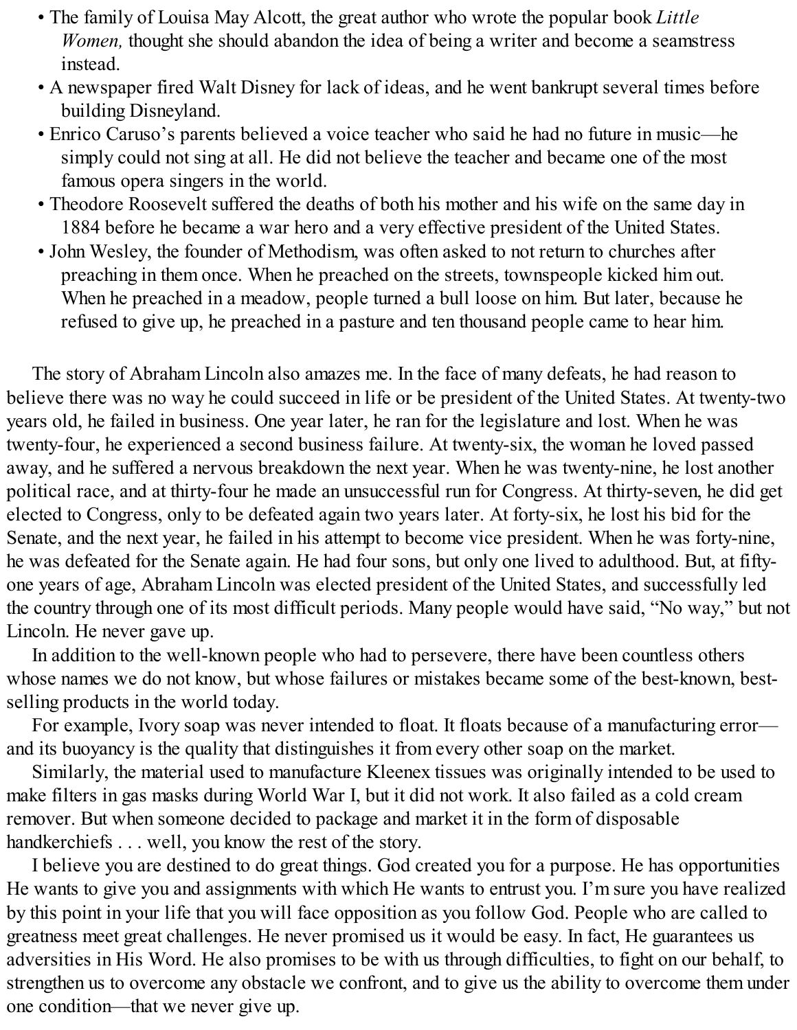- The family of Louisa May Alcott, the great author who wrote the popular book *Little Women,* thought she should abandon the idea of being a writer and become a seamstress instead.
- A newspaper fired Walt Disney for lack of ideas, and he went bankrupt several times before building Disneyland.
- Enrico Caruso's parents believed a voice teacher who said he had no future in music—he simply could not sing at all. He did not believe the teacher and became one of the most famous opera singers in the world.
- Theodore Roosevelt suffered the deaths of both his mother and his wife on the same day in 1884 before he became a war hero and a very effective president of the United States.
- John Wesley, the founder of Methodism, was often asked to not return to churches after preaching in them once. When he preached on the streets, townspeople kicked him out. When he preached in a meadow, people turned a bull loose on him. But later, because he refused to give up, he preached in a pasture and ten thousand people came to hear him.

The story of Abraham Lincoln also amazes me. In the face of many defeats, he had reason to believe there was no way he could succeed in life or be president of the United States. At twenty-two years old, he failed in business. One year later, he ran for the legislature and lost. When he was twenty-four, he experienced a second business failure. At twenty-six, the woman he loved passed away, and he suffered a nervous breakdown the next year. When he was twenty-nine, he lost another political race, and at thirty-four he made an unsuccessful run for Congress. At thirty-seven, he did get elected to Congress, only to be defeated again two years later. At forty-six, he lost his bid for the Senate, and the next year, he failed in his attempt to become vice president. When he was forty-nine, he was defeated for the Senate again. He had four sons, but only one lived to adulthood. But, at fifty-one years of age, Abraham Lincoln was elected president of the United States, and successfully led the country through one of its most difficult periods. Many people would have said, "No way," but not Lincoln. He never gave up.

In addition to the well-known people who had to persevere, there have been countless others whose names we do not know, but whose failures or mistakes became some of the best-known, best-selling products in the world today.

For example, Ivory soap was never intended to float. It floats because of a manufacturing error—and its buoyancy is the quality that distinguishes it from every other soap on the market.

Similarly, the material used to manufacture Kleenex tissues was originally intended to be used to make filters in gas masks during World War I, but it did not work. It also failed as a cold cream remover. But when someone decided to package and market it in the form of disposable handkerchiefs . . . well, you know the rest of the story.

I believe you are destined to do great things. God created you for a purpose. He has opportunities He wants to give you and assignments with which He wants to entrust you. I'm sure you have realized by this point in your life that you will face opposition as you follow God. People who are called to greatness meet great challenges. He never promised us it would be easy. In fact, He guarantees us adversities in His Word. He also promises to be with us through difficulties, to fight on our behalf, to strengthen us to overcome any obstacle we confront, and to give us the ability to overcome them under one condition—that we never give up.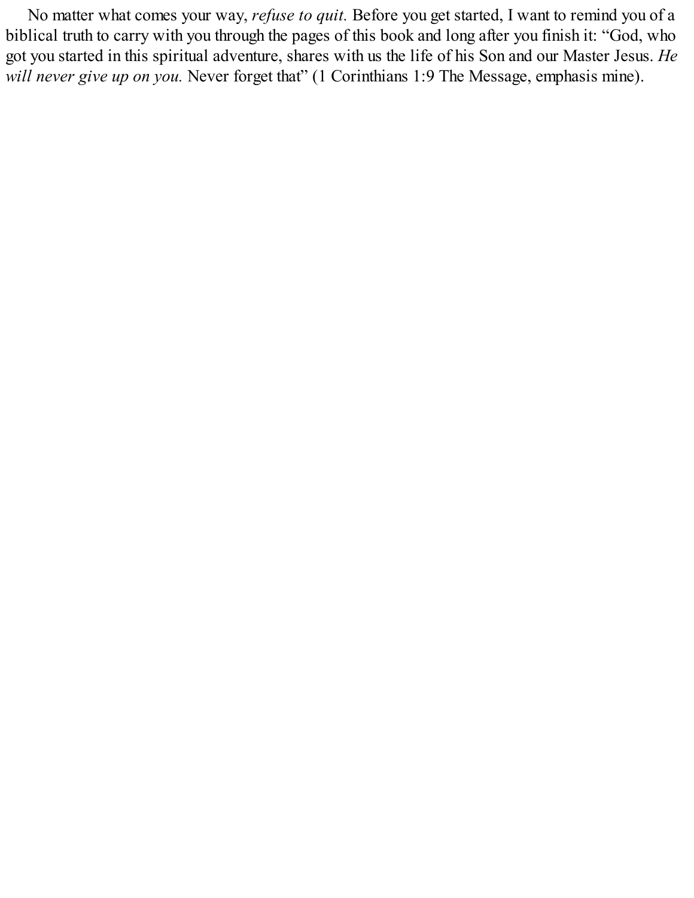No matter what comes your way, *refuse to quit.* Before you get started, I want to remind you of a biblical truth to carry with you through the pages of this book and long after you finish it: “God, who got you started in this spiritual adventure, shares with us the life of his Son and our Master Jesus. *He will never give up on you.* Never forget that” (1 Corinthians 1:9 The Message, emphasis mine).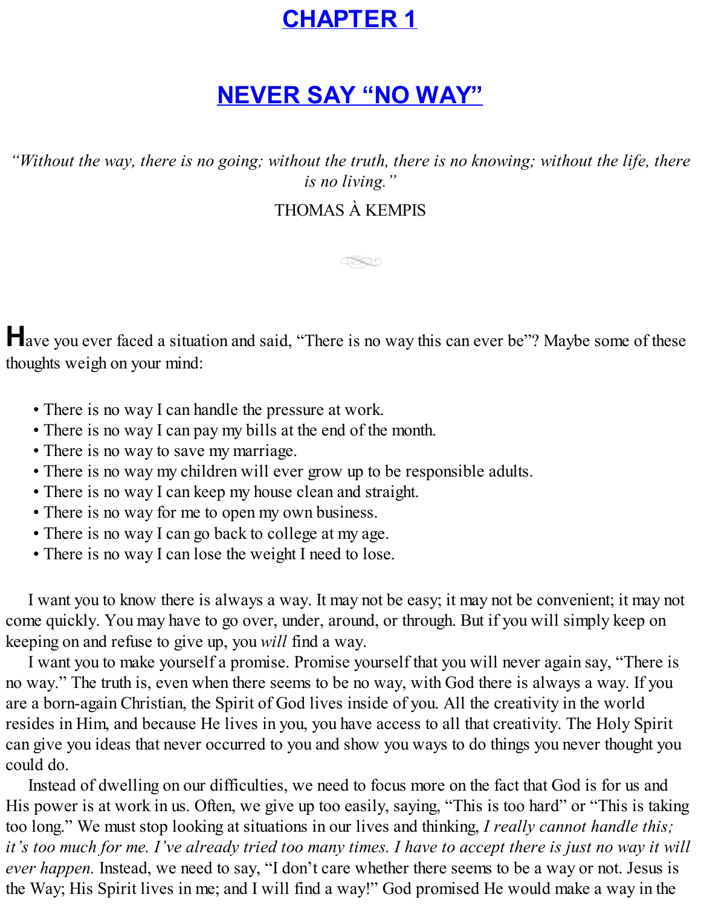# CHAPTER 1

## NEVER SAY "NO WAY"

*"Without the way, there is no going; without the truth, there is no knowing; without the life, there is no living."*

THOMAS À KEMPIS

Have you ever faced a situation and said, "There is no way this can ever be"? Maybe some of these thoughts weigh on your mind:

- There is no way I can handle the pressure at work.
- There is no way I can pay my bills at the end of the month.
- There is no way to save my marriage.
- There is no way my children will ever grow up to be responsible adults.
- There is no way I can keep my house clean and straight.
- There is no way for me to open my own business.
- There is no way I can go back to college at my age.
- There is no way I can lose the weight I need to lose.

I want you to know there is always a way. It may not be easy; it may not be convenient; it may not come quickly. You may have to go over, under, around, or through. But if you will simply keep on keeping on and refuse to give up, you *will* find a way.

I want you to make yourself a promise. Promise yourself that you will never again say, "There is no way." The truth is, even when there seems to be no way, with God there is always a way. If you are a born-again Christian, the Spirit of God lives inside of you. All the creativity in the world resides in Him, and because He lives in you, you have access to all that creativity. The Holy Spirit can give you ideas that never occurred to you and show you ways to do things you never thought you could do.

Instead of dwelling on our difficulties, we need to focus more on the fact that God is for us and His power is at work in us. Often, we give up too easily, saying, "This is too hard" or "This is taking too long." We must stop looking at situations in our lives and thinking, *I really cannot handle this; it's too much for me. I've already tried too many times. I have to accept there is just no way it will ever happen.* Instead, we need to say, "I don't care whether there seems to be a way or not. Jesus is the Way; His Spirit lives in me; and I will find a way!" God promised He would make a way in the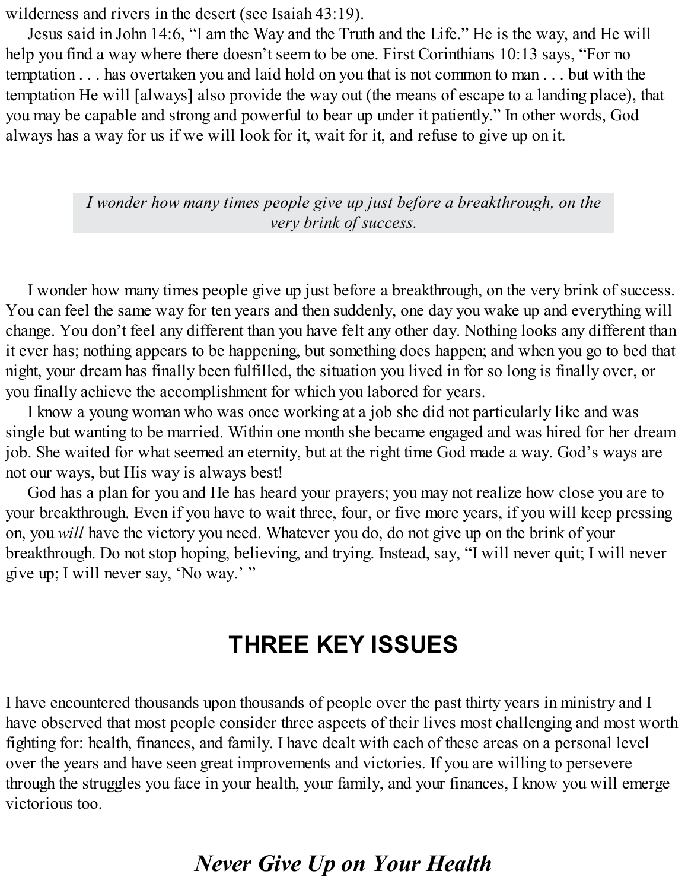wilderness and rivers in the desert (see Isaiah 43:19).

Jesus said in John 14:6, "I am the Way and the Truth and the Life." He is the way, and He will help you find a way where there doesn't seem to be one. First Corinthians 10:13 says, "For no temptation . . . has overtaken you and laid hold on you that is not common to man . . . but with the temptation He will [always] also provide the way out (the means of escape to a landing place), that you may be capable and strong and powerful to bear up under it patiently." In other words, God always has a way for us if we will look for it, wait for it, and refuse to give up on it.

> *I wonder how many times people give up just before a breakthrough, on the very brink of success.*

I wonder how many times people give up just before a breakthrough, on the very brink of success. You can feel the same way for ten years and then suddenly, one day you wake up and everything will change. You don't feel any different than you have felt any other day. Nothing looks any different than it ever has; nothing appears to be happening, but something does happen; and when you go to bed that night, your dream has finally been fulfilled, the situation you lived in for so long is finally over, or you finally achieve the accomplishment for which you labored for years.

I know a young woman who was once working at a job she did not particularly like and was single but wanting to be married. Within one month she became engaged and was hired for her dream job. She waited for what seemed an eternity, but at the right time God made a way. God's ways are not our ways, but His way is always best!

God has a plan for you and He has heard your prayers; you may not realize how close you are to your breakthrough. Even if you have to wait three, four, or five more years, if you will keep pressing on, you *will* have the victory you need. Whatever you do, do not give up on the brink of your breakthrough. Do not stop hoping, believing, and trying. Instead, say, "I will never quit; I will never give up; I will never say, 'No way.' "

## THREE KEY ISSUES

I have encountered thousands upon thousands of people over the past thirty years in ministry and I have observed that most people consider three aspects of their lives most challenging and most worth fighting for: health, finances, and family. I have dealt with each of these areas on a personal level over the years and have seen great improvements and victories. If you are willing to persevere through the struggles you face in your health, your family, and your finances, I know you will emerge victorious too.

### *Never Give Up on Your Health*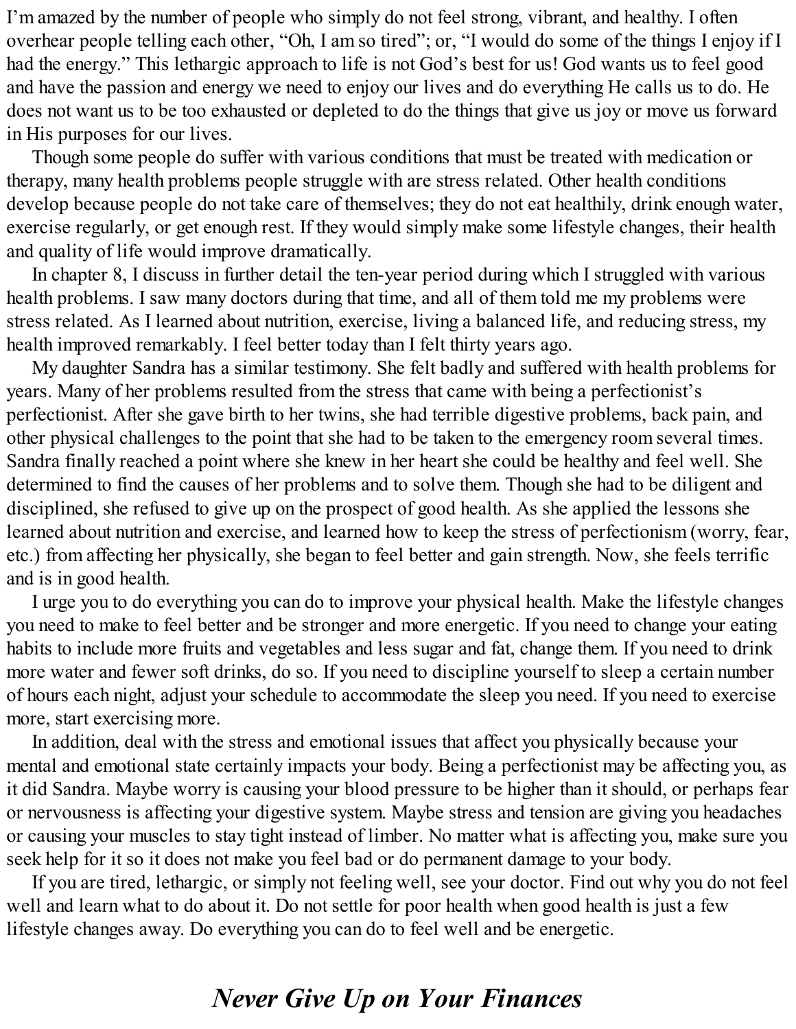I'm amazed by the number of people who simply do not feel strong, vibrant, and healthy. I often overhear people telling each other, "Oh, I am so tired"; or, "I would do some of the things I enjoy if I had the energy." This lethargic approach to life is not God's best for us! God wants us to feel good and have the passion and energy we need to enjoy our lives and do everything He calls us to do. He does not want us to be too exhausted or depleted to do the things that give us joy or move us forward in His purposes for our lives.

Though some people do suffer with various conditions that must be treated with medication or therapy, many health problems people struggle with are stress related. Other health conditions develop because people do not take care of themselves; they do not eat healthily, drink enough water, exercise regularly, or get enough rest. If they would simply make some lifestyle changes, their health and quality of life would improve dramatically.

In chapter 8, I discuss in further detail the ten-year period during which I struggled with various health problems. I saw many doctors during that time, and all of them told me my problems were stress related. As I learned about nutrition, exercise, living a balanced life, and reducing stress, my health improved remarkably. I feel better today than I felt thirty years ago.

My daughter Sandra has a similar testimony. She felt badly and suffered with health problems for years. Many of her problems resulted from the stress that came with being a perfectionist's perfectionist. After she gave birth to her twins, she had terrible digestive problems, back pain, and other physical challenges to the point that she had to be taken to the emergency room several times. Sandra finally reached a point where she knew in her heart she could be healthy and feel well. She determined to find the causes of her problems and to solve them. Though she had to be diligent and disciplined, she refused to give up on the prospect of good health. As she applied the lessons she learned about nutrition and exercise, and learned how to keep the stress of perfectionism (worry, fear, etc.) from affecting her physically, she began to feel better and gain strength. Now, she feels terrific and is in good health.

I urge you to do everything you can do to improve your physical health. Make the lifestyle changes you need to make to feel better and be stronger and more energetic. If you need to change your eating habits to include more fruits and vegetables and less sugar and fat, change them. If you need to drink more water and fewer soft drinks, do so. If you need to discipline yourself to sleep a certain number of hours each night, adjust your schedule to accommodate the sleep you need. If you need to exercise more, start exercising more.

In addition, deal with the stress and emotional issues that affect you physically because your mental and emotional state certainly impacts your body. Being a perfectionist may be affecting you, as it did Sandra. Maybe worry is causing your blood pressure to be higher than it should, or perhaps fear or nervousness is affecting your digestive system. Maybe stress and tension are giving you headaches or causing your muscles to stay tight instead of limber. No matter what is affecting you, make sure you seek help for it so it does not make you feel bad or do permanent damage to your body.

If you are tired, lethargic, or simply not feeling well, see your doctor. Find out why you do not feel well and learn what to do about it. Do not settle for poor health when good health is just a few lifestyle changes away. Do everything you can do to feel well and be energetic.

## *Never Give Up on Your Finances*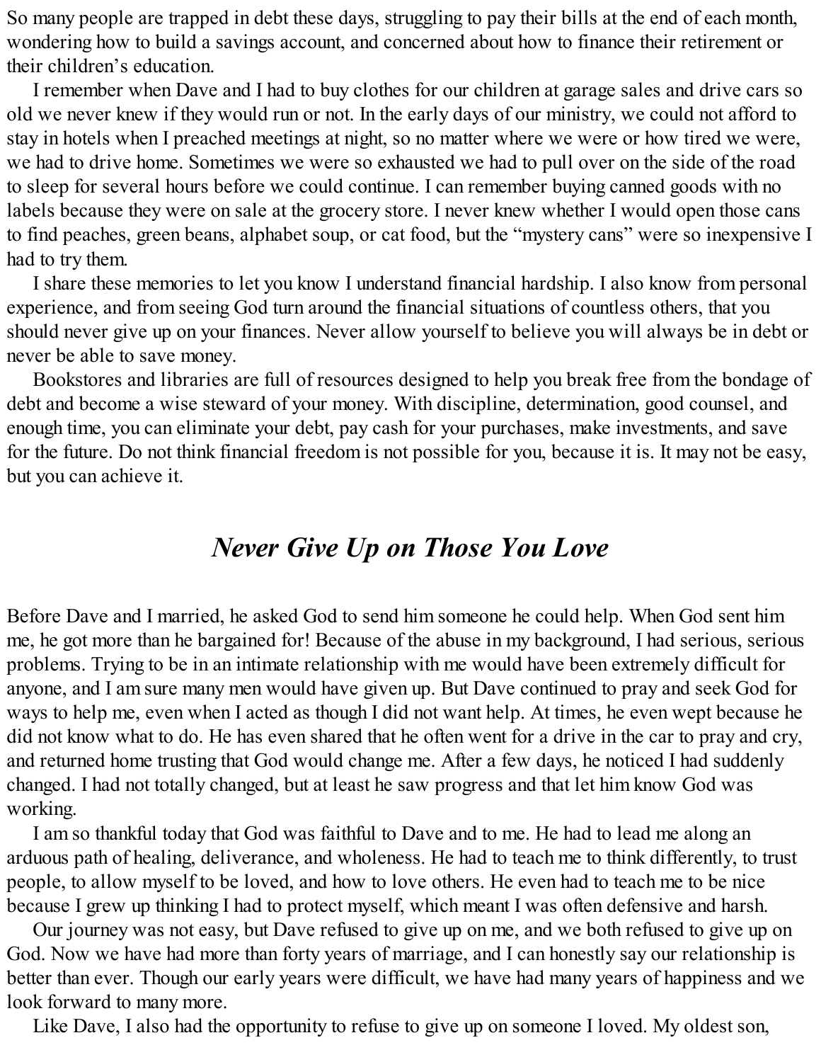So many people are trapped in debt these days, struggling to pay their bills at the end of each month, wondering how to build a savings account, and concerned about how to finance their retirement or their children's education.

I remember when Dave and I had to buy clothes for our children at garage sales and drive cars so old we never knew if they would run or not. In the early days of our ministry, we could not afford to stay in hotels when I preached meetings at night, so no matter where we were or how tired we were, we had to drive home. Sometimes we were so exhausted we had to pull over on the side of the road to sleep for several hours before we could continue. I can remember buying canned goods with no labels because they were on sale at the grocery store. I never knew whether I would open those cans to find peaches, green beans, alphabet soup, or cat food, but the "mystery cans" were so inexpensive I had to try them.

I share these memories to let you know I understand financial hardship. I also know from personal experience, and from seeing God turn around the financial situations of countless others, that you should never give up on your finances. Never allow yourself to believe you will always be in debt or never be able to save money.

Bookstores and libraries are full of resources designed to help you break free from the bondage of debt and become a wise steward of your money. With discipline, determination, good counsel, and enough time, you can eliminate your debt, pay cash for your purchases, make investments, and save for the future. Do not think financial freedom is not possible for you, because it is. It may not be easy, but you can achieve it.

## *Never Give Up on Those You Love*

Before Dave and I married, he asked God to send him someone he could help. When God sent him me, he got more than he bargained for! Because of the abuse in my background, I had serious, serious problems. Trying to be in an intimate relationship with me would have been extremely difficult for anyone, and I am sure many men would have given up. But Dave continued to pray and seek God for ways to help me, even when I acted as though I did not want help. At times, he even wept because he did not know what to do. He has even shared that he often went for a drive in the car to pray and cry, and returned home trusting that God would change me. After a few days, he noticed I had suddenly changed. I had not totally changed, but at least he saw progress and that let him know God was working.

I am so thankful today that God was faithful to Dave and to me. He had to lead me along an arduous path of healing, deliverance, and wholeness. He had to teach me to think differently, to trust people, to allow myself to be loved, and how to love others. He even had to teach me to be nice because I grew up thinking I had to protect myself, which meant I was often defensive and harsh.

Our journey was not easy, but Dave refused to give up on me, and we both refused to give up on God. Now we have had more than forty years of marriage, and I can honestly say our relationship is better than ever. Though our early years were difficult, we have had many years of happiness and we look forward to many more.

Like Dave, I also had the opportunity to refuse to give up on someone I loved. My oldest son,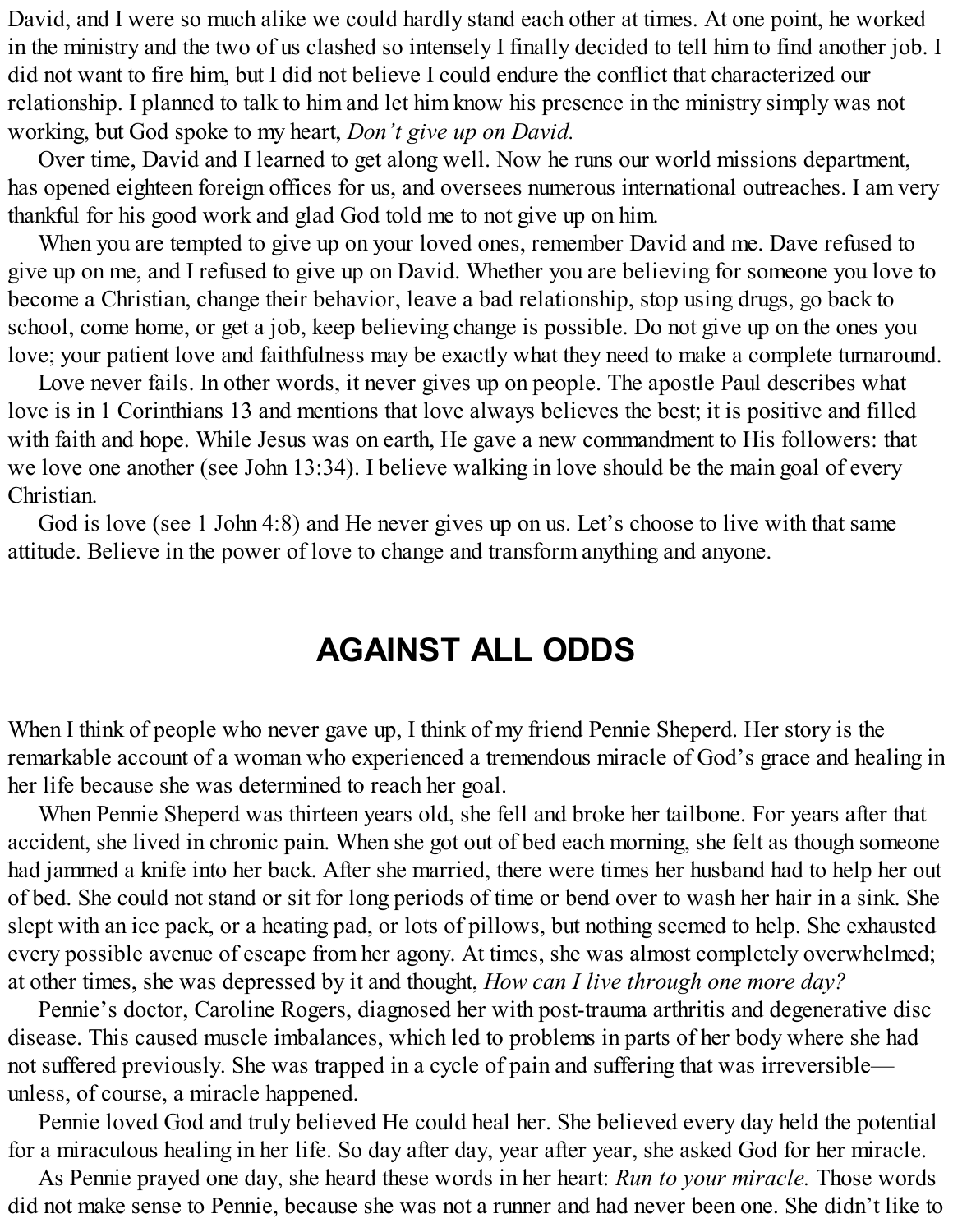David, and I were so much alike we could hardly stand each other at times. At one point, he worked in the ministry and the two of us clashed so intensely I finally decided to tell him to find another job. I did not want to fire him, but I did not believe I could endure the conflict that characterized our relationship. I planned to talk to him and let him know his presence in the ministry simply was not working, but God spoke to my heart, *Don't give up on David.*

Over time, David and I learned to get along well. Now he runs our world missions department, has opened eighteen foreign offices for us, and oversees numerous international outreaches. I am very thankful for his good work and glad God told me to not give up on him.

When you are tempted to give up on your loved ones, remember David and me. Dave refused to give up on me, and I refused to give up on David. Whether you are believing for someone you love to become a Christian, change their behavior, leave a bad relationship, stop using drugs, go back to school, come home, or get a job, keep believing change is possible. Do not give up on the ones you love; your patient love and faithfulness may be exactly what they need to make a complete turnaround.

Love never fails. In other words, it never gives up on people. The apostle Paul describes what love is in 1 Corinthians 13 and mentions that love always believes the best; it is positive and filled with faith and hope. While Jesus was on earth, He gave a new commandment to His followers: that we love one another (see John 13:34). I believe walking in love should be the main goal of every Christian.

God is love (see 1 John 4:8) and He never gives up on us. Let's choose to live with that same attitude. Believe in the power of love to change and transform anything and anyone.

## AGAINST ALL ODDS

When I think of people who never gave up, I think of my friend Pennie Sheperd. Her story is the remarkable account of a woman who experienced a tremendous miracle of God's grace and healing in her life because she was determined to reach her goal.

When Pennie Sheperd was thirteen years old, she fell and broke her tailbone. For years after that accident, she lived in chronic pain. When she got out of bed each morning, she felt as though someone had jammed a knife into her back. After she married, there were times her husband had to help her out of bed. She could not stand or sit for long periods of time or bend over to wash her hair in a sink. She slept with an ice pack, or a heating pad, or lots of pillows, but nothing seemed to help. She exhausted every possible avenue of escape from her agony. At times, she was almost completely overwhelmed; at other times, she was depressed by it and thought, *How can I live through one more day?*

Pennie's doctor, Caroline Rogers, diagnosed her with post-trauma arthritis and degenerative disc disease. This caused muscle imbalances, which led to problems in parts of her body where she had not suffered previously. She was trapped in a cycle of pain and suffering that was irreversible—unless, of course, a miracle happened.

Pennie loved God and truly believed He could heal her. She believed every day held the potential for a miraculous healing in her life. So day after day, year after year, she asked God for her miracle.

As Pennie prayed one day, she heard these words in her heart: *Run to your miracle.* Those words did not make sense to Pennie, because she was not a runner and had never been one. She didn't like to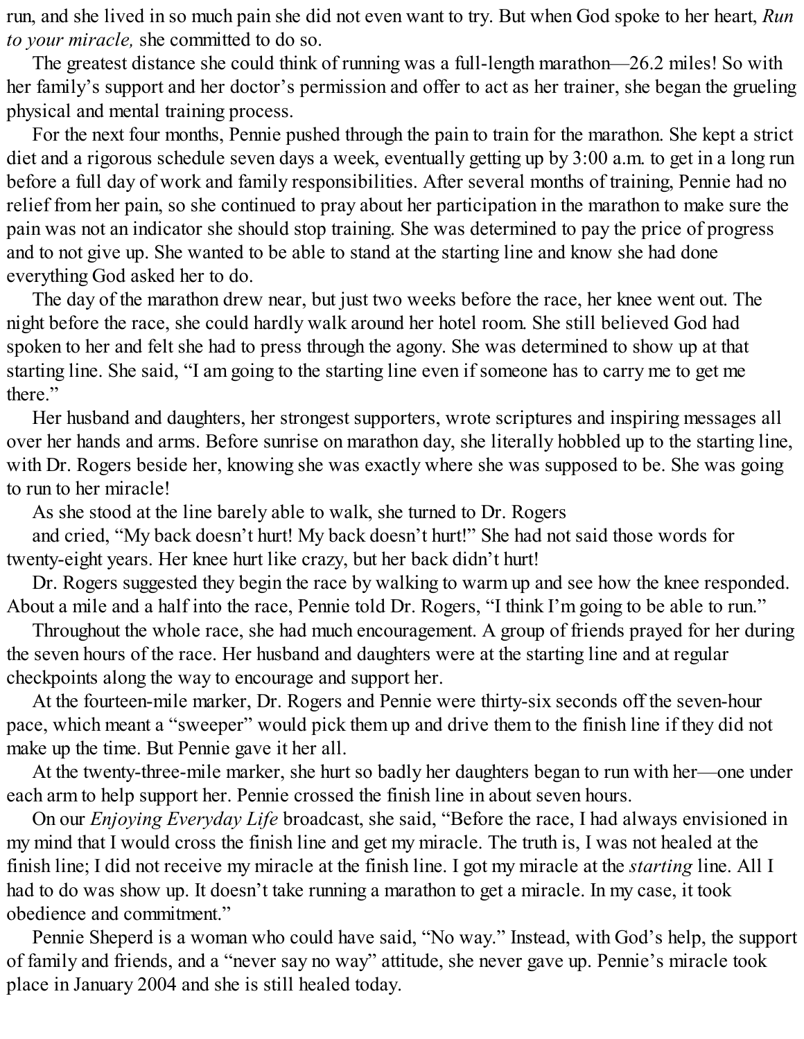run, and she lived in so much pain she did not even want to try. But when God spoke to her heart, *Run to your miracle,* she committed to do so.

The greatest distance she could think of running was a full-length marathon—26.2 miles! So with her family's support and her doctor's permission and offer to act as her trainer, she began the grueling physical and mental training process.

For the next four months, Pennie pushed through the pain to train for the marathon. She kept a strict diet and a rigorous schedule seven days a week, eventually getting up by 3:00 a.m. to get in a long run before a full day of work and family responsibilities. After several months of training, Pennie had no relief from her pain, so she continued to pray about her participation in the marathon to make sure the pain was not an indicator she should stop training. She was determined to pay the price of progress and to not give up. She wanted to be able to stand at the starting line and know she had done everything God asked her to do.

The day of the marathon drew near, but just two weeks before the race, her knee went out. The night before the race, she could hardly walk around her hotel room. She still believed God had spoken to her and felt she had to press through the agony. She was determined to show up at that starting line. She said, "I am going to the starting line even if someone has to carry me to get me there."

Her husband and daughters, her strongest supporters, wrote scriptures and inspiring messages all over her hands and arms. Before sunrise on marathon day, she literally hobbled up to the starting line, with Dr. Rogers beside her, knowing she was exactly where she was supposed to be. She was going to run to her miracle!

As she stood at the line barely able to walk, she turned to Dr. Rogers

and cried, "My back doesn't hurt! My back doesn't hurt!" She had not said those words for twenty-eight years. Her knee hurt like crazy, but her back didn't hurt!

Dr. Rogers suggested they begin the race by walking to warm up and see how the knee responded. About a mile and a half into the race, Pennie told Dr. Rogers, "I think I'm going to be able to run."

Throughout the whole race, she had much encouragement. A group of friends prayed for her during the seven hours of the race. Her husband and daughters were at the starting line and at regular checkpoints along the way to encourage and support her.

At the fourteen-mile marker, Dr. Rogers and Pennie were thirty-six seconds off the seven-hour pace, which meant a "sweeper" would pick them up and drive them to the finish line if they did not make up the time. But Pennie gave it her all.

At the twenty-three-mile marker, she hurt so badly her daughters began to run with her—one under each arm to help support her. Pennie crossed the finish line in about seven hours.

On our *Enjoying Everyday Life* broadcast, she said, "Before the race, I had always envisioned in my mind that I would cross the finish line and get my miracle. The truth is, I was not healed at the finish line; I did not receive my miracle at the finish line. I got my miracle at the *starting* line. All I had to do was show up. It doesn't take running a marathon to get a miracle. In my case, it took obedience and commitment."

Pennie Sheperd is a woman who could have said, "No way." Instead, with God's help, the support of family and friends, and a "never say no way" attitude, she never gave up. Pennie's miracle took place in January 2004 and she is still healed today.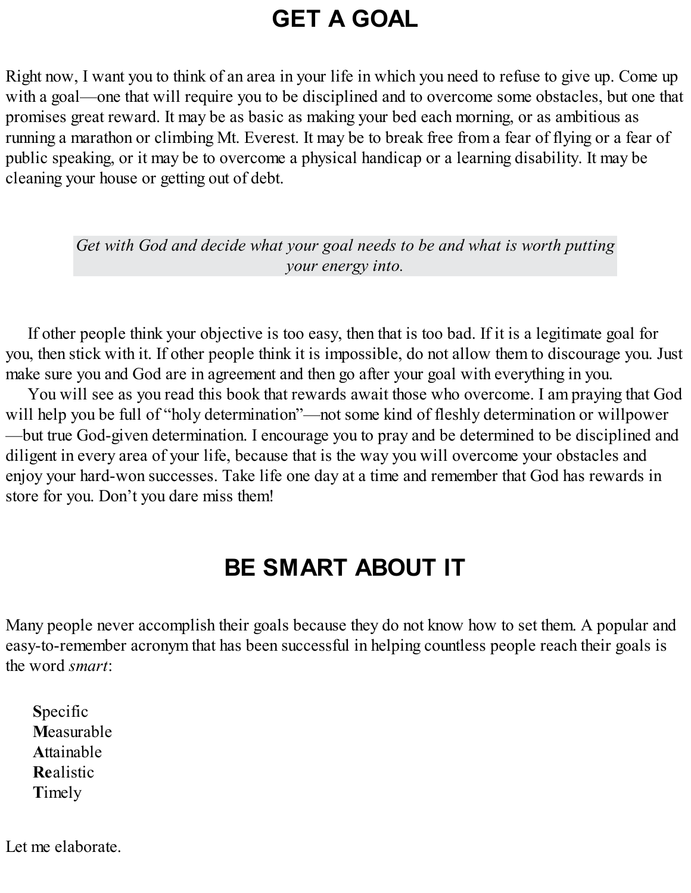# GET A GOAL

Right now, I want you to think of an area in your life in which you need to refuse to give up. Come up with a goal—one that will require you to be disciplined and to overcome some obstacles, but one that promises great reward. It may be as basic as making your bed each morning, or as ambitious as running a marathon or climbing Mt. Everest. It may be to break free from a fear of flying or a fear of public speaking, or it may be to overcome a physical handicap or a learning disability. It may be cleaning your house or getting out of debt.

> *Get with God and decide what your goal needs to be and what is worth putting your energy into.*

If other people think your objective is too easy, then that is too bad. If it is a legitimate goal for you, then stick with it. If other people think it is impossible, do not allow them to discourage you. Just make sure you and God are in agreement and then go after your goal with everything in you.

You will see as you read this book that rewards await those who overcome. I am praying that God will help you be full of "holy determination"—not some kind of fleshly determination or willpower—but true God-given determination. I encourage you to pray and be determined to be disciplined and diligent in every area of your life, because that is the way you will overcome your obstacles and enjoy your hard-won successes. Take life one day at a time and remember that God has rewards in store for you. Don't you dare miss them!

# BE SMART ABOUT IT

Many people never accomplish their goals because they do not know how to set them. A popular and easy-to-remember acronym that has been successful in helping countless people reach their goals is the word *smart*:

**S**pecific
**M**easurable
**A**ttainable
**Re**alistic
**T**imely

Let me elaborate.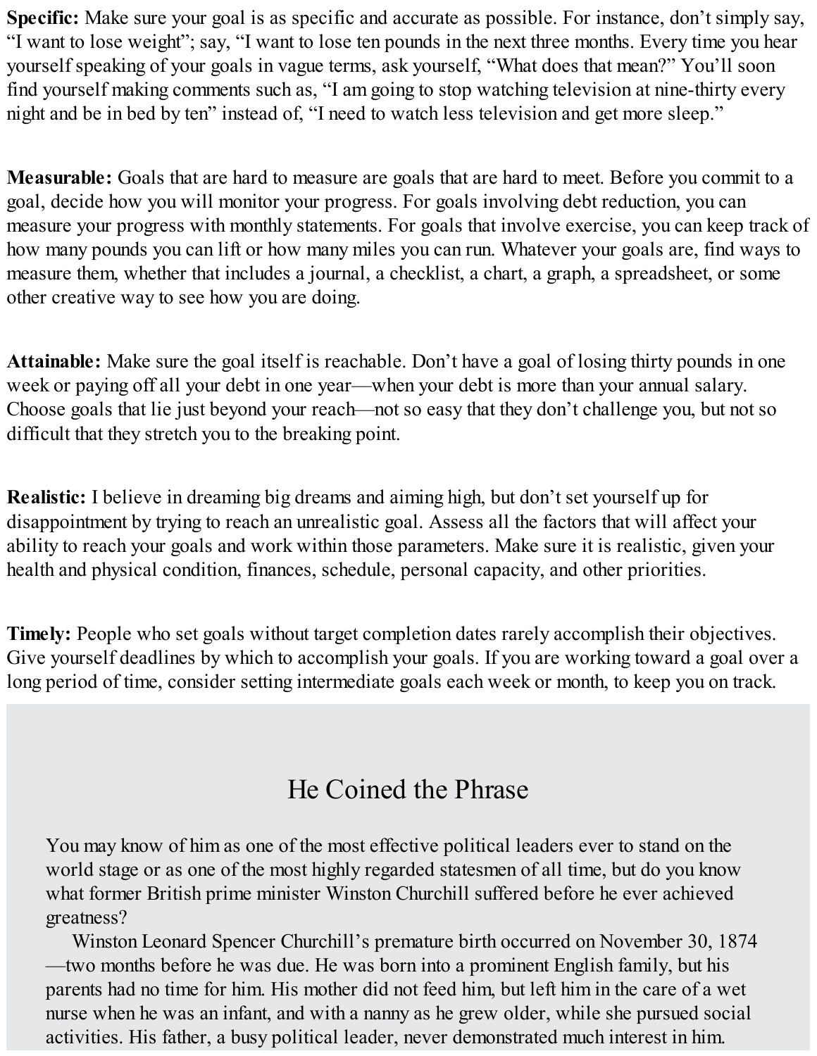**Specific:** Make sure your goal is as specific and accurate as possible. For instance, don't simply say, "I want to lose weight"; say, "I want to lose ten pounds in the next three months. Every time you hear yourself speaking of your goals in vague terms, ask yourself, "What does that mean?" You'll soon find yourself making comments such as, "I am going to stop watching television at nine-thirty every night and be in bed by ten" instead of, "I need to watch less television and get more sleep."

**Measurable:** Goals that are hard to measure are goals that are hard to meet. Before you commit to a goal, decide how you will monitor your progress. For goals involving debt reduction, you can measure your progress with monthly statements. For goals that involve exercise, you can keep track of how many pounds you can lift or how many miles you can run. Whatever your goals are, find ways to measure them, whether that includes a journal, a checklist, a chart, a graph, a spreadsheet, or some other creative way to see how you are doing.

**Attainable:** Make sure the goal itself is reachable. Don't have a goal of losing thirty pounds in one week or paying off all your debt in one year—when your debt is more than your annual salary. Choose goals that lie just beyond your reach—not so easy that they don't challenge you, but not so difficult that they stretch you to the breaking point.

**Realistic:** I believe in dreaming big dreams and aiming high, but don't set yourself up for disappointment by trying to reach an unrealistic goal. Assess all the factors that will affect your ability to reach your goals and work within those parameters. Make sure it is realistic, given your health and physical condition, finances, schedule, personal capacity, and other priorities.

**Timely:** People who set goals without target completion dates rarely accomplish their objectives. Give yourself deadlines by which to accomplish your goals. If you are working toward a goal over a long period of time, consider setting intermediate goals each week or month, to keep you on track.

## He Coined the Phrase

You may know of him as one of the most effective political leaders ever to stand on the world stage or as one of the most highly regarded statesmen of all time, but do you know what former British prime minister Winston Churchill suffered before he ever achieved greatness?

Winston Leonard Spencer Churchill's premature birth occurred on November 30, 1874—two months before he was due. He was born into a prominent English family, but his parents had no time for him. His mother did not feed him, but left him in the care of a wet nurse when he was an infant, and with a nanny as he grew older, while she pursued social activities. His father, a busy political leader, never demonstrated much interest in him.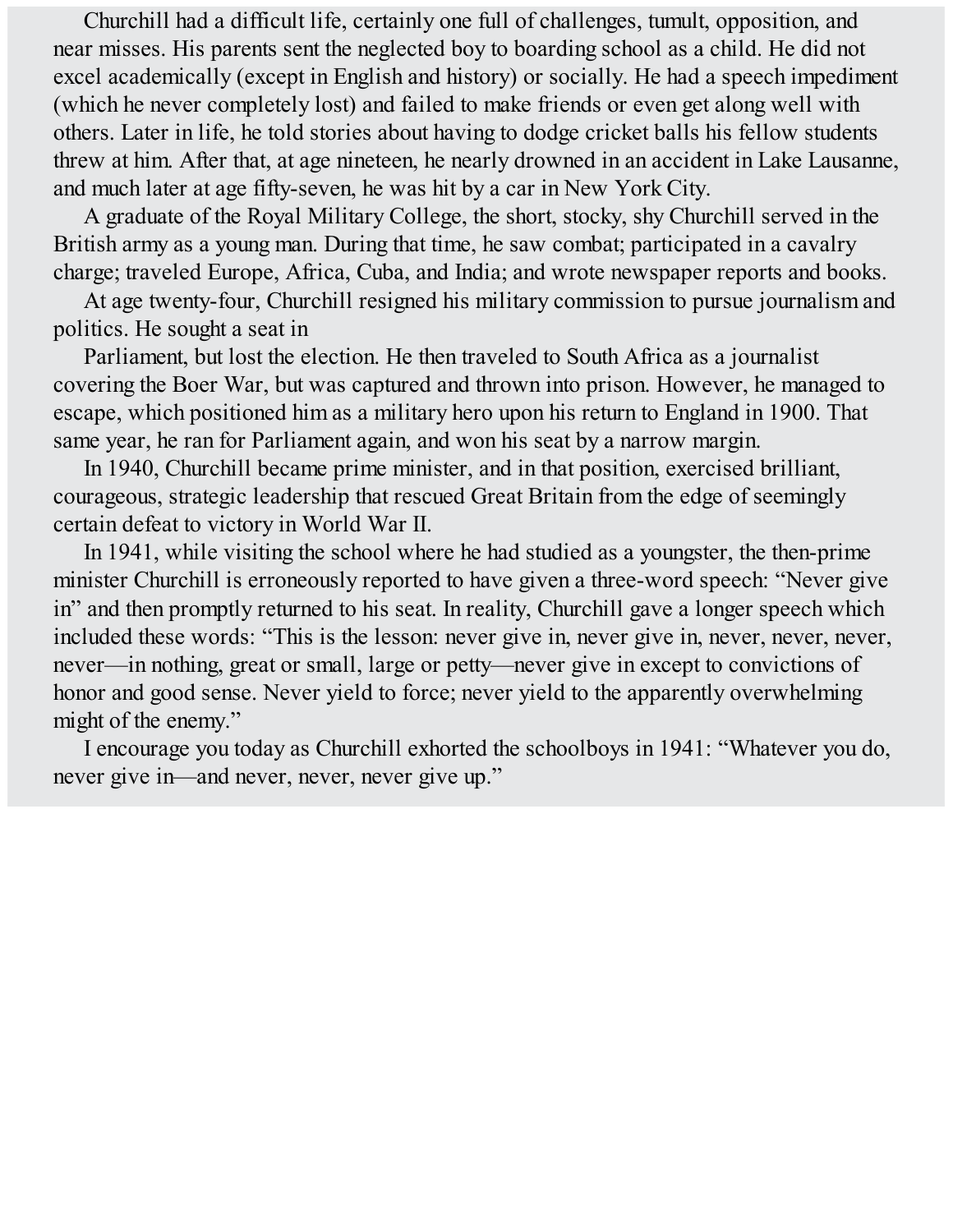Churchill had a difficult life, certainly one full of challenges, tumult, opposition, and near misses. His parents sent the neglected boy to boarding school as a child. He did not excel academically (except in English and history) or socially. He had a speech impediment (which he never completely lost) and failed to make friends or even get along well with others. Later in life, he told stories about having to dodge cricket balls his fellow students threw at him. After that, at age nineteen, he nearly drowned in an accident in Lake Lausanne, and much later at age fifty-seven, he was hit by a car in New York City.

A graduate of the Royal Military College, the short, stocky, shy Churchill served in the British army as a young man. During that time, he saw combat; participated in a cavalry charge; traveled Europe, Africa, Cuba, and India; and wrote newspaper reports and books.

At age twenty-four, Churchill resigned his military commission to pursue journalism and politics. He sought a seat in

Parliament, but lost the election. He then traveled to South Africa as a journalist covering the Boer War, but was captured and thrown into prison. However, he managed to escape, which positioned him as a military hero upon his return to England in 1900. That same year, he ran for Parliament again, and won his seat by a narrow margin.

In 1940, Churchill became prime minister, and in that position, exercised brilliant, courageous, strategic leadership that rescued Great Britain from the edge of seemingly certain defeat to victory in World War II.

In 1941, while visiting the school where he had studied as a youngster, the then-prime minister Churchill is erroneously reported to have given a three-word speech: "Never give in" and then promptly returned to his seat. In reality, Churchill gave a longer speech which included these words: "This is the lesson: never give in, never give in, never, never, never, never—in nothing, great or small, large or petty—never give in except to convictions of honor and good sense. Never yield to force; never yield to the apparently overwhelming might of the enemy."

I encourage you today as Churchill exhorted the schoolboys in 1941: "Whatever you do, never give in—and never, never, never give up."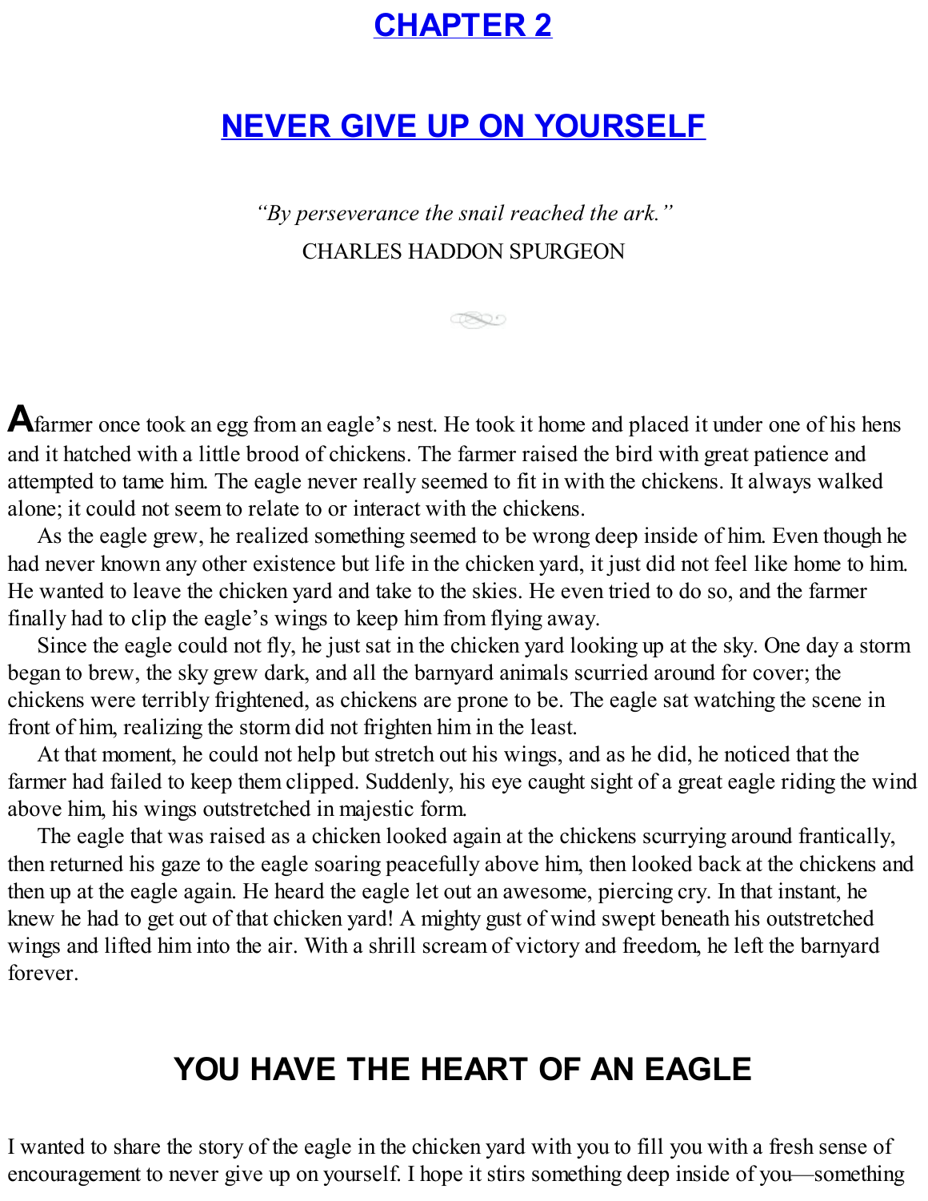# [CHAPTER 2](#)

# [NEVER GIVE UP ON YOURSELF](#)

*"By perseverance the snail reached the ark."*

CHARLES HADDON SPURGEON

A farmer once took an egg from an eagle's nest. He took it home and placed it under one of his hens and it hatched with a little brood of chickens. The farmer raised the bird with great patience and attempted to tame him. The eagle never really seemed to fit in with the chickens. It always walked alone; it could not seem to relate to or interact with the chickens.

As the eagle grew, he realized something seemed to be wrong deep inside of him. Even though he had never known any other existence but life in the chicken yard, it just did not feel like home to him. He wanted to leave the chicken yard and take to the skies. He even tried to do so, and the farmer finally had to clip the eagle's wings to keep him from flying away.

Since the eagle could not fly, he just sat in the chicken yard looking up at the sky. One day a storm began to brew, the sky grew dark, and all the barnyard animals scurried around for cover; the chickens were terribly frightened, as chickens are prone to be. The eagle sat watching the scene in front of him, realizing the storm did not frighten him in the least.

At that moment, he could not help but stretch out his wings, and as he did, he noticed that the farmer had failed to keep them clipped. Suddenly, his eye caught sight of a great eagle riding the wind above him, his wings outstretched in majestic form.

The eagle that was raised as a chicken looked again at the chickens scurrying around frantically, then returned his gaze to the eagle soaring peacefully above him, then looked back at the chickens and then up at the eagle again. He heard the eagle let out an awesome, piercing cry. In that instant, he knew he had to get out of that chicken yard! A mighty gust of wind swept beneath his outstretched wings and lifted him into the air. With a shrill scream of victory and freedom, he left the barnyard forever.

## YOU HAVE THE HEART OF AN EAGLE

I wanted to share the story of the eagle in the chicken yard with you to fill you with a fresh sense of encouragement to never give up on yourself. I hope it stirs something deep inside of you—something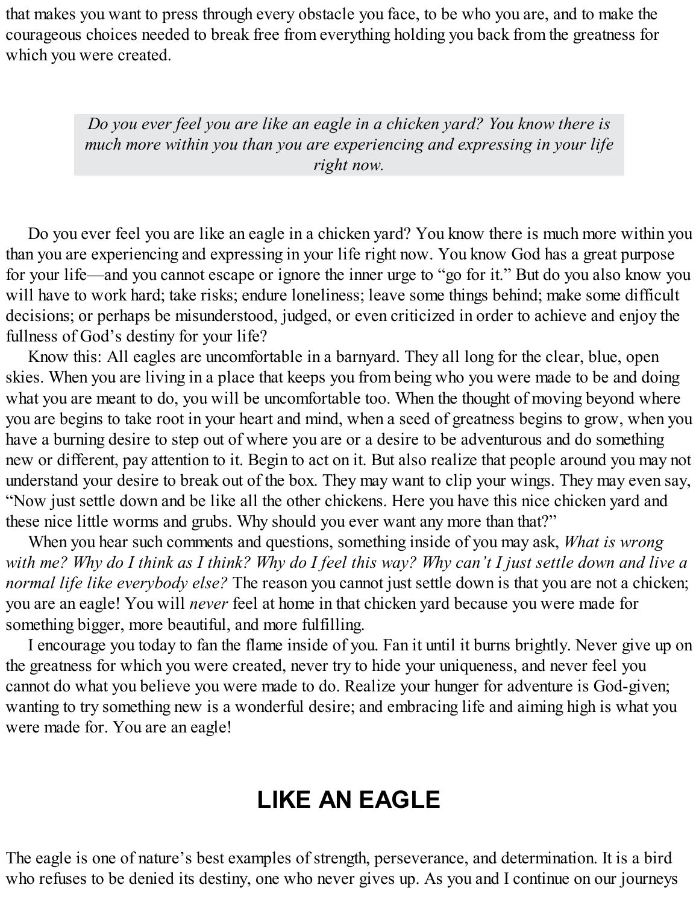that makes you want to press through every obstacle you face, to be who you are, and to make the courageous choices needed to break free from everything holding you back from the greatness for which you were created.

> *Do you ever feel you are like an eagle in a chicken yard? You know there is much more within you than you are experiencing and expressing in your life right now.*

Do you ever feel you are like an eagle in a chicken yard? You know there is much more within you than you are experiencing and expressing in your life right now. You know God has a great purpose for your life—and you cannot escape or ignore the inner urge to "go for it." But do you also know you will have to work hard; take risks; endure loneliness; leave some things behind; make some difficult decisions; or perhaps be misunderstood, judged, or even criticized in order to achieve and enjoy the fullness of God's destiny for your life?

Know this: All eagles are uncomfortable in a barnyard. They all long for the clear, blue, open skies. When you are living in a place that keeps you from being who you were made to be and doing what you are meant to do, you will be uncomfortable too. When the thought of moving beyond where you are begins to take root in your heart and mind, when a seed of greatness begins to grow, when you have a burning desire to step out of where you are or a desire to be adventurous and do something new or different, pay attention to it. Begin to act on it. But also realize that people around you may not understand your desire to break out of the box. They may want to clip your wings. They may even say, "Now just settle down and be like all the other chickens. Here you have this nice chicken yard and these nice little worms and grubs. Why should you ever want any more than that?"

When you hear such comments and questions, something inside of you may ask, *What is wrong with me? Why do I think as I think? Why do I feel this way? Why can't I just settle down and live a normal life like everybody else?* The reason you cannot just settle down is that you are not a chicken; you are an eagle! You will *never* feel at home in that chicken yard because you were made for something bigger, more beautiful, and more fulfilling.

I encourage you today to fan the flame inside of you. Fan it until it burns brightly. Never give up on the greatness for which you were created, never try to hide your uniqueness, and never feel you cannot do what you believe you were made to do. Realize your hunger for adventure is God-given; wanting to try something new is a wonderful desire; and embracing life and aiming high is what you were made for. You are an eagle!

## LIKE AN EAGLE

The eagle is one of nature's best examples of strength, perseverance, and determination. It is a bird who refuses to be denied its destiny, one who never gives up. As you and I continue on our journeys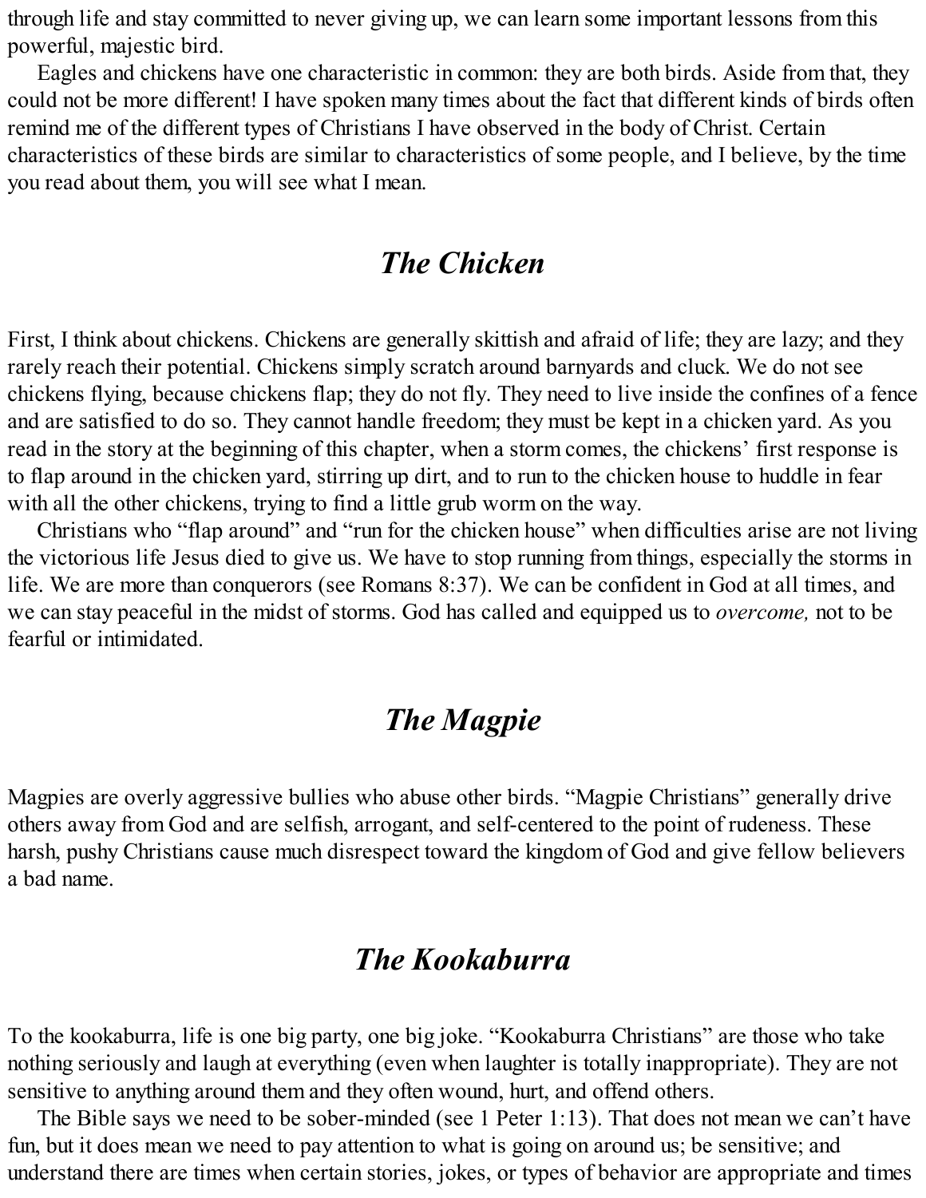through life and stay committed to never giving up, we can learn some important lessons from this powerful, majestic bird.

Eagles and chickens have one characteristic in common: they are both birds. Aside from that, they could not be more different! I have spoken many times about the fact that different kinds of birds often remind me of the different types of Christians I have observed in the body of Christ. Certain characteristics of these birds are similar to characteristics of some people, and I believe, by the time you read about them, you will see what I mean.

## *The Chicken*

First, I think about chickens. Chickens are generally skittish and afraid of life; they are lazy; and they rarely reach their potential. Chickens simply scratch around barnyards and cluck. We do not see chickens flying, because chickens flap; they do not fly. They need to live inside the confines of a fence and are satisfied to do so. They cannot handle freedom; they must be kept in a chicken yard. As you read in the story at the beginning of this chapter, when a storm comes, the chickens' first response is to flap around in the chicken yard, stirring up dirt, and to run to the chicken house to huddle in fear with all the other chickens, trying to find a little grub worm on the way.

Christians who "flap around" and "run for the chicken house" when difficulties arise are not living the victorious life Jesus died to give us. We have to stop running from things, especially the storms in life. We are more than conquerors (see Romans 8:37). We can be confident in God at all times, and we can stay peaceful in the midst of storms. God has called and equipped us to *overcome,* not to be fearful or intimidated.

## *The Magpie*

Magpies are overly aggressive bullies who abuse other birds. "Magpie Christians" generally drive others away from God and are selfish, arrogant, and self-centered to the point of rudeness. These harsh, pushy Christians cause much disrespect toward the kingdom of God and give fellow believers a bad name.

## *The Kookaburra*

To the kookaburra, life is one big party, one big joke. "Kookaburra Christians" are those who take nothing seriously and laugh at everything (even when laughter is totally inappropriate). They are not sensitive to anything around them and they often wound, hurt, and offend others.

The Bible says we need to be sober-minded (see 1 Peter 1:13). That does not mean we can't have fun, but it does mean we need to pay attention to what is going on around us; be sensitive; and understand there are times when certain stories, jokes, or types of behavior are appropriate and times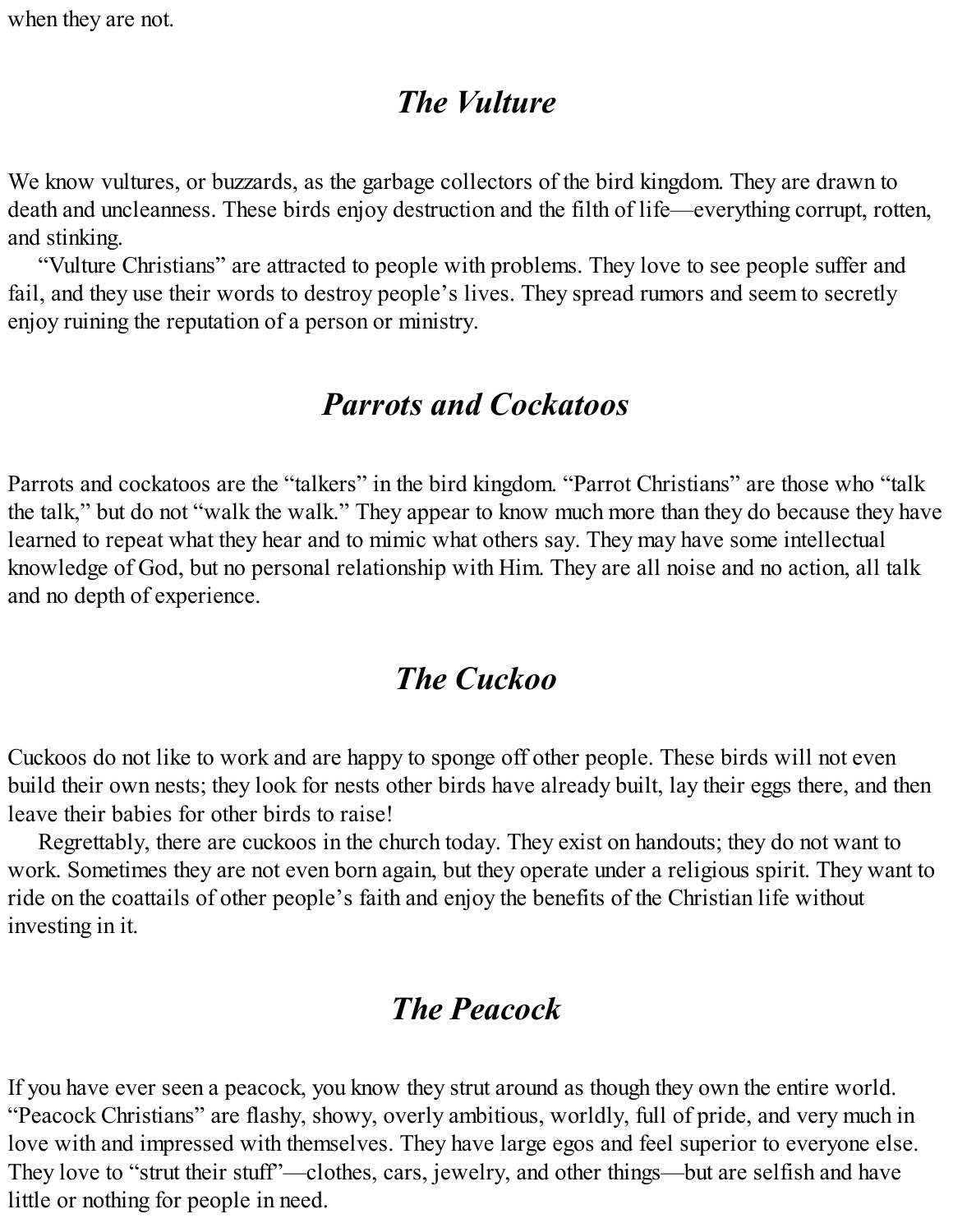when they are not.

## *The Vulture*

We know vultures, or buzzards, as the garbage collectors of the bird kingdom. They are drawn to death and uncleanness. These birds enjoy destruction and the filth of life—everything corrupt, rotten, and stinking.

"Vulture Christians" are attracted to people with problems. They love to see people suffer and fail, and they use their words to destroy people's lives. They spread rumors and seem to secretly enjoy ruining the reputation of a person or ministry.

## *Parrots and Cockatoos*

Parrots and cockatoos are the "talkers" in the bird kingdom. "Parrot Christians" are those who "talk the talk," but do not "walk the walk." They appear to know much more than they do because they have learned to repeat what they hear and to mimic what others say. They may have some intellectual knowledge of God, but no personal relationship with Him. They are all noise and no action, all talk and no depth of experience.

## *The Cuckoo*

Cuckoos do not like to work and are happy to sponge off other people. These birds will not even build their own nests; they look for nests other birds have already built, lay their eggs there, and then leave their babies for other birds to raise!

Regrettably, there are cuckoos in the church today. They exist on handouts; they do not want to work. Sometimes they are not even born again, but they operate under a religious spirit. They want to ride on the coattails of other people's faith and enjoy the benefits of the Christian life without investing in it.

## *The Peacock*

If you have ever seen a peacock, you know they strut around as though they own the entire world. "Peacock Christians" are flashy, showy, overly ambitious, worldly, full of pride, and very much in love with and impressed with themselves. They have large egos and feel superior to everyone else. They love to "strut their stuff"—clothes, cars, jewelry, and other things—but are selfish and have little or nothing for people in need.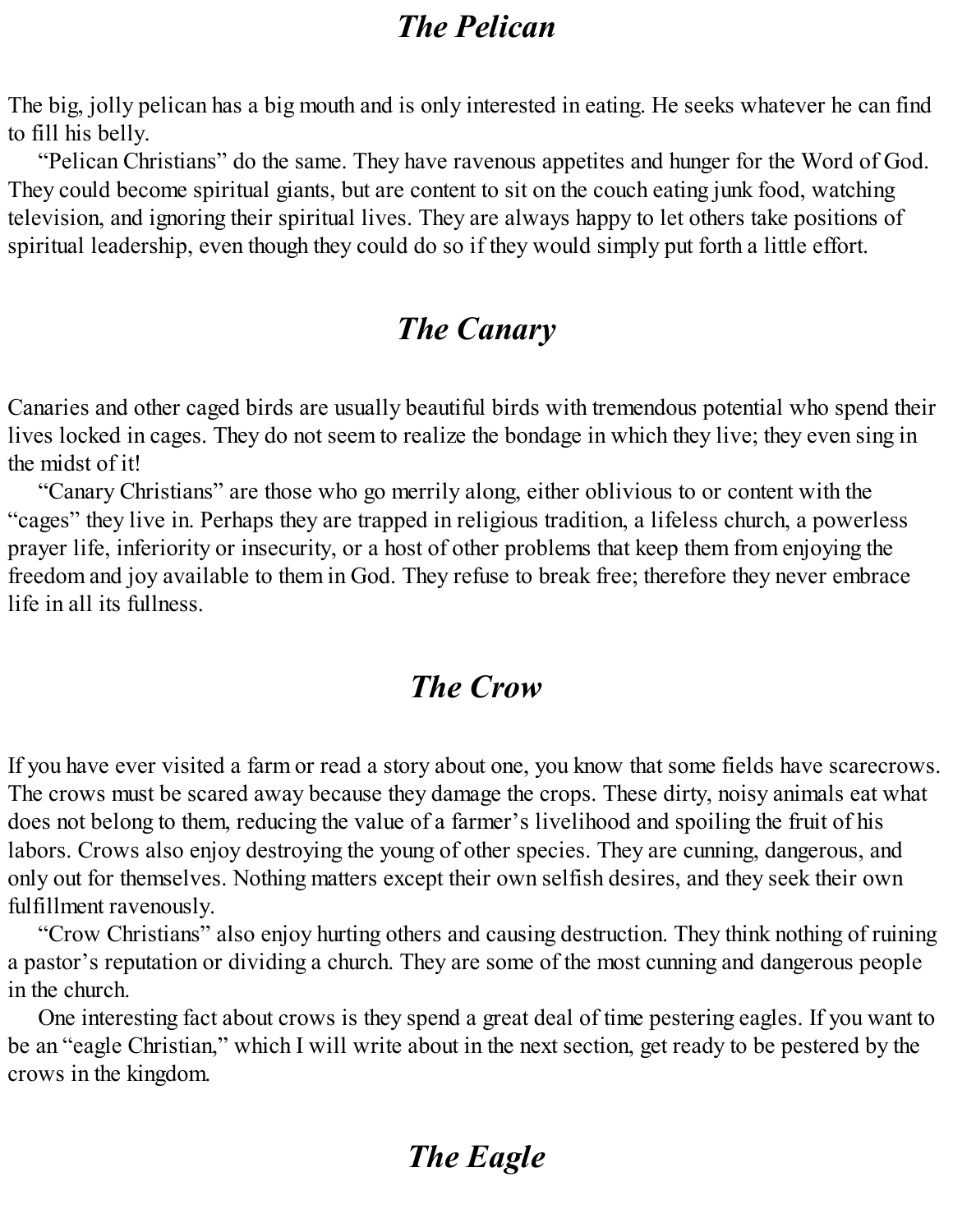## *The Pelican*

The big, jolly pelican has a big mouth and is only interested in eating. He seeks whatever he can find to fill his belly.

"Pelican Christians" do the same. They have ravenous appetites and hunger for the Word of God. They could become spiritual giants, but are content to sit on the couch eating junk food, watching television, and ignoring their spiritual lives. They are always happy to let others take positions of spiritual leadership, even though they could do so if they would simply put forth a little effort.

## *The Canary*

Canaries and other caged birds are usually beautiful birds with tremendous potential who spend their lives locked in cages. They do not seem to realize the bondage in which they live; they even sing in the midst of it!

"Canary Christians" are those who go merrily along, either oblivious to or content with the "cages" they live in. Perhaps they are trapped in religious tradition, a lifeless church, a powerless prayer life, inferiority or insecurity, or a host of other problems that keep them from enjoying the freedom and joy available to them in God. They refuse to break free; therefore they never embrace life in all its fullness.

## *The Crow*

If you have ever visited a farm or read a story about one, you know that some fields have scarecrows. The crows must be scared away because they damage the crops. These dirty, noisy animals eat what does not belong to them, reducing the value of a farmer's livelihood and spoiling the fruit of his labors. Crows also enjoy destroying the young of other species. They are cunning, dangerous, and only out for themselves. Nothing matters except their own selfish desires, and they seek their own fulfillment ravenously.

"Crow Christians" also enjoy hurting others and causing destruction. They think nothing of ruining a pastor's reputation or dividing a church. They are some of the most cunning and dangerous people in the church.

One interesting fact about crows is they spend a great deal of time pestering eagles. If you want to be an "eagle Christian," which I will write about in the next section, get ready to be pestered by the crows in the kingdom.

## *The Eagle*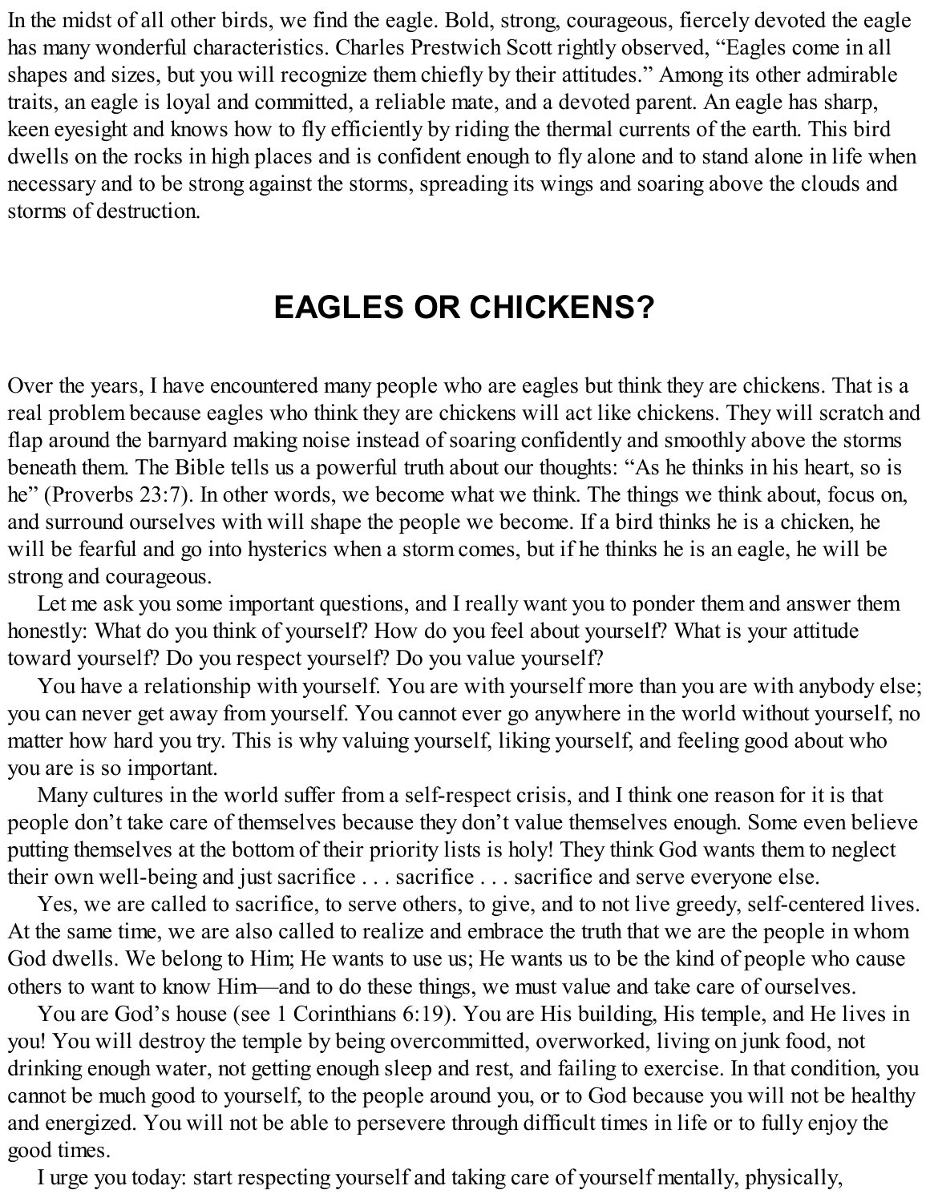In the midst of all other birds, we find the eagle. Bold, strong, courageous, fiercely devoted the eagle has many wonderful characteristics. Charles Prestwich Scott rightly observed, "Eagles come in all shapes and sizes, but you will recognize them chiefly by their attitudes." Among its other admirable traits, an eagle is loyal and committed, a reliable mate, and a devoted parent. An eagle has sharp, keen eyesight and knows how to fly efficiently by riding the thermal currents of the earth. This bird dwells on the rocks in high places and is confident enough to fly alone and to stand alone in life when necessary and to be strong against the storms, spreading its wings and soaring above the clouds and storms of destruction.

## EAGLES OR CHICKENS?

Over the years, I have encountered many people who are eagles but think they are chickens. That is a real problem because eagles who think they are chickens will act like chickens. They will scratch and flap around the barnyard making noise instead of soaring confidently and smoothly above the storms beneath them. The Bible tells us a powerful truth about our thoughts: "As he thinks in his heart, so is he" (Proverbs 23:7). In other words, we become what we think. The things we think about, focus on, and surround ourselves with will shape the people we become. If a bird thinks he is a chicken, he will be fearful and go into hysterics when a storm comes, but if he thinks he is an eagle, he will be strong and courageous.

Let me ask you some important questions, and I really want you to ponder them and answer them honestly: What do you think of yourself? How do you feel about yourself? What is your attitude toward yourself? Do you respect yourself? Do you value yourself?

You have a relationship with yourself. You are with yourself more than you are with anybody else; you can never get away from yourself. You cannot ever go anywhere in the world without yourself, no matter how hard you try. This is why valuing yourself, liking yourself, and feeling good about who you are is so important.

Many cultures in the world suffer from a self-respect crisis, and I think one reason for it is that people don't take care of themselves because they don't value themselves enough. Some even believe putting themselves at the bottom of their priority lists is holy! They think God wants them to neglect their own well-being and just sacrifice . . . sacrifice . . . sacrifice and serve everyone else.

Yes, we are called to sacrifice, to serve others, to give, and to not live greedy, self-centered lives. At the same time, we are also called to realize and embrace the truth that we are the people in whom God dwells. We belong to Him; He wants to use us; He wants us to be the kind of people who cause others to want to know Him—and to do these things, we must value and take care of ourselves.

You are God's house (see 1 Corinthians 6:19). You are His building, His temple, and He lives in you! You will destroy the temple by being overcommitted, overworked, living on junk food, not drinking enough water, not getting enough sleep and rest, and failing to exercise. In that condition, you cannot be much good to yourself, to the people around you, or to God because you will not be healthy and energized. You will not be able to persevere through difficult times in life or to fully enjoy the good times.

I urge you today: start respecting yourself and taking care of yourself mentally, physically,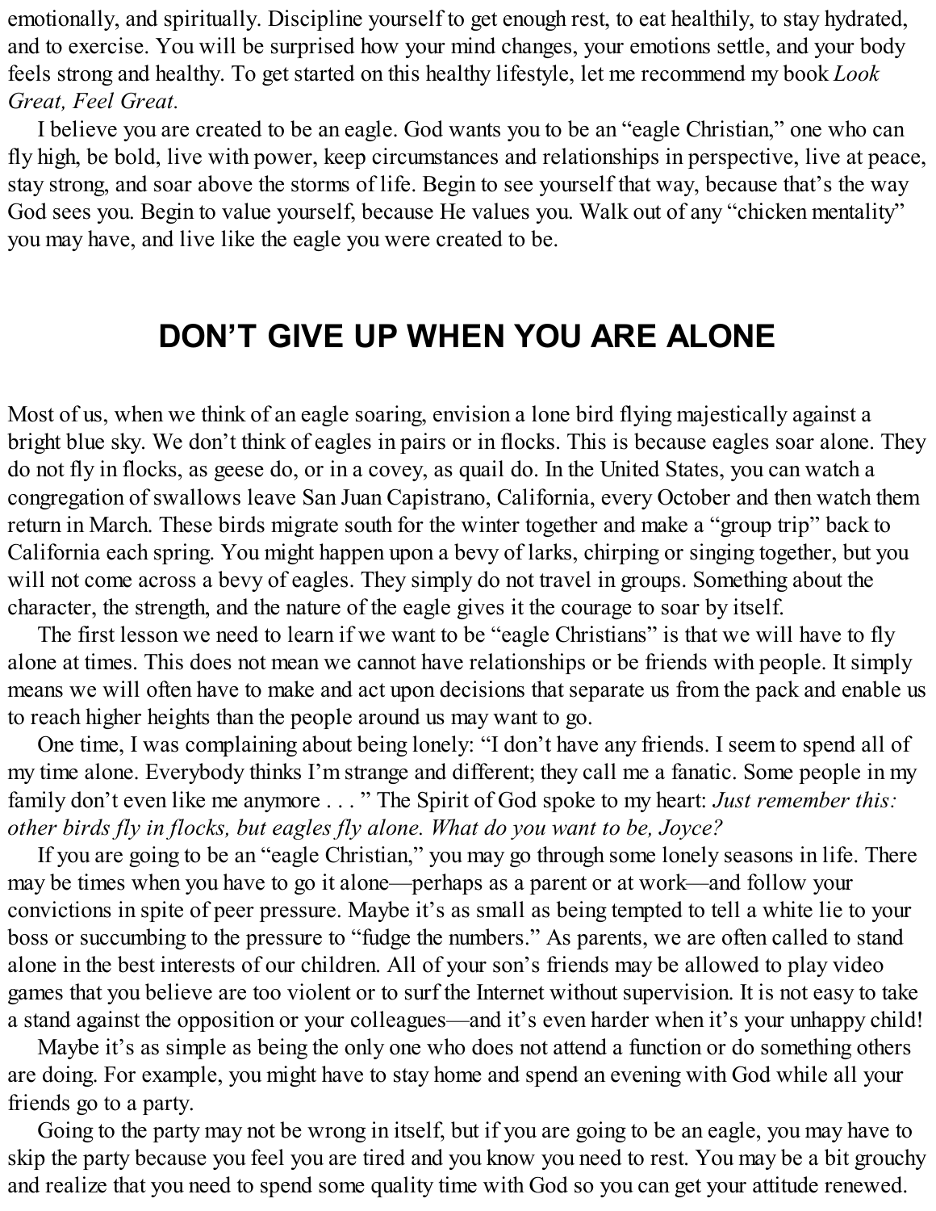emotionally, and spiritually. Discipline yourself to get enough rest, to eat healthily, to stay hydrated, and to exercise. You will be surprised how your mind changes, your emotions settle, and your body feels strong and healthy. To get started on this healthy lifestyle, let me recommend my book *Look Great, Feel Great.*

I believe you are created to be an eagle. God wants you to be an "eagle Christian," one who can fly high, be bold, live with power, keep circumstances and relationships in perspective, live at peace, stay strong, and soar above the storms of life. Begin to see yourself that way, because that's the way God sees you. Begin to value yourself, because He values you. Walk out of any "chicken mentality" you may have, and live like the eagle you were created to be.

## DON'T GIVE UP WHEN YOU ARE ALONE

Most of us, when we think of an eagle soaring, envision a lone bird flying majestically against a bright blue sky. We don't think of eagles in pairs or in flocks. This is because eagles soar alone. They do not fly in flocks, as geese do, or in a covey, as quail do. In the United States, you can watch a congregation of swallows leave San Juan Capistrano, California, every October and then watch them return in March. These birds migrate south for the winter together and make a "group trip" back to California each spring. You might happen upon a bevy of larks, chirping or singing together, but you will not come across a bevy of eagles. They simply do not travel in groups. Something about the character, the strength, and the nature of the eagle gives it the courage to soar by itself.

The first lesson we need to learn if we want to be "eagle Christians" is that we will have to fly alone at times. This does not mean we cannot have relationships or be friends with people. It simply means we will often have to make and act upon decisions that separate us from the pack and enable us to reach higher heights than the people around us may want to go.

One time, I was complaining about being lonely: "I don't have any friends. I seem to spend all of my time alone. Everybody thinks I'm strange and different; they call me a fanatic. Some people in my family don't even like me anymore . . . " The Spirit of God spoke to my heart: *Just remember this: other birds fly in flocks, but eagles fly alone. What do you want to be, Joyce?*

If you are going to be an "eagle Christian," you may go through some lonely seasons in life. There may be times when you have to go it alone—perhaps as a parent or at work—and follow your convictions in spite of peer pressure. Maybe it's as small as being tempted to tell a white lie to your boss or succumbing to the pressure to "fudge the numbers." As parents, we are often called to stand alone in the best interests of our children. All of your son's friends may be allowed to play video games that you believe are too violent or to surf the Internet without supervision. It is not easy to take a stand against the opposition or your colleagues—and it's even harder when it's your unhappy child!

Maybe it's as simple as being the only one who does not attend a function or do something others are doing. For example, you might have to stay home and spend an evening with God while all your friends go to a party.

Going to the party may not be wrong in itself, but if you are going to be an eagle, you may have to skip the party because you feel you are tired and you know you need to rest. You may be a bit grouchy and realize that you need to spend some quality time with God so you can get your attitude renewed.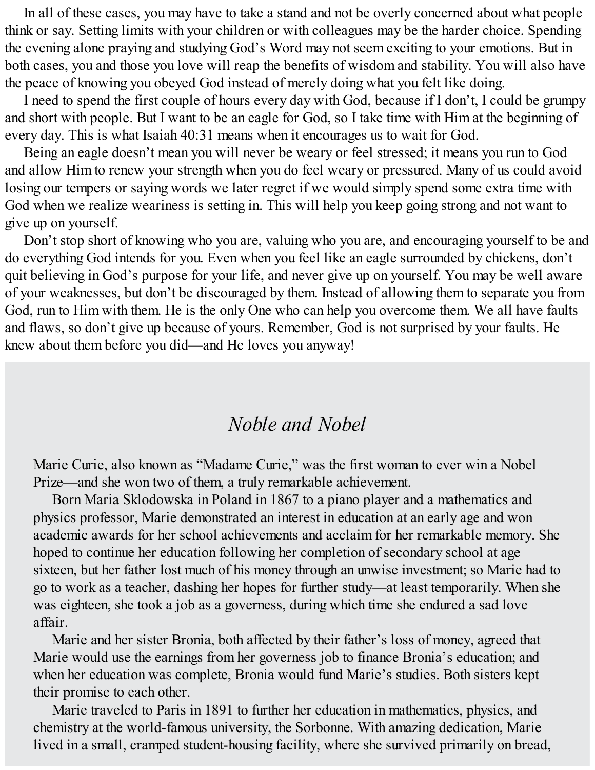In all of these cases, you may have to take a stand and not be overly concerned about what people think or say. Setting limits with your children or with colleagues may be the harder choice. Spending the evening alone praying and studying God's Word may not seem exciting to your emotions. But in both cases, you and those you love will reap the benefits of wisdom and stability. You will also have the peace of knowing you obeyed God instead of merely doing what you felt like doing.

I need to spend the first couple of hours every day with God, because if I don't, I could be grumpy and short with people. But I want to be an eagle for God, so I take time with Him at the beginning of every day. This is what Isaiah 40:31 means when it encourages us to wait for God.

Being an eagle doesn't mean you will never be weary or feel stressed; it means you run to God and allow Him to renew your strength when you do feel weary or pressured. Many of us could avoid losing our tempers or saying words we later regret if we would simply spend some extra time with God when we realize weariness is setting in. This will help you keep going strong and not want to give up on yourself.

Don't stop short of knowing who you are, valuing who you are, and encouraging yourself to be and do everything God intends for you. Even when you feel like an eagle surrounded by chickens, don't quit believing in God's purpose for your life, and never give up on yourself. You may be well aware of your weaknesses, but don't be discouraged by them. Instead of allowing them to separate you from God, run to Him with them. He is the only One who can help you overcome them. We all have faults and flaws, so don't give up because of yours. Remember, God is not surprised by your faults. He knew about them before you did—and He loves you anyway!

## *Noble and Nobel*

Marie Curie, also known as "Madame Curie," was the first woman to ever win a Nobel Prize—and she won two of them, a truly remarkable achievement.

Born Maria Sklodowska in Poland in 1867 to a piano player and a mathematics and physics professor, Marie demonstrated an interest in education at an early age and won academic awards for her school achievements and acclaim for her remarkable memory. She hoped to continue her education following her completion of secondary school at age sixteen, but her father lost much of his money through an unwise investment; so Marie had to go to work as a teacher, dashing her hopes for further study—at least temporarily. When she was eighteen, she took a job as a governess, during which time she endured a sad love affair.

Marie and her sister Bronia, both affected by their father's loss of money, agreed that Marie would use the earnings from her governess job to finance Bronia's education; and when her education was complete, Bronia would fund Marie's studies. Both sisters kept their promise to each other.

Marie traveled to Paris in 1891 to further her education in mathematics, physics, and chemistry at the world-famous university, the Sorbonne. With amazing dedication, Marie lived in a small, cramped student-housing facility, where she survived primarily on bread,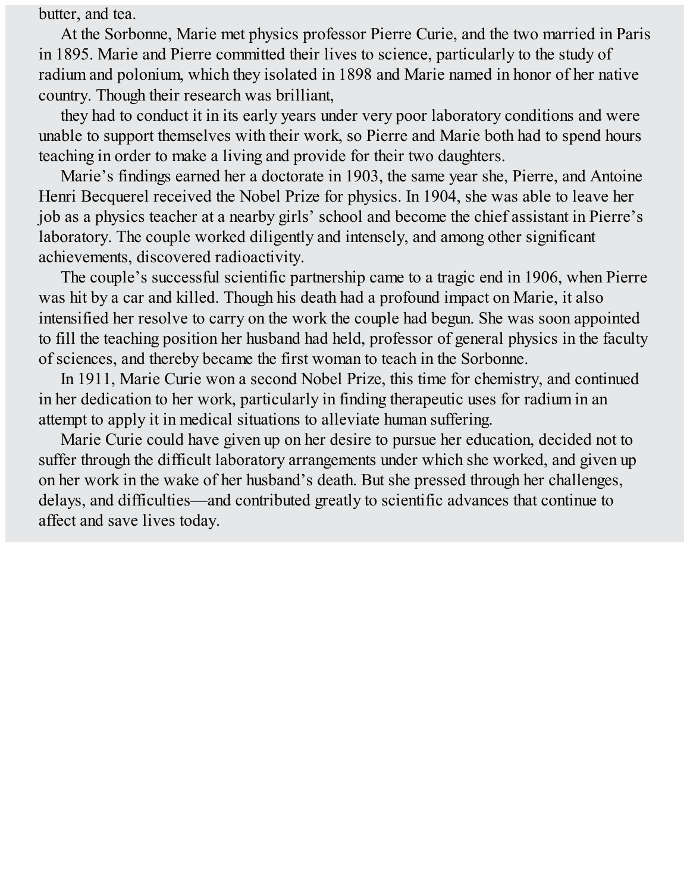butter, and tea.

At the Sorbonne, Marie met physics professor Pierre Curie, and the two married in Paris in 1895. Marie and Pierre committed their lives to science, particularly to the study of radium and polonium, which they isolated in 1898 and Marie named in honor of her native country. Though their research was brilliant,

they had to conduct it in its early years under very poor laboratory conditions and were unable to support themselves with their work, so Pierre and Marie both had to spend hours teaching in order to make a living and provide for their two daughters.

Marie's findings earned her a doctorate in 1903, the same year she, Pierre, and Antoine Henri Becquerel received the Nobel Prize for physics. In 1904, she was able to leave her job as a physics teacher at a nearby girls' school and become the chief assistant in Pierre's laboratory. The couple worked diligently and intensely, and among other significant achievements, discovered radioactivity.

The couple's successful scientific partnership came to a tragic end in 1906, when Pierre was hit by a car and killed. Though his death had a profound impact on Marie, it also intensified her resolve to carry on the work the couple had begun. She was soon appointed to fill the teaching position her husband had held, professor of general physics in the faculty of sciences, and thereby became the first woman to teach in the Sorbonne.

In 1911, Marie Curie won a second Nobel Prize, this time for chemistry, and continued in her dedication to her work, particularly in finding therapeutic uses for radium in an attempt to apply it in medical situations to alleviate human suffering.

Marie Curie could have given up on her desire to pursue her education, decided not to suffer through the difficult laboratory arrangements under which she worked, and given up on her work in the wake of her husband's death. But she pressed through her challenges, delays, and difficulties—and contributed greatly to scientific advances that continue to affect and save lives today.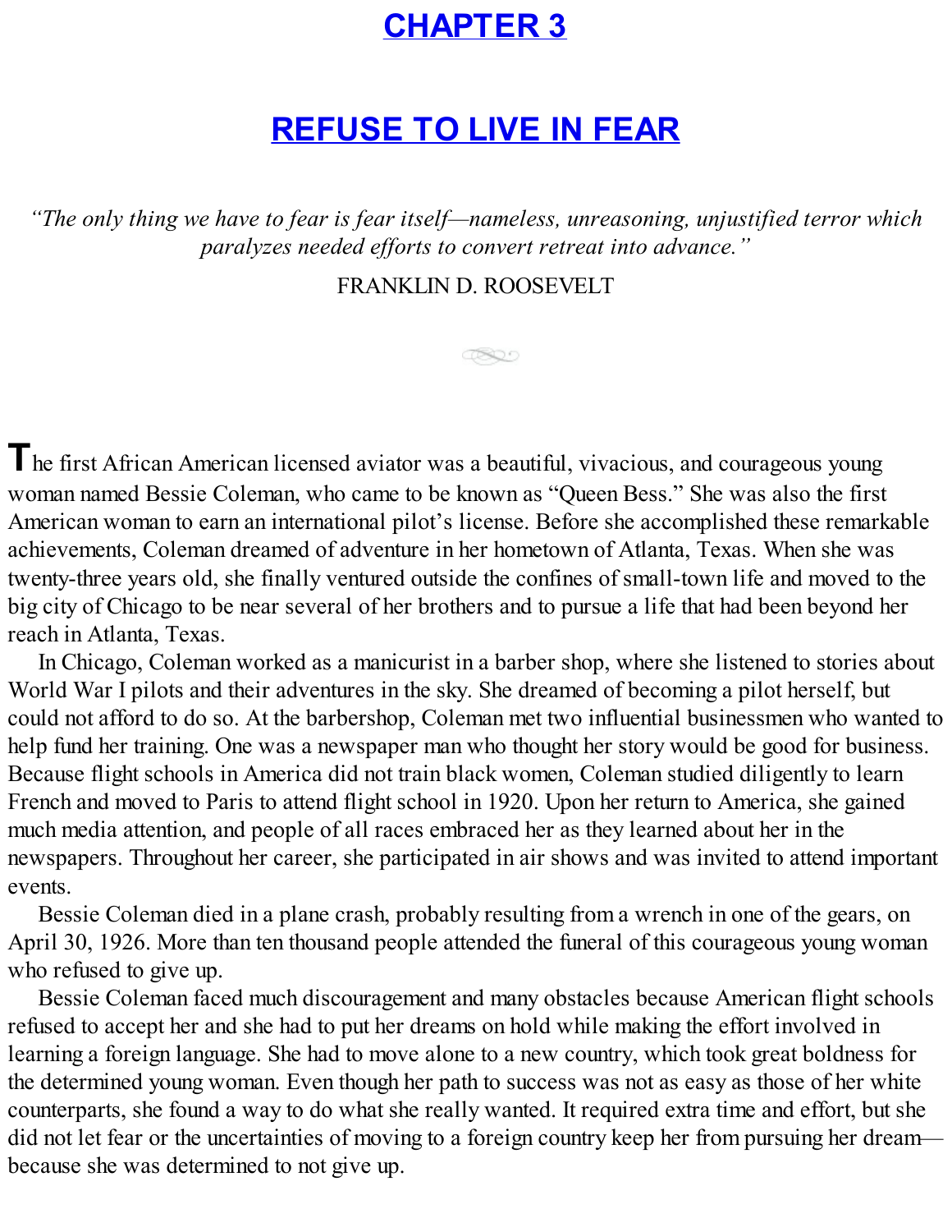# CHAPTER 3

# REFUSE TO LIVE IN FEAR

*“The only thing we have to fear is fear itself—nameless, unreasoning, unjustified terror which paralyzes needed efforts to convert retreat into advance.”*

FRANKLIN D. ROOSEVELT

The first African American licensed aviator was a beautiful, vivacious, and courageous young woman named Bessie Coleman, who came to be known as “Queen Bess.” She was also the first American woman to earn an international pilot’s license. Before she accomplished these remarkable achievements, Coleman dreamed of adventure in her hometown of Atlanta, Texas. When she was twenty-three years old, she finally ventured outside the confines of small-town life and moved to the big city of Chicago to be near several of her brothers and to pursue a life that had been beyond her reach in Atlanta, Texas.

In Chicago, Coleman worked as a manicurist in a barber shop, where she listened to stories about World War I pilots and their adventures in the sky. She dreamed of becoming a pilot herself, but could not afford to do so. At the barbershop, Coleman met two influential businessmen who wanted to help fund her training. One was a newspaper man who thought her story would be good for business. Because flight schools in America did not train black women, Coleman studied diligently to learn French and moved to Paris to attend flight school in 1920. Upon her return to America, she gained much media attention, and people of all races embraced her as they learned about her in the newspapers. Throughout her career, she participated in air shows and was invited to attend important events.

Bessie Coleman died in a plane crash, probably resulting from a wrench in one of the gears, on April 30, 1926. More than ten thousand people attended the funeral of this courageous young woman who refused to give up.

Bessie Coleman faced much discouragement and many obstacles because American flight schools refused to accept her and she had to put her dreams on hold while making the effort involved in learning a foreign language. She had to move alone to a new country, which took great boldness for the determined young woman. Even though her path to success was not as easy as those of her white counterparts, she found a way to do what she really wanted. It required extra time and effort, but she did not let fear or the uncertainties of moving to a foreign country keep her from pursuing her dream—because she was determined to not give up.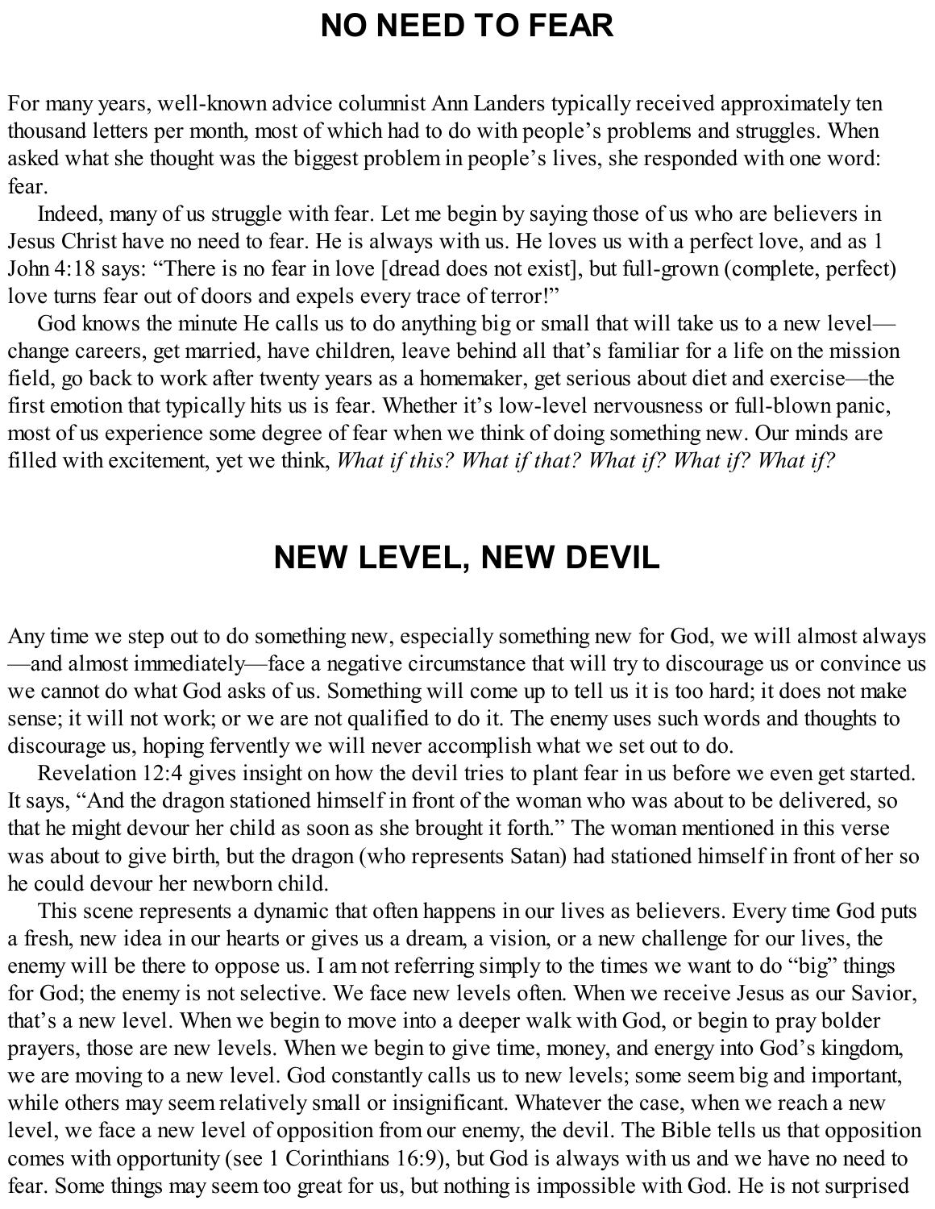# NO NEED TO FEAR

For many years, well-known advice columnist Ann Landers typically received approximately ten thousand letters per month, most of which had to do with people's problems and struggles. When asked what she thought was the biggest problem in people's lives, she responded with one word: fear.

Indeed, many of us struggle with fear. Let me begin by saying those of us who are believers in Jesus Christ have no need to fear. He is always with us. He loves us with a perfect love, and as 1 John 4:18 says: "There is no fear in love [dread does not exist], but full-grown (complete, perfect) love turns fear out of doors and expels every trace of terror!"

God knows the minute He calls us to do anything big or small that will take us to a new level—change careers, get married, have children, leave behind all that's familiar for a life on the mission field, go back to work after twenty years as a homemaker, get serious about diet and exercise—the first emotion that typically hits us is fear. Whether it's low-level nervousness or full-blown panic, most of us experience some degree of fear when we think of doing something new. Our minds are filled with excitement, yet we think, *What if this? What if that? What if? What if? What if?*

# NEW LEVEL, NEW DEVIL

Any time we step out to do something new, especially something new for God, we will almost always—and almost immediately—face a negative circumstance that will try to discourage us or convince us we cannot do what God asks of us. Something will come up to tell us it is too hard; it does not make sense; it will not work; or we are not qualified to do it. The enemy uses such words and thoughts to discourage us, hoping fervently we will never accomplish what we set out to do.

Revelation 12:4 gives insight on how the devil tries to plant fear in us before we even get started. It says, "And the dragon stationed himself in front of the woman who was about to be delivered, so that he might devour her child as soon as she brought it forth." The woman mentioned in this verse was about to give birth, but the dragon (who represents Satan) had stationed himself in front of her so he could devour her newborn child.

This scene represents a dynamic that often happens in our lives as believers. Every time God puts a fresh, new idea in our hearts or gives us a dream, a vision, or a new challenge for our lives, the enemy will be there to oppose us. I am not referring simply to the times we want to do "big" things for God; the enemy is not selective. We face new levels often. When we receive Jesus as our Savior, that's a new level. When we begin to move into a deeper walk with God, or begin to pray bolder prayers, those are new levels. When we begin to give time, money, and energy into God's kingdom, we are moving to a new level. God constantly calls us to new levels; some seem big and important, while others may seem relatively small or insignificant. Whatever the case, when we reach a new level, we face a new level of opposition from our enemy, the devil. The Bible tells us that opposition comes with opportunity (see 1 Corinthians 16:9), but God is always with us and we have no need to fear. Some things may seem too great for us, but nothing is impossible with God. He is not surprised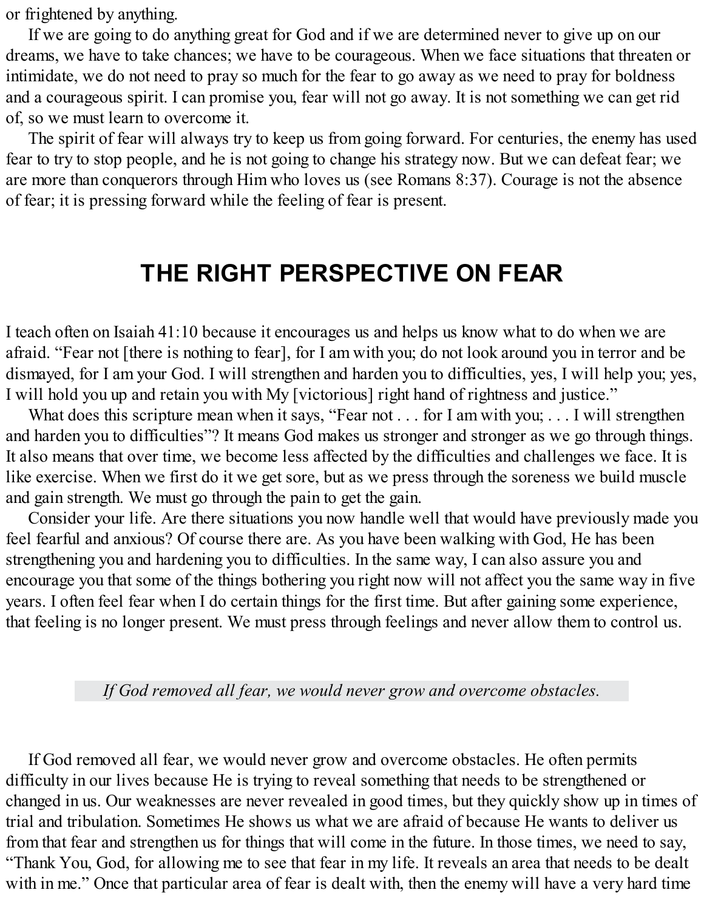or frightened by anything.

If we are going to do anything great for God and if we are determined never to give up on our dreams, we have to take chances; we have to be courageous. When we face situations that threaten or intimidate, we do not need to pray so much for the fear to go away as we need to pray for boldness and a courageous spirit. I can promise you, fear will not go away. It is not something we can get rid of, so we must learn to overcome it.

The spirit of fear will always try to keep us from going forward. For centuries, the enemy has used fear to try to stop people, and he is not going to change his strategy now. But we can defeat fear; we are more than conquerors through Him who loves us (see Romans 8:37). Courage is not the absence of fear; it is pressing forward while the feeling of fear is present.

## THE RIGHT PERSPECTIVE ON FEAR

I teach often on Isaiah 41:10 because it encourages us and helps us know what to do when we are afraid. "Fear not [there is nothing to fear], for I am with you; do not look around you in terror and be dismayed, for I am your God. I will strengthen and harden you to difficulties, yes, I will help you; yes, I will hold you up and retain you with My [victorious] right hand of rightness and justice."

What does this scripture mean when it says, "Fear not . . . for I am with you; . . . I will strengthen and harden you to difficulties"? It means God makes us stronger and stronger as we go through things. It also means that over time, we become less affected by the difficulties and challenges we face. It is like exercise. When we first do it we get sore, but as we press through the soreness we build muscle and gain strength. We must go through the pain to get the gain.

Consider your life. Are there situations you now handle well that would have previously made you feel fearful and anxious? Of course there are. As you have been walking with God, He has been strengthening you and hardening you to difficulties. In the same way, I can also assure you and encourage you that some of the things bothering you right now will not affect you the same way in five years. I often feel fear when I do certain things for the first time. But after gaining some experience, that feeling is no longer present. We must press through feelings and never allow them to control us.

*If God removed all fear, we would never grow and overcome obstacles.*

If God removed all fear, we would never grow and overcome obstacles. He often permits difficulty in our lives because He is trying to reveal something that needs to be strengthened or changed in us. Our weaknesses are never revealed in good times, but they quickly show up in times of trial and tribulation. Sometimes He shows us what we are afraid of because He wants to deliver us from that fear and strengthen us for things that will come in the future. In those times, we need to say, "Thank You, God, for allowing me to see that fear in my life. It reveals an area that needs to be dealt with in me." Once that particular area of fear is dealt with, then the enemy will have a very hard time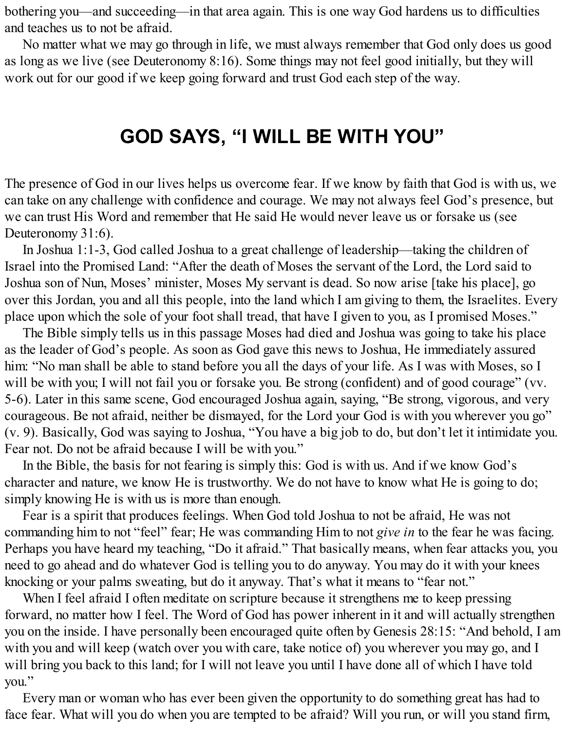bothering you—and succeeding—in that area again. This is one way God hardens us to difficulties and teaches us to not be afraid.

No matter what we may go through in life, we must always remember that God only does us good as long as we live (see Deuteronomy 8:16). Some things may not feel good initially, but they will work out for our good if we keep going forward and trust God each step of the way.

## GOD SAYS, "I WILL BE WITH YOU"

The presence of God in our lives helps us overcome fear. If we know by faith that God is with us, we can take on any challenge with confidence and courage. We may not always feel God's presence, but we can trust His Word and remember that He said He would never leave us or forsake us (see Deuteronomy 31:6).

In Joshua 1:1-3, God called Joshua to a great challenge of leadership—taking the children of Israel into the Promised Land: "After the death of Moses the servant of the Lord, the Lord said to Joshua son of Nun, Moses' minister, Moses My servant is dead. So now arise [take his place], go over this Jordan, you and all this people, into the land which I am giving to them, the Israelites. Every place upon which the sole of your foot shall tread, that have I given to you, as I promised Moses."

The Bible simply tells us in this passage Moses had died and Joshua was going to take his place as the leader of God's people. As soon as God gave this news to Joshua, He immediately assured him: "No man shall be able to stand before you all the days of your life. As I was with Moses, so I will be with you; I will not fail you or forsake you. Be strong (confident) and of good courage" (vv. 5-6). Later in this same scene, God encouraged Joshua again, saying, "Be strong, vigorous, and very courageous. Be not afraid, neither be dismayed, for the Lord your God is with you wherever you go" (v. 9). Basically, God was saying to Joshua, "You have a big job to do, but don't let it intimidate you. Fear not. Do not be afraid because I will be with you."

In the Bible, the basis for not fearing is simply this: God is with us. And if we know God's character and nature, we know He is trustworthy. We do not have to know what He is going to do; simply knowing He is with us is more than enough.

Fear is a spirit that produces feelings. When God told Joshua to not be afraid, He was not commanding him to not "feel" fear; He was commanding Him to not *give in* to the fear he was facing. Perhaps you have heard my teaching, "Do it afraid." That basically means, when fear attacks you, you need to go ahead and do whatever God is telling you to do anyway. You may do it with your knees knocking or your palms sweating, but do it anyway. That's what it means to "fear not."

When I feel afraid I often meditate on scripture because it strengthens me to keep pressing forward, no matter how I feel. The Word of God has power inherent in it and will actually strengthen you on the inside. I have personally been encouraged quite often by Genesis 28:15: "And behold, I am with you and will keep (watch over you with care, take notice of) you wherever you may go, and I will bring you back to this land; for I will not leave you until I have done all of which I have told you."

Every man or woman who has ever been given the opportunity to do something great has had to face fear. What will you do when you are tempted to be afraid? Will you run, or will you stand firm,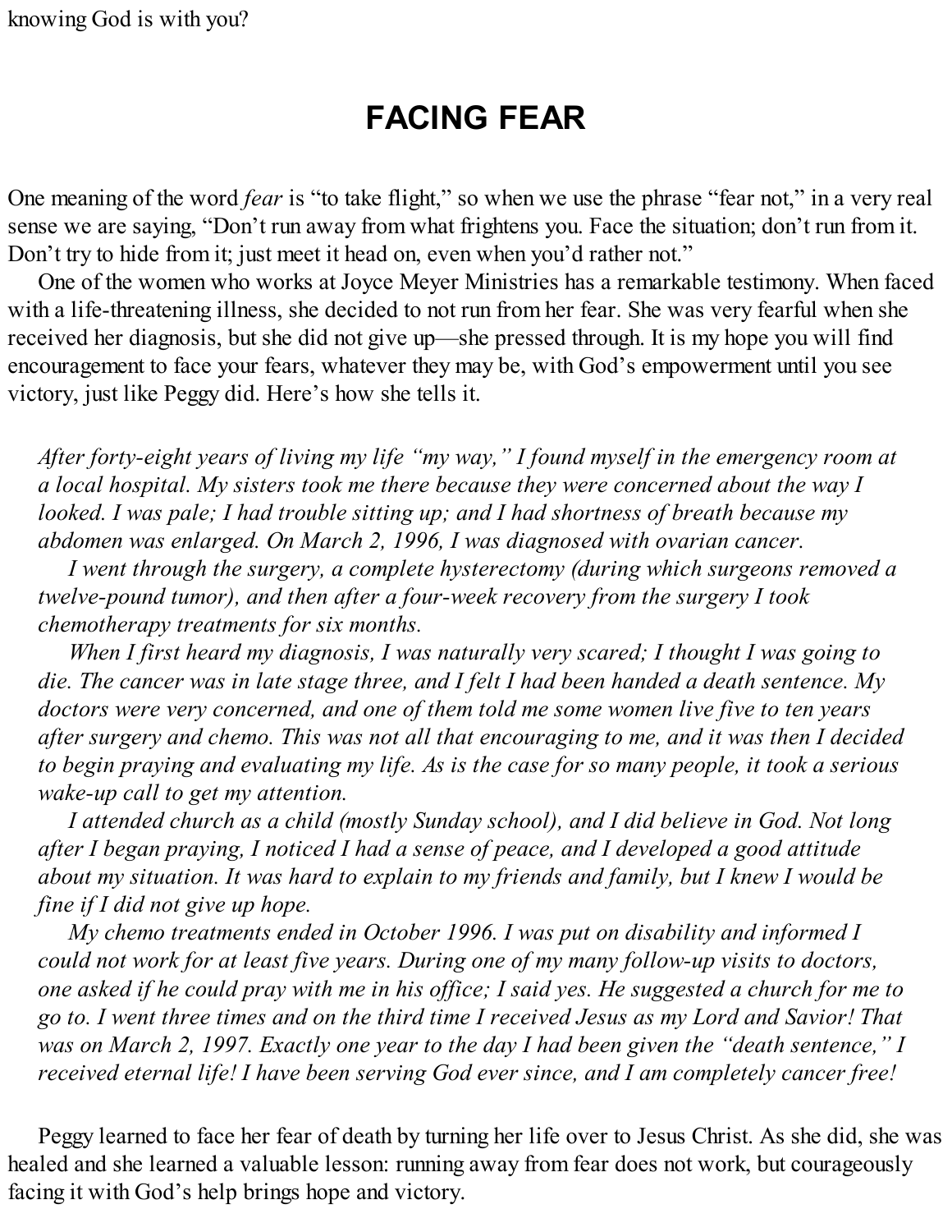knowing God is with you?

## FACING FEAR

One meaning of the word *fear* is "to take flight," so when we use the phrase "fear not," in a very real sense we are saying, "Don't run away from what frightens you. Face the situation; don't run from it. Don't try to hide from it; just meet it head on, even when you'd rather not."

One of the women who works at Joyce Meyer Ministries has a remarkable testimony. When faced with a life-threatening illness, she decided to not run from her fear. She was very fearful when she received her diagnosis, but she did not give up—she pressed through. It is my hope you will find encouragement to face your fears, whatever they may be, with God's empowerment until you see victory, just like Peggy did. Here's how she tells it.

*After forty-eight years of living my life "my way," I found myself in the emergency room at a local hospital. My sisters took me there because they were concerned about the way I looked. I was pale; I had trouble sitting up; and I had shortness of breath because my abdomen was enlarged. On March 2, 1996, I was diagnosed with ovarian cancer.*

*I went through the surgery, a complete hysterectomy (during which surgeons removed a twelve-pound tumor), and then after a four-week recovery from the surgery I took chemotherapy treatments for six months.*

*When I first heard my diagnosis, I was naturally very scared; I thought I was going to die. The cancer was in late stage three, and I felt I had been handed a death sentence. My doctors were very concerned, and one of them told me some women live five to ten years after surgery and chemo. This was not all that encouraging to me, and it was then I decided to begin praying and evaluating my life. As is the case for so many people, it took a serious wake-up call to get my attention.*

*I attended church as a child (mostly Sunday school), and I did believe in God. Not long after I began praying, I noticed I had a sense of peace, and I developed a good attitude about my situation. It was hard to explain to my friends and family, but I knew I would be fine if I did not give up hope.*

*My chemo treatments ended in October 1996. I was put on disability and informed I could not work for at least five years. During one of my many follow-up visits to doctors, one asked if he could pray with me in his office; I said yes. He suggested a church for me to go to. I went three times and on the third time I received Jesus as my Lord and Savior! That was on March 2, 1997. Exactly one year to the day I had been given the "death sentence," I received eternal life! I have been serving God ever since, and I am completely cancer free!*

Peggy learned to face her fear of death by turning her life over to Jesus Christ. As she did, she was healed and she learned a valuable lesson: running away from fear does not work, but courageously facing it with God's help brings hope and victory.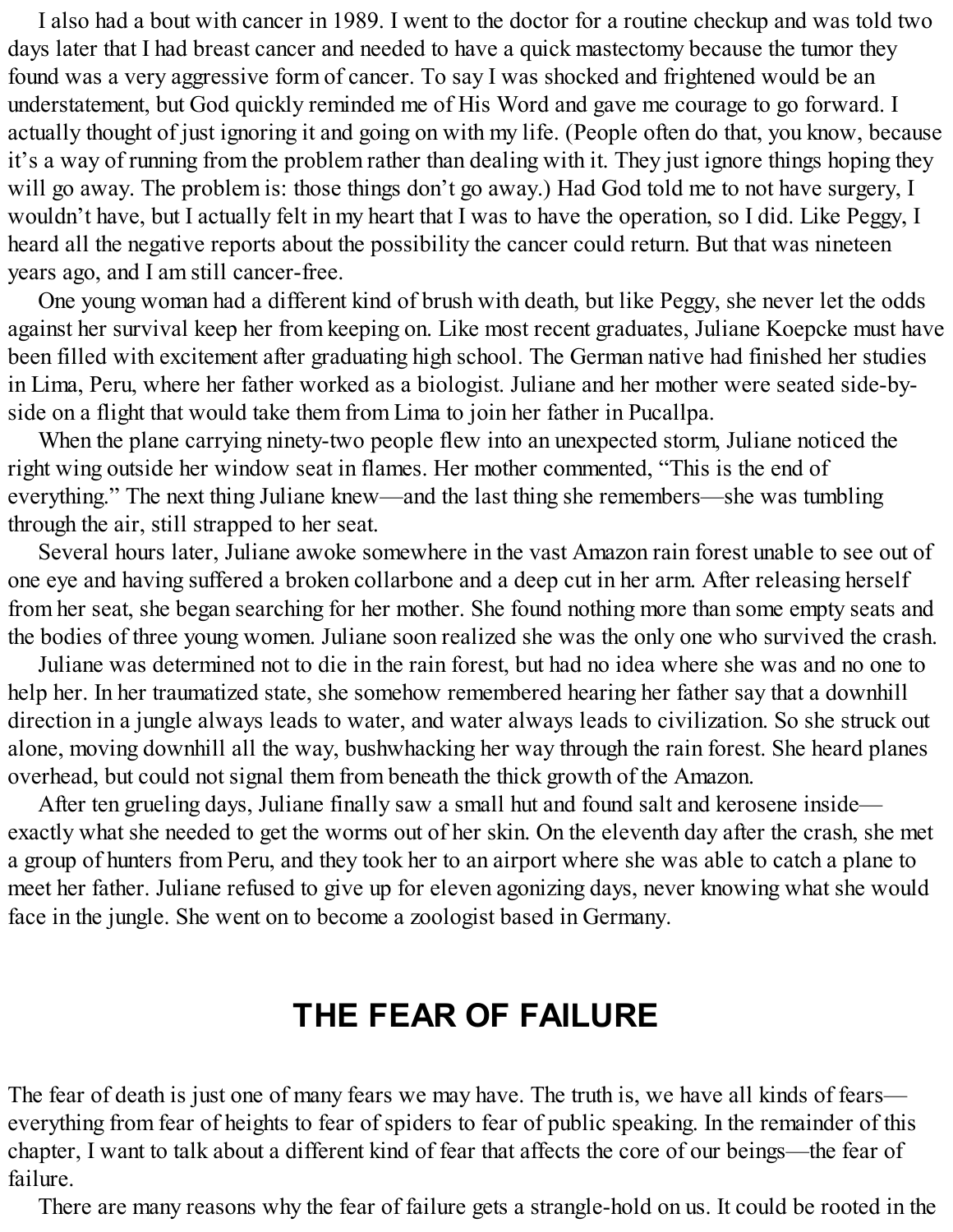I also had a bout with cancer in 1989. I went to the doctor for a routine checkup and was told two days later that I had breast cancer and needed to have a quick mastectomy because the tumor they found was a very aggressive form of cancer. To say I was shocked and frightened would be an understatement, but God quickly reminded me of His Word and gave me courage to go forward. I actually thought of just ignoring it and going on with my life. (People often do that, you know, because it's a way of running from the problem rather than dealing with it. They just ignore things hoping they will go away. The problem is: those things don't go away.) Had God told me to not have surgery, I wouldn't have, but I actually felt in my heart that I was to have the operation, so I did. Like Peggy, I heard all the negative reports about the possibility the cancer could return. But that was nineteen years ago, and I am still cancer-free.

One young woman had a different kind of brush with death, but like Peggy, she never let the odds against her survival keep her from keeping on. Like most recent graduates, Juliane Koepcke must have been filled with excitement after graduating high school. The German native had finished her studies in Lima, Peru, where her father worked as a biologist. Juliane and her mother were seated side-by-side on a flight that would take them from Lima to join her father in Pucallpa.

When the plane carrying ninety-two people flew into an unexpected storm, Juliane noticed the right wing outside her window seat in flames. Her mother commented, "This is the end of everything." The next thing Juliane knew—and the last thing she remembers—she was tumbling through the air, still strapped to her seat.

Several hours later, Juliane awoke somewhere in the vast Amazon rain forest unable to see out of one eye and having suffered a broken collarbone and a deep cut in her arm. After releasing herself from her seat, she began searching for her mother. She found nothing more than some empty seats and the bodies of three young women. Juliane soon realized she was the only one who survived the crash.

Juliane was determined not to die in the rain forest, but had no idea where she was and no one to help her. In her traumatized state, she somehow remembered hearing her father say that a downhill direction in a jungle always leads to water, and water always leads to civilization. So she struck out alone, moving downhill all the way, bushwhacking her way through the rain forest. She heard planes overhead, but could not signal them from beneath the thick growth of the Amazon.

After ten grueling days, Juliane finally saw a small hut and found salt and kerosene inside—exactly what she needed to get the worms out of her skin. On the eleventh day after the crash, she met a group of hunters from Peru, and they took her to an airport where she was able to catch a plane to meet her father. Juliane refused to give up for eleven agonizing days, never knowing what she would face in the jungle. She went on to become a zoologist based in Germany.

## THE FEAR OF FAILURE

The fear of death is just one of many fears we may have. The truth is, we have all kinds of fears—everything from fear of heights to fear of spiders to fear of public speaking. In the remainder of this chapter, I want to talk about a different kind of fear that affects the core of our beings—the fear of failure.

There are many reasons why the fear of failure gets a strangle-hold on us. It could be rooted in the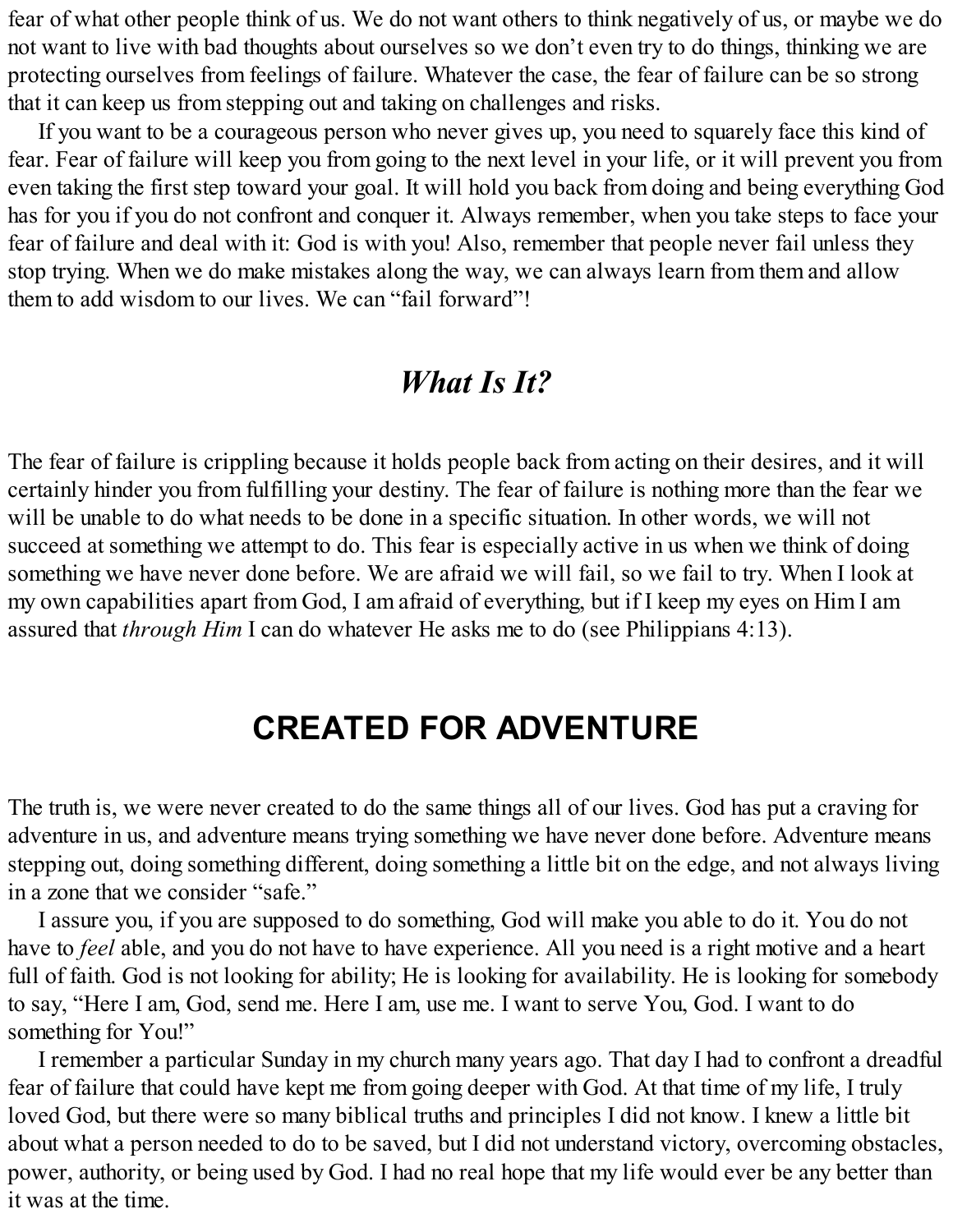fear of what other people think of us. We do not want others to think negatively of us, or maybe we do not want to live with bad thoughts about ourselves so we don't even try to do things, thinking we are protecting ourselves from feelings of failure. Whatever the case, the fear of failure can be so strong that it can keep us from stepping out and taking on challenges and risks.

If you want to be a courageous person who never gives up, you need to squarely face this kind of fear. Fear of failure will keep you from going to the next level in your life, or it will prevent you from even taking the first step toward your goal. It will hold you back from doing and being everything God has for you if you do not confront and conquer it. Always remember, when you take steps to face your fear of failure and deal with it: God is with you! Also, remember that people never fail unless they stop trying. When we do make mistakes along the way, we can always learn from them and allow them to add wisdom to our lives. We can "fail forward"!

## *What Is It?*

The fear of failure is crippling because it holds people back from acting on their desires, and it will certainly hinder you from fulfilling your destiny. The fear of failure is nothing more than the fear we will be unable to do what needs to be done in a specific situation. In other words, we will not succeed at something we attempt to do. This fear is especially active in us when we think of doing something we have never done before. We are afraid we will fail, so we fail to try. When I look at my own capabilities apart from God, I am afraid of everything, but if I keep my eyes on Him I am assured that *through Him* I can do whatever He asks me to do (see Philippians 4:13).

# CREATED FOR ADVENTURE

The truth is, we were never created to do the same things all of our lives. God has put a craving for adventure in us, and adventure means trying something we have never done before. Adventure means stepping out, doing something different, doing something a little bit on the edge, and not always living in a zone that we consider "safe."

I assure you, if you are supposed to do something, God will make you able to do it. You do not have to *feel* able, and you do not have to have experience. All you need is a right motive and a heart full of faith. God is not looking for ability; He is looking for availability. He is looking for somebody to say, "Here I am, God, send me. Here I am, use me. I want to serve You, God. I want to do something for You!"

I remember a particular Sunday in my church many years ago. That day I had to confront a dreadful fear of failure that could have kept me from going deeper with God. At that time of my life, I truly loved God, but there were so many biblical truths and principles I did not know. I knew a little bit about what a person needed to do to be saved, but I did not understand victory, overcoming obstacles, power, authority, or being used by God. I had no real hope that my life would ever be any better than it was at the time.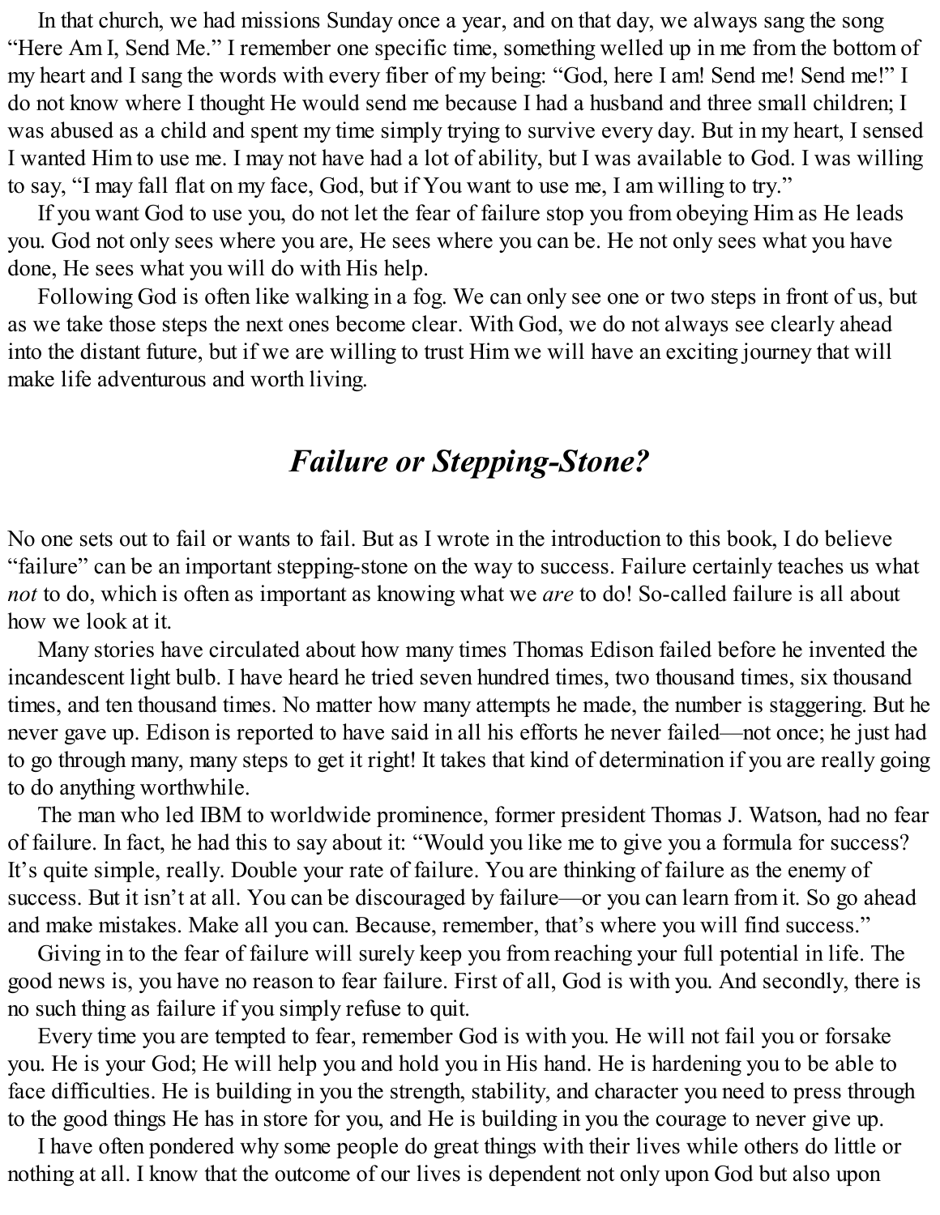In that church, we had missions Sunday once a year, and on that day, we always sang the song "Here Am I, Send Me." I remember one specific time, something welled up in me from the bottom of my heart and I sang the words with every fiber of my being: "God, here I am! Send me! Send me!" I do not know where I thought He would send me because I had a husband and three small children; I was abused as a child and spent my time simply trying to survive every day. But in my heart, I sensed I wanted Him to use me. I may not have had a lot of ability, but I was available to God. I was willing to say, "I may fall flat on my face, God, but if You want to use me, I am willing to try."

If you want God to use you, do not let the fear of failure stop you from obeying Him as He leads you. God not only sees where you are, He sees where you can be. He not only sees what you have done, He sees what you will do with His help.

Following God is often like walking in a fog. We can only see one or two steps in front of us, but as we take those steps the next ones become clear. With God, we do not always see clearly ahead into the distant future, but if we are willing to trust Him we will have an exciting journey that will make life adventurous and worth living.

## *Failure or Stepping-Stone?*

No one sets out to fail or wants to fail. But as I wrote in the introduction to this book, I do believe "failure" can be an important stepping-stone on the way to success. Failure certainly teaches us what *not* to do, which is often as important as knowing what we *are* to do! So-called failure is all about how we look at it.

Many stories have circulated about how many times Thomas Edison failed before he invented the incandescent light bulb. I have heard he tried seven hundred times, two thousand times, six thousand times, and ten thousand times. No matter how many attempts he made, the number is staggering. But he never gave up. Edison is reported to have said in all his efforts he never failed—not once; he just had to go through many, many steps to get it right! It takes that kind of determination if you are really going to do anything worthwhile.

The man who led IBM to worldwide prominence, former president Thomas J. Watson, had no fear of failure. In fact, he had this to say about it: "Would you like me to give you a formula for success? It's quite simple, really. Double your rate of failure. You are thinking of failure as the enemy of success. But it isn't at all. You can be discouraged by failure—or you can learn from it. So go ahead and make mistakes. Make all you can. Because, remember, that's where you will find success."

Giving in to the fear of failure will surely keep you from reaching your full potential in life. The good news is, you have no reason to fear failure. First of all, God is with you. And secondly, there is no such thing as failure if you simply refuse to quit.

Every time you are tempted to fear, remember God is with you. He will not fail you or forsake you. He is your God; He will help you and hold you in His hand. He is hardening you to be able to face difficulties. He is building in you the strength, stability, and character you need to press through to the good things He has in store for you, and He is building in you the courage to never give up.

I have often pondered why some people do great things with their lives while others do little or nothing at all. I know that the outcome of our lives is dependent not only upon God but also upon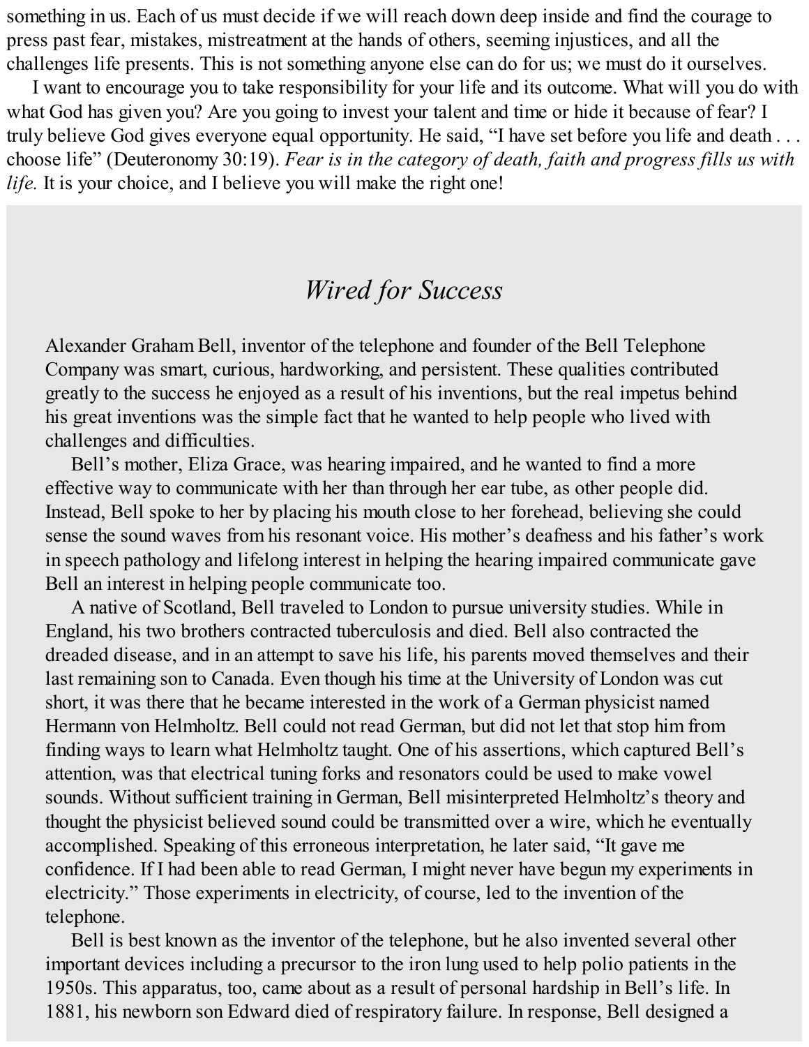something in us. Each of us must decide if we will reach down deep inside and find the courage to press past fear, mistakes, mistreatment at the hands of others, seeming injustices, and all the challenges life presents. This is not something anyone else can do for us; we must do it ourselves.

I want to encourage you to take responsibility for your life and its outcome. What will you do with what God has given you? Are you going to invest your talent and time or hide it because of fear? I truly believe God gives everyone equal opportunity. He said, "I have set before you life and death . . . choose life" (Deuteronomy 30:19). *Fear is in the category of death, faith and progress fills us with life.* It is your choice, and I believe you will make the right one!

## *Wired for Success*

Alexander Graham Bell, inventor of the telephone and founder of the Bell Telephone Company was smart, curious, hardworking, and persistent. These qualities contributed greatly to the success he enjoyed as a result of his inventions, but the real impetus behind his great inventions was the simple fact that he wanted to help people who lived with challenges and difficulties.

Bell's mother, Eliza Grace, was hearing impaired, and he wanted to find a more effective way to communicate with her than through her ear tube, as other people did. Instead, Bell spoke to her by placing his mouth close to her forehead, believing she could sense the sound waves from his resonant voice. His mother's deafness and his father's work in speech pathology and lifelong interest in helping the hearing impaired communicate gave Bell an interest in helping people communicate too.

A native of Scotland, Bell traveled to London to pursue university studies. While in England, his two brothers contracted tuberculosis and died. Bell also contracted the dreaded disease, and in an attempt to save his life, his parents moved themselves and their last remaining son to Canada. Even though his time at the University of London was cut short, it was there that he became interested in the work of a German physicist named Hermann von Helmholtz. Bell could not read German, but did not let that stop him from finding ways to learn what Helmholtz taught. One of his assertions, which captured Bell's attention, was that electrical tuning forks and resonators could be used to make vowel sounds. Without sufficient training in German, Bell misinterpreted Helmholtz's theory and thought the physicist believed sound could be transmitted over a wire, which he eventually accomplished. Speaking of this erroneous interpretation, he later said, "It gave me confidence. If I had been able to read German, I might never have begun my experiments in electricity." Those experiments in electricity, of course, led to the invention of the telephone.

Bell is best known as the inventor of the telephone, but he also invented several other important devices including a precursor to the iron lung used to help polio patients in the 1950s. This apparatus, too, came about as a result of personal hardship in Bell's life. In 1881, his newborn son Edward died of respiratory failure. In response, Bell designed a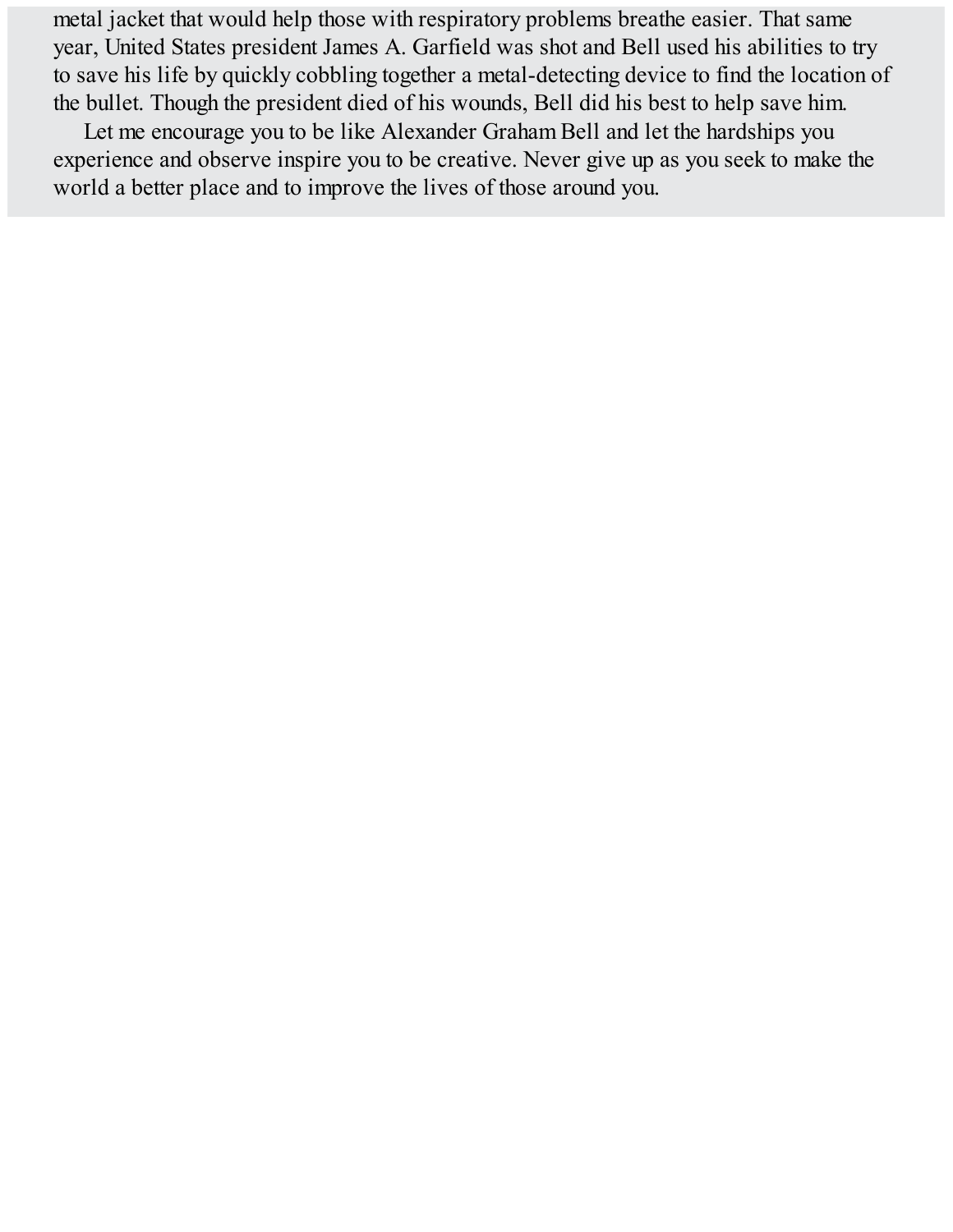metal jacket that would help those with respiratory problems breathe easier. That same year, United States president James A. Garfield was shot and Bell used his abilities to try to save his life by quickly cobbling together a metal-detecting device to find the location of the bullet. Though the president died of his wounds, Bell did his best to help save him.

Let me encourage you to be like Alexander Graham Bell and let the hardships you experience and observe inspire you to be creative. Never give up as you seek to make the world a better place and to improve the lives of those around you.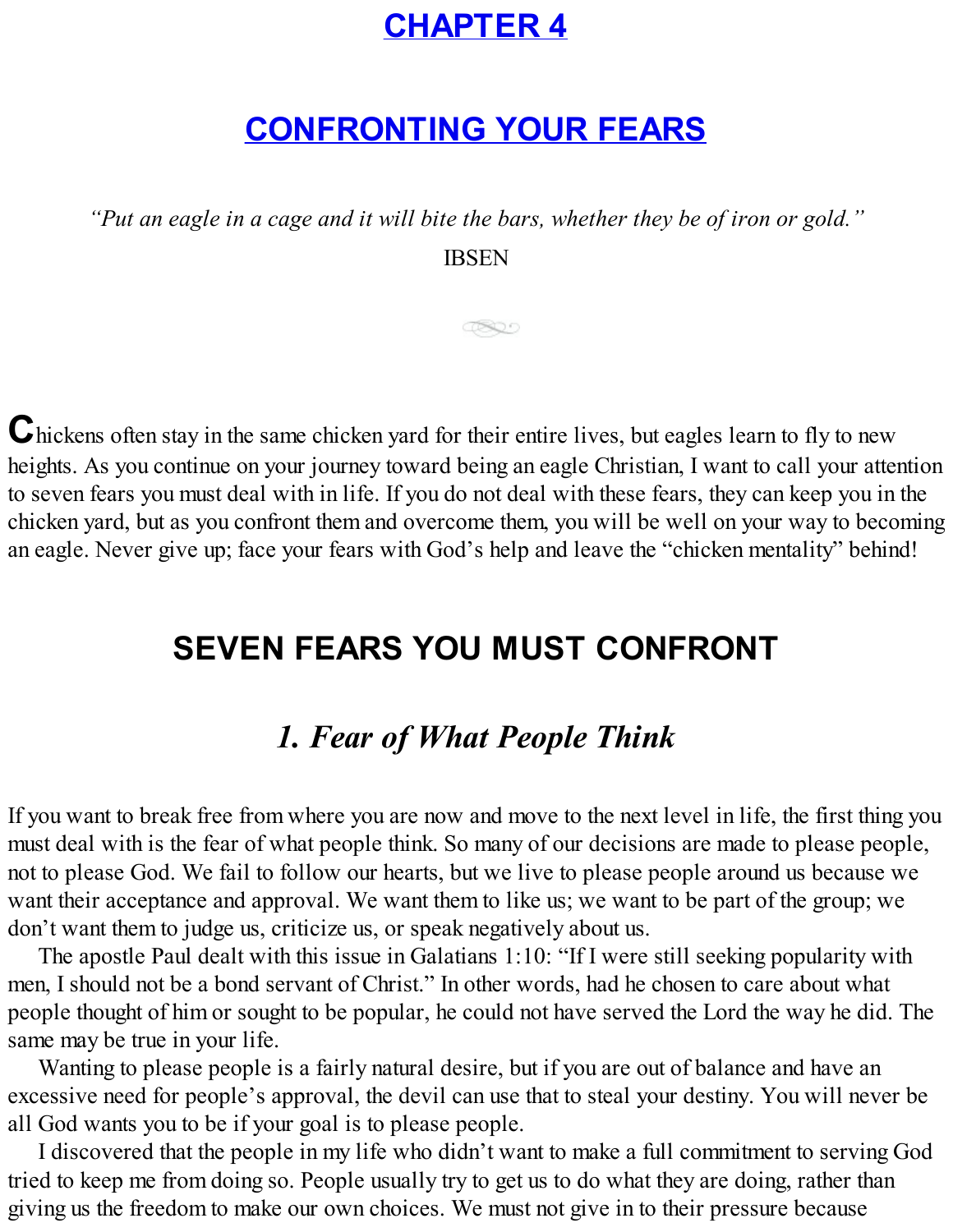# CHAPTER 4

# CONFRONTING YOUR FEARS

*"Put an eagle in a cage and it will bite the bars, whether they be of iron or gold."*

IBSEN

Chickens often stay in the same chicken yard for their entire lives, but eagles learn to fly to new heights. As you continue on your journey toward being an eagle Christian, I want to call your attention to seven fears you must deal with in life. If you do not deal with these fears, they can keep you in the chicken yard, but as you confront them and overcome them, you will be well on your way to becoming an eagle. Never give up; face your fears with God's help and leave the "chicken mentality" behind!

## SEVEN FEARS YOU MUST CONFRONT

### *1. Fear of What People Think*

If you want to break free from where you are now and move to the next level in life, the first thing you must deal with is the fear of what people think. So many of our decisions are made to please people, not to please God. We fail to follow our hearts, but we live to please people around us because we want their acceptance and approval. We want them to like us; we want to be part of the group; we don't want them to judge us, criticize us, or speak negatively about us.

The apostle Paul dealt with this issue in Galatians 1:10: "If I were still seeking popularity with men, I should not be a bond servant of Christ." In other words, had he chosen to care about what people thought of him or sought to be popular, he could not have served the Lord the way he did. The same may be true in your life.

Wanting to please people is a fairly natural desire, but if you are out of balance and have an excessive need for people's approval, the devil can use that to steal your destiny. You will never be all God wants you to be if your goal is to please people.

I discovered that the people in my life who didn't want to make a full commitment to serving God tried to keep me from doing so. People usually try to get us to do what they are doing, rather than giving us the freedom to make our own choices. We must not give in to their pressure because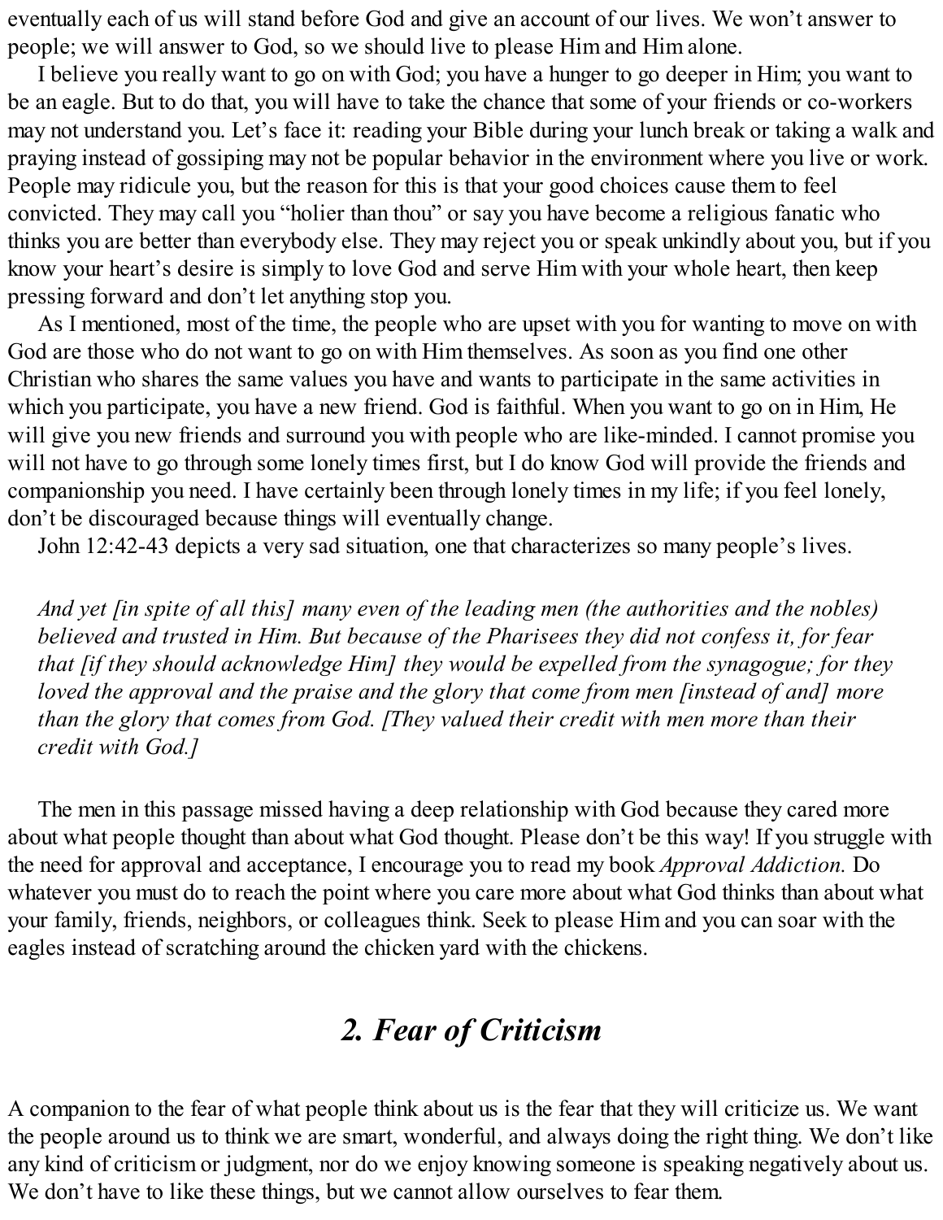eventually each of us will stand before God and give an account of our lives. We won't answer to people; we will answer to God, so we should live to please Him and Him alone.

I believe you really want to go on with God; you have a hunger to go deeper in Him; you want to be an eagle. But to do that, you will have to take the chance that some of your friends or co-workers may not understand you. Let's face it: reading your Bible during your lunch break or taking a walk and praying instead of gossiping may not be popular behavior in the environment where you live or work. People may ridicule you, but the reason for this is that your good choices cause them to feel convicted. They may call you "holier than thou" or say you have become a religious fanatic who thinks you are better than everybody else. They may reject you or speak unkindly about you, but if you know your heart's desire is simply to love God and serve Him with your whole heart, then keep pressing forward and don't let anything stop you.

As I mentioned, most of the time, the people who are upset with you for wanting to move on with God are those who do not want to go on with Him themselves. As soon as you find one other Christian who shares the same values you have and wants to participate in the same activities in which you participate, you have a new friend. God is faithful. When you want to go on in Him, He will give you new friends and surround you with people who are like-minded. I cannot promise you will not have to go through some lonely times first, but I do know God will provide the friends and companionship you need. I have certainly been through lonely times in my life; if you feel lonely, don't be discouraged because things will eventually change.

John 12:42-43 depicts a very sad situation, one that characterizes so many people's lives.

> *And yet [in spite of all this] many even of the leading men (the authorities and the nobles) believed and trusted in Him. But because of the Pharisees they did not confess it, for fear that [if they should acknowledge Him] they would be expelled from the synagogue; for they loved the approval and the praise and the glory that come from men [instead of and] more than the glory that comes from God. [They valued their credit with men more than their credit with God.]*

The men in this passage missed having a deep relationship with God because they cared more about what people thought than about what God thought. Please don't be this way! If you struggle with the need for approval and acceptance, I encourage you to read my book *Approval Addiction.* Do whatever you must do to reach the point where you care more about what God thinks than about what your family, friends, neighbors, or colleagues think. Seek to please Him and you can soar with the eagles instead of scratching around the chicken yard with the chickens.

## *2. Fear of Criticism*

A companion to the fear of what people think about us is the fear that they will criticize us. We want the people around us to think we are smart, wonderful, and always doing the right thing. We don't like any kind of criticism or judgment, nor do we enjoy knowing someone is speaking negatively about us. We don't have to like these things, but we cannot allow ourselves to fear them.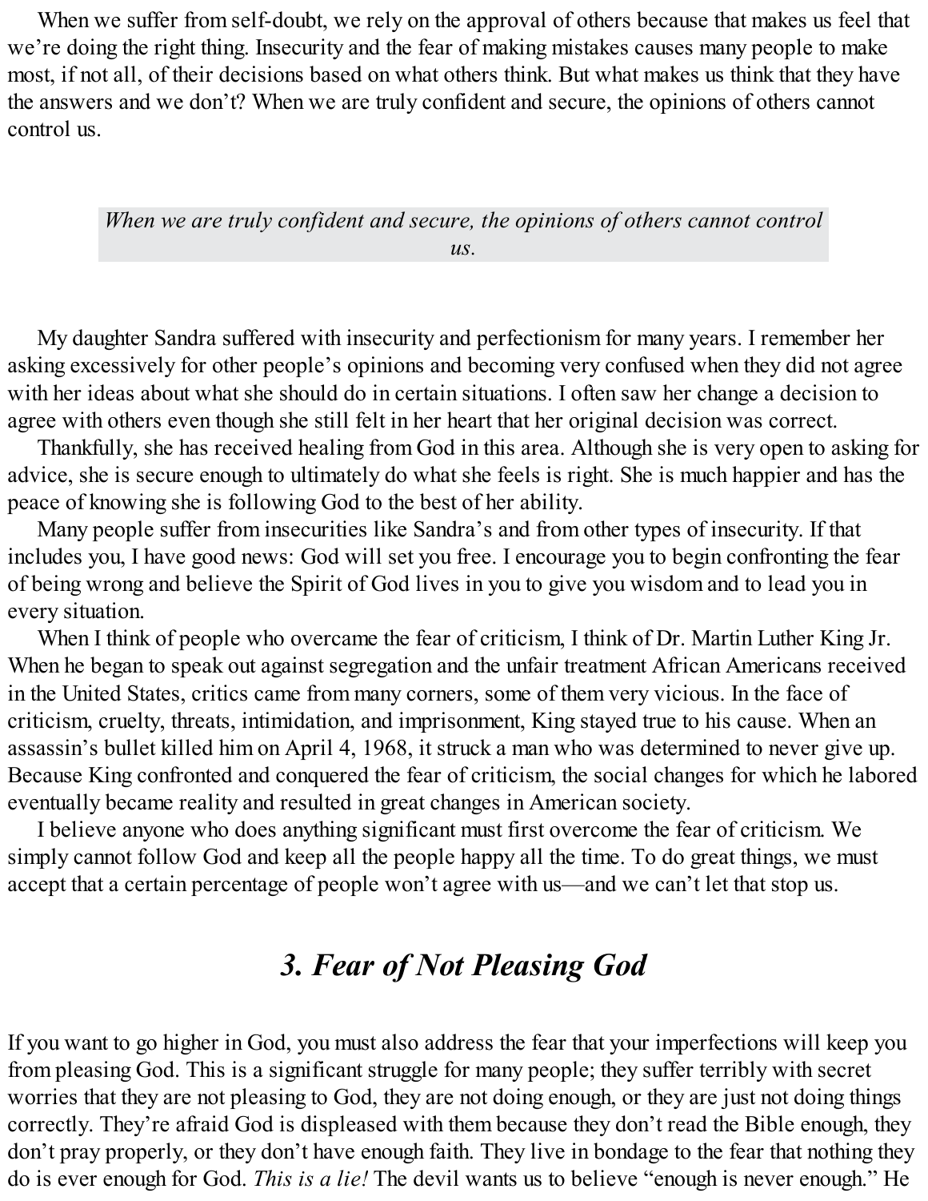When we suffer from self-doubt, we rely on the approval of others because that makes us feel that we're doing the right thing. Insecurity and the fear of making mistakes causes many people to make most, if not all, of their decisions based on what others think. But what makes us think that they have the answers and we don't? When we are truly confident and secure, the opinions of others cannot control us.

> *When we are truly confident and secure, the opinions of others cannot control us.*

My daughter Sandra suffered with insecurity and perfectionism for many years. I remember her asking excessively for other people's opinions and becoming very confused when they did not agree with her ideas about what she should do in certain situations. I often saw her change a decision to agree with others even though she still felt in her heart that her original decision was correct.

Thankfully, she has received healing from God in this area. Although she is very open to asking for advice, she is secure enough to ultimately do what she feels is right. She is much happier and has the peace of knowing she is following God to the best of her ability.

Many people suffer from insecurities like Sandra's and from other types of insecurity. If that includes you, I have good news: God will set you free. I encourage you to begin confronting the fear of being wrong and believe the Spirit of God lives in you to give you wisdom and to lead you in every situation.

When I think of people who overcame the fear of criticism, I think of Dr. Martin Luther King Jr. When he began to speak out against segregation and the unfair treatment African Americans received in the United States, critics came from many corners, some of them very vicious. In the face of criticism, cruelty, threats, intimidation, and imprisonment, King stayed true to his cause. When an assassin's bullet killed him on April 4, 1968, it struck a man who was determined to never give up. Because King confronted and conquered the fear of criticism, the social changes for which he labored eventually became reality and resulted in great changes in American society.

I believe anyone who does anything significant must first overcome the fear of criticism. We simply cannot follow God and keep all the people happy all the time. To do great things, we must accept that a certain percentage of people won't agree with us—and we can't let that stop us.

## *3. Fear of Not Pleasing God*

If you want to go higher in God, you must also address the fear that your imperfections will keep you from pleasing God. This is a significant struggle for many people; they suffer terribly with secret worries that they are not pleasing to God, they are not doing enough, or they are just not doing things correctly. They're afraid God is displeased with them because they don't read the Bible enough, they don't pray properly, or they don't have enough faith. They live in bondage to the fear that nothing they do is ever enough for God. *This is a lie!* The devil wants us to believe "enough is never enough." He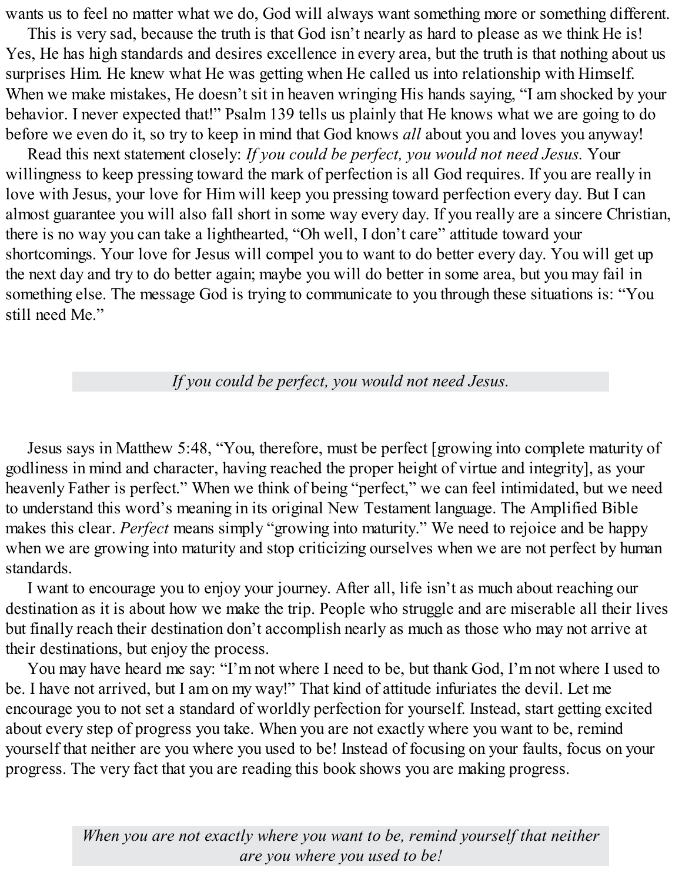wants us to feel no matter what we do, God will always want something more or something different.

This is very sad, because the truth is that God isn't nearly as hard to please as we think He is! Yes, He has high standards and desires excellence in every area, but the truth is that nothing about us surprises Him. He knew what He was getting when He called us into relationship with Himself. When we make mistakes, He doesn't sit in heaven wringing His hands saying, "I am shocked by your behavior. I never expected that!" Psalm 139 tells us plainly that He knows what we are going to do before we even do it, so try to keep in mind that God knows *all* about you and loves you anyway!

Read this next statement closely: *If you could be perfect, you would not need Jesus.* Your willingness to keep pressing toward the mark of perfection is all God requires. If you are really in love with Jesus, your love for Him will keep you pressing toward perfection every day. But I can almost guarantee you will also fall short in some way every day. If you really are a sincere Christian, there is no way you can take a lighthearted, "Oh well, I don't care" attitude toward your shortcomings. Your love for Jesus will compel you to want to do better every day. You will get up the next day and try to do better again; maybe you will do better in some area, but you may fail in something else. The message God is trying to communicate to you through these situations is: "You still need Me."

> *If you could be perfect, you would not need Jesus.*

Jesus says in Matthew 5:48, "You, therefore, must be perfect [growing into complete maturity of godliness in mind and character, having reached the proper height of virtue and integrity], as your heavenly Father is perfect." When we think of being "perfect," we can feel intimidated, but we need to understand this word's meaning in its original New Testament language. The Amplified Bible makes this clear. *Perfect* means simply "growing into maturity." We need to rejoice and be happy when we are growing into maturity and stop criticizing ourselves when we are not perfect by human standards.

I want to encourage you to enjoy your journey. After all, life isn't as much about reaching our destination as it is about how we make the trip. People who struggle and are miserable all their lives but finally reach their destination don't accomplish nearly as much as those who may not arrive at their destinations, but enjoy the process.

You may have heard me say: "I'm not where I need to be, but thank God, I'm not where I used to be. I have not arrived, but I am on my way!" That kind of attitude infuriates the devil. Let me encourage you to not set a standard of worldly perfection for yourself. Instead, start getting excited about every step of progress you take. When you are not exactly where you want to be, remind yourself that neither are you where you used to be! Instead of focusing on your faults, focus on your progress. The very fact that you are reading this book shows you are making progress.

> *When you are not exactly where you want to be, remind yourself that neither are you where you used to be!*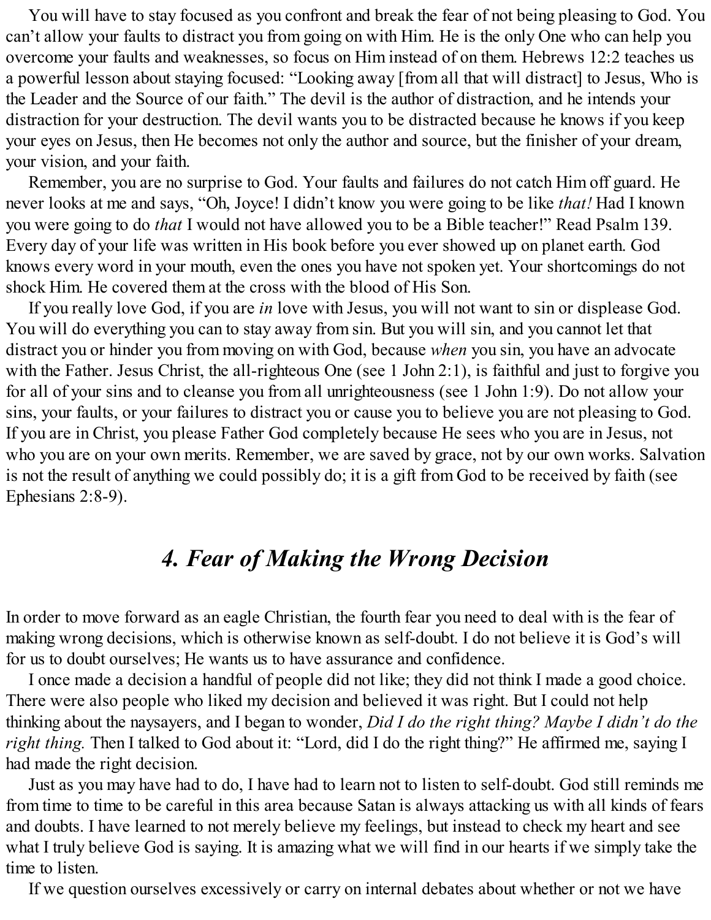You will have to stay focused as you confront and break the fear of not being pleasing to God. You can't allow your faults to distract you from going on with Him. He is the only One who can help you overcome your faults and weaknesses, so focus on Him instead of on them. Hebrews 12:2 teaches us a powerful lesson about staying focused: "Looking away [from all that will distract] to Jesus, Who is the Leader and the Source of our faith." The devil is the author of distraction, and he intends your distraction for your destruction. The devil wants you to be distracted because he knows if you keep your eyes on Jesus, then He becomes not only the author and source, but the finisher of your dream, your vision, and your faith.

Remember, you are no surprise to God. Your faults and failures do not catch Him off guard. He never looks at me and says, "Oh, Joyce! I didn't know you were going to be like *that!* Had I known you were going to do *that* I would not have allowed you to be a Bible teacher!" Read Psalm 139. Every day of your life was written in His book before you ever showed up on planet earth. God knows every word in your mouth, even the ones you have not spoken yet. Your shortcomings do not shock Him. He covered them at the cross with the blood of His Son.

If you really love God, if you are *in* love with Jesus, you will not want to sin or displease God. You will do everything you can to stay away from sin. But you will sin, and you cannot let that distract you or hinder you from moving on with God, because *when* you sin, you have an advocate with the Father. Jesus Christ, the all-righteous One (see 1 John 2:1), is faithful and just to forgive you for all of your sins and to cleanse you from all unrighteousness (see 1 John 1:9). Do not allow your sins, your faults, or your failures to distract you or cause you to believe you are not pleasing to God. If you are in Christ, you please Father God completely because He sees who you are in Jesus, not who you are on your own merits. Remember, we are saved by grace, not by our own works. Salvation is not the result of anything we could possibly do; it is a gift from God to be received by faith (see Ephesians 2:8-9).

## *4. Fear of Making the Wrong Decision*

In order to move forward as an eagle Christian, the fourth fear you need to deal with is the fear of making wrong decisions, which is otherwise known as self-doubt. I do not believe it is God's will for us to doubt ourselves; He wants us to have assurance and confidence.

I once made a decision a handful of people did not like; they did not think I made a good choice. There were also people who liked my decision and believed it was right. But I could not help thinking about the naysayers, and I began to wonder, *Did I do the right thing? Maybe I didn't do the right thing.* Then I talked to God about it: "Lord, did I do the right thing?" He affirmed me, saying I had made the right decision.

Just as you may have had to do, I have had to learn not to listen to self-doubt. God still reminds me from time to time to be careful in this area because Satan is always attacking us with all kinds of fears and doubts. I have learned to not merely believe my feelings, but instead to check my heart and see what I truly believe God is saying. It is amazing what we will find in our hearts if we simply take the time to listen.

If we question ourselves excessively or carry on internal debates about whether or not we have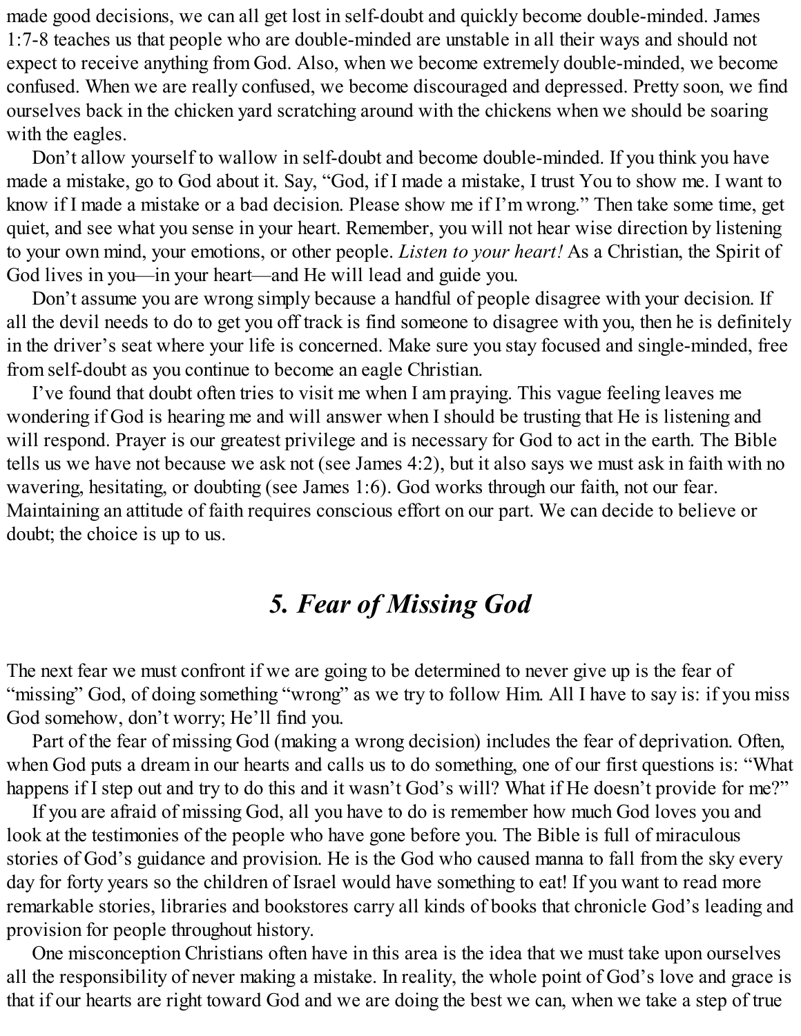made good decisions, we can all get lost in self-doubt and quickly become double-minded. James 1:7-8 teaches us that people who are double-minded are unstable in all their ways and should not expect to receive anything from God. Also, when we become extremely double-minded, we become confused. When we are really confused, we become discouraged and depressed. Pretty soon, we find ourselves back in the chicken yard scratching around with the chickens when we should be soaring with the eagles.

Don't allow yourself to wallow in self-doubt and become double-minded. If you think you have made a mistake, go to God about it. Say, "God, if I made a mistake, I trust You to show me. I want to know if I made a mistake or a bad decision. Please show me if I'm wrong." Then take some time, get quiet, and see what you sense in your heart. Remember, you will not hear wise direction by listening to your own mind, your emotions, or other people. *Listen to your heart!* As a Christian, the Spirit of God lives in you—in your heart—and He will lead and guide you.

Don't assume you are wrong simply because a handful of people disagree with your decision. If all the devil needs to do to get you off track is find someone to disagree with you, then he is definitely in the driver's seat where your life is concerned. Make sure you stay focused and single-minded, free from self-doubt as you continue to become an eagle Christian.

I've found that doubt often tries to visit me when I am praying. This vague feeling leaves me wondering if God is hearing me and will answer when I should be trusting that He is listening and will respond. Prayer is our greatest privilege and is necessary for God to act in the earth. The Bible tells us we have not because we ask not (see James 4:2), but it also says we must ask in faith with no wavering, hesitating, or doubting (see James 1:6). God works through our faith, not our fear. Maintaining an attitude of faith requires conscious effort on our part. We can decide to believe or doubt; the choice is up to us.

## *5. Fear of Missing God*

The next fear we must confront if we are going to be determined to never give up is the fear of "missing" God, of doing something "wrong" as we try to follow Him. All I have to say is: if you miss God somehow, don't worry; He'll find you.

Part of the fear of missing God (making a wrong decision) includes the fear of deprivation. Often, when God puts a dream in our hearts and calls us to do something, one of our first questions is: "What happens if I step out and try to do this and it wasn't God's will? What if He doesn't provide for me?"

If you are afraid of missing God, all you have to do is remember how much God loves you and look at the testimonies of the people who have gone before you. The Bible is full of miraculous stories of God's guidance and provision. He is the God who caused manna to fall from the sky every day for forty years so the children of Israel would have something to eat! If you want to read more remarkable stories, libraries and bookstores carry all kinds of books that chronicle God's leading and provision for people throughout history.

One misconception Christians often have in this area is the idea that we must take upon ourselves all the responsibility of never making a mistake. In reality, the whole point of God's love and grace is that if our hearts are right toward God and we are doing the best we can, when we take a step of true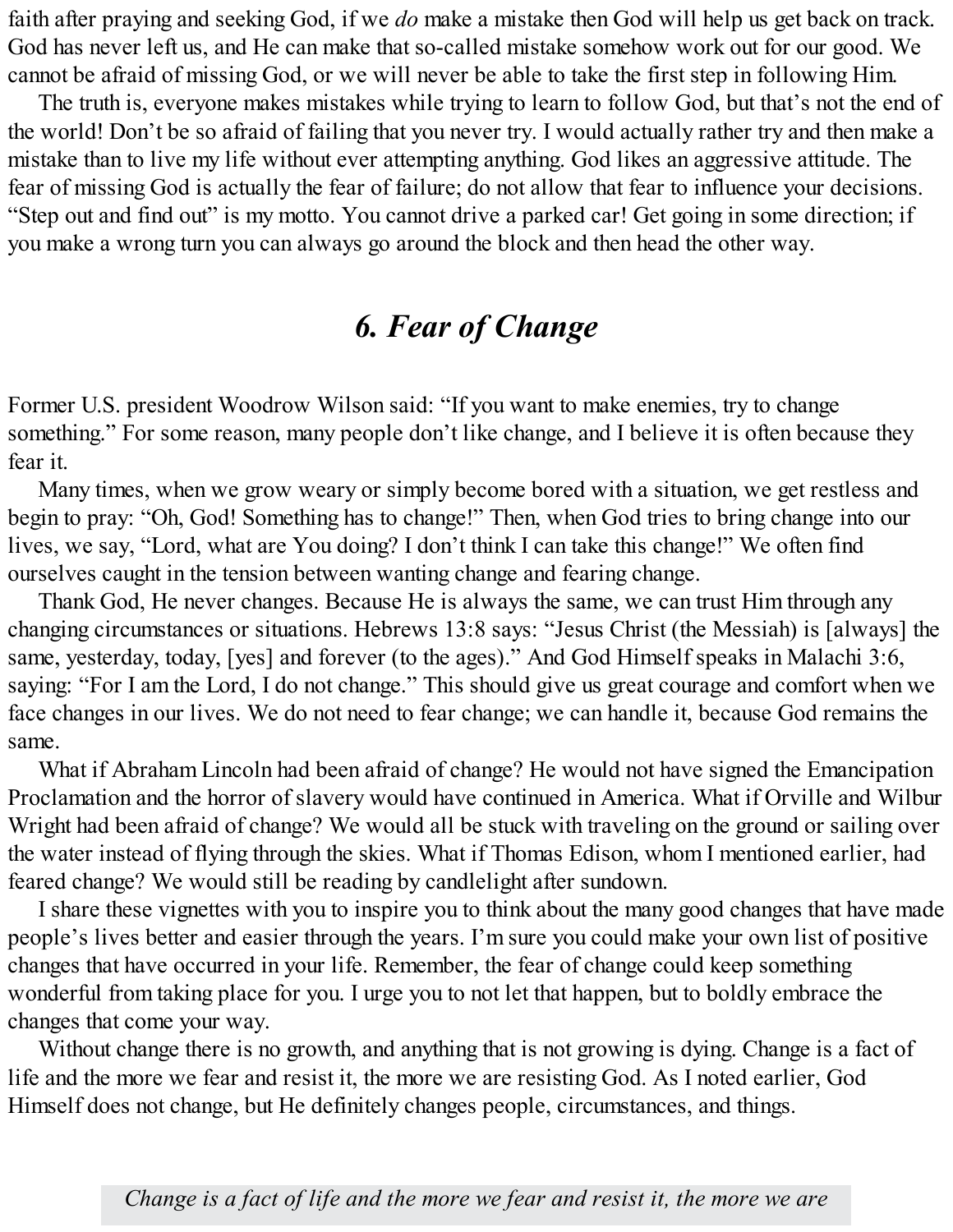faith after praying and seeking God, if we *do* make a mistake then God will help us get back on track. God has never left us, and He can make that so-called mistake somehow work out for our good. We cannot be afraid of missing God, or we will never be able to take the first step in following Him.

The truth is, everyone makes mistakes while trying to learn to follow God, but that's not the end of the world! Don't be so afraid of failing that you never try. I would actually rather try and then make a mistake than to live my life without ever attempting anything. God likes an aggressive attitude. The fear of missing God is actually the fear of failure; do not allow that fear to influence your decisions. "Step out and find out" is my motto. You cannot drive a parked car! Get going in some direction; if you make a wrong turn you can always go around the block and then head the other way.

## *6. Fear of Change*

Former U.S. president Woodrow Wilson said: "If you want to make enemies, try to change something." For some reason, many people don't like change, and I believe it is often because they fear it.

Many times, when we grow weary or simply become bored with a situation, we get restless and begin to pray: "Oh, God! Something has to change!" Then, when God tries to bring change into our lives, we say, "Lord, what are You doing? I don't think I can take this change!" We often find ourselves caught in the tension between wanting change and fearing change.

Thank God, He never changes. Because He is always the same, we can trust Him through any changing circumstances or situations. Hebrews 13:8 says: "Jesus Christ (the Messiah) is [always] the same, yesterday, today, [yes] and forever (to the ages)." And God Himself speaks in Malachi 3:6, saying: "For I am the Lord, I do not change." This should give us great courage and comfort when we face changes in our lives. We do not need to fear change; we can handle it, because God remains the same.

What if Abraham Lincoln had been afraid of change? He would not have signed the Emancipation Proclamation and the horror of slavery would have continued in America. What if Orville and Wilbur Wright had been afraid of change? We would all be stuck with traveling on the ground or sailing over the water instead of flying through the skies. What if Thomas Edison, whom I mentioned earlier, had feared change? We would still be reading by candlelight after sundown.

I share these vignettes with you to inspire you to think about the many good changes that have made people's lives better and easier through the years. I'm sure you could make your own list of positive changes that have occurred in your life. Remember, the fear of change could keep something wonderful from taking place for you. I urge you to not let that happen, but to boldly embrace the changes that come your way.

Without change there is no growth, and anything that is not growing is dying. Change is a fact of life and the more we fear and resist it, the more we are resisting God. As I noted earlier, God Himself does not change, but He definitely changes people, circumstances, and things.

*Change is a fact of life and the more we fear and resist it, the more we are*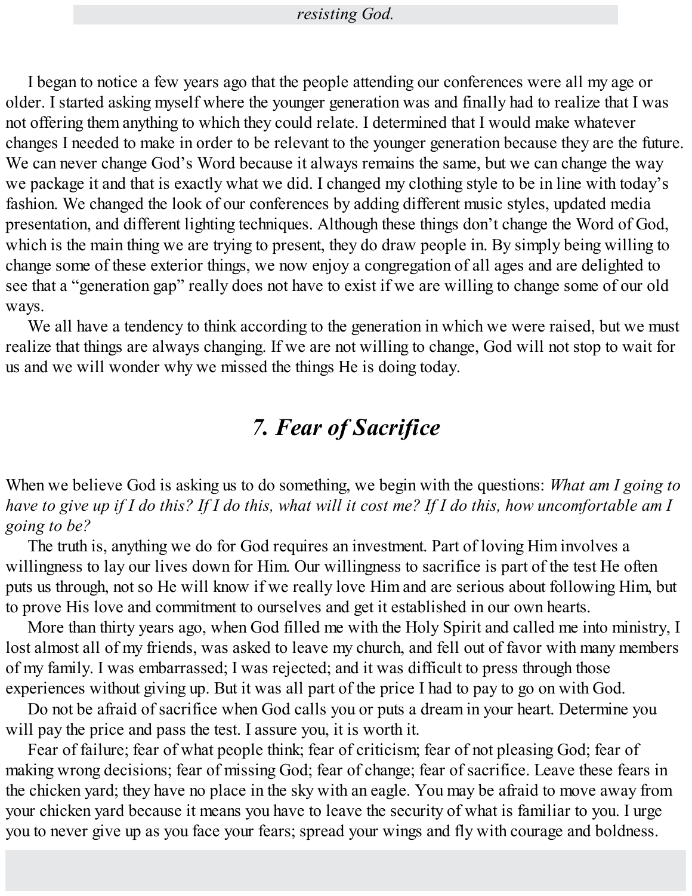*resisting God.*

I began to notice a few years ago that the people attending our conferences were all my age or older. I started asking myself where the younger generation was and finally had to realize that I was not offering them anything to which they could relate. I determined that I would make whatever changes I needed to make in order to be relevant to the younger generation because they are the future. We can never change God's Word because it always remains the same, but we can change the way we package it and that is exactly what we did. I changed my clothing style to be in line with today's fashion. We changed the look of our conferences by adding different music styles, updated media presentation, and different lighting techniques. Although these things don't change the Word of God, which is the main thing we are trying to present, they do draw people in. By simply being willing to change some of these exterior things, we now enjoy a congregation of all ages and are delighted to see that a "generation gap" really does not have to exist if we are willing to change some of our old ways.

We all have a tendency to think according to the generation in which we were raised, but we must realize that things are always changing. If we are not willing to change, God will not stop to wait for us and we will wonder why we missed the things He is doing today.

## *7. Fear of Sacrifice*

When we believe God is asking us to do something, we begin with the questions: *What am I going to have to give up if I do this? If I do this, what will it cost me? If I do this, how uncomfortable am I going to be?*

The truth is, anything we do for God requires an investment. Part of loving Him involves a willingness to lay our lives down for Him. Our willingness to sacrifice is part of the test He often puts us through, not so He will know if we really love Him and are serious about following Him, but to prove His love and commitment to ourselves and get it established in our own hearts.

More than thirty years ago, when God filled me with the Holy Spirit and called me into ministry, I lost almost all of my friends, was asked to leave my church, and fell out of favor with many members of my family. I was embarrassed; I was rejected; and it was difficult to press through those experiences without giving up. But it was all part of the price I had to pay to go on with God.

Do not be afraid of sacrifice when God calls you or puts a dream in your heart. Determine you will pay the price and pass the test. I assure you, it is worth it.

Fear of failure; fear of what people think; fear of criticism; fear of not pleasing God; fear of making wrong decisions; fear of missing God; fear of change; fear of sacrifice. Leave these fears in the chicken yard; they have no place in the sky with an eagle. You may be afraid to move away from your chicken yard because it means you have to leave the security of what is familiar to you. I urge you to never give up as you face your fears; spread your wings and fly with courage and boldness.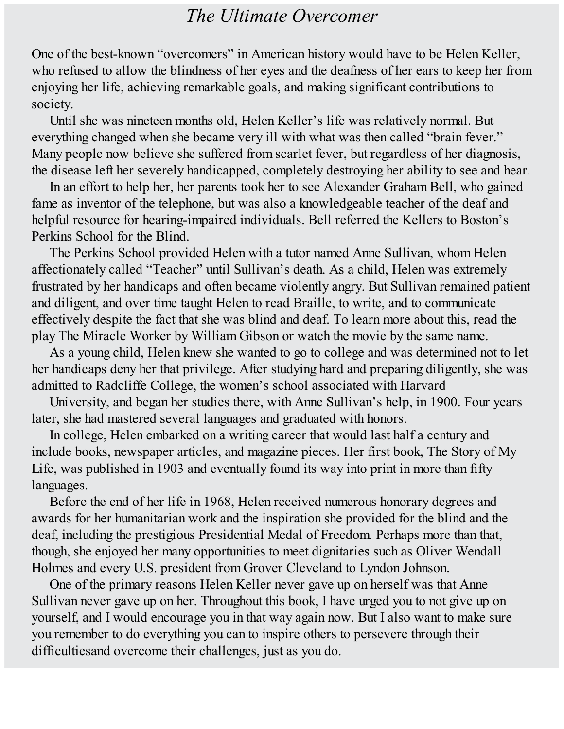## *The Ultimate Overcomer*

One of the best-known "overcomers" in American history would have to be Helen Keller, who refused to allow the blindness of her eyes and the deafness of her ears to keep her from enjoying her life, achieving remarkable goals, and making significant contributions to society.

Until she was nineteen months old, Helen Keller's life was relatively normal. But everything changed when she became very ill with what was then called "brain fever." Many people now believe she suffered from scarlet fever, but regardless of her diagnosis, the disease left her severely handicapped, completely destroying her ability to see and hear.

In an effort to help her, her parents took her to see Alexander Graham Bell, who gained fame as inventor of the telephone, but was also a knowledgeable teacher of the deaf and helpful resource for hearing-impaired individuals. Bell referred the Kellers to Boston's Perkins School for the Blind.

The Perkins School provided Helen with a tutor named Anne Sullivan, whom Helen affectionately called "Teacher" until Sullivan's death. As a child, Helen was extremely frustrated by her handicaps and often became violently angry. But Sullivan remained patient and diligent, and over time taught Helen to read Braille, to write, and to communicate effectively despite the fact that she was blind and deaf. To learn more about this, read the play The Miracle Worker by William Gibson or watch the movie by the same name.

As a young child, Helen knew she wanted to go to college and was determined not to let her handicaps deny her that privilege. After studying hard and preparing diligently, she was admitted to Radcliffe College, the women's school associated with Harvard

University, and began her studies there, with Anne Sullivan's help, in 1900. Four years later, she had mastered several languages and graduated with honors.

In college, Helen embarked on a writing career that would last half a century and include books, newspaper articles, and magazine pieces. Her first book, The Story of My Life, was published in 1903 and eventually found its way into print in more than fifty languages.

Before the end of her life in 1968, Helen received numerous honorary degrees and awards for her humanitarian work and the inspiration she provided for the blind and the deaf, including the prestigious Presidential Medal of Freedom. Perhaps more than that, though, she enjoyed her many opportunities to meet dignitaries such as Oliver Wendall Holmes and every U.S. president from Grover Cleveland to Lyndon Johnson.

One of the primary reasons Helen Keller never gave up on herself was that Anne Sullivan never gave up on her. Throughout this book, I have urged you to not give up on yourself, and I would encourage you in that way again now. But I also want to make sure you remember to do everything you can to inspire others to persevere through their difficultiesand overcome their challenges, just as you do.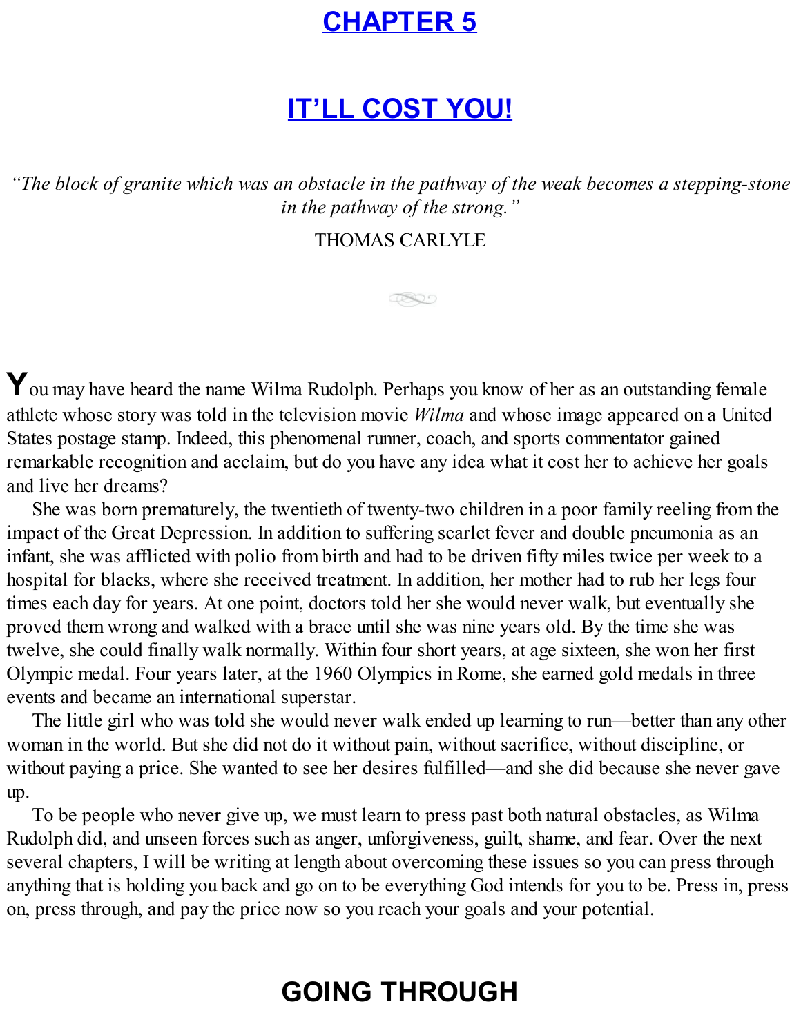# CHAPTER 5

# IT'LL COST YOU!

*"The block of granite which was an obstacle in the pathway of the weak becomes a stepping-stone in the pathway of the strong."*

THOMAS CARLYLE

You may have heard the name Wilma Rudolph. Perhaps you know of her as an outstanding female athlete whose story was told in the television movie *Wilma* and whose image appeared on a United States postage stamp. Indeed, this phenomenal runner, coach, and sports commentator gained remarkable recognition and acclaim, but do you have any idea what it cost her to achieve her goals and live her dreams?

She was born prematurely, the twentieth of twenty-two children in a poor family reeling from the impact of the Great Depression. In addition to suffering scarlet fever and double pneumonia as an infant, she was afflicted with polio from birth and had to be driven fifty miles twice per week to a hospital for blacks, where she received treatment. In addition, her mother had to rub her legs four times each day for years. At one point, doctors told her she would never walk, but eventually she proved them wrong and walked with a brace until she was nine years old. By the time she was twelve, she could finally walk normally. Within four short years, at age sixteen, she won her first Olympic medal. Four years later, at the 1960 Olympics in Rome, she earned gold medals in three events and became an international superstar.

The little girl who was told she would never walk ended up learning to run—better than any other woman in the world. But she did not do it without pain, without sacrifice, without discipline, or without paying a price. She wanted to see her desires fulfilled—and she did because she never gave up.

To be people who never give up, we must learn to press past both natural obstacles, as Wilma Rudolph did, and unseen forces such as anger, unforgiveness, guilt, shame, and fear. Over the next several chapters, I will be writing at length about overcoming these issues so you can press through anything that is holding you back and go on to be everything God intends for you to be. Press in, press on, press through, and pay the price now so you reach your goals and your potential.

## GOING THROUGH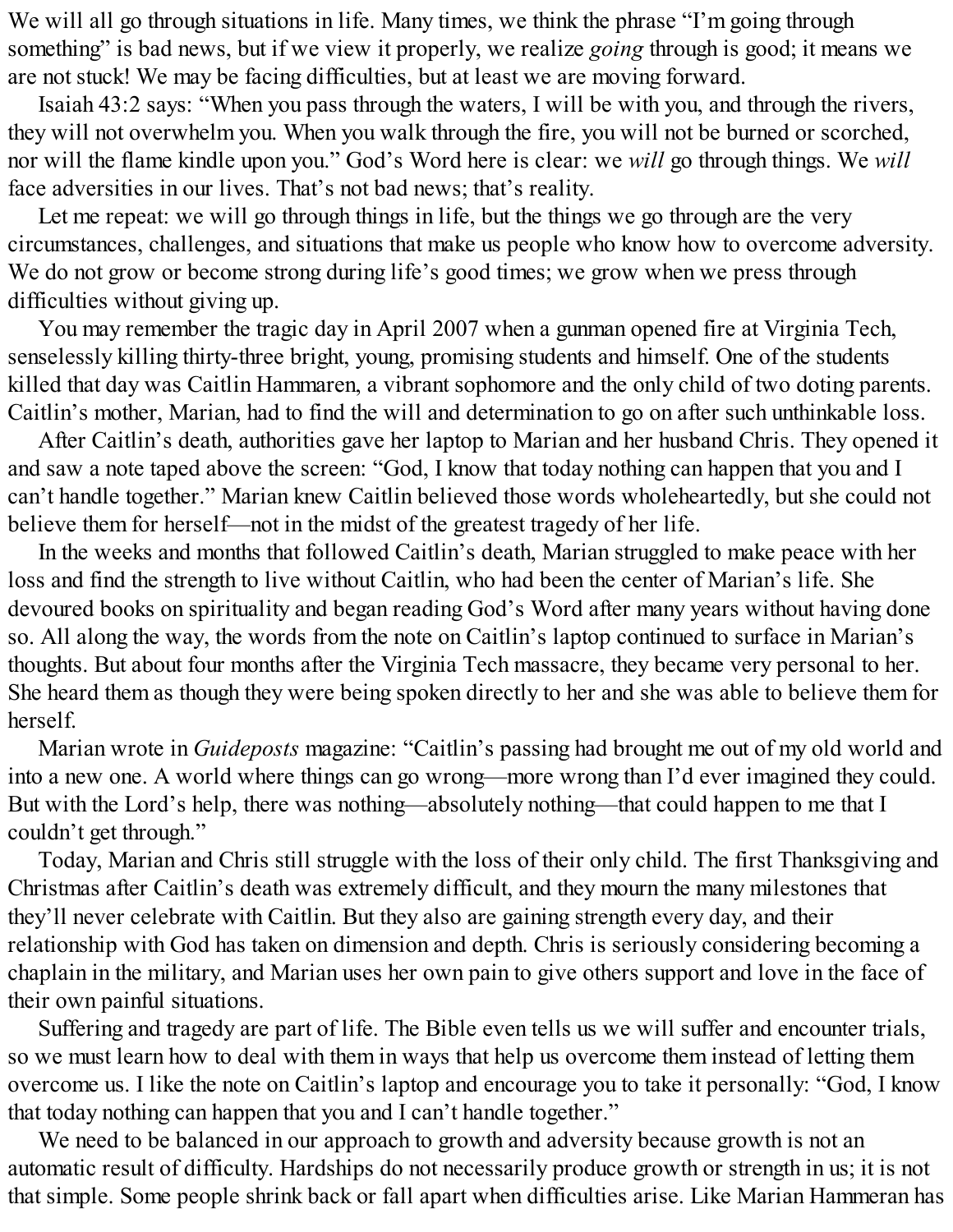We will all go through situations in life. Many times, we think the phrase "I'm going through something" is bad news, but if we view it properly, we realize *going* through is good; it means we are not stuck! We may be facing difficulties, but at least we are moving forward.

Isaiah 43:2 says: "When you pass through the waters, I will be with you, and through the rivers, they will not overwhelm you. When you walk through the fire, you will not be burned or scorched, nor will the flame kindle upon you." God's Word here is clear: we *will* go through things. We *will* face adversities in our lives. That's not bad news; that's reality.

Let me repeat: we will go through things in life, but the things we go through are the very circumstances, challenges, and situations that make us people who know how to overcome adversity. We do not grow or become strong during life's good times; we grow when we press through difficulties without giving up.

You may remember the tragic day in April 2007 when a gunman opened fire at Virginia Tech, senselessly killing thirty-three bright, young, promising students and himself. One of the students killed that day was Caitlin Hammaren, a vibrant sophomore and the only child of two doting parents. Caitlin's mother, Marian, had to find the will and determination to go on after such unthinkable loss.

After Caitlin's death, authorities gave her laptop to Marian and her husband Chris. They opened it and saw a note taped above the screen: "God, I know that today nothing can happen that you and I can't handle together." Marian knew Caitlin believed those words wholeheartedly, but she could not believe them for herself—not in the midst of the greatest tragedy of her life.

In the weeks and months that followed Caitlin's death, Marian struggled to make peace with her loss and find the strength to live without Caitlin, who had been the center of Marian's life. She devoured books on spirituality and began reading God's Word after many years without having done so. All along the way, the words from the note on Caitlin's laptop continued to surface in Marian's thoughts. But about four months after the Virginia Tech massacre, they became very personal to her. She heard them as though they were being spoken directly to her and she was able to believe them for herself.

Marian wrote in *Guideposts* magazine: "Caitlin's passing had brought me out of my old world and into a new one. A world where things can go wrong—more wrong than I'd ever imagined they could. But with the Lord's help, there was nothing—absolutely nothing—that could happen to me that I couldn't get through."

Today, Marian and Chris still struggle with the loss of their only child. The first Thanksgiving and Christmas after Caitlin's death was extremely difficult, and they mourn the many milestones that they'll never celebrate with Caitlin. But they also are gaining strength every day, and their relationship with God has taken on dimension and depth. Chris is seriously considering becoming a chaplain in the military, and Marian uses her own pain to give others support and love in the face of their own painful situations.

Suffering and tragedy are part of life. The Bible even tells us we will suffer and encounter trials, so we must learn how to deal with them in ways that help us overcome them instead of letting them overcome us. I like the note on Caitlin's laptop and encourage you to take it personally: "God, I know that today nothing can happen that you and I can't handle together."

We need to be balanced in our approach to growth and adversity because growth is not an automatic result of difficulty. Hardships do not necessarily produce growth or strength in us; it is not that simple. Some people shrink back or fall apart when difficulties arise. Like Marian Hammeran has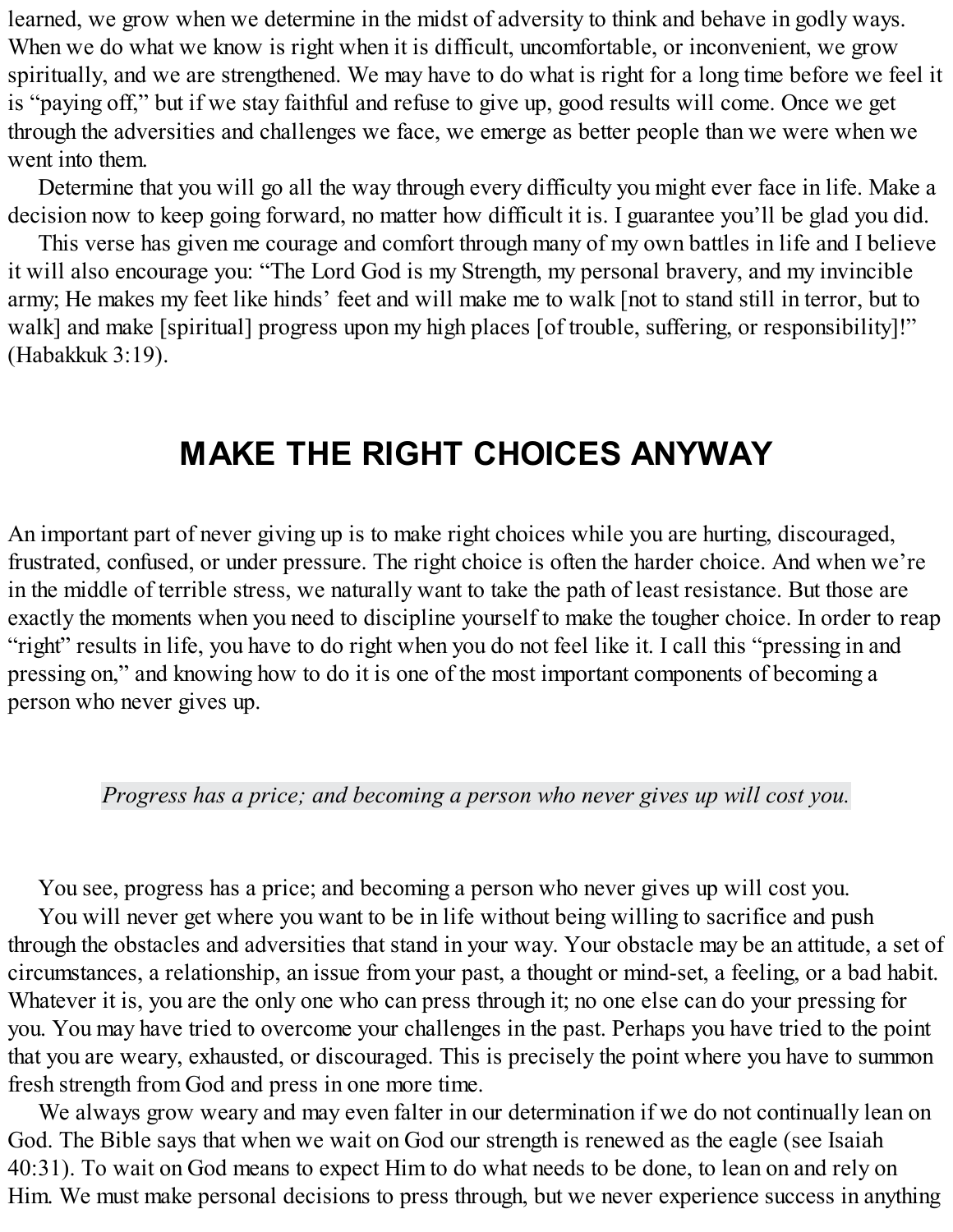learned, we grow when we determine in the midst of adversity to think and behave in godly ways. When we do what we know is right when it is difficult, uncomfortable, or inconvenient, we grow spiritually, and we are strengthened. We may have to do what is right for a long time before we feel it is "paying off," but if we stay faithful and refuse to give up, good results will come. Once we get through the adversities and challenges we face, we emerge as better people than we were when we went into them.

Determine that you will go all the way through every difficulty you might ever face in life. Make a decision now to keep going forward, no matter how difficult it is. I guarantee you'll be glad you did.

This verse has given me courage and comfort through many of my own battles in life and I believe it will also encourage you: "The Lord God is my Strength, my personal bravery, and my invincible army; He makes my feet like hinds' feet and will make me to walk [not to stand still in terror, but to walk] and make [spiritual] progress upon my high places [of trouble, suffering, or responsibility]!" (Habakkuk 3:19).

## MAKE THE RIGHT CHOICES ANYWAY

An important part of never giving up is to make right choices while you are hurting, discouraged, frustrated, confused, or under pressure. The right choice is often the harder choice. And when we're in the middle of terrible stress, we naturally want to take the path of least resistance. But those are exactly the moments when you need to discipline yourself to make the tougher choice. In order to reap "right" results in life, you have to do right when you do not feel like it. I call this "pressing in and pressing on," and knowing how to do it is one of the most important components of becoming a person who never gives up.

*Progress has a price; and becoming a person who never gives up will cost you.*

You see, progress has a price; and becoming a person who never gives up will cost you.

You will never get where you want to be in life without being willing to sacrifice and push through the obstacles and adversities that stand in your way. Your obstacle may be an attitude, a set of circumstances, a relationship, an issue from your past, a thought or mind-set, a feeling, or a bad habit. Whatever it is, you are the only one who can press through it; no one else can do your pressing for you. You may have tried to overcome your challenges in the past. Perhaps you have tried to the point that you are weary, exhausted, or discouraged. This is precisely the point where you have to summon fresh strength from God and press in one more time.

We always grow weary and may even falter in our determination if we do not continually lean on God. The Bible says that when we wait on God our strength is renewed as the eagle (see Isaiah 40:31). To wait on God means to expect Him to do what needs to be done, to lean on and rely on Him. We must make personal decisions to press through, but we never experience success in anything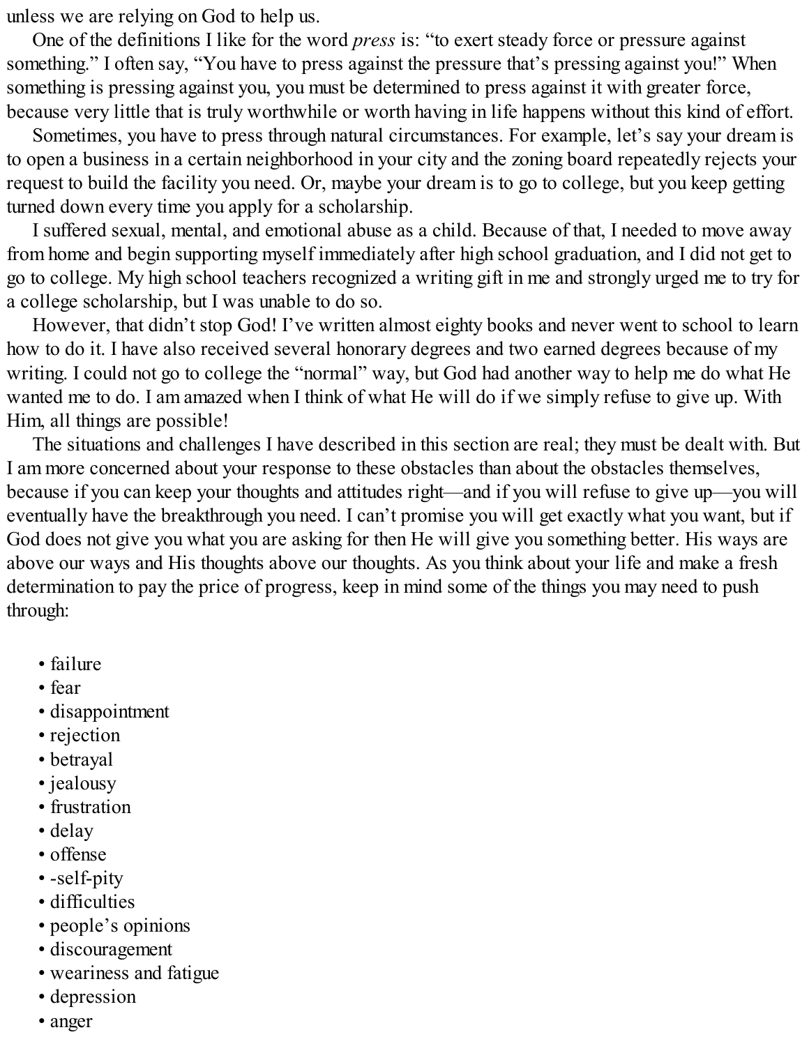unless we are relying on God to help us.

One of the definitions I like for the word *press* is: "to exert steady force or pressure against something." I often say, "You have to press against the pressure that's pressing against you!" When something is pressing against you, you must be determined to press against it with greater force, because very little that is truly worthwhile or worth having in life happens without this kind of effort.

Sometimes, you have to press through natural circumstances. For example, let's say your dream is to open a business in a certain neighborhood in your city and the zoning board repeatedly rejects your request to build the facility you need. Or, maybe your dream is to go to college, but you keep getting turned down every time you apply for a scholarship.

I suffered sexual, mental, and emotional abuse as a child. Because of that, I needed to move away from home and begin supporting myself immediately after high school graduation, and I did not get to go to college. My high school teachers recognized a writing gift in me and strongly urged me to try for a college scholarship, but I was unable to do so.

However, that didn't stop God! I've written almost eighty books and never went to school to learn how to do it. I have also received several honorary degrees and two earned degrees because of my writing. I could not go to college the "normal" way, but God had another way to help me do what He wanted me to do. I am amazed when I think of what He will do if we simply refuse to give up. With Him, all things are possible!

The situations and challenges I have described in this section are real; they must be dealt with. But I am more concerned about your response to these obstacles than about the obstacles themselves, because if you can keep your thoughts and attitudes right—and if you will refuse to give up—you will eventually have the breakthrough you need. I can't promise you will get exactly what you want, but if God does not give you what you are asking for then He will give you something better. His ways are above our ways and His thoughts above our thoughts. As you think about your life and make a fresh determination to pay the price of progress, keep in mind some of the things you may need to push through:

- failure
- fear
- disappointment
- rejection
- betrayal
- jealousy
- frustration
- delay
- offense
- -self-pity
- difficulties
- people's opinions
- discouragement
- weariness and fatigue
- depression
- anger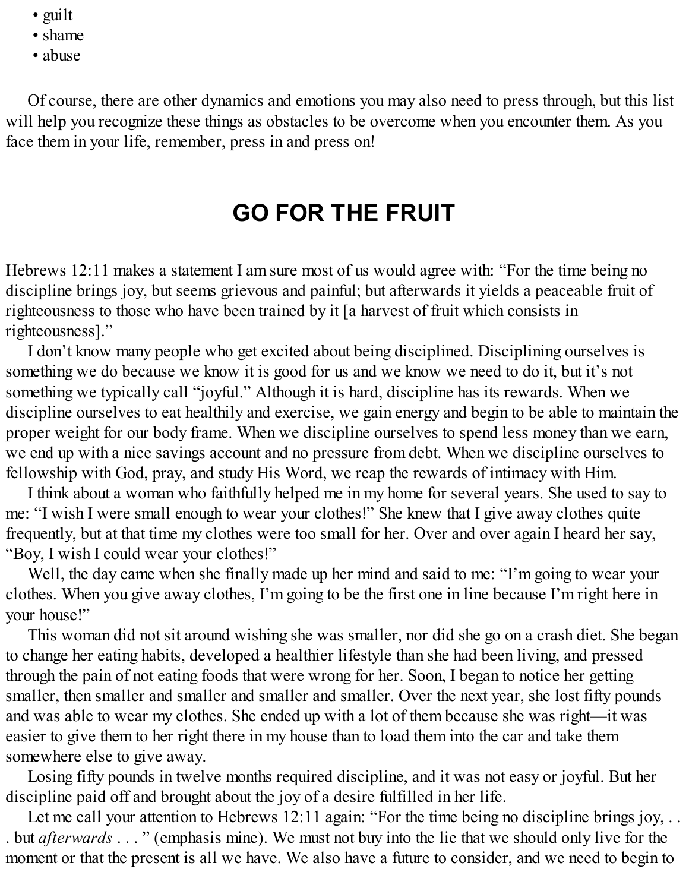- guilt
- shame
- abuse

Of course, there are other dynamics and emotions you may also need to press through, but this list will help you recognize these things as obstacles to be overcome when you encounter them. As you face them in your life, remember, press in and press on!

## GO FOR THE FRUIT

Hebrews 12:11 makes a statement I am sure most of us would agree with: "For the time being no discipline brings joy, but seems grievous and painful; but afterwards it yields a peaceable fruit of righteousness to those who have been trained by it [a harvest of fruit which consists in righteousness]."

I don't know many people who get excited about being disciplined. Disciplining ourselves is something we do because we know it is good for us and we know we need to do it, but it's not something we typically call "joyful." Although it is hard, discipline has its rewards. When we discipline ourselves to eat healthily and exercise, we gain energy and begin to be able to maintain the proper weight for our body frame. When we discipline ourselves to spend less money than we earn, we end up with a nice savings account and no pressure from debt. When we discipline ourselves to fellowship with God, pray, and study His Word, we reap the rewards of intimacy with Him.

I think about a woman who faithfully helped me in my home for several years. She used to say to me: "I wish I were small enough to wear your clothes!" She knew that I give away clothes quite frequently, but at that time my clothes were too small for her. Over and over again I heard her say, "Boy, I wish I could wear your clothes!"

Well, the day came when she finally made up her mind and said to me: "I'm going to wear your clothes. When you give away clothes, I'm going to be the first one in line because I'm right here in your house!"

This woman did not sit around wishing she was smaller, nor did she go on a crash diet. She began to change her eating habits, developed a healthier lifestyle than she had been living, and pressed through the pain of not eating foods that were wrong for her. Soon, I began to notice her getting smaller, then smaller and smaller and smaller and smaller. Over the next year, she lost fifty pounds and was able to wear my clothes. She ended up with a lot of them because she was right—it was easier to give them to her right there in my house than to load them into the car and take them somewhere else to give away.

Losing fifty pounds in twelve months required discipline, and it was not easy or joyful. But her discipline paid off and brought about the joy of a desire fulfilled in her life.

Let me call your attention to Hebrews 12:11 again: "For the time being no discipline brings joy, . . . but *afterwards* . . . " (emphasis mine). We must not buy into the lie that we should only live for the moment or that the present is all we have. We also have a future to consider, and we need to begin to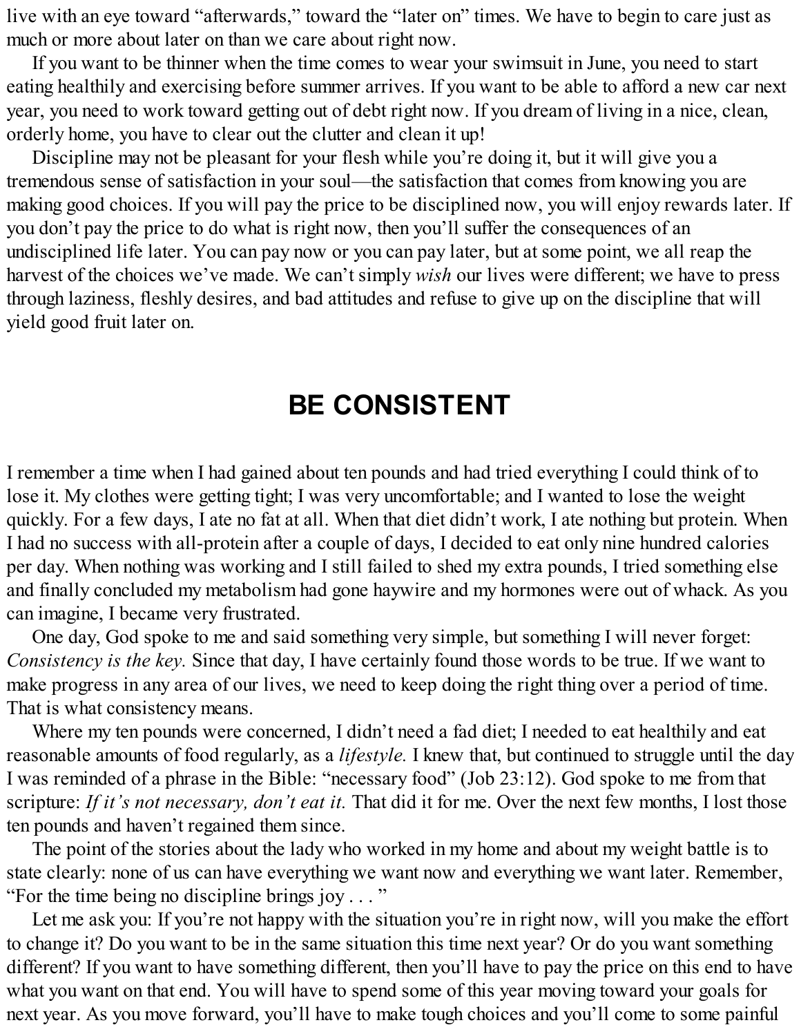live with an eye toward "afterwards," toward the "later on" times. We have to begin to care just as much or more about later on than we care about right now.

If you want to be thinner when the time comes to wear your swimsuit in June, you need to start eating healthily and exercising before summer arrives. If you want to be able to afford a new car next year, you need to work toward getting out of debt right now. If you dream of living in a nice, clean, orderly home, you have to clear out the clutter and clean it up!

Discipline may not be pleasant for your flesh while you're doing it, but it will give you a tremendous sense of satisfaction in your soul—the satisfaction that comes from knowing you are making good choices. If you will pay the price to be disciplined now, you will enjoy rewards later. If you don't pay the price to do what is right now, then you'll suffer the consequences of an undisciplined life later. You can pay now or you can pay later, but at some point, we all reap the harvest of the choices we've made. We can't simply *wish* our lives were different; we have to press through laziness, fleshly desires, and bad attitudes and refuse to give up on the discipline that will yield good fruit later on.

## BE CONSISTENT

I remember a time when I had gained about ten pounds and had tried everything I could think of to lose it. My clothes were getting tight; I was very uncomfortable; and I wanted to lose the weight quickly. For a few days, I ate no fat at all. When that diet didn't work, I ate nothing but protein. When I had no success with all-protein after a couple of days, I decided to eat only nine hundred calories per day. When nothing was working and I still failed to shed my extra pounds, I tried something else and finally concluded my metabolism had gone haywire and my hormones were out of whack. As you can imagine, I became very frustrated.

One day, God spoke to me and said something very simple, but something I will never forget: *Consistency is the key.* Since that day, I have certainly found those words to be true. If we want to make progress in any area of our lives, we need to keep doing the right thing over a period of time. That is what consistency means.

Where my ten pounds were concerned, I didn't need a fad diet; I needed to eat healthily and eat reasonable amounts of food regularly, as a *lifestyle.* I knew that, but continued to struggle until the day I was reminded of a phrase in the Bible: "necessary food" (Job 23:12). God spoke to me from that scripture: *If it's not necessary, don't eat it.* That did it for me. Over the next few months, I lost those ten pounds and haven't regained them since.

The point of the stories about the lady who worked in my home and about my weight battle is to state clearly: none of us can have everything we want now and everything we want later. Remember, "For the time being no discipline brings joy . . . "

Let me ask you: If you're not happy with the situation you're in right now, will you make the effort to change it? Do you want to be in the same situation this time next year? Or do you want something different? If you want to have something different, then you'll have to pay the price on this end to have what you want on that end. You will have to spend some of this year moving toward your goals for next year. As you move forward, you'll have to make tough choices and you'll come to some painful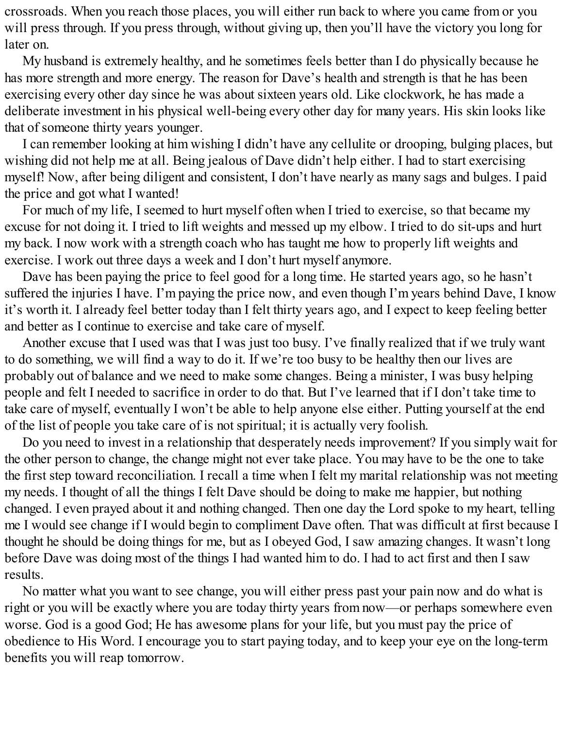crossroads. When you reach those places, you will either run back to where you came from or you will press through. If you press through, without giving up, then you'll have the victory you long for later on.

My husband is extremely healthy, and he sometimes feels better than I do physically because he has more strength and more energy. The reason for Dave's health and strength is that he has been exercising every other day since he was about sixteen years old. Like clockwork, he has made a deliberate investment in his physical well-being every other day for many years. His skin looks like that of someone thirty years younger.

I can remember looking at him wishing I didn't have any cellulite or drooping, bulging places, but wishing did not help me at all. Being jealous of Dave didn't help either. I had to start exercising myself! Now, after being diligent and consistent, I don't have nearly as many sags and bulges. I paid the price and got what I wanted!

For much of my life, I seemed to hurt myself often when I tried to exercise, so that became my excuse for not doing it. I tried to lift weights and messed up my elbow. I tried to do sit-ups and hurt my back. I now work with a strength coach who has taught me how to properly lift weights and exercise. I work out three days a week and I don't hurt myself anymore.

Dave has been paying the price to feel good for a long time. He started years ago, so he hasn't suffered the injuries I have. I'm paying the price now, and even though I'm years behind Dave, I know it's worth it. I already feel better today than I felt thirty years ago, and I expect to keep feeling better and better as I continue to exercise and take care of myself.

Another excuse that I used was that I was just too busy. I've finally realized that if we truly want to do something, we will find a way to do it. If we're too busy to be healthy then our lives are probably out of balance and we need to make some changes. Being a minister, I was busy helping people and felt I needed to sacrifice in order to do that. But I've learned that if I don't take time to take care of myself, eventually I won't be able to help anyone else either. Putting yourself at the end of the list of people you take care of is not spiritual; it is actually very foolish.

Do you need to invest in a relationship that desperately needs improvement? If you simply wait for the other person to change, the change might not ever take place. You may have to be the one to take the first step toward reconciliation. I recall a time when I felt my marital relationship was not meeting my needs. I thought of all the things I felt Dave should be doing to make me happier, but nothing changed. I even prayed about it and nothing changed. Then one day the Lord spoke to my heart, telling me I would see change if I would begin to compliment Dave often. That was difficult at first because I thought he should be doing things for me, but as I obeyed God, I saw amazing changes. It wasn't long before Dave was doing most of the things I had wanted him to do. I had to act first and then I saw results.

No matter what you want to see change, you will either press past your pain now and do what is right or you will be exactly where you are today thirty years from now—or perhaps somewhere even worse. God is a good God; He has awesome plans for your life, but you must pay the price of obedience to His Word. I encourage you to start paying today, and to keep your eye on the long-term benefits you will reap tomorrow.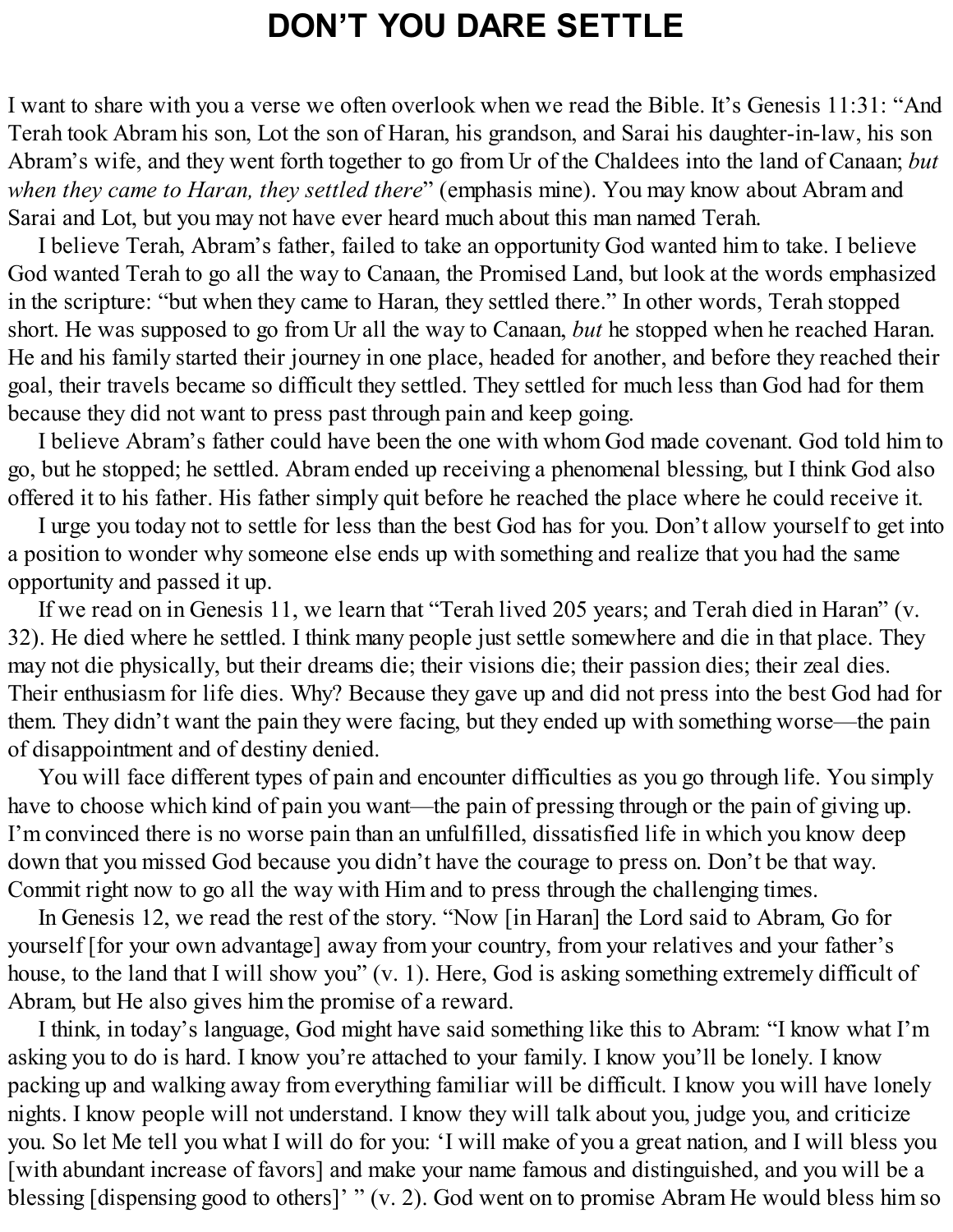# DON'T YOU DARE SETTLE

I want to share with you a verse we often overlook when we read the Bible. It's Genesis 11:31: "And Terah took Abram his son, Lot the son of Haran, his grandson, and Sarai his daughter-in-law, his son Abram's wife, and they went forth together to go from Ur of the Chaldees into the land of Canaan; *but when they came to Haran, they settled there*" (emphasis mine). You may know about Abram and Sarai and Lot, but you may not have ever heard much about this man named Terah.

I believe Terah, Abram's father, failed to take an opportunity God wanted him to take. I believe God wanted Terah to go all the way to Canaan, the Promised Land, but look at the words emphasized in the scripture: "but when they came to Haran, they settled there." In other words, Terah stopped short. He was supposed to go from Ur all the way to Canaan, *but* he stopped when he reached Haran. He and his family started their journey in one place, headed for another, and before they reached their goal, their travels became so difficult they settled. They settled for much less than God had for them because they did not want to press past through pain and keep going.

I believe Abram's father could have been the one with whom God made covenant. God told him to go, but he stopped; he settled. Abram ended up receiving a phenomenal blessing, but I think God also offered it to his father. His father simply quit before he reached the place where he could receive it.

I urge you today not to settle for less than the best God has for you. Don't allow yourself to get into a position to wonder why someone else ends up with something and realize that you had the same opportunity and passed it up.

If we read on in Genesis 11, we learn that "Terah lived 205 years; and Terah died in Haran" (v. 32). He died where he settled. I think many people just settle somewhere and die in that place. They may not die physically, but their dreams die; their visions die; their passion dies; their zeal dies. Their enthusiasm for life dies. Why? Because they gave up and did not press into the best God had for them. They didn't want the pain they were facing, but they ended up with something worse—the pain of disappointment and of destiny denied.

You will face different types of pain and encounter difficulties as you go through life. You simply have to choose which kind of pain you want—the pain of pressing through or the pain of giving up. I'm convinced there is no worse pain than an unfulfilled, dissatisfied life in which you know deep down that you missed God because you didn't have the courage to press on. Don't be that way. Commit right now to go all the way with Him and to press through the challenging times.

In Genesis 12, we read the rest of the story. "Now [in Haran] the Lord said to Abram, Go for yourself [for your own advantage] away from your country, from your relatives and your father's house, to the land that I will show you" (v. 1). Here, God is asking something extremely difficult of Abram, but He also gives him the promise of a reward.

I think, in today's language, God might have said something like this to Abram: "I know what I'm asking you to do is hard. I know you're attached to your family. I know you'll be lonely. I know packing up and walking away from everything familiar will be difficult. I know you will have lonely nights. I know people will not understand. I know they will talk about you, judge you, and criticize you. So let Me tell you what I will do for you: 'I will make of you a great nation, and I will bless you [with abundant increase of favors] and make your name famous and distinguished, and you will be a blessing [dispensing good to others]' " (v. 2). God went on to promise Abram He would bless him so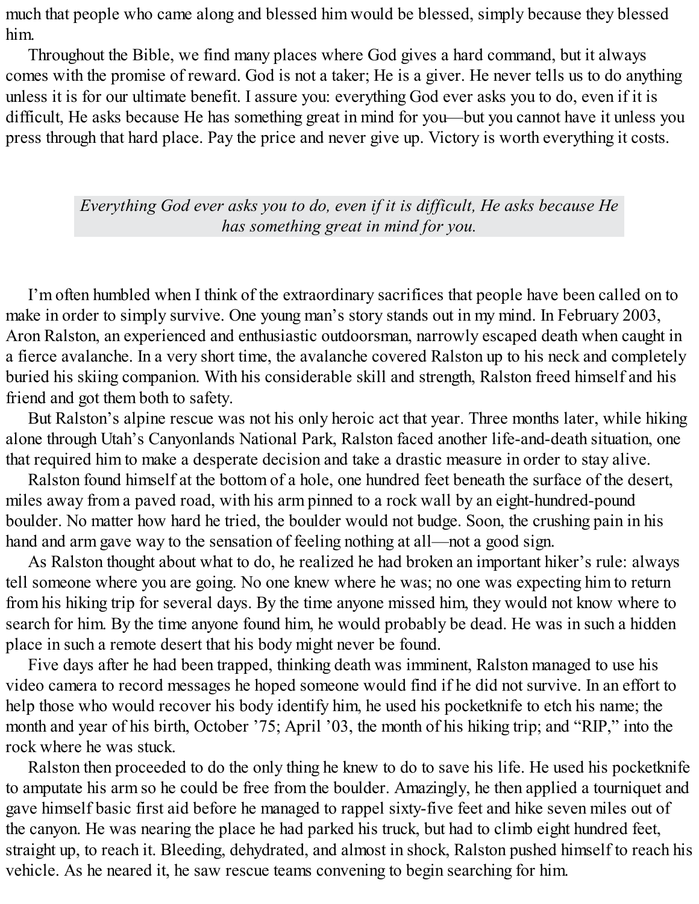much that people who came along and blessed him would be blessed, simply because they blessed him.

Throughout the Bible, we find many places where God gives a hard command, but it always comes with the promise of reward. God is not a taker; He is a giver. He never tells us to do anything unless it is for our ultimate benefit. I assure you: everything God ever asks you to do, even if it is difficult, He asks because He has something great in mind for you—but you cannot have it unless you press through that hard place. Pay the price and never give up. Victory is worth everything it costs.

> *Everything God ever asks you to do, even if it is difficult, He asks because He has something great in mind for you.*

I'm often humbled when I think of the extraordinary sacrifices that people have been called on to make in order to simply survive. One young man's story stands out in my mind. In February 2003, Aron Ralston, an experienced and enthusiastic outdoorsman, narrowly escaped death when caught in a fierce avalanche. In a very short time, the avalanche covered Ralston up to his neck and completely buried his skiing companion. With his considerable skill and strength, Ralston freed himself and his friend and got them both to safety.

But Ralston's alpine rescue was not his only heroic act that year. Three months later, while hiking alone through Utah's Canyonlands National Park, Ralston faced another life-and-death situation, one that required him to make a desperate decision and take a drastic measure in order to stay alive.

Ralston found himself at the bottom of a hole, one hundred feet beneath the surface of the desert, miles away from a paved road, with his arm pinned to a rock wall by an eight-hundred-pound boulder. No matter how hard he tried, the boulder would not budge. Soon, the crushing pain in his hand and arm gave way to the sensation of feeling nothing at all—not a good sign.

As Ralston thought about what to do, he realized he had broken an important hiker's rule: always tell someone where you are going. No one knew where he was; no one was expecting him to return from his hiking trip for several days. By the time anyone missed him, they would not know where to search for him. By the time anyone found him, he would probably be dead. He was in such a hidden place in such a remote desert that his body might never be found.

Five days after he had been trapped, thinking death was imminent, Ralston managed to use his video camera to record messages he hoped someone would find if he did not survive. In an effort to help those who would recover his body identify him, he used his pocketknife to etch his name; the month and year of his birth, October '75; April '03, the month of his hiking trip; and "RIP," into the rock where he was stuck.

Ralston then proceeded to do the only thing he knew to do to save his life. He used his pocketknife to amputate his arm so he could be free from the boulder. Amazingly, he then applied a tourniquet and gave himself basic first aid before he managed to rappel sixty-five feet and hike seven miles out of the canyon. He was nearing the place he had parked his truck, but had to climb eight hundred feet, straight up, to reach it. Bleeding, dehydrated, and almost in shock, Ralston pushed himself to reach his vehicle. As he neared it, he saw rescue teams convening to begin searching for him.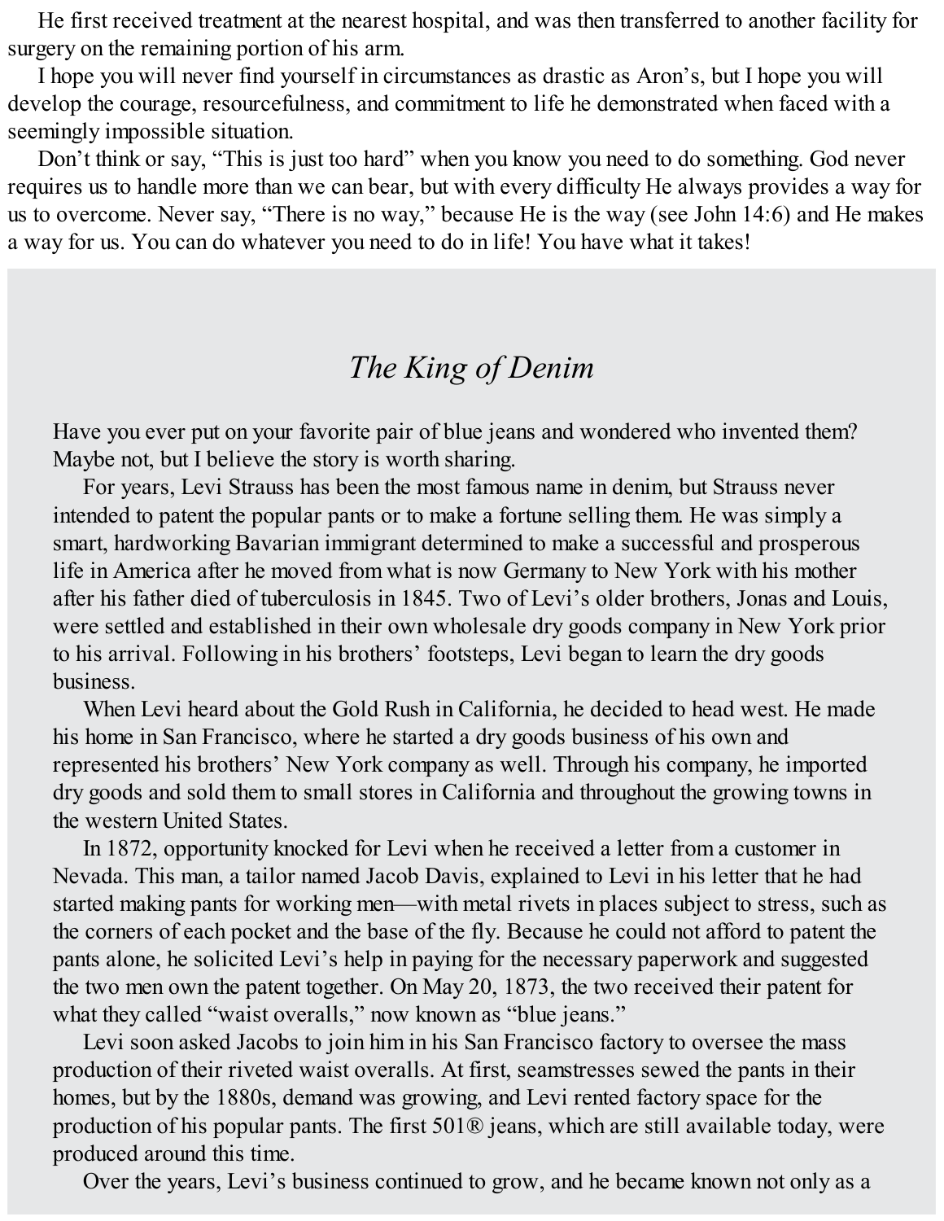He first received treatment at the nearest hospital, and was then transferred to another facility for surgery on the remaining portion of his arm.

I hope you will never find yourself in circumstances as drastic as Aron's, but I hope you will develop the courage, resourcefulness, and commitment to life he demonstrated when faced with a seemingly impossible situation.

Don't think or say, "This is just too hard" when you know you need to do something. God never requires us to handle more than we can bear, but with every difficulty He always provides a way for us to overcome. Never say, "There is no way," because He is the way (see John 14:6) and He makes a way for us. You can do whatever you need to do in life! You have what it takes!

## *The King of Denim*

Have you ever put on your favorite pair of blue jeans and wondered who invented them? Maybe not, but I believe the story is worth sharing.

For years, Levi Strauss has been the most famous name in denim, but Strauss never intended to patent the popular pants or to make a fortune selling them. He was simply a smart, hardworking Bavarian immigrant determined to make a successful and prosperous life in America after he moved from what is now Germany to New York with his mother after his father died of tuberculosis in 1845. Two of Levi's older brothers, Jonas and Louis, were settled and established in their own wholesale dry goods company in New York prior to his arrival. Following in his brothers' footsteps, Levi began to learn the dry goods business.

When Levi heard about the Gold Rush in California, he decided to head west. He made his home in San Francisco, where he started a dry goods business of his own and represented his brothers' New York company as well. Through his company, he imported dry goods and sold them to small stores in California and throughout the growing towns in the western United States.

In 1872, opportunity knocked for Levi when he received a letter from a customer in Nevada. This man, a tailor named Jacob Davis, explained to Levi in his letter that he had started making pants for working men—with metal rivets in places subject to stress, such as the corners of each pocket and the base of the fly. Because he could not afford to patent the pants alone, he solicited Levi's help in paying for the necessary paperwork and suggested the two men own the patent together. On May 20, 1873, the two received their patent for what they called "waist overalls," now known as "blue jeans."

Levi soon asked Jacobs to join him in his San Francisco factory to oversee the mass production of their riveted waist overalls. At first, seamstresses sewed the pants in their homes, but by the 1880s, demand was growing, and Levi rented factory space for the production of his popular pants. The first 501® jeans, which are still available today, were produced around this time.

Over the years, Levi's business continued to grow, and he became known not only as a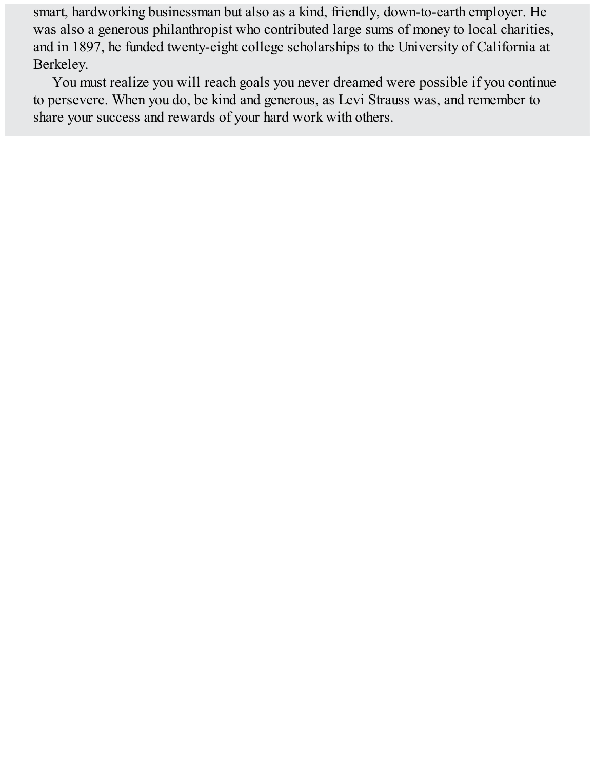smart, hardworking businessman but also as a kind, friendly, down-to-earth employer. He was also a generous philanthropist who contributed large sums of money to local charities, and in 1897, he funded twenty-eight college scholarships to the University of California at Berkeley.

You must realize you will reach goals you never dreamed were possible if you continue to persevere. When you do, be kind and generous, as Levi Strauss was, and remember to share your success and rewards of your hard work with others.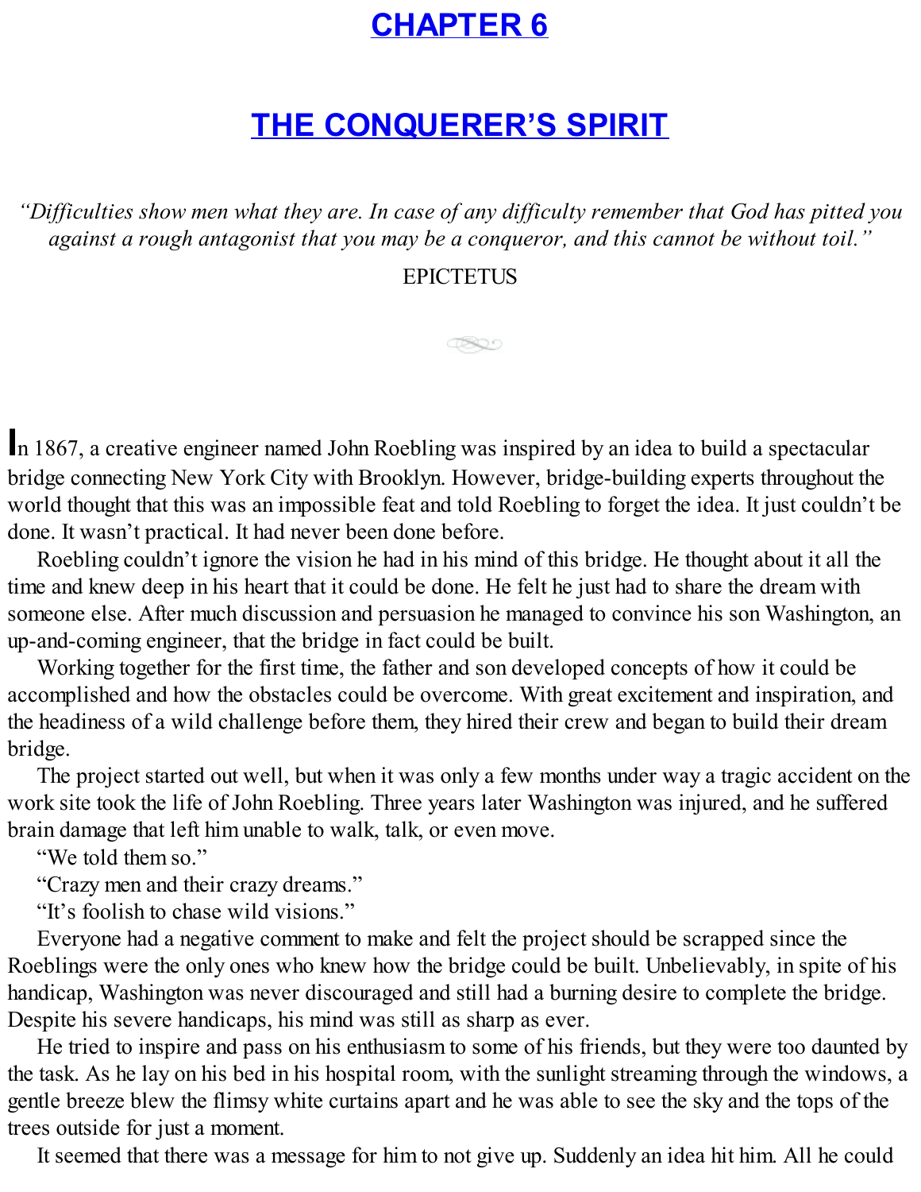# CHAPTER 6

# THE CONQUERER'S SPIRIT

*"Difficulties show men what they are. In case of any difficulty remember that God has pitted you against a rough antagonist that you may be a conqueror, and this cannot be without toil."*

EPICTETUS

In 1867, a creative engineer named John Roebling was inspired by an idea to build a spectacular bridge connecting New York City with Brooklyn. However, bridge-building experts throughout the world thought that this was an impossible feat and told Roebling to forget the idea. It just couldn't be done. It wasn't practical. It had never been done before.

Roebling couldn't ignore the vision he had in his mind of this bridge. He thought about it all the time and knew deep in his heart that it could be done. He felt he just had to share the dream with someone else. After much discussion and persuasion he managed to convince his son Washington, an up-and-coming engineer, that the bridge in fact could be built.

Working together for the first time, the father and son developed concepts of how it could be accomplished and how the obstacles could be overcome. With great excitement and inspiration, and the headiness of a wild challenge before them, they hired their crew and began to build their dream bridge.

The project started out well, but when it was only a few months under way a tragic accident on the work site took the life of John Roebling. Three years later Washington was injured, and he suffered brain damage that left him unable to walk, talk, or even move.

"We told them so."

"Crazy men and their crazy dreams."

"It's foolish to chase wild visions."

Everyone had a negative comment to make and felt the project should be scrapped since the Roeblings were the only ones who knew how the bridge could be built. Unbelievably, in spite of his handicap, Washington was never discouraged and still had a burning desire to complete the bridge. Despite his severe handicaps, his mind was still as sharp as ever.

He tried to inspire and pass on his enthusiasm to some of his friends, but they were too daunted by the task. As he lay on his bed in his hospital room, with the sunlight streaming through the windows, a gentle breeze blew the flimsy white curtains apart and he was able to see the sky and the tops of the trees outside for just a moment.

It seemed that there was a message for him to not give up. Suddenly an idea hit him. All he could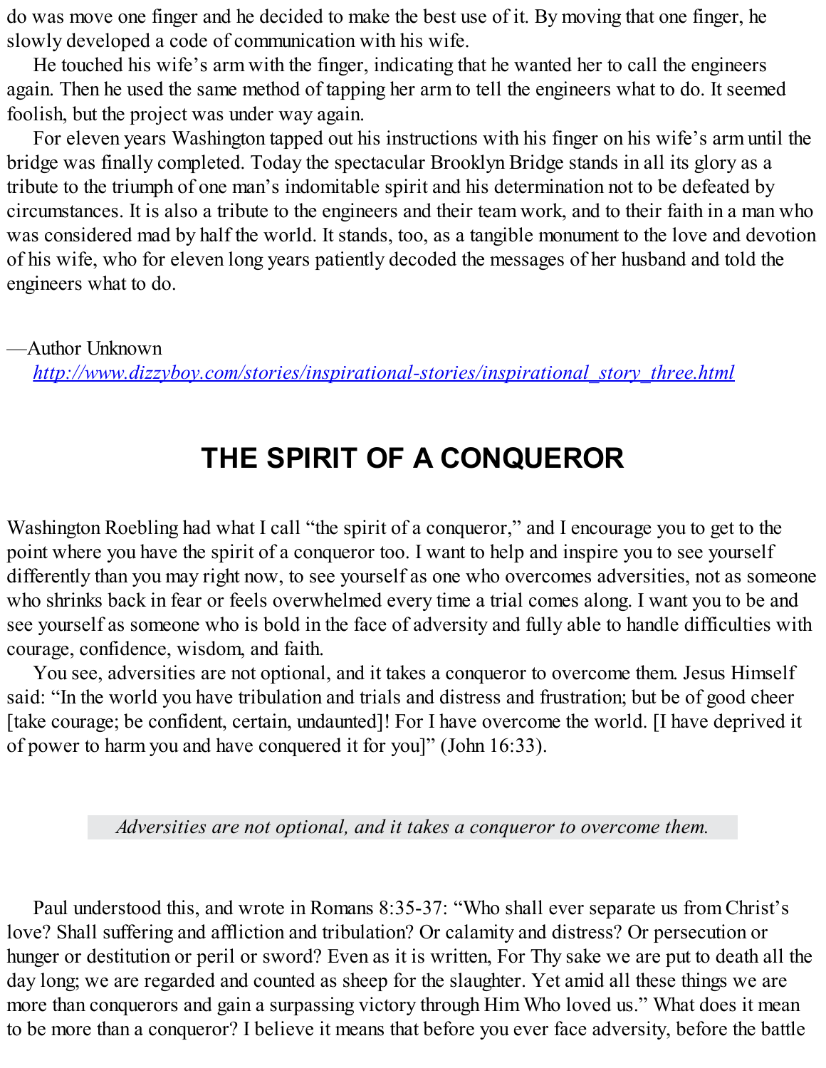do was move one finger and he decided to make the best use of it. By moving that one finger, he slowly developed a code of communication with his wife.

He touched his wife's arm with the finger, indicating that he wanted her to call the engineers again. Then he used the same method of tapping her arm to tell the engineers what to do. It seemed foolish, but the project was under way again.

For eleven years Washington tapped out his instructions with his finger on his wife's arm until the bridge was finally completed. Today the spectacular Brooklyn Bridge stands in all its glory as a tribute to the triumph of one man's indomitable spirit and his determination not to be defeated by circumstances. It is also a tribute to the engineers and their team work, and to their faith in a man who was considered mad by half the world. It stands, too, as a tangible monument to the love and devotion of his wife, who for eleven long years patiently decoded the messages of her husband and told the engineers what to do.

—Author Unknown

*http://www.dizzyboy.com/stories/inspirational-stories/inspirational_story_three.html*

## THE SPIRIT OF A CONQUEROR

Washington Roebling had what I call "the spirit of a conqueror," and I encourage you to get to the point where you have the spirit of a conqueror too. I want to help and inspire you to see yourself differently than you may right now, to see yourself as one who overcomes adversities, not as someone who shrinks back in fear or feels overwhelmed every time a trial comes along. I want you to be and see yourself as someone who is bold in the face of adversity and fully able to handle difficulties with courage, confidence, wisdom, and faith.

You see, adversities are not optional, and it takes a conqueror to overcome them. Jesus Himself said: "In the world you have tribulation and trials and distress and frustration; but be of good cheer [take courage; be confident, certain, undaunted]! For I have overcome the world. [I have deprived it of power to harm you and have conquered it for you]" (John 16:33).

*Adversities are not optional, and it takes a conqueror to overcome them.*

Paul understood this, and wrote in Romans 8:35-37: "Who shall ever separate us from Christ's love? Shall suffering and affliction and tribulation? Or calamity and distress? Or persecution or hunger or destitution or peril or sword? Even as it is written, For Thy sake we are put to death all the day long; we are regarded and counted as sheep for the slaughter. Yet amid all these things we are more than conquerors and gain a surpassing victory through Him Who loved us." What does it mean to be more than a conqueror? I believe it means that before you ever face adversity, before the battle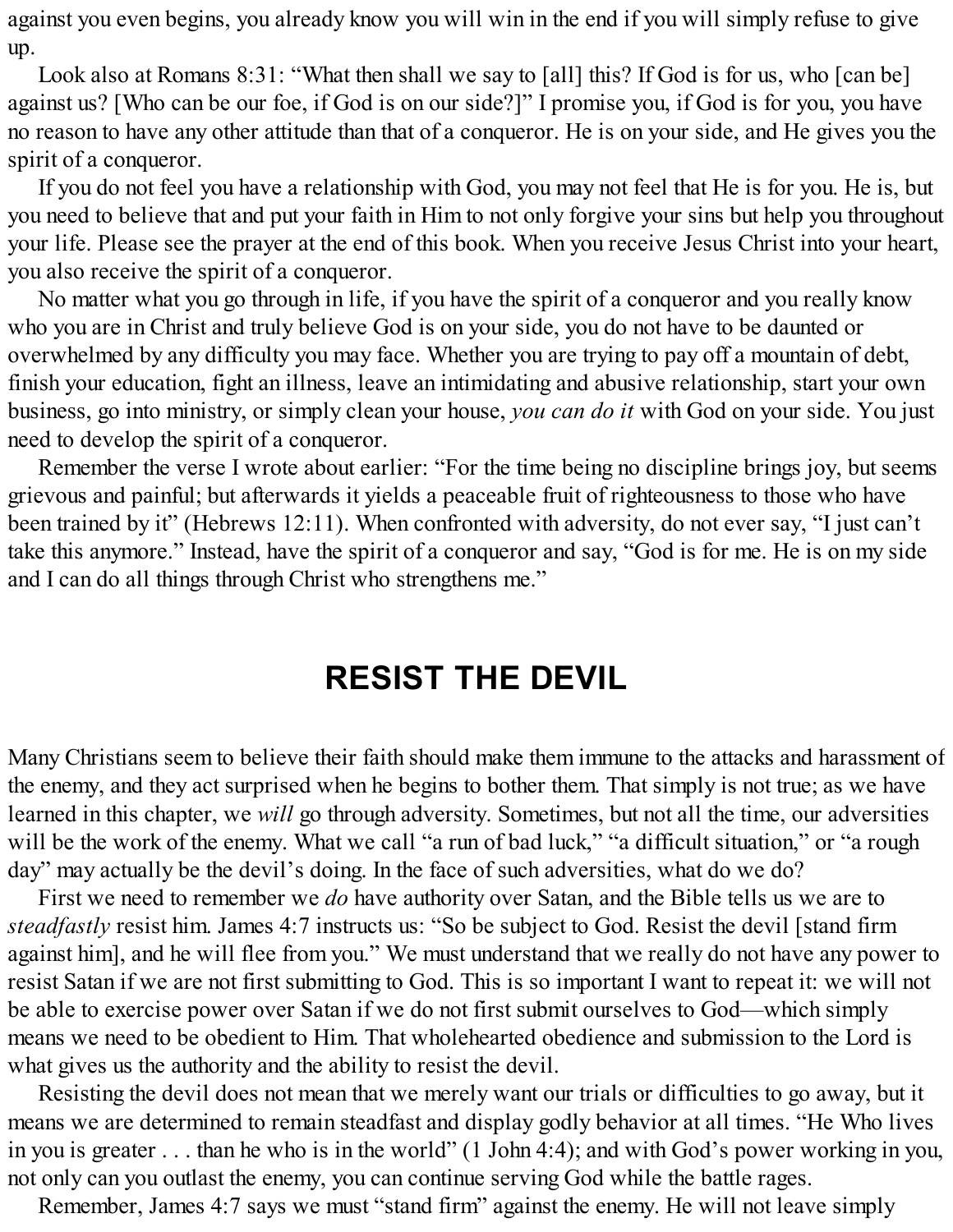against you even begins, you already know you will win in the end if you will simply refuse to give up.

Look also at Romans 8:31: “What then shall we say to [all] this? If God is for us, who [can be] against us? [Who can be our foe, if God is on our side?]” I promise you, if God is for you, you have no reason to have any other attitude than that of a conqueror. He is on your side, and He gives you the spirit of a conqueror.

If you do not feel you have a relationship with God, you may not feel that He is for you. He is, but you need to believe that and put your faith in Him to not only forgive your sins but help you throughout your life. Please see the prayer at the end of this book. When you receive Jesus Christ into your heart, you also receive the spirit of a conqueror.

No matter what you go through in life, if you have the spirit of a conqueror and you really know who you are in Christ and truly believe God is on your side, you do not have to be daunted or overwhelmed by any difficulty you may face. Whether you are trying to pay off a mountain of debt, finish your education, fight an illness, leave an intimidating and abusive relationship, start your own business, go into ministry, or simply clean your house, *you can do it* with God on your side. You just need to develop the spirit of a conqueror.

Remember the verse I wrote about earlier: “For the time being no discipline brings joy, but seems grievous and painful; but afterwards it yields a peaceable fruit of righteousness to those who have been trained by it” (Hebrews 12:11). When confronted with adversity, do not ever say, “I just can’t take this anymore.” Instead, have the spirit of a conqueror and say, “God is for me. He is on my side and I can do all things through Christ who strengthens me.”

## RESIST THE DEVIL

Many Christians seem to believe their faith should make them immune to the attacks and harassment of the enemy, and they act surprised when he begins to bother them. That simply is not true; as we have learned in this chapter, we *will* go through adversity. Sometimes, but not all the time, our adversities will be the work of the enemy. What we call “a run of bad luck,” “a difficult situation,” or “a rough day” may actually be the devil’s doing. In the face of such adversities, what do we do?

First we need to remember we *do* have authority over Satan, and the Bible tells us we are to *steadfastly* resist him. James 4:7 instructs us: “So be subject to God. Resist the devil [stand firm against him], and he will flee from you.” We must understand that we really do not have any power to resist Satan if we are not first submitting to God. This is so important I want to repeat it: we will not be able to exercise power over Satan if we do not first submit ourselves to God—which simply means we need to be obedient to Him. That wholehearted obedience and submission to the Lord is what gives us the authority and the ability to resist the devil.

Resisting the devil does not mean that we merely want our trials or difficulties to go away, but it means we are determined to remain steadfast and display godly behavior at all times. “He Who lives in you is greater . . . than he who is in the world” (1 John 4:4); and with God’s power working in you, not only can you outlast the enemy, you can continue serving God while the battle rages.

Remember, James 4:7 says we must “stand firm” against the enemy. He will not leave simply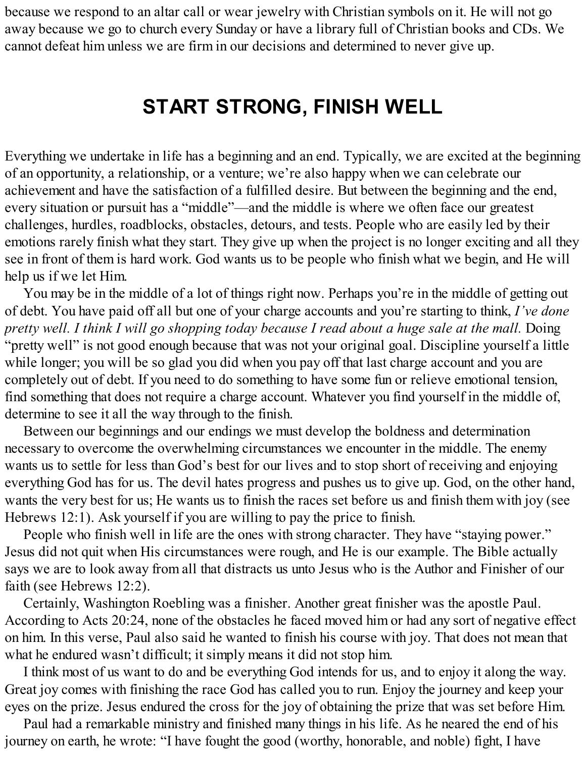because we respond to an altar call or wear jewelry with Christian symbols on it. He will not go away because we go to church every Sunday or have a library full of Christian books and CDs. We cannot defeat him unless we are firm in our decisions and determined to never give up.

## START STRONG, FINISH WELL

Everything we undertake in life has a beginning and an end. Typically, we are excited at the beginning of an opportunity, a relationship, or a venture; we're also happy when we can celebrate our achievement and have the satisfaction of a fulfilled desire. But between the beginning and the end, every situation or pursuit has a "middle"—and the middle is where we often face our greatest challenges, hurdles, roadblocks, obstacles, detours, and tests. People who are easily led by their emotions rarely finish what they start. They give up when the project is no longer exciting and all they see in front of them is hard work. God wants us to be people who finish what we begin, and He will help us if we let Him.

You may be in the middle of a lot of things right now. Perhaps you're in the middle of getting out of debt. You have paid off all but one of your charge accounts and you're starting to think, *I've done pretty well. I think I will go shopping today because I read about a huge sale at the mall.* Doing "pretty well" is not good enough because that was not your original goal. Discipline yourself a little while longer; you will be so glad you did when you pay off that last charge account and you are completely out of debt. If you need to do something to have some fun or relieve emotional tension, find something that does not require a charge account. Whatever you find yourself in the middle of, determine to see it all the way through to the finish.

Between our beginnings and our endings we must develop the boldness and determination necessary to overcome the overwhelming circumstances we encounter in the middle. The enemy wants us to settle for less than God's best for our lives and to stop short of receiving and enjoying everything God has for us. The devil hates progress and pushes us to give up. God, on the other hand, wants the very best for us; He wants us to finish the races set before us and finish them with joy (see Hebrews 12:1). Ask yourself if you are willing to pay the price to finish.

People who finish well in life are the ones with strong character. They have "staying power." Jesus did not quit when His circumstances were rough, and He is our example. The Bible actually says we are to look away from all that distracts us unto Jesus who is the Author and Finisher of our faith (see Hebrews 12:2).

Certainly, Washington Roebling was a finisher. Another great finisher was the apostle Paul. According to Acts 20:24, none of the obstacles he faced moved him or had any sort of negative effect on him. In this verse, Paul also said he wanted to finish his course with joy. That does not mean that what he endured wasn't difficult; it simply means it did not stop him.

I think most of us want to do and be everything God intends for us, and to enjoy it along the way. Great joy comes with finishing the race God has called you to run. Enjoy the journey and keep your eyes on the prize. Jesus endured the cross for the joy of obtaining the prize that was set before Him.

Paul had a remarkable ministry and finished many things in his life. As he neared the end of his journey on earth, he wrote: "I have fought the good (worthy, honorable, and noble) fight, I have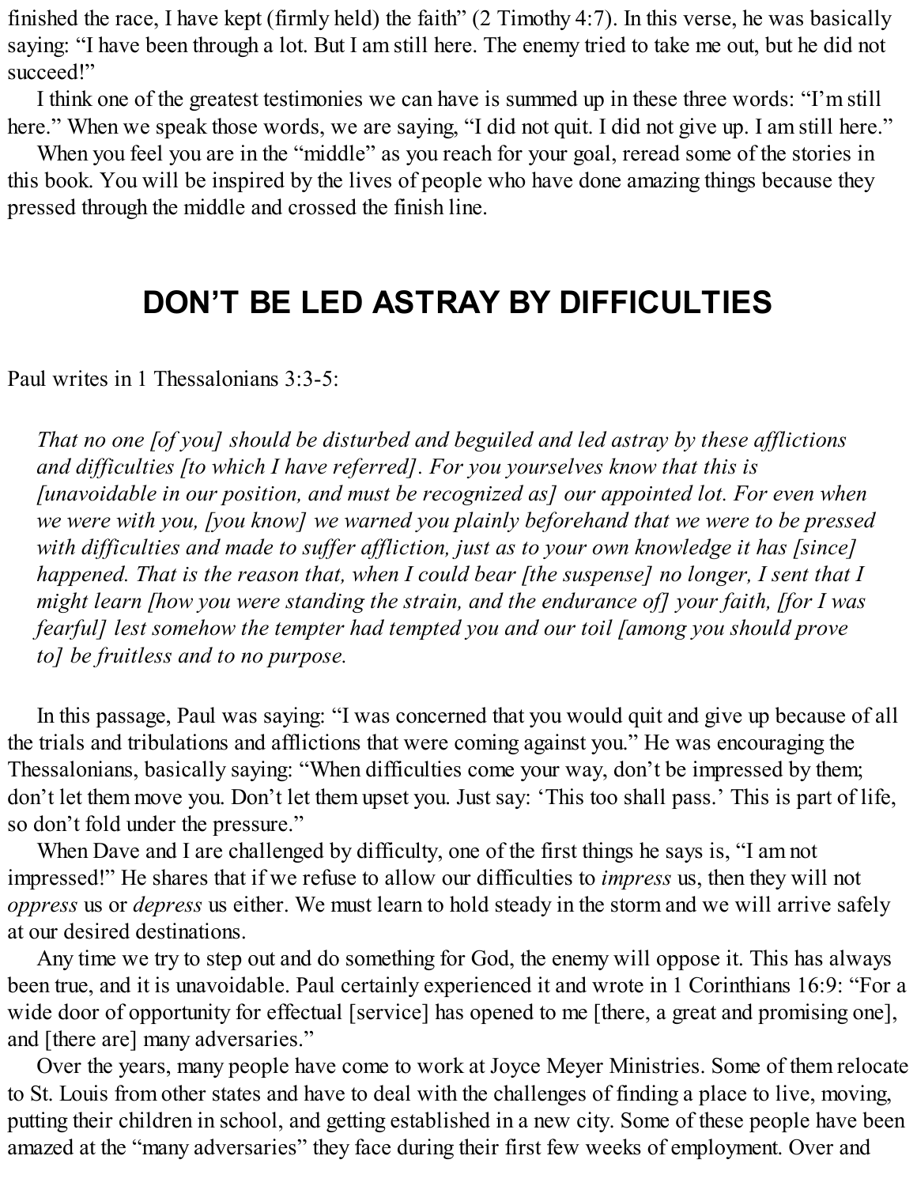finished the race, I have kept (firmly held) the faith" (2 Timothy 4:7). In this verse, he was basically saying: "I have been through a lot. But I am still here. The enemy tried to take me out, but he did not succeed!"

I think one of the greatest testimonies we can have is summed up in these three words: "I'm still here." When we speak those words, we are saying, "I did not quit. I did not give up. I am still here."

When you feel you are in the "middle" as you reach for your goal, reread some of the stories in this book. You will be inspired by the lives of people who have done amazing things because they pressed through the middle and crossed the finish line.

## DON'T BE LED ASTRAY BY DIFFICULTIES

Paul writes in 1 Thessalonians 3:3-5:

> *That no one [of you] should be disturbed and beguiled and led astray by these afflictions and difficulties [to which I have referred]. For you yourselves know that this is [unavoidable in our position, and must be recognized as] our appointed lot. For even when we were with you, [you know] we warned you plainly beforehand that we were to be pressed with difficulties and made to suffer affliction, just as to your own knowledge it has [since] happened. That is the reason that, when I could bear [the suspense] no longer, I sent that I might learn [how you were standing the strain, and the endurance of] your faith, [for I was fearful] lest somehow the tempter had tempted you and our toil [among you should prove to] be fruitless and to no purpose.*

In this passage, Paul was saying: "I was concerned that you would quit and give up because of all the trials and tribulations and afflictions that were coming against you." He was encouraging the Thessalonians, basically saying: "When difficulties come your way, don't be impressed by them; don't let them move you. Don't let them upset you. Just say: 'This too shall pass.' This is part of life, so don't fold under the pressure."

When Dave and I are challenged by difficulty, one of the first things he says is, "I am not impressed!" He shares that if we refuse to allow our difficulties to *impress* us, then they will not *oppress* us or *depress* us either. We must learn to hold steady in the storm and we will arrive safely at our desired destinations.

Any time we try to step out and do something for God, the enemy will oppose it. This has always been true, and it is unavoidable. Paul certainly experienced it and wrote in 1 Corinthians 16:9: "For a wide door of opportunity for effectual [service] has opened to me [there, a great and promising one], and [there are] many adversaries."

Over the years, many people have come to work at Joyce Meyer Ministries. Some of them relocate to St. Louis from other states and have to deal with the challenges of finding a place to live, moving, putting their children in school, and getting established in a new city. Some of these people have been amazed at the "many adversaries" they face during their first few weeks of employment. Over and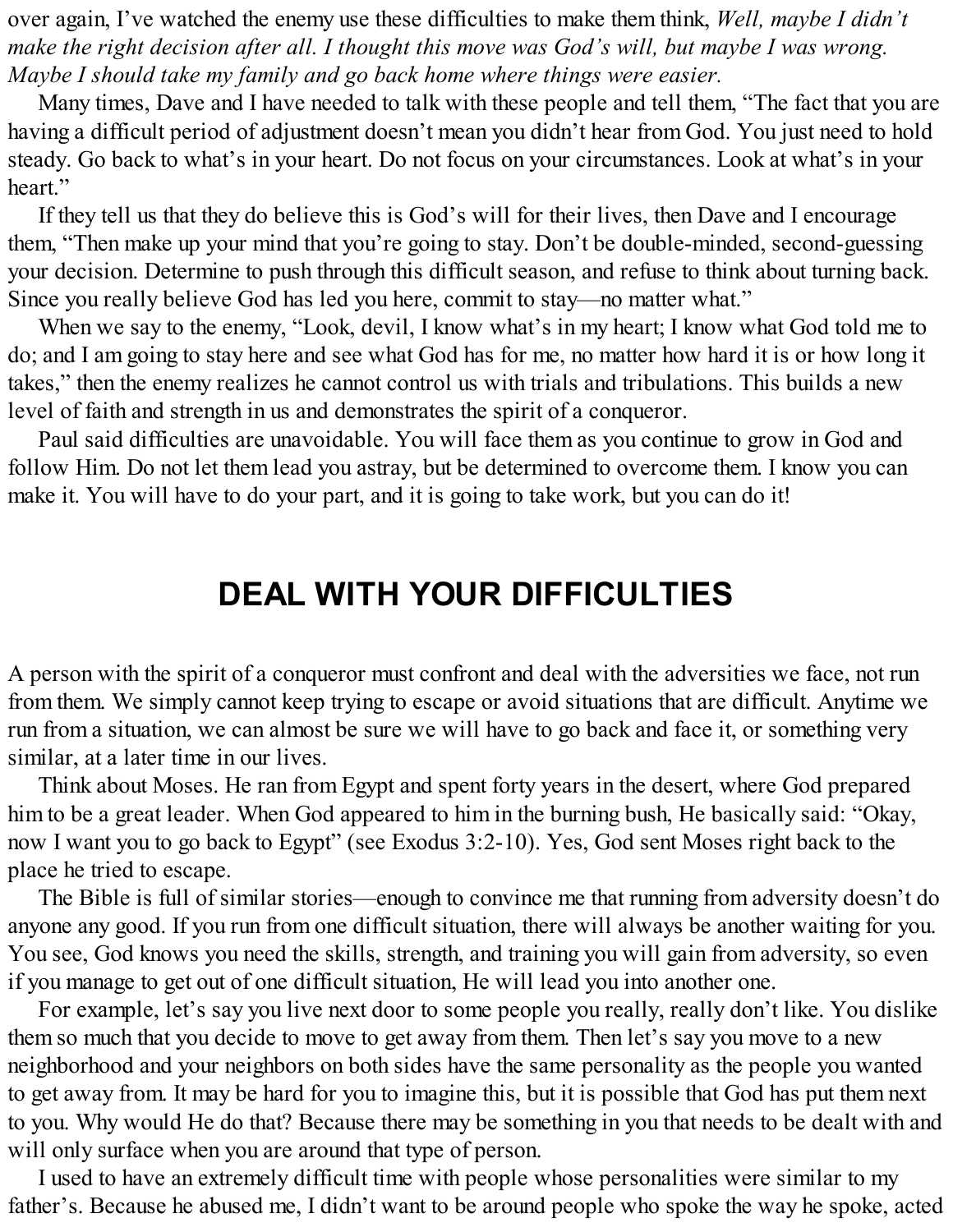over again, I've watched the enemy use these difficulties to make them think, *Well, maybe I didn't make the right decision after all. I thought this move was God's will, but maybe I was wrong. Maybe I should take my family and go back home where things were easier.*

Many times, Dave and I have needed to talk with these people and tell them, "The fact that you are having a difficult period of adjustment doesn't mean you didn't hear from God. You just need to hold steady. Go back to what's in your heart. Do not focus on your circumstances. Look at what's in your heart."

If they tell us that they do believe this is God's will for their lives, then Dave and I encourage them, "Then make up your mind that you're going to stay. Don't be double-minded, second-guessing your decision. Determine to push through this difficult season, and refuse to think about turning back. Since you really believe God has led you here, commit to stay—no matter what."

When we say to the enemy, "Look, devil, I know what's in my heart; I know what God told me to do; and I am going to stay here and see what God has for me, no matter how hard it is or how long it takes," then the enemy realizes he cannot control us with trials and tribulations. This builds a new level of faith and strength in us and demonstrates the spirit of a conqueror.

Paul said difficulties are unavoidable. You will face them as you continue to grow in God and follow Him. Do not let them lead you astray, but be determined to overcome them. I know you can make it. You will have to do your part, and it is going to take work, but you can do it!

## DEAL WITH YOUR DIFFICULTIES

A person with the spirit of a conqueror must confront and deal with the adversities we face, not run from them. We simply cannot keep trying to escape or avoid situations that are difficult. Anytime we run from a situation, we can almost be sure we will have to go back and face it, or something very similar, at a later time in our lives.

Think about Moses. He ran from Egypt and spent forty years in the desert, where God prepared him to be a great leader. When God appeared to him in the burning bush, He basically said: "Okay, now I want you to go back to Egypt" (see Exodus 3:2-10). Yes, God sent Moses right back to the place he tried to escape.

The Bible is full of similar stories—enough to convince me that running from adversity doesn't do anyone any good. If you run from one difficult situation, there will always be another waiting for you. You see, God knows you need the skills, strength, and training you will gain from adversity, so even if you manage to get out of one difficult situation, He will lead you into another one.

For example, let's say you live next door to some people you really, really don't like. You dislike them so much that you decide to move to get away from them. Then let's say you move to a new neighborhood and your neighbors on both sides have the same personality as the people you wanted to get away from. It may be hard for you to imagine this, but it is possible that God has put them next to you. Why would He do that? Because there may be something in you that needs to be dealt with and will only surface when you are around that type of person.

I used to have an extremely difficult time with people whose personalities were similar to my father's. Because he abused me, I didn't want to be around people who spoke the way he spoke, acted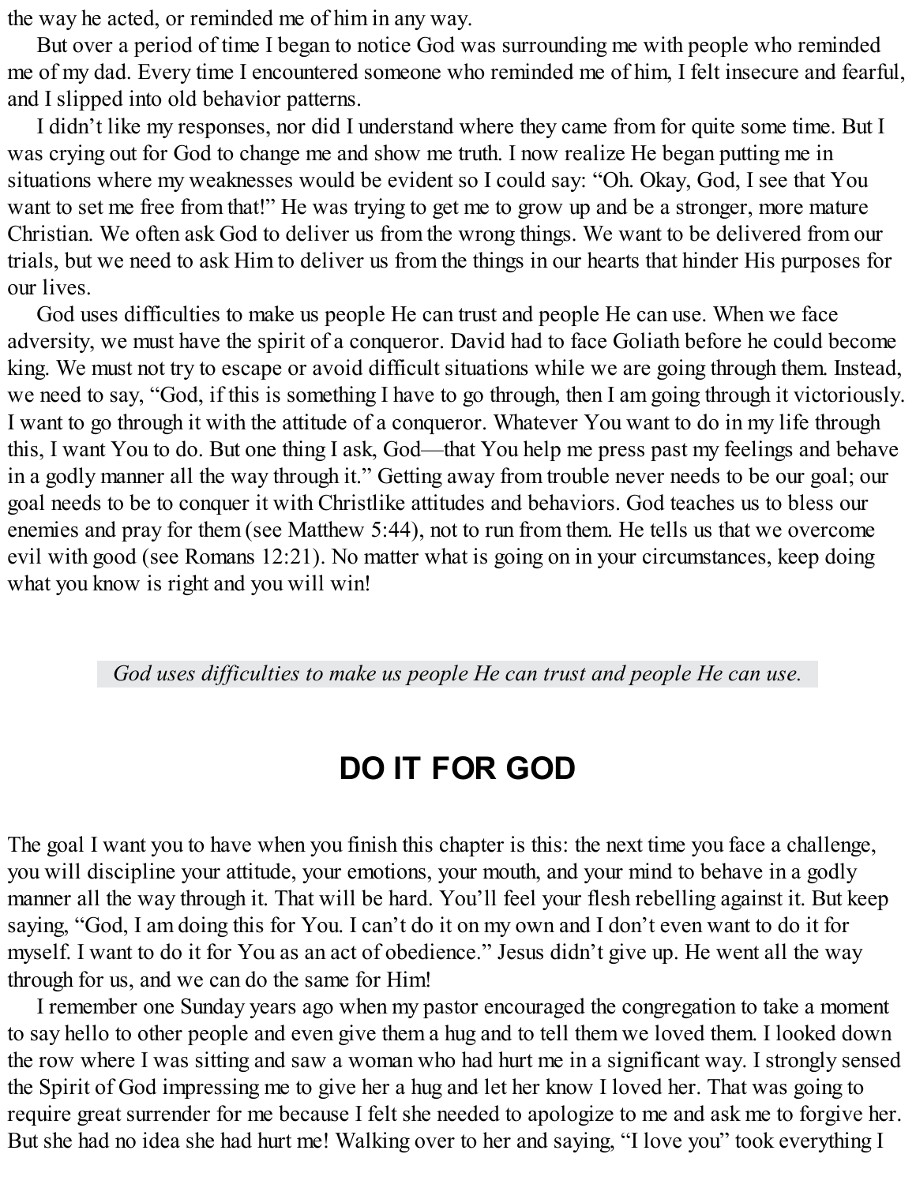the way he acted, or reminded me of him in any way.

But over a period of time I began to notice God was surrounding me with people who reminded me of my dad. Every time I encountered someone who reminded me of him, I felt insecure and fearful, and I slipped into old behavior patterns.

I didn't like my responses, nor did I understand where they came from for quite some time. But I was crying out for God to change me and show me truth. I now realize He began putting me in situations where my weaknesses would be evident so I could say: "Oh. Okay, God, I see that You want to set me free from that!" He was trying to get me to grow up and be a stronger, more mature Christian. We often ask God to deliver us from the wrong things. We want to be delivered from our trials, but we need to ask Him to deliver us from the things in our hearts that hinder His purposes for our lives.

God uses difficulties to make us people He can trust and people He can use. When we face adversity, we must have the spirit of a conqueror. David had to face Goliath before he could become king. We must not try to escape or avoid difficult situations while we are going through them. Instead, we need to say, "God, if this is something I have to go through, then I am going through it victoriously. I want to go through it with the attitude of a conqueror. Whatever You want to do in my life through this, I want You to do. But one thing I ask, God—that You help me press past my feelings and behave in a godly manner all the way through it." Getting away from trouble never needs to be our goal; our goal needs to be to conquer it with Christlike attitudes and behaviors. God teaches us to bless our enemies and pray for them (see Matthew 5:44), not to run from them. He tells us that we overcome evil with good (see Romans 12:21). No matter what is going on in your circumstances, keep doing what you know is right and you will win!

*God uses difficulties to make us people He can trust and people He can use.*

## DO IT FOR GOD

The goal I want you to have when you finish this chapter is this: the next time you face a challenge, you will discipline your attitude, your emotions, your mouth, and your mind to behave in a godly manner all the way through it. That will be hard. You'll feel your flesh rebelling against it. But keep saying, "God, I am doing this for You. I can't do it on my own and I don't even want to do it for myself. I want to do it for You as an act of obedience." Jesus didn't give up. He went all the way through for us, and we can do the same for Him!

I remember one Sunday years ago when my pastor encouraged the congregation to take a moment to say hello to other people and even give them a hug and to tell them we loved them. I looked down the row where I was sitting and saw a woman who had hurt me in a significant way. I strongly sensed the Spirit of God impressing me to give her a hug and let her know I loved her. That was going to require great surrender for me because I felt she needed to apologize to me and ask me to forgive her. But she had no idea she had hurt me! Walking over to her and saying, "I love you" took everything I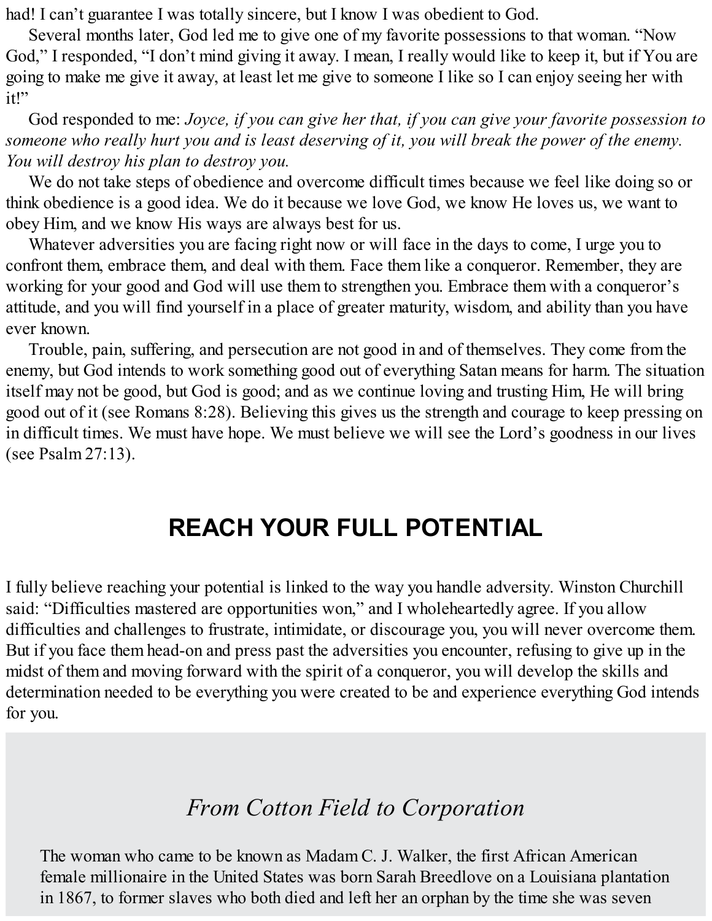had! I can't guarantee I was totally sincere, but I know I was obedient to God.

Several months later, God led me to give one of my favorite possessions to that woman. "Now God," I responded, "I don't mind giving it away. I mean, I really would like to keep it, but if You are going to make me give it away, at least let me give to someone I like so I can enjoy seeing her with it!"

God responded to me: *Joyce, if you can give her that, if you can give your favorite possession to someone who really hurt you and is least deserving of it, you will break the power of the enemy. You will destroy his plan to destroy you.*

We do not take steps of obedience and overcome difficult times because we feel like doing so or think obedience is a good idea. We do it because we love God, we know He loves us, we want to obey Him, and we know His ways are always best for us.

Whatever adversities you are facing right now or will face in the days to come, I urge you to confront them, embrace them, and deal with them. Face them like a conqueror. Remember, they are working for your good and God will use them to strengthen you. Embrace them with a conqueror's attitude, and you will find yourself in a place of greater maturity, wisdom, and ability than you have ever known.

Trouble, pain, suffering, and persecution are not good in and of themselves. They come from the enemy, but God intends to work something good out of everything Satan means for harm. The situation itself may not be good, but God is good; and as we continue loving and trusting Him, He will bring good out of it (see Romans 8:28). Believing this gives us the strength and courage to keep pressing on in difficult times. We must have hope. We must believe we will see the Lord's goodness in our lives (see Psalm 27:13).

## REACH YOUR FULL POTENTIAL

I fully believe reaching your potential is linked to the way you handle adversity. Winston Churchill said: "Difficulties mastered are opportunities won," and I wholeheartedly agree. If you allow difficulties and challenges to frustrate, intimidate, or discourage you, you will never overcome them. But if you face them head-on and press past the adversities you encounter, refusing to give up in the midst of them and moving forward with the spirit of a conqueror, you will develop the skills and determination needed to be everything you were created to be and experience everything God intends for you.

### *From Cotton Field to Corporation*

The woman who came to be known as Madam C. J. Walker, the first African American female millionaire in the United States was born Sarah Breedlove on a Louisiana plantation in 1867, to former slaves who both died and left her an orphan by the time she was seven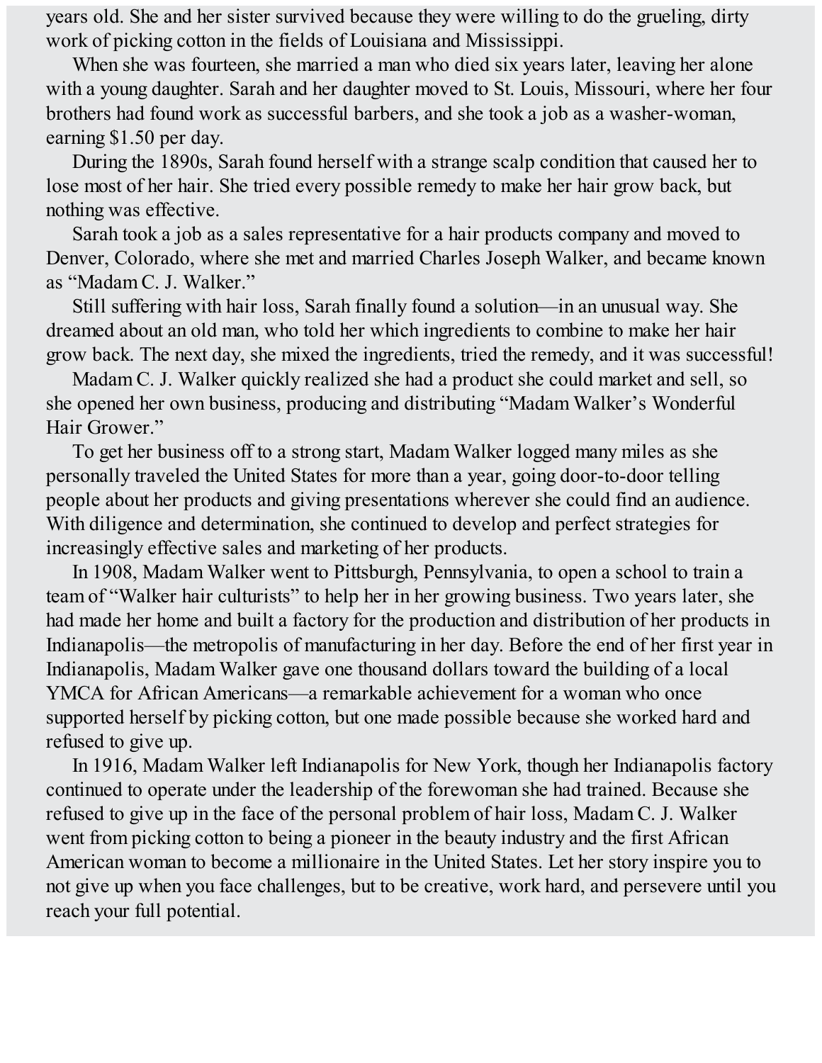years old. She and her sister survived because they were willing to do the grueling, dirty work of picking cotton in the fields of Louisiana and Mississippi.

When she was fourteen, she married a man who died six years later, leaving her alone with a young daughter. Sarah and her daughter moved to St. Louis, Missouri, where her four brothers had found work as successful barbers, and she took a job as a washer-woman, earning $1.50 per day.

During the 1890s, Sarah found herself with a strange scalp condition that caused her to lose most of her hair. She tried every possible remedy to make her hair grow back, but nothing was effective.

Sarah took a job as a sales representative for a hair products company and moved to Denver, Colorado, where she met and married Charles Joseph Walker, and became known as "Madam C. J. Walker."

Still suffering with hair loss, Sarah finally found a solution—in an unusual way. She dreamed about an old man, who told her which ingredients to combine to make her hair grow back. The next day, she mixed the ingredients, tried the remedy, and it was successful!

Madam C. J. Walker quickly realized she had a product she could market and sell, so she opened her own business, producing and distributing "Madam Walker's Wonderful Hair Grower."

To get her business off to a strong start, Madam Walker logged many miles as she personally traveled the United States for more than a year, going door-to-door telling people about her products and giving presentations wherever she could find an audience. With diligence and determination, she continued to develop and perfect strategies for increasingly effective sales and marketing of her products.

In 1908, Madam Walker went to Pittsburgh, Pennsylvania, to open a school to train a team of "Walker hair culturists" to help her in her growing business. Two years later, she had made her home and built a factory for the production and distribution of her products in Indianapolis—the metropolis of manufacturing in her day. Before the end of her first year in Indianapolis, Madam Walker gave one thousand dollars toward the building of a local YMCA for African Americans—a remarkable achievement for a woman who once supported herself by picking cotton, but one made possible because she worked hard and refused to give up.

In 1916, Madam Walker left Indianapolis for New York, though her Indianapolis factory continued to operate under the leadership of the forewoman she had trained. Because she refused to give up in the face of the personal problem of hair loss, Madam C. J. Walker went from picking cotton to being a pioneer in the beauty industry and the first African American woman to become a millionaire in the United States. Let her story inspire you to not give up when you face challenges, but to be creative, work hard, and persevere until you reach your full potential.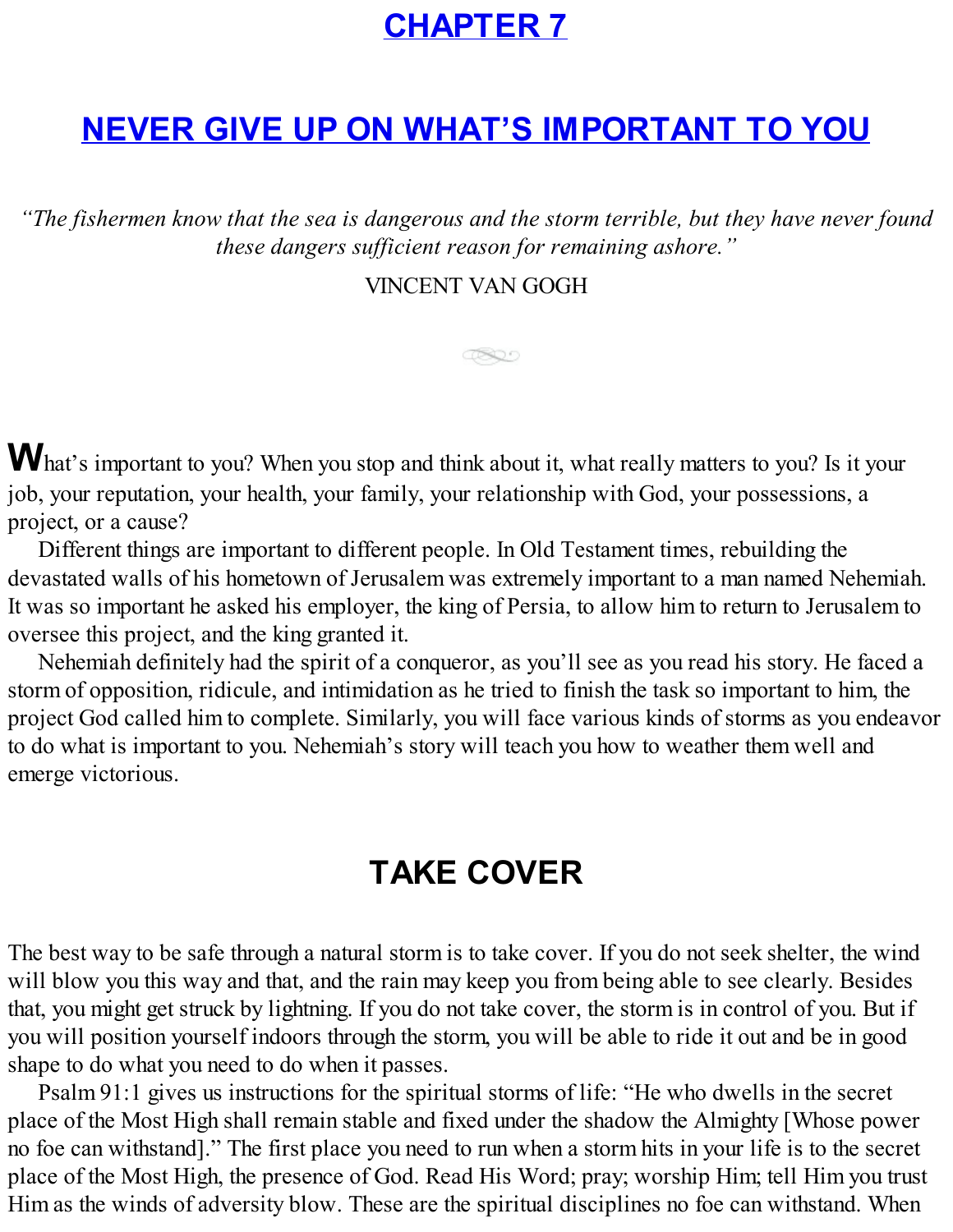# CHAPTER 7

# NEVER GIVE UP ON WHAT'S IMPORTANT TO YOU

*"The fishermen know that the sea is dangerous and the storm terrible, but they have never found these dangers sufficient reason for remaining ashore."*

VINCENT VAN GOGH

What's important to you? When you stop and think about it, what really matters to you? Is it your job, your reputation, your health, your family, your relationship with God, your possessions, a project, or a cause?

Different things are important to different people. In Old Testament times, rebuilding the devastated walls of his hometown of Jerusalem was extremely important to a man named Nehemiah. It was so important he asked his employer, the king of Persia, to allow him to return to Jerusalem to oversee this project, and the king granted it.

Nehemiah definitely had the spirit of a conqueror, as you'll see as you read his story. He faced a storm of opposition, ridicule, and intimidation as he tried to finish the task so important to him, the project God called him to complete. Similarly, you will face various kinds of storms as you endeavor to do what is important to you. Nehemiah's story will teach you how to weather them well and emerge victorious.

## TAKE COVER

The best way to be safe through a natural storm is to take cover. If you do not seek shelter, the wind will blow you this way and that, and the rain may keep you from being able to see clearly. Besides that, you might get struck by lightning. If you do not take cover, the storm is in control of you. But if you will position yourself indoors through the storm, you will be able to ride it out and be in good shape to do what you need to do when it passes.

Psalm 91:1 gives us instructions for the spiritual storms of life: "He who dwells in the secret place of the Most High shall remain stable and fixed under the shadow the Almighty [Whose power no foe can withstand]." The first place you need to run when a storm hits in your life is to the secret place of the Most High, the presence of God. Read His Word; pray; worship Him; tell Him you trust Him as the winds of adversity blow. These are the spiritual disciplines no foe can withstand. When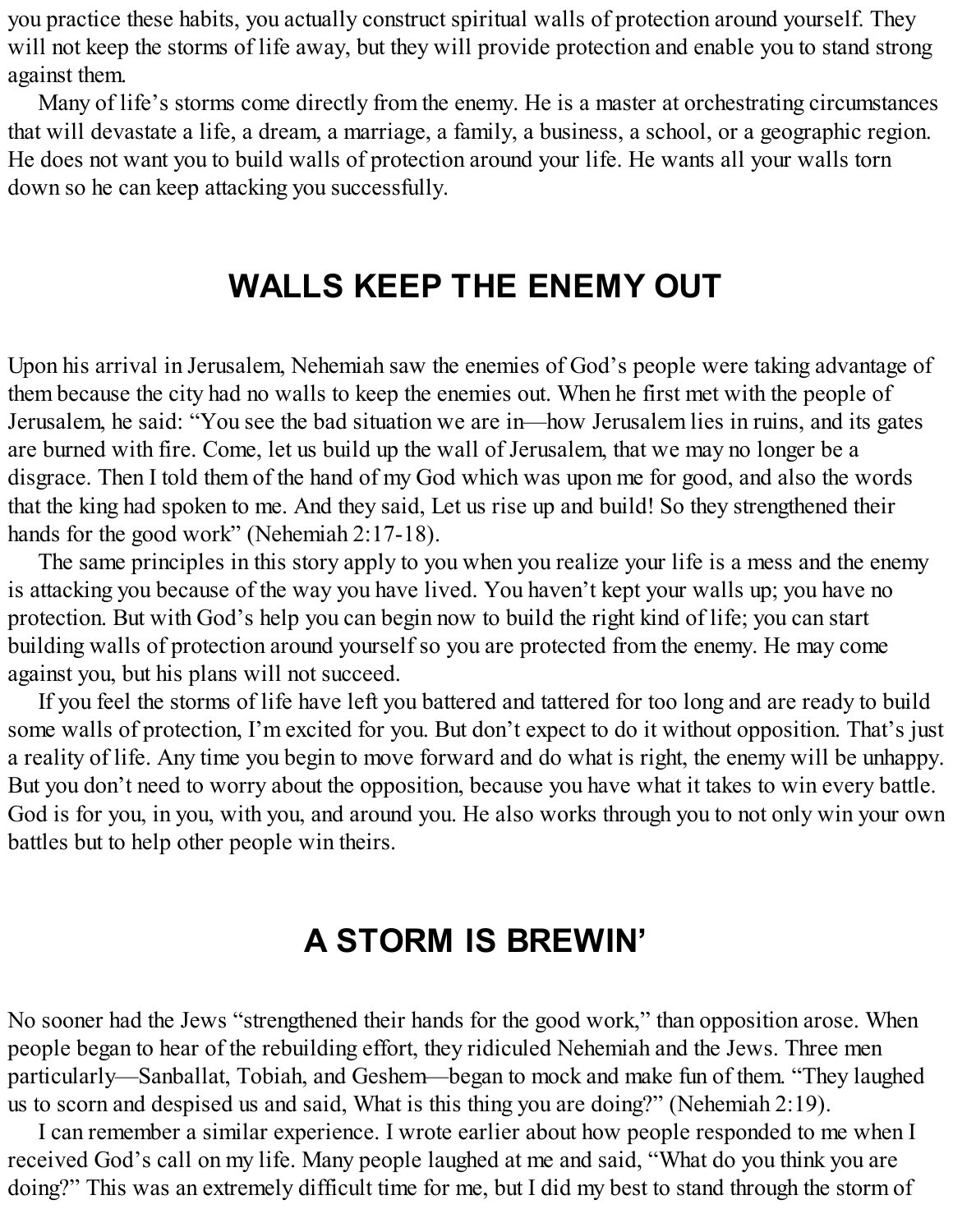you practice these habits, you actually construct spiritual walls of protection around yourself. They will not keep the storms of life away, but they will provide protection and enable you to stand strong against them.

Many of life's storms come directly from the enemy. He is a master at orchestrating circumstances that will devastate a life, a dream, a marriage, a family, a business, a school, or a geographic region. He does not want you to build walls of protection around your life. He wants all your walls torn down so he can keep attacking you successfully.

## WALLS KEEP THE ENEMY OUT

Upon his arrival in Jerusalem, Nehemiah saw the enemies of God's people were taking advantage of them because the city had no walls to keep the enemies out. When he first met with the people of Jerusalem, he said: "You see the bad situation we are in—how Jerusalem lies in ruins, and its gates are burned with fire. Come, let us build up the wall of Jerusalem, that we may no longer be a disgrace. Then I told them of the hand of my God which was upon me for good, and also the words that the king had spoken to me. And they said, Let us rise up and build! So they strengthened their hands for the good work" (Nehemiah 2:17-18).

The same principles in this story apply to you when you realize your life is a mess and the enemy is attacking you because of the way you have lived. You haven't kept your walls up; you have no protection. But with God's help you can begin now to build the right kind of life; you can start building walls of protection around yourself so you are protected from the enemy. He may come against you, but his plans will not succeed.

If you feel the storms of life have left you battered and tattered for too long and are ready to build some walls of protection, I'm excited for you. But don't expect to do it without opposition. That's just a reality of life. Any time you begin to move forward and do what is right, the enemy will be unhappy. But you don't need to worry about the opposition, because you have what it takes to win every battle. God is for you, in you, with you, and around you. He also works through you to not only win your own battles but to help other people win theirs.

## A STORM IS BREWIN'

No sooner had the Jews "strengthened their hands for the good work," than opposition arose. When people began to hear of the rebuilding effort, they ridiculed Nehemiah and the Jews. Three men particularly—Sanballat, Tobiah, and Geshem—began to mock and make fun of them. "They laughed us to scorn and despised us and said, What is this thing you are doing?" (Nehemiah 2:19).

I can remember a similar experience. I wrote earlier about how people responded to me when I received God's call on my life. Many people laughed at me and said, "What do you think you are doing?" This was an extremely difficult time for me, but I did my best to stand through the storm of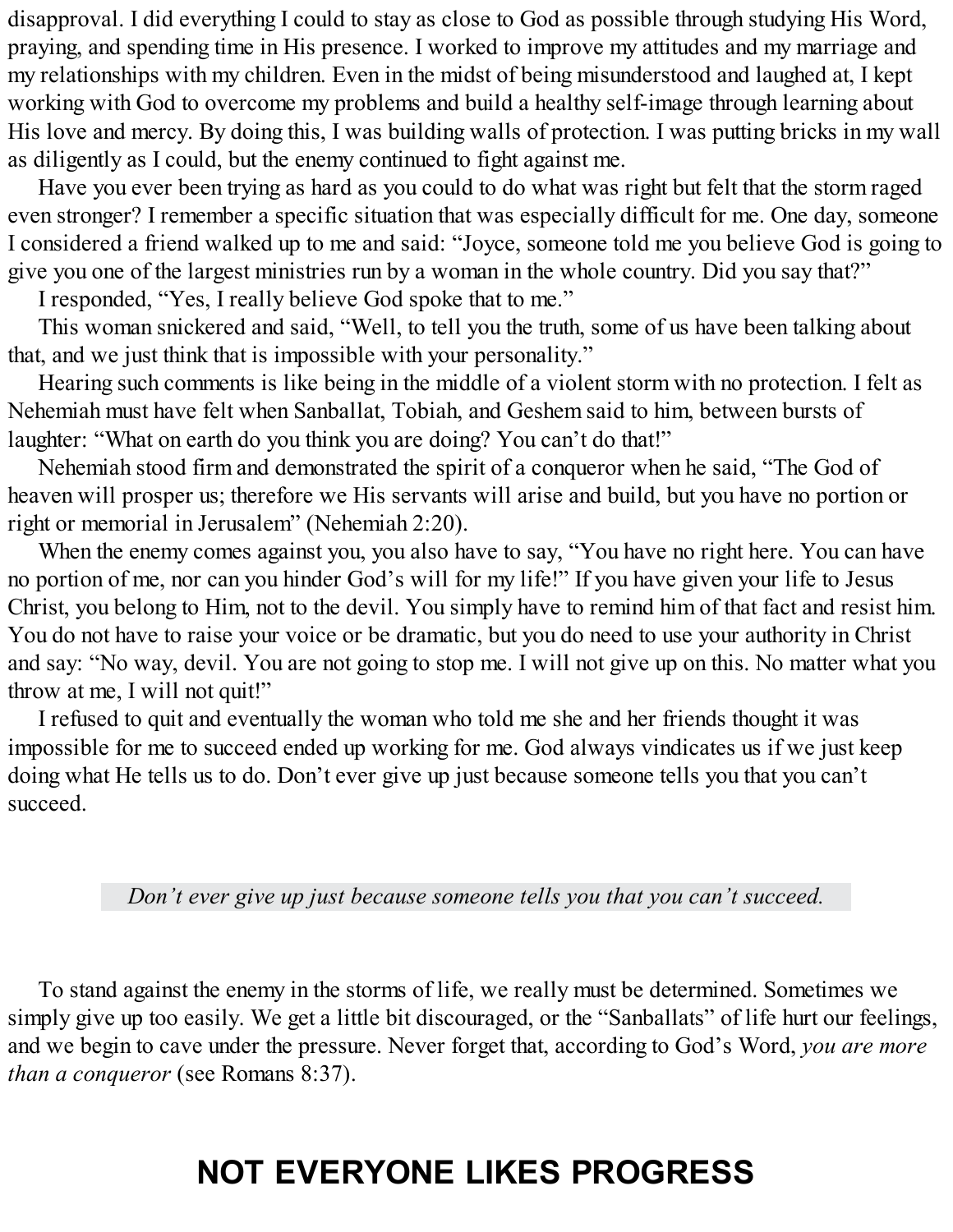disapproval. I did everything I could to stay as close to God as possible through studying His Word, praying, and spending time in His presence. I worked to improve my attitudes and my marriage and my relationships with my children. Even in the midst of being misunderstood and laughed at, I kept working with God to overcome my problems and build a healthy self-image through learning about His love and mercy. By doing this, I was building walls of protection. I was putting bricks in my wall as diligently as I could, but the enemy continued to fight against me.

Have you ever been trying as hard as you could to do what was right but felt that the storm raged even stronger? I remember a specific situation that was especially difficult for me. One day, someone I considered a friend walked up to me and said: "Joyce, someone told me you believe God is going to give you one of the largest ministries run by a woman in the whole country. Did you say that?"

I responded, "Yes, I really believe God spoke that to me."

This woman snickered and said, "Well, to tell you the truth, some of us have been talking about that, and we just think that is impossible with your personality."

Hearing such comments is like being in the middle of a violent storm with no protection. I felt as Nehemiah must have felt when Sanballat, Tobiah, and Geshem said to him, between bursts of laughter: "What on earth do you think you are doing? You can't do that!"

Nehemiah stood firm and demonstrated the spirit of a conqueror when he said, "The God of heaven will prosper us; therefore we His servants will arise and build, but you have no portion or right or memorial in Jerusalem" (Nehemiah 2:20).

When the enemy comes against you, you also have to say, "You have no right here. You can have no portion of me, nor can you hinder God's will for my life!" If you have given your life to Jesus Christ, you belong to Him, not to the devil. You simply have to remind him of that fact and resist him. You do not have to raise your voice or be dramatic, but you do need to use your authority in Christ and say: "No way, devil. You are not going to stop me. I will not give up on this. No matter what you throw at me, I will not quit!"

I refused to quit and eventually the woman who told me she and her friends thought it was impossible for me to succeed ended up working for me. God always vindicates us if we just keep doing what He tells us to do. Don't ever give up just because someone tells you that you can't succeed.

*Don't ever give up just because someone tells you that you can't succeed.*

To stand against the enemy in the storms of life, we really must be determined. Sometimes we simply give up too easily. We get a little bit discouraged, or the "Sanballats" of life hurt our feelings, and we begin to cave under the pressure. Never forget that, according to God's Word, *you are more than a conqueror* (see Romans 8:37).

## NOT EVERYONE LIKES PROGRESS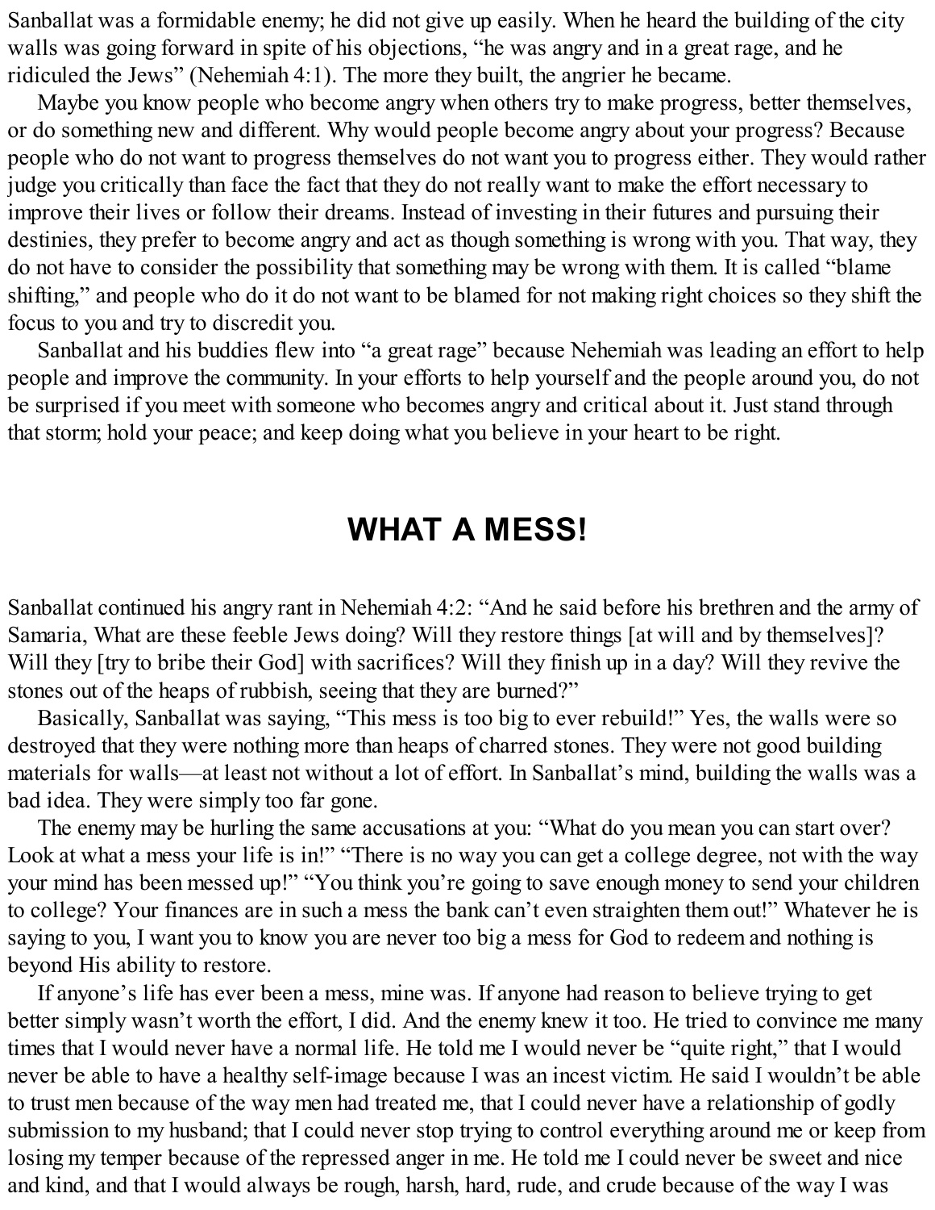Sanballat was a formidable enemy; he did not give up easily. When he heard the building of the city walls was going forward in spite of his objections, "he was angry and in a great rage, and he ridiculed the Jews" (Nehemiah 4:1). The more they built, the angrier he became.

Maybe you know people who become angry when others try to make progress, better themselves, or do something new and different. Why would people become angry about your progress? Because people who do not want to progress themselves do not want you to progress either. They would rather judge you critically than face the fact that they do not really want to make the effort necessary to improve their lives or follow their dreams. Instead of investing in their futures and pursuing their destinies, they prefer to become angry and act as though something is wrong with you. That way, they do not have to consider the possibility that something may be wrong with them. It is called "blame shifting," and people who do it do not want to be blamed for not making right choices so they shift the focus to you and try to discredit you.

Sanballat and his buddies flew into "a great rage" because Nehemiah was leading an effort to help people and improve the community. In your efforts to help yourself and the people around you, do not be surprised if you meet with someone who becomes angry and critical about it. Just stand through that storm; hold your peace; and keep doing what you believe in your heart to be right.

## WHAT A MESS!

Sanballat continued his angry rant in Nehemiah 4:2: "And he said before his brethren and the army of Samaria, What are these feeble Jews doing? Will they restore things [at will and by themselves]? Will they [try to bribe their God] with sacrifices? Will they finish up in a day? Will they revive the stones out of the heaps of rubbish, seeing that they are burned?"

Basically, Sanballat was saying, "This mess is too big to ever rebuild!" Yes, the walls were so destroyed that they were nothing more than heaps of charred stones. They were not good building materials for walls—at least not without a lot of effort. In Sanballat's mind, building the walls was a bad idea. They were simply too far gone.

The enemy may be hurling the same accusations at you: "What do you mean you can start over? Look at what a mess your life is in!" "There is no way you can get a college degree, not with the way your mind has been messed up!" "You think you're going to save enough money to send your children to college? Your finances are in such a mess the bank can't even straighten them out!" Whatever he is saying to you, I want you to know you are never too big a mess for God to redeem and nothing is beyond His ability to restore.

If anyone's life has ever been a mess, mine was. If anyone had reason to believe trying to get better simply wasn't worth the effort, I did. And the enemy knew it too. He tried to convince me many times that I would never have a normal life. He told me I would never be "quite right," that I would never be able to have a healthy self-image because I was an incest victim. He said I wouldn't be able to trust men because of the way men had treated me, that I could never have a relationship of godly submission to my husband; that I could never stop trying to control everything around me or keep from losing my temper because of the repressed anger in me. He told me I could never be sweet and nice and kind, and that I would always be rough, harsh, hard, rude, and crude because of the way I was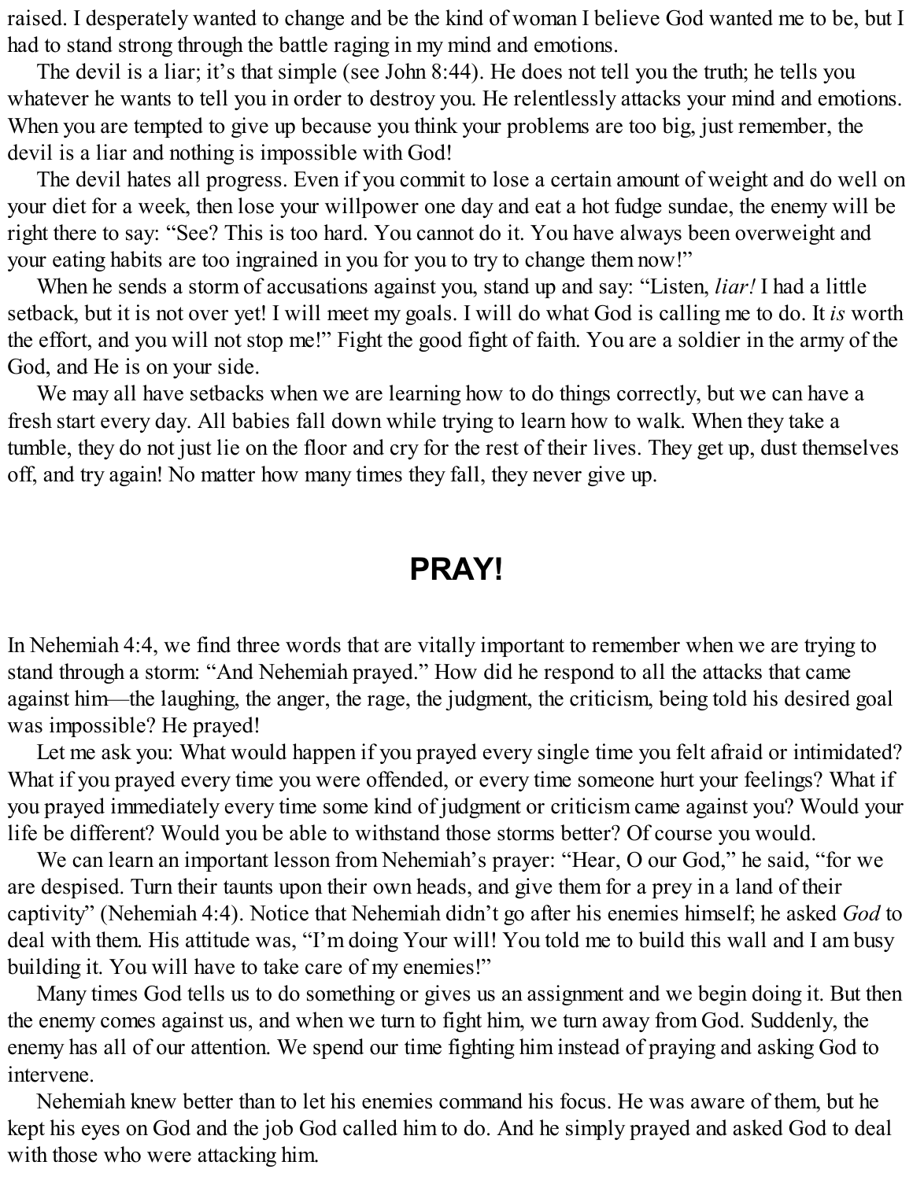raised. I desperately wanted to change and be the kind of woman I believe God wanted me to be, but I had to stand strong through the battle raging in my mind and emotions.

The devil is a liar; it's that simple (see John 8:44). He does not tell you the truth; he tells you whatever he wants to tell you in order to destroy you. He relentlessly attacks your mind and emotions. When you are tempted to give up because you think your problems are too big, just remember, the devil is a liar and nothing is impossible with God!

The devil hates all progress. Even if you commit to lose a certain amount of weight and do well on your diet for a week, then lose your willpower one day and eat a hot fudge sundae, the enemy will be right there to say: "See? This is too hard. You cannot do it. You have always been overweight and your eating habits are too ingrained in you for you to try to change them now!"

When he sends a storm of accusations against you, stand up and say: "Listen, *liar!* I had a little setback, but it is not over yet! I will meet my goals. I will do what God is calling me to do. It *is* worth the effort, and you will not stop me!" Fight the good fight of faith. You are a soldier in the army of the God, and He is on your side.

We may all have setbacks when we are learning how to do things correctly, but we can have a fresh start every day. All babies fall down while trying to learn how to walk. When they take a tumble, they do not just lie on the floor and cry for the rest of their lives. They get up, dust themselves off, and try again! No matter how many times they fall, they never give up.

## PRAY!

In Nehemiah 4:4, we find three words that are vitally important to remember when we are trying to stand through a storm: "And Nehemiah prayed." How did he respond to all the attacks that came against him—the laughing, the anger, the rage, the judgment, the criticism, being told his desired goal was impossible? He prayed!

Let me ask you: What would happen if you prayed every single time you felt afraid or intimidated? What if you prayed every time you were offended, or every time someone hurt your feelings? What if you prayed immediately every time some kind of judgment or criticism came against you? Would your life be different? Would you be able to withstand those storms better? Of course you would.

We can learn an important lesson from Nehemiah's prayer: "Hear, O our God," he said, "for we are despised. Turn their taunts upon their own heads, and give them for a prey in a land of their captivity" (Nehemiah 4:4). Notice that Nehemiah didn't go after his enemies himself; he asked *God* to deal with them. His attitude was, "I'm doing Your will! You told me to build this wall and I am busy building it. You will have to take care of my enemies!"

Many times God tells us to do something or gives us an assignment and we begin doing it. But then the enemy comes against us, and when we turn to fight him, we turn away from God. Suddenly, the enemy has all of our attention. We spend our time fighting him instead of praying and asking God to intervene.

Nehemiah knew better than to let his enemies command his focus. He was aware of them, but he kept his eyes on God and the job God called him to do. And he simply prayed and asked God to deal with those who were attacking him.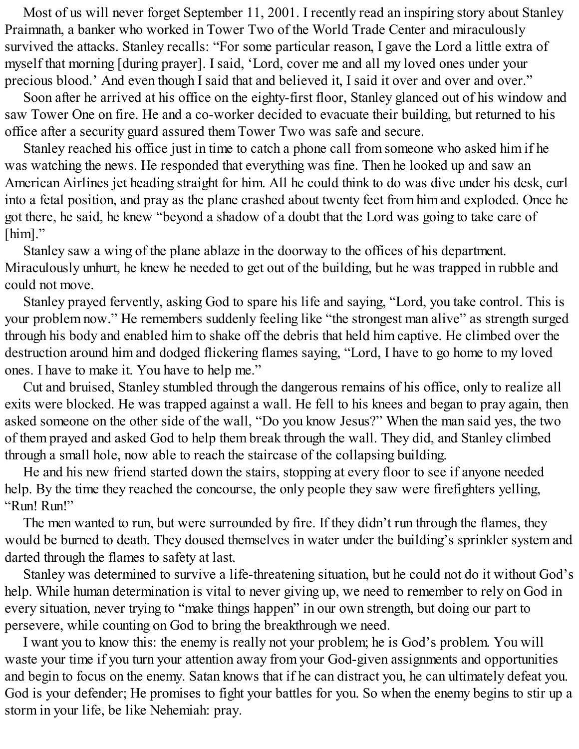Most of us will never forget September 11, 2001. I recently read an inspiring story about Stanley Praimnath, a banker who worked in Tower Two of the World Trade Center and miraculously survived the attacks. Stanley recalls: "For some particular reason, I gave the Lord a little extra of myself that morning [during prayer]. I said, 'Lord, cover me and all my loved ones under your precious blood.' And even though I said that and believed it, I said it over and over and over."

Soon after he arrived at his office on the eighty-first floor, Stanley glanced out of his window and saw Tower One on fire. He and a co-worker decided to evacuate their building, but returned to his office after a security guard assured them Tower Two was safe and secure.

Stanley reached his office just in time to catch a phone call from someone who asked him if he was watching the news. He responded that everything was fine. Then he looked up and saw an American Airlines jet heading straight for him. All he could think to do was dive under his desk, curl into a fetal position, and pray as the plane crashed about twenty feet from him and exploded. Once he got there, he said, he knew "beyond a shadow of a doubt that the Lord was going to take care of [him]."

Stanley saw a wing of the plane ablaze in the doorway to the offices of his department. Miraculously unhurt, he knew he needed to get out of the building, but he was trapped in rubble and could not move.

Stanley prayed fervently, asking God to spare his life and saying, "Lord, you take control. This is your problem now." He remembers suddenly feeling like "the strongest man alive" as strength surged through his body and enabled him to shake off the debris that held him captive. He climbed over the destruction around him and dodged flickering flames saying, "Lord, I have to go home to my loved ones. I have to make it. You have to help me."

Cut and bruised, Stanley stumbled through the dangerous remains of his office, only to realize all exits were blocked. He was trapped against a wall. He fell to his knees and began to pray again, then asked someone on the other side of the wall, "Do you know Jesus?" When the man said yes, the two of them prayed and asked God to help them break through the wall. They did, and Stanley climbed through a small hole, now able to reach the staircase of the collapsing building.

He and his new friend started down the stairs, stopping at every floor to see if anyone needed help. By the time they reached the concourse, the only people they saw were firefighters yelling, "Run! Run!"

The men wanted to run, but were surrounded by fire. If they didn't run through the flames, they would be burned to death. They doused themselves in water under the building's sprinkler system and darted through the flames to safety at last.

Stanley was determined to survive a life-threatening situation, but he could not do it without God's help. While human determination is vital to never giving up, we need to remember to rely on God in every situation, never trying to "make things happen" in our own strength, but doing our part to persevere, while counting on God to bring the breakthrough we need.

I want you to know this: the enemy is really not your problem; he is God's problem. You will waste your time if you turn your attention away from your God-given assignments and opportunities and begin to focus on the enemy. Satan knows that if he can distract you, he can ultimately defeat you. God is your defender; He promises to fight your battles for you. So when the enemy begins to stir up a storm in your life, be like Nehemiah: pray.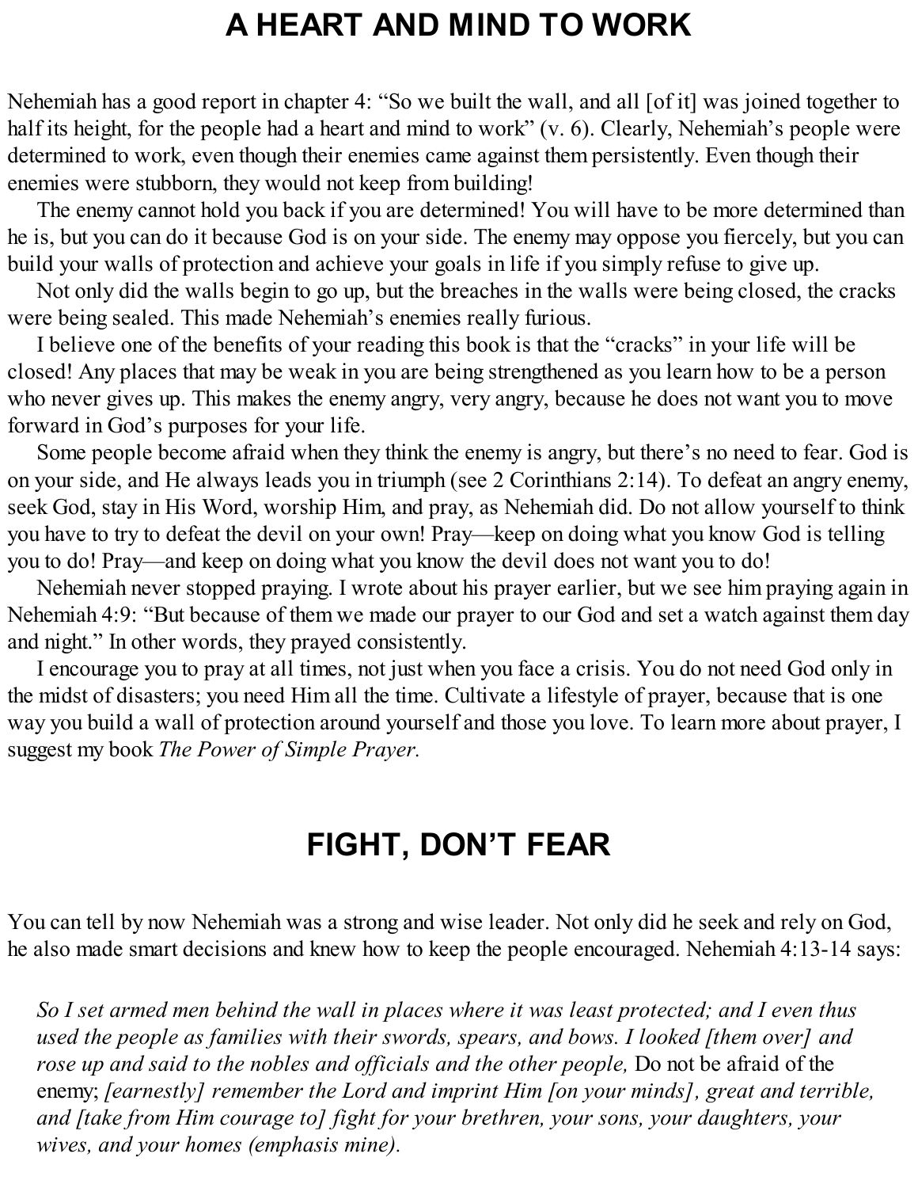# A HEART AND MIND TO WORK

Nehemiah has a good report in chapter 4: "So we built the wall, and all [of it] was joined together to half its height, for the people had a heart and mind to work" (v. 6). Clearly, Nehemiah's people were determined to work, even though their enemies came against them persistently. Even though their enemies were stubborn, they would not keep from building!

The enemy cannot hold you back if you are determined! You will have to be more determined than he is, but you can do it because God is on your side. The enemy may oppose you fiercely, but you can build your walls of protection and achieve your goals in life if you simply refuse to give up.

Not only did the walls begin to go up, but the breaches in the walls were being closed, the cracks were being sealed. This made Nehemiah's enemies really furious.

I believe one of the benefits of your reading this book is that the "cracks" in your life will be closed! Any places that may be weak in you are being strengthened as you learn how to be a person who never gives up. This makes the enemy angry, very angry, because he does not want you to move forward in God's purposes for your life.

Some people become afraid when they think the enemy is angry, but there's no need to fear. God is on your side, and He always leads you in triumph (see 2 Corinthians 2:14). To defeat an angry enemy, seek God, stay in His Word, worship Him, and pray, as Nehemiah did. Do not allow yourself to think you have to try to defeat the devil on your own! Pray—keep on doing what you know God is telling you to do! Pray—and keep on doing what you know the devil does not want you to do!

Nehemiah never stopped praying. I wrote about his prayer earlier, but we see him praying again in Nehemiah 4:9: "But because of them we made our prayer to our God and set a watch against them day and night." In other words, they prayed consistently.

I encourage you to pray at all times, not just when you face a crisis. You do not need God only in the midst of disasters; you need Him all the time. Cultivate a lifestyle of prayer, because that is one way you build a wall of protection around yourself and those you love. To learn more about prayer, I suggest my book *The Power of Simple Prayer.*

# FIGHT, DON'T FEAR

You can tell by now Nehemiah was a strong and wise leader. Not only did he seek and rely on God, he also made smart decisions and knew how to keep the people encouraged. Nehemiah 4:13-14 says:

> *So I set armed men behind the wall in places where it was least protected; and I even thus used the people as families with their swords, spears, and bows. I looked [them over] and rose up and said to the nobles and officials and the other people,* Do not be afraid of the enemy; *[earnestly] remember the Lord and imprint Him [on your minds], great and terrible, and [take from Him courage to] fight for your brethren, your sons, your daughters, your wives, and your homes (emphasis mine).*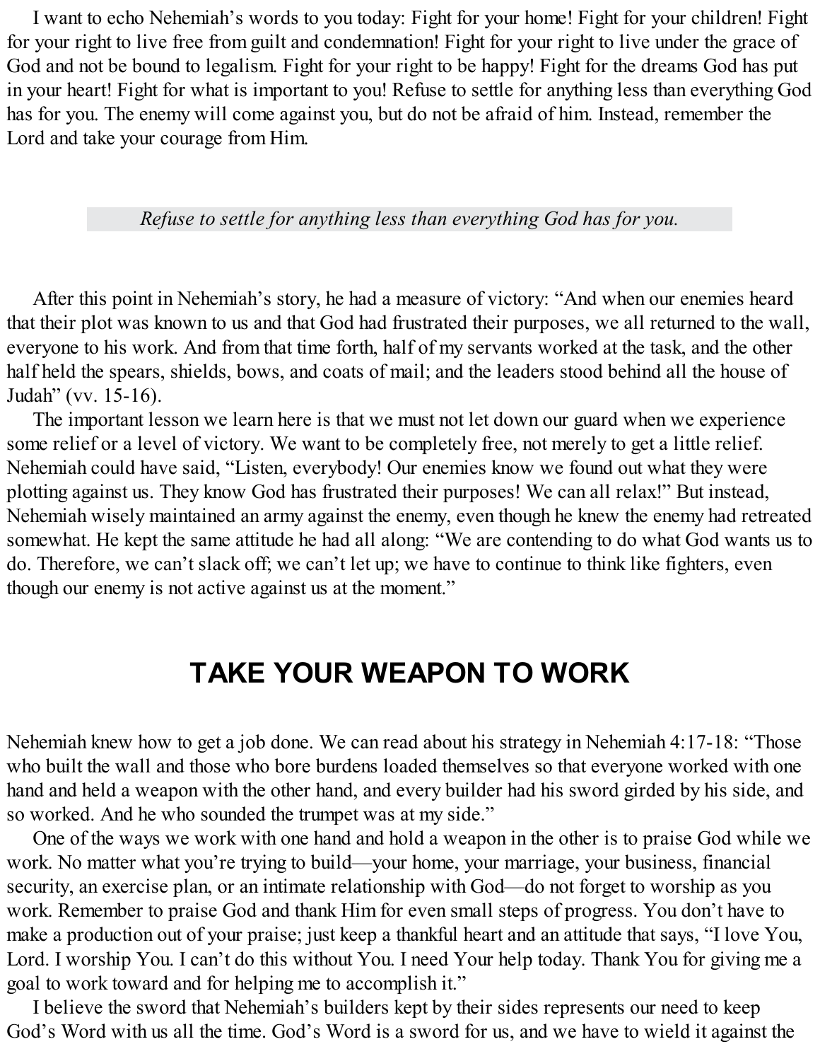I want to echo Nehemiah's words to you today: Fight for your home! Fight for your children! Fight for your right to live free from guilt and condemnation! Fight for your right to live under the grace of God and not be bound to legalism. Fight for your right to be happy! Fight for the dreams God has put in your heart! Fight for what is important to you! Refuse to settle for anything less than everything God has for you. The enemy will come against you, but do not be afraid of him. Instead, remember the Lord and take your courage from Him.

*Refuse to settle for anything less than everything God has for you.*

After this point in Nehemiah's story, he had a measure of victory: "And when our enemies heard that their plot was known to us and that God had frustrated their purposes, we all returned to the wall, everyone to his work. And from that time forth, half of my servants worked at the task, and the other half held the spears, shields, bows, and coats of mail; and the leaders stood behind all the house of Judah" (vv. 15-16).

The important lesson we learn here is that we must not let down our guard when we experience some relief or a level of victory. We want to be completely free, not merely to get a little relief. Nehemiah could have said, "Listen, everybody! Our enemies know we found out what they were plotting against us. They know God has frustrated their purposes! We can all relax!" But instead, Nehemiah wisely maintained an army against the enemy, even though he knew the enemy had retreated somewhat. He kept the same attitude he had all along: "We are contending to do what God wants us to do. Therefore, we can't slack off; we can't let up; we have to continue to think like fighters, even though our enemy is not active against us at the moment."

## TAKE YOUR WEAPON TO WORK

Nehemiah knew how to get a job done. We can read about his strategy in Nehemiah 4:17-18: "Those who built the wall and those who bore burdens loaded themselves so that everyone worked with one hand and held a weapon with the other hand, and every builder had his sword girded by his side, and so worked. And he who sounded the trumpet was at my side."

One of the ways we work with one hand and hold a weapon in the other is to praise God while we work. No matter what you're trying to build—your home, your marriage, your business, financial security, an exercise plan, or an intimate relationship with God—do not forget to worship as you work. Remember to praise God and thank Him for even small steps of progress. You don't have to make a production out of your praise; just keep a thankful heart and an attitude that says, "I love You, Lord. I worship You. I can't do this without You. I need Your help today. Thank You for giving me a goal to work toward and for helping me to accomplish it."

I believe the sword that Nehemiah's builders kept by their sides represents our need to keep God's Word with us all the time. God's Word is a sword for us, and we have to wield it against the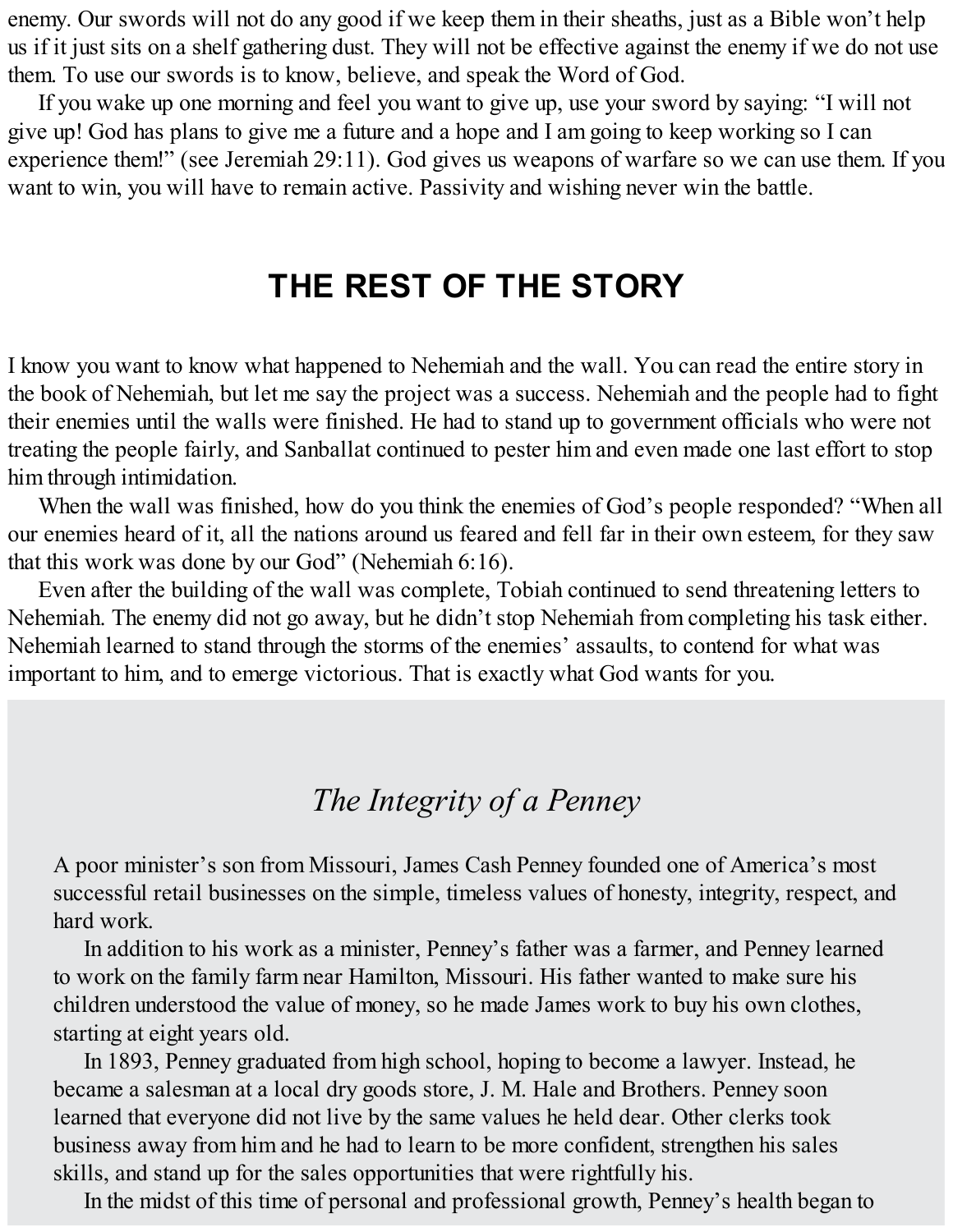enemy. Our swords will not do any good if we keep them in their sheaths, just as a Bible won't help us if it just sits on a shelf gathering dust. They will not be effective against the enemy if we do not use them. To use our swords is to know, believe, and speak the Word of God.

If you wake up one morning and feel you want to give up, use your sword by saying: "I will not give up! God has plans to give me a future and a hope and I am going to keep working so I can experience them!" (see Jeremiah 29:11). God gives us weapons of warfare so we can use them. If you want to win, you will have to remain active. Passivity and wishing never win the battle.

## THE REST OF THE STORY

I know you want to know what happened to Nehemiah and the wall. You can read the entire story in the book of Nehemiah, but let me say the project was a success. Nehemiah and the people had to fight their enemies until the walls were finished. He had to stand up to government officials who were not treating the people fairly, and Sanballat continued to pester him and even made one last effort to stop him through intimidation.

When the wall was finished, how do you think the enemies of God's people responded? "When all our enemies heard of it, all the nations around us feared and fell far in their own esteem, for they saw that this work was done by our God" (Nehemiah 6:16).

Even after the building of the wall was complete, Tobiah continued to send threatening letters to Nehemiah. The enemy did not go away, but he didn't stop Nehemiah from completing his task either. Nehemiah learned to stand through the storms of the enemies' assaults, to contend for what was important to him, and to emerge victorious. That is exactly what God wants for you.

### *The Integrity of a Penney*

A poor minister's son from Missouri, James Cash Penney founded one of America's most successful retail businesses on the simple, timeless values of honesty, integrity, respect, and hard work.

In addition to his work as a minister, Penney's father was a farmer, and Penney learned to work on the family farm near Hamilton, Missouri. His father wanted to make sure his children understood the value of money, so he made James work to buy his own clothes, starting at eight years old.

In 1893, Penney graduated from high school, hoping to become a lawyer. Instead, he became a salesman at a local dry goods store, J. M. Hale and Brothers. Penney soon learned that everyone did not live by the same values he held dear. Other clerks took business away from him and he had to learn to be more confident, strengthen his sales skills, and stand up for the sales opportunities that were rightfully his.

In the midst of this time of personal and professional growth, Penney's health began to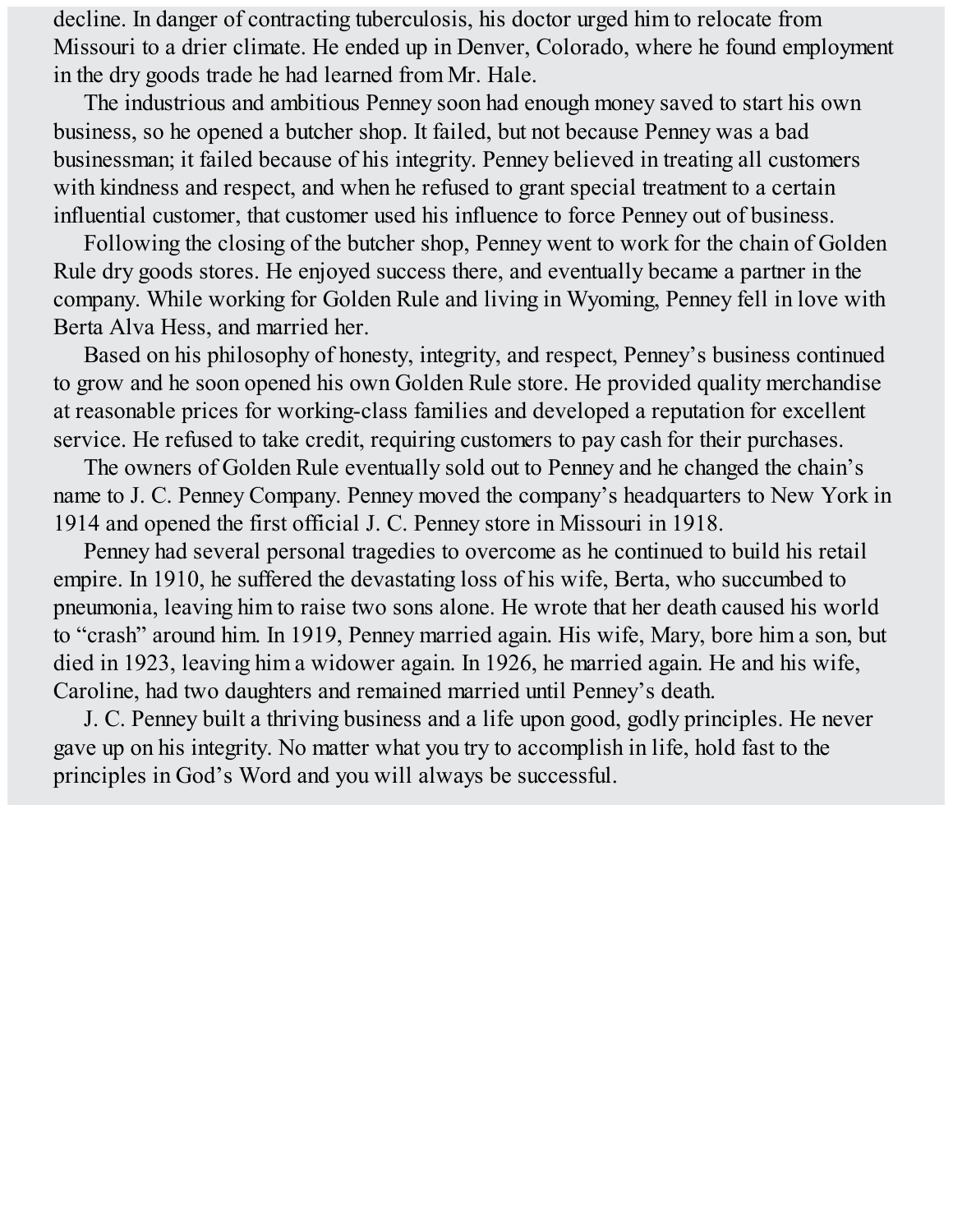decline. In danger of contracting tuberculosis, his doctor urged him to relocate from Missouri to a drier climate. He ended up in Denver, Colorado, where he found employment in the dry goods trade he had learned from Mr. Hale.

The industrious and ambitious Penney soon had enough money saved to start his own business, so he opened a butcher shop. It failed, but not because Penney was a bad businessman; it failed because of his integrity. Penney believed in treating all customers with kindness and respect, and when he refused to grant special treatment to a certain influential customer, that customer used his influence to force Penney out of business.

Following the closing of the butcher shop, Penney went to work for the chain of Golden Rule dry goods stores. He enjoyed success there, and eventually became a partner in the company. While working for Golden Rule and living in Wyoming, Penney fell in love with Berta Alva Hess, and married her.

Based on his philosophy of honesty, integrity, and respect, Penney's business continued to grow and he soon opened his own Golden Rule store. He provided quality merchandise at reasonable prices for working-class families and developed a reputation for excellent service. He refused to take credit, requiring customers to pay cash for their purchases.

The owners of Golden Rule eventually sold out to Penney and he changed the chain's name to J. C. Penney Company. Penney moved the company's headquarters to New York in 1914 and opened the first official J. C. Penney store in Missouri in 1918.

Penney had several personal tragedies to overcome as he continued to build his retail empire. In 1910, he suffered the devastating loss of his wife, Berta, who succumbed to pneumonia, leaving him to raise two sons alone. He wrote that her death caused his world to "crash" around him. In 1919, Penney married again. His wife, Mary, bore him a son, but died in 1923, leaving him a widower again. In 1926, he married again. He and his wife, Caroline, had two daughters and remained married until Penney's death.

J. C. Penney built a thriving business and a life upon good, godly principles. He never gave up on his integrity. No matter what you try to accomplish in life, hold fast to the principles in God's Word and you will always be successful.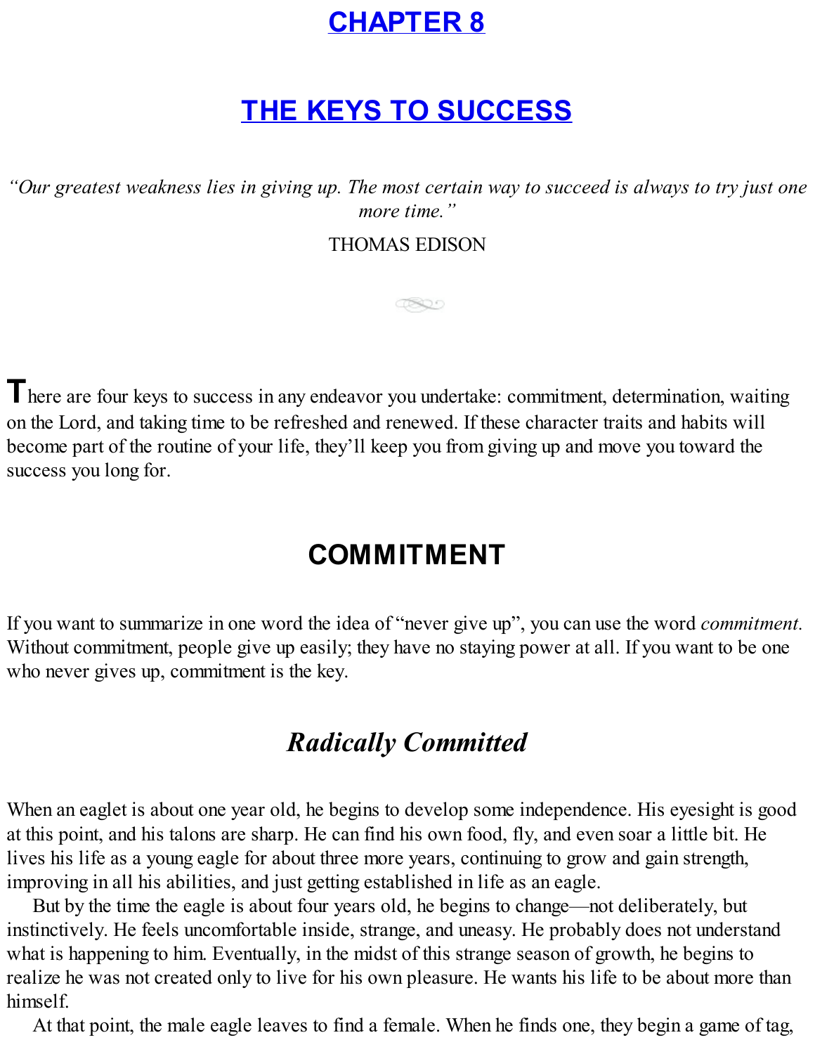# CHAPTER 8

# THE KEYS TO SUCCESS

*"Our greatest weakness lies in giving up. The most certain way to succeed is always to try just one more time."*

THOMAS EDISON

There are four keys to success in any endeavor you undertake: commitment, determination, waiting on the Lord, and taking time to be refreshed and renewed. If these character traits and habits will become part of the routine of your life, they'll keep you from giving up and move you toward the success you long for.

## COMMITMENT

If you want to summarize in one word the idea of "never give up", you can use the word *commitment.* Without commitment, people give up easily; they have no staying power at all. If you want to be one who never gives up, commitment is the key.

### *Radically Committed*

When an eaglet is about one year old, he begins to develop some independence. His eyesight is good at this point, and his talons are sharp. He can find his own food, fly, and even soar a little bit. He lives his life as a young eagle for about three more years, continuing to grow and gain strength, improving in all his abilities, and just getting established in life as an eagle.

But by the time the eagle is about four years old, he begins to change—not deliberately, but instinctively. He feels uncomfortable inside, strange, and uneasy. He probably does not understand what is happening to him. Eventually, in the midst of this strange season of growth, he begins to realize he was not created only to live for his own pleasure. He wants his life to be about more than himself.

At that point, the male eagle leaves to find a female. When he finds one, they begin a game of tag,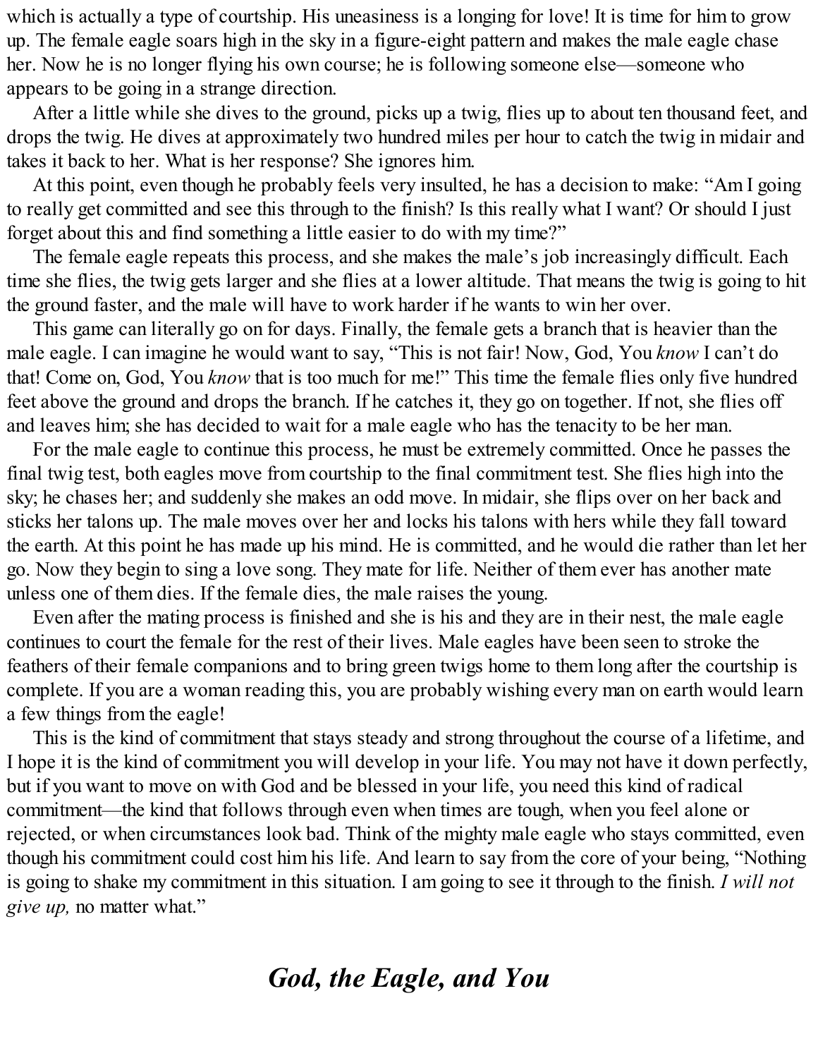which is actually a type of courtship. His uneasiness is a longing for love! It is time for him to grow up. The female eagle soars high in the sky in a figure-eight pattern and makes the male eagle chase her. Now he is no longer flying his own course; he is following someone else—someone who appears to be going in a strange direction.

After a little while she dives to the ground, picks up a twig, flies up to about ten thousand feet, and drops the twig. He dives at approximately two hundred miles per hour to catch the twig in midair and takes it back to her. What is her response? She ignores him.

At this point, even though he probably feels very insulted, he has a decision to make: "Am I going to really get committed and see this through to the finish? Is this really what I want? Or should I just forget about this and find something a little easier to do with my time?"

The female eagle repeats this process, and she makes the male's job increasingly difficult. Each time she flies, the twig gets larger and she flies at a lower altitude. That means the twig is going to hit the ground faster, and the male will have to work harder if he wants to win her over.

This game can literally go on for days. Finally, the female gets a branch that is heavier than the male eagle. I can imagine he would want to say, "This is not fair! Now, God, You *know* I can't do that! Come on, God, You *know* that is too much for me!" This time the female flies only five hundred feet above the ground and drops the branch. If he catches it, they go on together. If not, she flies off and leaves him; she has decided to wait for a male eagle who has the tenacity to be her man.

For the male eagle to continue this process, he must be extremely committed. Once he passes the final twig test, both eagles move from courtship to the final commitment test. She flies high into the sky; he chases her; and suddenly she makes an odd move. In midair, she flips over on her back and sticks her talons up. The male moves over her and locks his talons with hers while they fall toward the earth. At this point he has made up his mind. He is committed, and he would die rather than let her go. Now they begin to sing a love song. They mate for life. Neither of them ever has another mate unless one of them dies. If the female dies, the male raises the young.

Even after the mating process is finished and she is his and they are in their nest, the male eagle continues to court the female for the rest of their lives. Male eagles have been seen to stroke the feathers of their female companions and to bring green twigs home to them long after the courtship is complete. If you are a woman reading this, you are probably wishing every man on earth would learn a few things from the eagle!

This is the kind of commitment that stays steady and strong throughout the course of a lifetime, and I hope it is the kind of commitment you will develop in your life. You may not have it down perfectly, but if you want to move on with God and be blessed in your life, you need this kind of radical commitment—the kind that follows through even when times are tough, when you feel alone or rejected, or when circumstances look bad. Think of the mighty male eagle who stays committed, even though his commitment could cost him his life. And learn to say from the core of your being, "Nothing is going to shake my commitment in this situation. I am going to see it through to the finish. *I will not give up,* no matter what."

## *God, the Eagle, and You*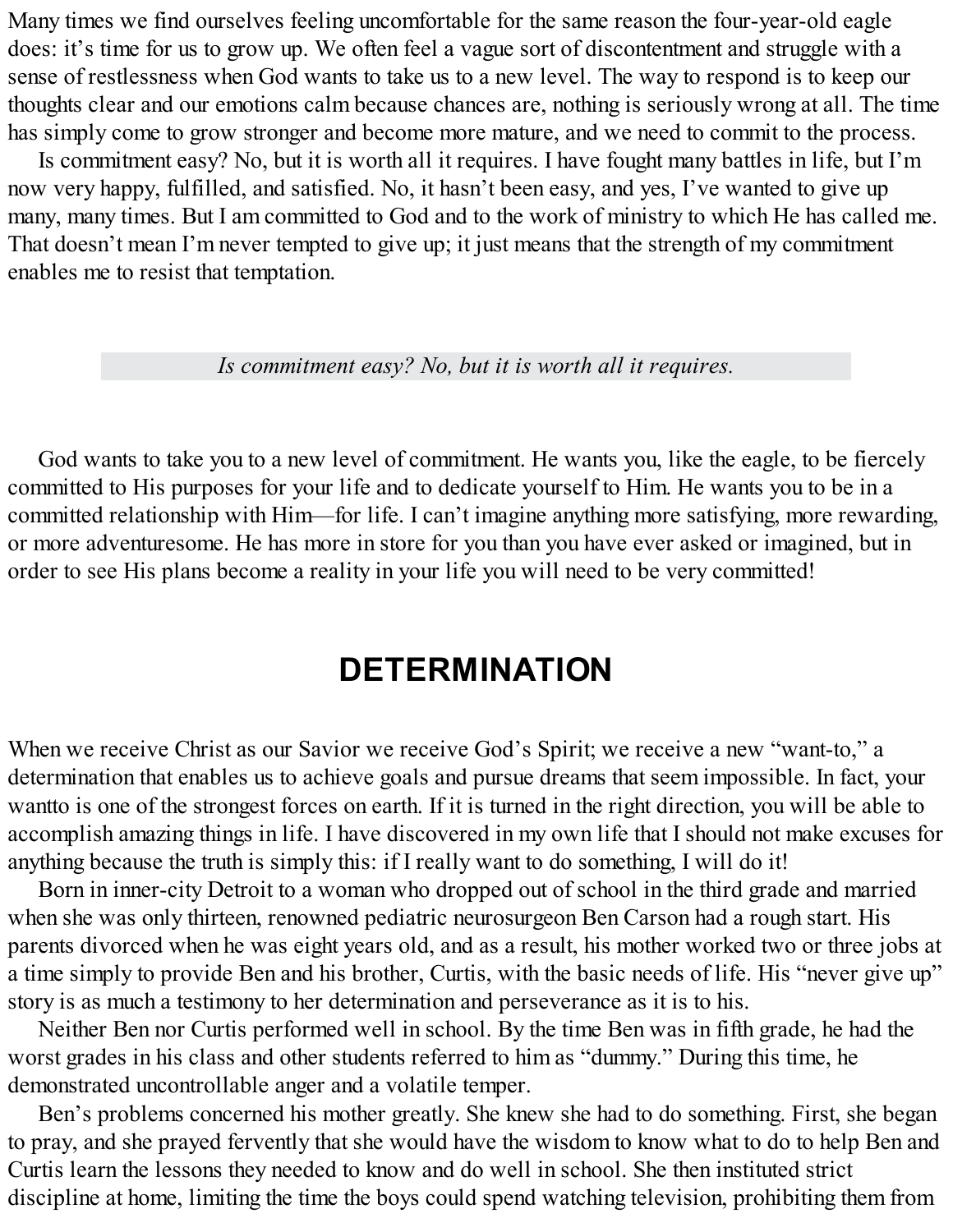Many times we find ourselves feeling uncomfortable for the same reason the four-year-old eagle does: it's time for us to grow up. We often feel a vague sort of discontentment and struggle with a sense of restlessness when God wants to take us to a new level. The way to respond is to keep our thoughts clear and our emotions calm because chances are, nothing is seriously wrong at all. The time has simply come to grow stronger and become more mature, and we need to commit to the process.

Is commitment easy? No, but it is worth all it requires. I have fought many battles in life, but I'm now very happy, fulfilled, and satisfied. No, it hasn't been easy, and yes, I've wanted to give up many, many times. But I am committed to God and to the work of ministry to which He has called me. That doesn't mean I'm never tempted to give up; it just means that the strength of my commitment enables me to resist that temptation.

> *Is commitment easy? No, but it is worth all it requires.*

God wants to take you to a new level of commitment. He wants you, like the eagle, to be fiercely committed to His purposes for your life and to dedicate yourself to Him. He wants you to be in a committed relationship with Him—for life. I can't imagine anything more satisfying, more rewarding, or more adventuresome. He has more in store for you than you have ever asked or imagined, but in order to see His plans become a reality in your life you will need to be very committed!

## DETERMINATION

When we receive Christ as our Savior we receive God's Spirit; we receive a new "want-to," a determination that enables us to achieve goals and pursue dreams that seem impossible. In fact, your wantto is one of the strongest forces on earth. If it is turned in the right direction, you will be able to accomplish amazing things in life. I have discovered in my own life that I should not make excuses for anything because the truth is simply this: if I really want to do something, I will do it!

Born in inner-city Detroit to a woman who dropped out of school in the third grade and married when she was only thirteen, renowned pediatric neurosurgeon Ben Carson had a rough start. His parents divorced when he was eight years old, and as a result, his mother worked two or three jobs at a time simply to provide Ben and his brother, Curtis, with the basic needs of life. His "never give up" story is as much a testimony to her determination and perseverance as it is to his.

Neither Ben nor Curtis performed well in school. By the time Ben was in fifth grade, he had the worst grades in his class and other students referred to him as "dummy." During this time, he demonstrated uncontrollable anger and a volatile temper.

Ben's problems concerned his mother greatly. She knew she had to do something. First, she began to pray, and she prayed fervently that she would have the wisdom to know what to do to help Ben and Curtis learn the lessons they needed to know and do well in school. She then instituted strict discipline at home, limiting the time the boys could spend watching television, prohibiting them from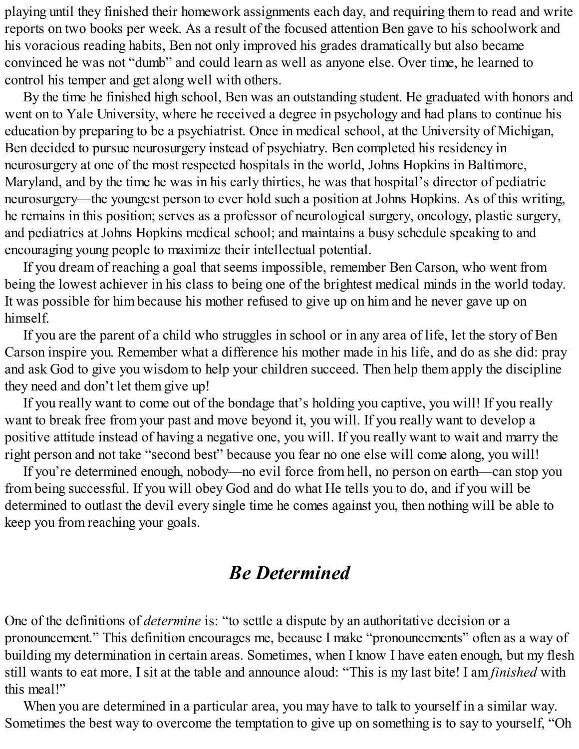playing until they finished their homework assignments each day, and requiring them to read and write reports on two books per week. As a result of the focused attention Ben gave to his schoolwork and his voracious reading habits, Ben not only improved his grades dramatically but also became convinced he was not "dumb" and could learn as well as anyone else. Over time, he learned to control his temper and get along well with others.

By the time he finished high school, Ben was an outstanding student. He graduated with honors and went on to Yale University, where he received a degree in psychology and had plans to continue his education by preparing to be a psychiatrist. Once in medical school, at the University of Michigan, Ben decided to pursue neurosurgery instead of psychiatry. Ben completed his residency in neurosurgery at one of the most respected hospitals in the world, Johns Hopkins in Baltimore, Maryland, and by the time he was in his early thirties, he was that hospital's director of pediatric neurosurgery—the youngest person to ever hold such a position at Johns Hopkins. As of this writing, he remains in this position; serves as a professor of neurological surgery, oncology, plastic surgery, and pediatrics at Johns Hopkins medical school; and maintains a busy schedule speaking to and encouraging young people to maximize their intellectual potential.

If you dream of reaching a goal that seems impossible, remember Ben Carson, who went from being the lowest achiever in his class to being one of the brightest medical minds in the world today. It was possible for him because his mother refused to give up on him and he never gave up on himself.

If you are the parent of a child who struggles in school or in any area of life, let the story of Ben Carson inspire you. Remember what a difference his mother made in his life, and do as she did: pray and ask God to give you wisdom to help your children succeed. Then help them apply the discipline they need and don't let them give up!

If you really want to come out of the bondage that's holding you captive, you will! If you really want to break free from your past and move beyond it, you will. If you really want to develop a positive attitude instead of having a negative one, you will. If you really want to wait and marry the right person and not take "second best" because you fear no one else will come along, you will!

If you're determined enough, nobody—no evil force from hell, no person on earth—can stop you from being successful. If you will obey God and do what He tells you to do, and if you will be determined to outlast the devil every single time he comes against you, then nothing will be able to keep you from reaching your goals.

## *Be Determined*

One of the definitions of *determine* is: "to settle a dispute by an authoritative decision or a pronouncement." This definition encourages me, because I make "pronouncements" often as a way of building my determination in certain areas. Sometimes, when I know I have eaten enough, but my flesh still wants to eat more, I sit at the table and announce aloud: "This is my last bite! I am *finished* with this meal!"

When you are determined in a particular area, you may have to talk to yourself in a similar way. Sometimes the best way to overcome the temptation to give up on something is to say to yourself, "Oh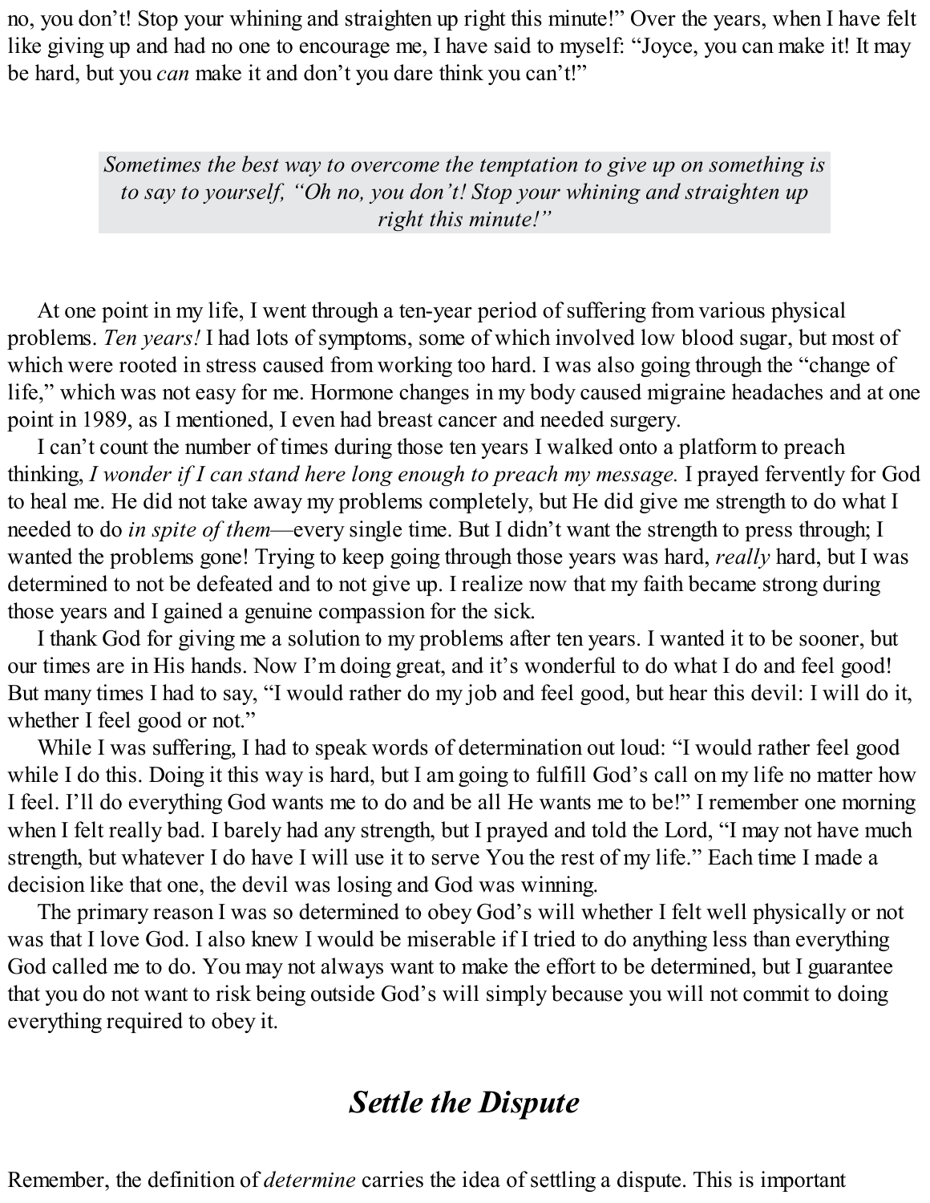no, you don't! Stop your whining and straighten up right this minute!" Over the years, when I have felt like giving up and had no one to encourage me, I have said to myself: "Joyce, you can make it! It may be hard, but you *can* make it and don't you dare think you can't!"

> *Sometimes the best way to overcome the temptation to give up on something is to say to yourself, "Oh no, you don't! Stop your whining and straighten up right this minute!"*

At one point in my life, I went through a ten-year period of suffering from various physical problems. *Ten years!* I had lots of symptoms, some of which involved low blood sugar, but most of which were rooted in stress caused from working too hard. I was also going through the "change of life," which was not easy for me. Hormone changes in my body caused migraine headaches and at one point in 1989, as I mentioned, I even had breast cancer and needed surgery.

I can't count the number of times during those ten years I walked onto a platform to preach thinking, *I wonder if I can stand here long enough to preach my message.* I prayed fervently for God to heal me. He did not take away my problems completely, but He did give me strength to do what I needed to do *in spite of them*—every single time. But I didn't want the strength to press through; I wanted the problems gone! Trying to keep going through those years was hard, *really* hard, but I was determined to not be defeated and to not give up. I realize now that my faith became strong during those years and I gained a genuine compassion for the sick.

I thank God for giving me a solution to my problems after ten years. I wanted it to be sooner, but our times are in His hands. Now I'm doing great, and it's wonderful to do what I do and feel good! But many times I had to say, "I would rather do my job and feel good, but hear this devil: I will do it, whether I feel good or not."

While I was suffering, I had to speak words of determination out loud: "I would rather feel good while I do this. Doing it this way is hard, but I am going to fulfill God's call on my life no matter how I feel. I'll do everything God wants me to do and be all He wants me to be!" I remember one morning when I felt really bad. I barely had any strength, but I prayed and told the Lord, "I may not have much strength, but whatever I do have I will use it to serve You the rest of my life." Each time I made a decision like that one, the devil was losing and God was winning.

The primary reason I was so determined to obey God's will whether I felt well physically or not was that I love God. I also knew I would be miserable if I tried to do anything less than everything God called me to do. You may not always want to make the effort to be determined, but I guarantee that you do not want to risk being outside God's will simply because you will not commit to doing everything required to obey it.

## *Settle the Dispute*

Remember, the definition of *determine* carries the idea of settling a dispute. This is important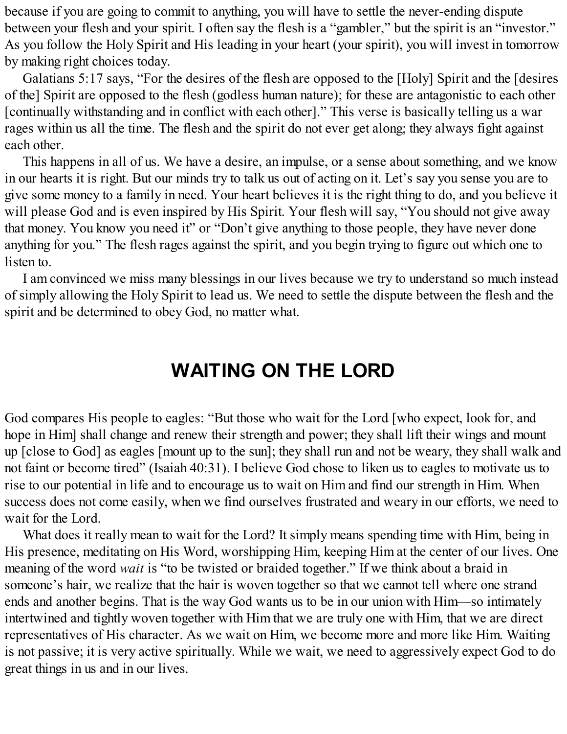because if you are going to commit to anything, you will have to settle the never-ending dispute between your flesh and your spirit. I often say the flesh is a "gambler," but the spirit is an "investor." As you follow the Holy Spirit and His leading in your heart (your spirit), you will invest in tomorrow by making right choices today.

Galatians 5:17 says, "For the desires of the flesh are opposed to the [Holy] Spirit and the [desires of the] Spirit are opposed to the flesh (godless human nature); for these are antagonistic to each other [continually withstanding and in conflict with each other]." This verse is basically telling us a war rages within us all the time. The flesh and the spirit do not ever get along; they always fight against each other.

This happens in all of us. We have a desire, an impulse, or a sense about something, and we know in our hearts it is right. But our minds try to talk us out of acting on it. Let's say you sense you are to give some money to a family in need. Your heart believes it is the right thing to do, and you believe it will please God and is even inspired by His Spirit. Your flesh will say, "You should not give away that money. You know you need it" or "Don't give anything to those people, they have never done anything for you." The flesh rages against the spirit, and you begin trying to figure out which one to listen to.

I am convinced we miss many blessings in our lives because we try to understand so much instead of simply allowing the Holy Spirit to lead us. We need to settle the dispute between the flesh and the spirit and be determined to obey God, no matter what.

## WAITING ON THE LORD

God compares His people to eagles: "But those who wait for the Lord [who expect, look for, and hope in Him] shall change and renew their strength and power; they shall lift their wings and mount up [close to God] as eagles [mount up to the sun]; they shall run and not be weary, they shall walk and not faint or become tired" (Isaiah 40:31). I believe God chose to liken us to eagles to motivate us to rise to our potential in life and to encourage us to wait on Him and find our strength in Him. When success does not come easily, when we find ourselves frustrated and weary in our efforts, we need to wait for the Lord.

What does it really mean to wait for the Lord? It simply means spending time with Him, being in His presence, meditating on His Word, worshipping Him, keeping Him at the center of our lives. One meaning of the word *wait* is "to be twisted or braided together." If we think about a braid in someone's hair, we realize that the hair is woven together so that we cannot tell where one strand ends and another begins. That is the way God wants us to be in our union with Him—so intimately intertwined and tightly woven together with Him that we are truly one with Him, that we are direct representatives of His character. As we wait on Him, we become more and more like Him. Waiting is not passive; it is very active spiritually. While we wait, we need to aggressively expect God to do great things in us and in our lives.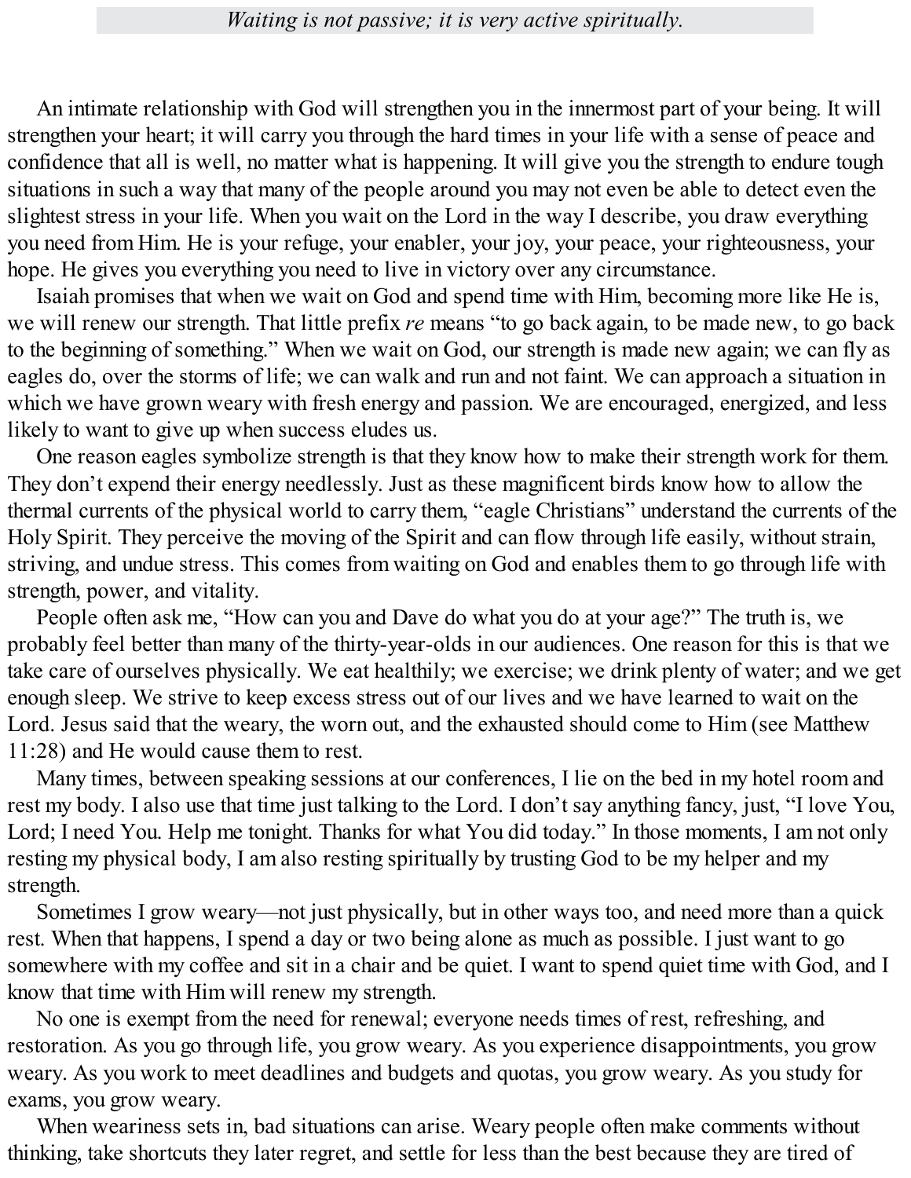*Waiting is not passive; it is very active spiritually.*

An intimate relationship with God will strengthen you in the innermost part of your being. It will strengthen your heart; it will carry you through the hard times in your life with a sense of peace and confidence that all is well, no matter what is happening. It will give you the strength to endure tough situations in such a way that many of the people around you may not even be able to detect even the slightest stress in your life. When you wait on the Lord in the way I describe, you draw everything you need from Him. He is your refuge, your enabler, your joy, your peace, your righteousness, your hope. He gives you everything you need to live in victory over any circumstance.

Isaiah promises that when we wait on God and spend time with Him, becoming more like He is, we will renew our strength. That little prefix *re* means "to go back again, to be made new, to go back to the beginning of something." When we wait on God, our strength is made new again; we can fly as eagles do, over the storms of life; we can walk and run and not faint. We can approach a situation in which we have grown weary with fresh energy and passion. We are encouraged, energized, and less likely to want to give up when success eludes us.

One reason eagles symbolize strength is that they know how to make their strength work for them. They don't expend their energy needlessly. Just as these magnificent birds know how to allow the thermal currents of the physical world to carry them, "eagle Christians" understand the currents of the Holy Spirit. They perceive the moving of the Spirit and can flow through life easily, without strain, striving, and undue stress. This comes from waiting on God and enables them to go through life with strength, power, and vitality.

People often ask me, "How can you and Dave do what you do at your age?" The truth is, we probably feel better than many of the thirty-year-olds in our audiences. One reason for this is that we take care of ourselves physically. We eat healthily; we exercise; we drink plenty of water; and we get enough sleep. We strive to keep excess stress out of our lives and we have learned to wait on the Lord. Jesus said that the weary, the worn out, and the exhausted should come to Him (see Matthew 11:28) and He would cause them to rest.

Many times, between speaking sessions at our conferences, I lie on the bed in my hotel room and rest my body. I also use that time just talking to the Lord. I don't say anything fancy, just, "I love You, Lord; I need You. Help me tonight. Thanks for what You did today." In those moments, I am not only resting my physical body, I am also resting spiritually by trusting God to be my helper and my strength.

Sometimes I grow weary—not just physically, but in other ways too, and need more than a quick rest. When that happens, I spend a day or two being alone as much as possible. I just want to go somewhere with my coffee and sit in a chair and be quiet. I want to spend quiet time with God, and I know that time with Him will renew my strength.

No one is exempt from the need for renewal; everyone needs times of rest, refreshing, and restoration. As you go through life, you grow weary. As you experience disappointments, you grow weary. As you work to meet deadlines and budgets and quotas, you grow weary. As you study for exams, you grow weary.

When weariness sets in, bad situations can arise. Weary people often make comments without thinking, take shortcuts they later regret, and settle for less than the best because they are tired of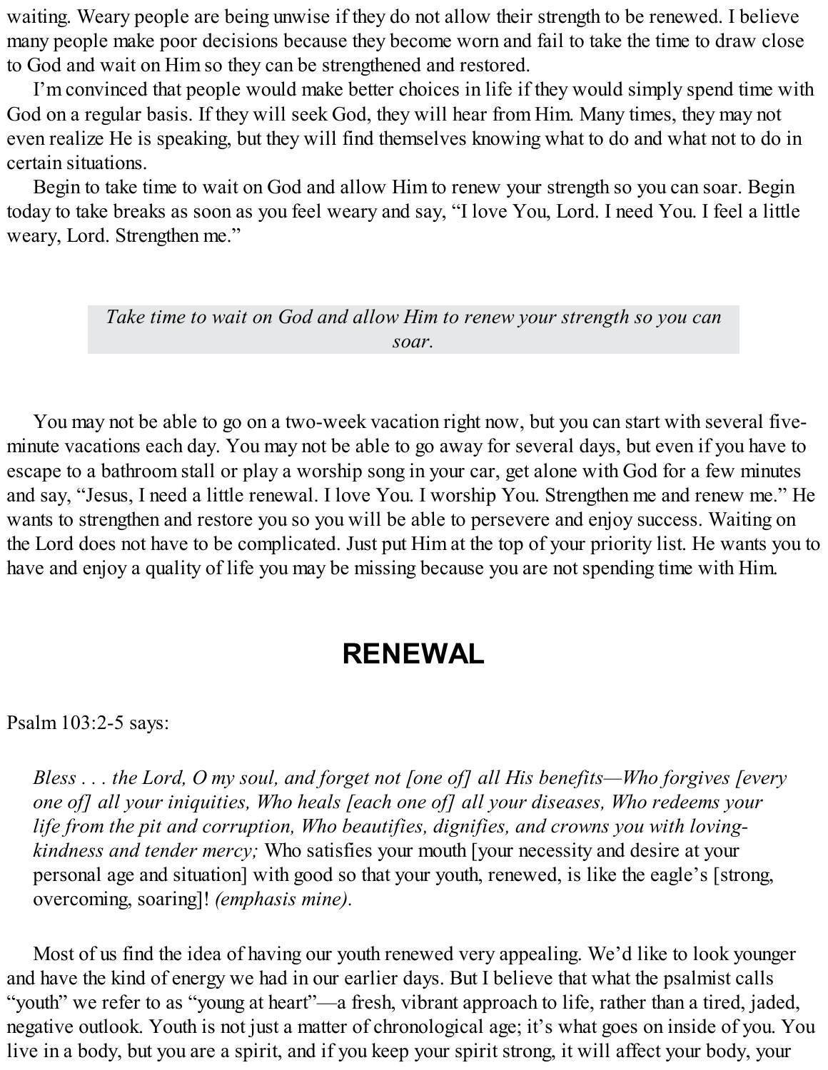waiting. Weary people are being unwise if they do not allow their strength to be renewed. I believe many people make poor decisions because they become worn and fail to take the time to draw close to God and wait on Him so they can be strengthened and restored.

I'm convinced that people would make better choices in life if they would simply spend time with God on a regular basis. If they will seek God, they will hear from Him. Many times, they may not even realize He is speaking, but they will find themselves knowing what to do and what not to do in certain situations.

Begin to take time to wait on God and allow Him to renew your strength so you can soar. Begin today to take breaks as soon as you feel weary and say, "I love You, Lord. I need You. I feel a little weary, Lord. Strengthen me."

> *Take time to wait on God and allow Him to renew your strength so you can soar.*

You may not be able to go on a two-week vacation right now, but you can start with several five-minute vacations each day. You may not be able to go away for several days, but even if you have to escape to a bathroom stall or play a worship song in your car, get alone with God for a few minutes and say, "Jesus, I need a little renewal. I love You. I worship You. Strengthen me and renew me." He wants to strengthen and restore you so you will be able to persevere and enjoy success. Waiting on the Lord does not have to be complicated. Just put Him at the top of your priority list. He wants you to have and enjoy a quality of life you may be missing because you are not spending time with Him.

## RENEWAL

Psalm 103:2-5 says:

> *Bless . . . the Lord, O my soul, and forget not [one of] all His benefits—Who forgives [every one of] all your iniquities, Who heals [each one of] all your diseases, Who redeems your life from the pit and corruption, Who beautifies, dignifies, and crowns you with loving-kindness and tender mercy;* Who satisfies your mouth [your necessity and desire at your personal age and situation] with good so that your youth, renewed, is like the eagle's [strong, overcoming, soaring]! *(emphasis mine).*

Most of us find the idea of having our youth renewed very appealing. We'd like to look younger and have the kind of energy we had in our earlier days. But I believe that what the psalmist calls "youth" we refer to as "young at heart"—a fresh, vibrant approach to life, rather than a tired, jaded, negative outlook. Youth is not just a matter of chronological age; it's what goes on inside of you. You live in a body, but you are a spirit, and if you keep your spirit strong, it will affect your body, your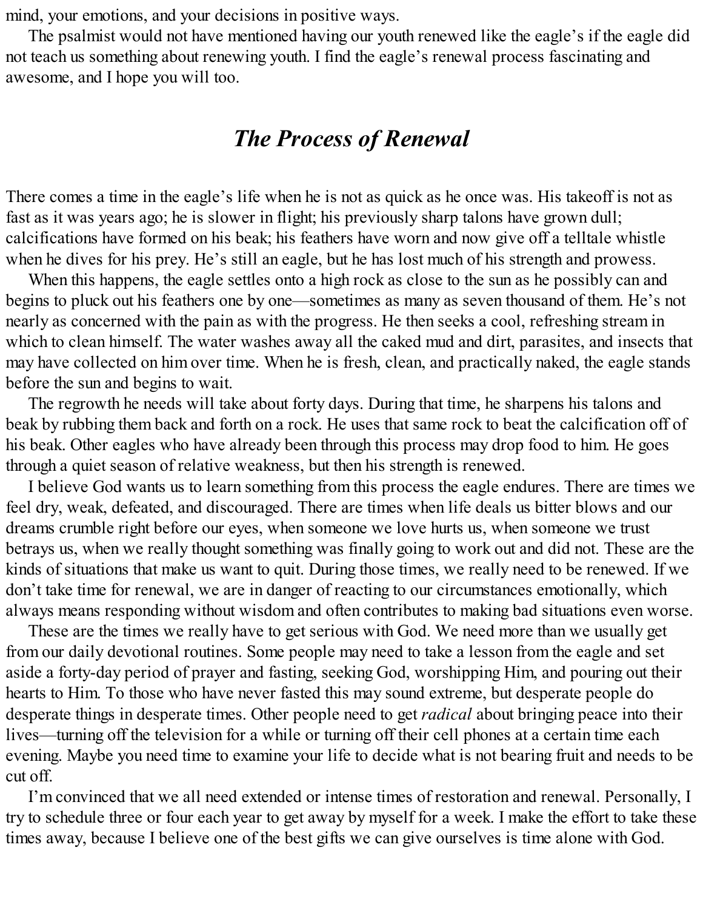mind, your emotions, and your decisions in positive ways.

The psalmist would not have mentioned having our youth renewed like the eagle's if the eagle did not teach us something about renewing youth. I find the eagle's renewal process fascinating and awesome, and I hope you will too.

## *The Process of Renewal*

There comes a time in the eagle's life when he is not as quick as he once was. His takeoff is not as fast as it was years ago; he is slower in flight; his previously sharp talons have grown dull; calcifications have formed on his beak; his feathers have worn and now give off a telltale whistle when he dives for his prey. He's still an eagle, but he has lost much of his strength and prowess.

When this happens, the eagle settles onto a high rock as close to the sun as he possibly can and begins to pluck out his feathers one by one—sometimes as many as seven thousand of them. He's not nearly as concerned with the pain as with the progress. He then seeks a cool, refreshing stream in which to clean himself. The water washes away all the caked mud and dirt, parasites, and insects that may have collected on him over time. When he is fresh, clean, and practically naked, the eagle stands before the sun and begins to wait.

The regrowth he needs will take about forty days. During that time, he sharpens his talons and beak by rubbing them back and forth on a rock. He uses that same rock to beat the calcification off of his beak. Other eagles who have already been through this process may drop food to him. He goes through a quiet season of relative weakness, but then his strength is renewed.

I believe God wants us to learn something from this process the eagle endures. There are times we feel dry, weak, defeated, and discouraged. There are times when life deals us bitter blows and our dreams crumble right before our eyes, when someone we love hurts us, when someone we trust betrays us, when we really thought something was finally going to work out and did not. These are the kinds of situations that make us want to quit. During those times, we really need to be renewed. If we don't take time for renewal, we are in danger of reacting to our circumstances emotionally, which always means responding without wisdom and often contributes to making bad situations even worse.

These are the times we really have to get serious with God. We need more than we usually get from our daily devotional routines. Some people may need to take a lesson from the eagle and set aside a forty-day period of prayer and fasting, seeking God, worshipping Him, and pouring out their hearts to Him. To those who have never fasted this may sound extreme, but desperate people do desperate things in desperate times. Other people need to get *radical* about bringing peace into their lives—turning off the television for a while or turning off their cell phones at a certain time each evening. Maybe you need time to examine your life to decide what is not bearing fruit and needs to be cut off.

I'm convinced that we all need extended or intense times of restoration and renewal. Personally, I try to schedule three or four each year to get away by myself for a week. I make the effort to take these times away, because I believe one of the best gifts we can give ourselves is time alone with God.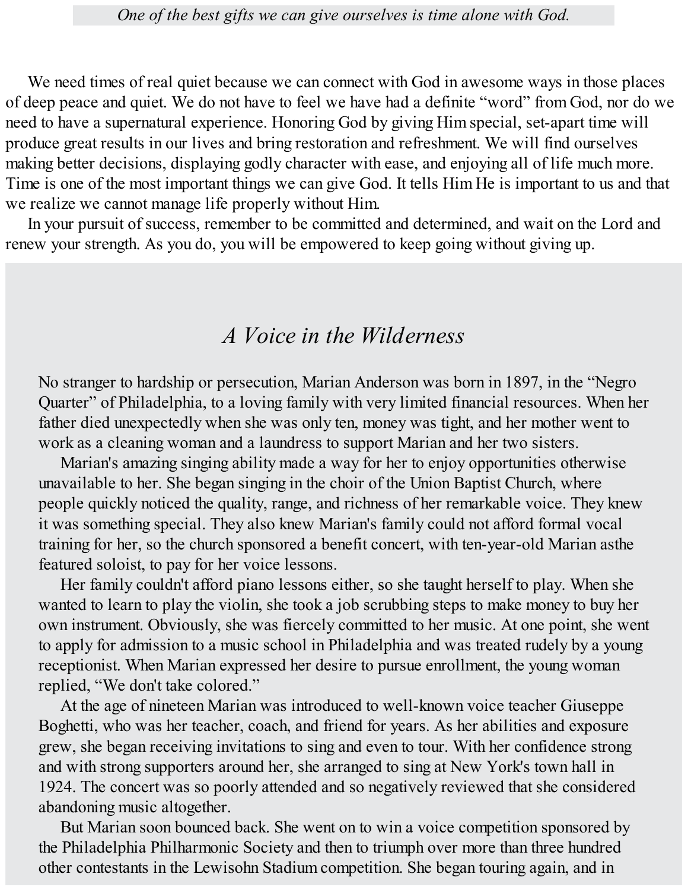*One of the best gifts we can give ourselves is time alone with God.*

We need times of real quiet because we can connect with God in awesome ways in those places of deep peace and quiet. We do not have to feel we have had a definite "word" from God, nor do we need to have a supernatural experience. Honoring God by giving Him special, set-apart time will produce great results in our lives and bring restoration and refreshment. We will find ourselves making better decisions, displaying godly character with ease, and enjoying all of life much more. Time is one of the most important things we can give God. It tells Him He is important to us and that we realize we cannot manage life properly without Him.

In your pursuit of success, remember to be committed and determined, and wait on the Lord and renew your strength. As you do, you will be empowered to keep going without giving up.

## *A Voice in the Wilderness*

No stranger to hardship or persecution, Marian Anderson was born in 1897, in the "Negro Quarter" of Philadelphia, to a loving family with very limited financial resources. When her father died unexpectedly when she was only ten, money was tight, and her mother went to work as a cleaning woman and a laundress to support Marian and her two sisters.

Marian's amazing singing ability made a way for her to enjoy opportunities otherwise unavailable to her. She began singing in the choir of the Union Baptist Church, where people quickly noticed the quality, range, and richness of her remarkable voice. They knew it was something special. They also knew Marian's family could not afford formal vocal training for her, so the church sponsored a benefit concert, with ten-year-old Marian asthe featured soloist, to pay for her voice lessons.

Her family couldn't afford piano lessons either, so she taught herself to play. When she wanted to learn to play the violin, she took a job scrubbing steps to make money to buy her own instrument. Obviously, she was fiercely committed to her music. At one point, she went to apply for admission to a music school in Philadelphia and was treated rudely by a young receptionist. When Marian expressed her desire to pursue enrollment, the young woman replied, "We don't take colored."

At the age of nineteen Marian was introduced to well-known voice teacher Giuseppe Boghetti, who was her teacher, coach, and friend for years. As her abilities and exposure grew, she began receiving invitations to sing and even to tour. With her confidence strong and with strong supporters around her, she arranged to sing at New York's town hall in 1924. The concert was so poorly attended and so negatively reviewed that she considered abandoning music altogether.

But Marian soon bounced back. She went on to win a voice competition sponsored by the Philadelphia Philharmonic Society and then to triumph over more than three hundred other contestants in the Lewisohn Stadium competition. She began touring again, and in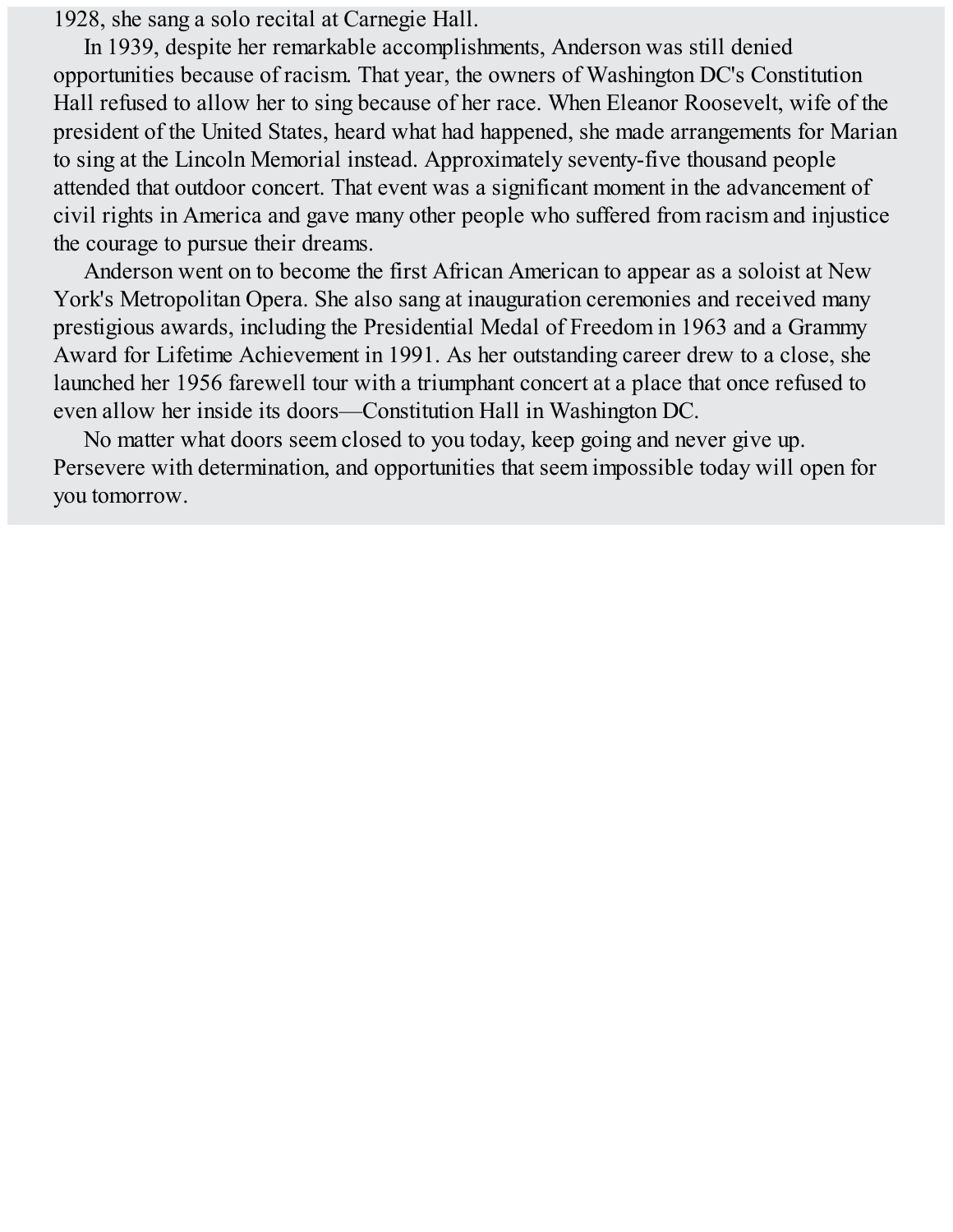1928, she sang a solo recital at Carnegie Hall.

In 1939, despite her remarkable accomplishments, Anderson was still denied opportunities because of racism. That year, the owners of Washington DC's Constitution Hall refused to allow her to sing because of her race. When Eleanor Roosevelt, wife of the president of the United States, heard what had happened, she made arrangements for Marian to sing at the Lincoln Memorial instead. Approximately seventy-five thousand people attended that outdoor concert. That event was a significant moment in the advancement of civil rights in America and gave many other people who suffered from racism and injustice the courage to pursue their dreams.

Anderson went on to become the first African American to appear as a soloist at New York's Metropolitan Opera. She also sang at inauguration ceremonies and received many prestigious awards, including the Presidential Medal of Freedom in 1963 and a Grammy Award for Lifetime Achievement in 1991. As her outstanding career drew to a close, she launched her 1956 farewell tour with a triumphant concert at a place that once refused to even allow her inside its doors—Constitution Hall in Washington DC.

No matter what doors seem closed to you today, keep going and never give up. Persevere with determination, and opportunities that seem impossible today will open for you tomorrow.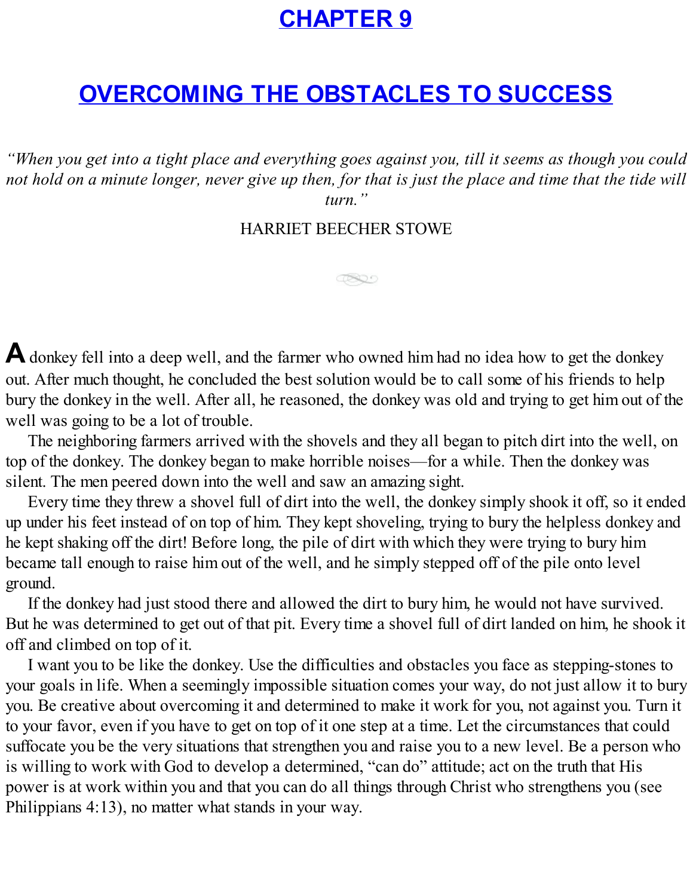# CHAPTER 9

## OVERCOMING THE OBSTACLES TO SUCCESS

*"When you get into a tight place and everything goes against you, till it seems as though you could not hold on a minute longer, never give up then, for that is just the place and time that the tide will turn."*

HARRIET BEECHER STOWE

A donkey fell into a deep well, and the farmer who owned him had no idea how to get the donkey out. After much thought, he concluded the best solution would be to call some of his friends to help bury the donkey in the well. After all, he reasoned, the donkey was old and trying to get him out of the well was going to be a lot of trouble.

The neighboring farmers arrived with the shovels and they all began to pitch dirt into the well, on top of the donkey. The donkey began to make horrible noises—for a while. Then the donkey was silent. The men peered down into the well and saw an amazing sight.

Every time they threw a shovel full of dirt into the well, the donkey simply shook it off, so it ended up under his feet instead of on top of him. They kept shoveling, trying to bury the helpless donkey and he kept shaking off the dirt! Before long, the pile of dirt with which they were trying to bury him became tall enough to raise him out of the well, and he simply stepped off of the pile onto level ground.

If the donkey had just stood there and allowed the dirt to bury him, he would not have survived. But he was determined to get out of that pit. Every time a shovel full of dirt landed on him, he shook it off and climbed on top of it.

I want you to be like the donkey. Use the difficulties and obstacles you face as stepping-stones to your goals in life. When a seemingly impossible situation comes your way, do not just allow it to bury you. Be creative about overcoming it and determined to make it work for you, not against you. Turn it to your favor, even if you have to get on top of it one step at a time. Let the circumstances that could suffocate you be the very situations that strengthen you and raise you to a new level. Be a person who is willing to work with God to develop a determined, "can do" attitude; act on the truth that His power is at work within you and that you can do all things through Christ who strengthens you (see Philippians 4:13), no matter what stands in your way.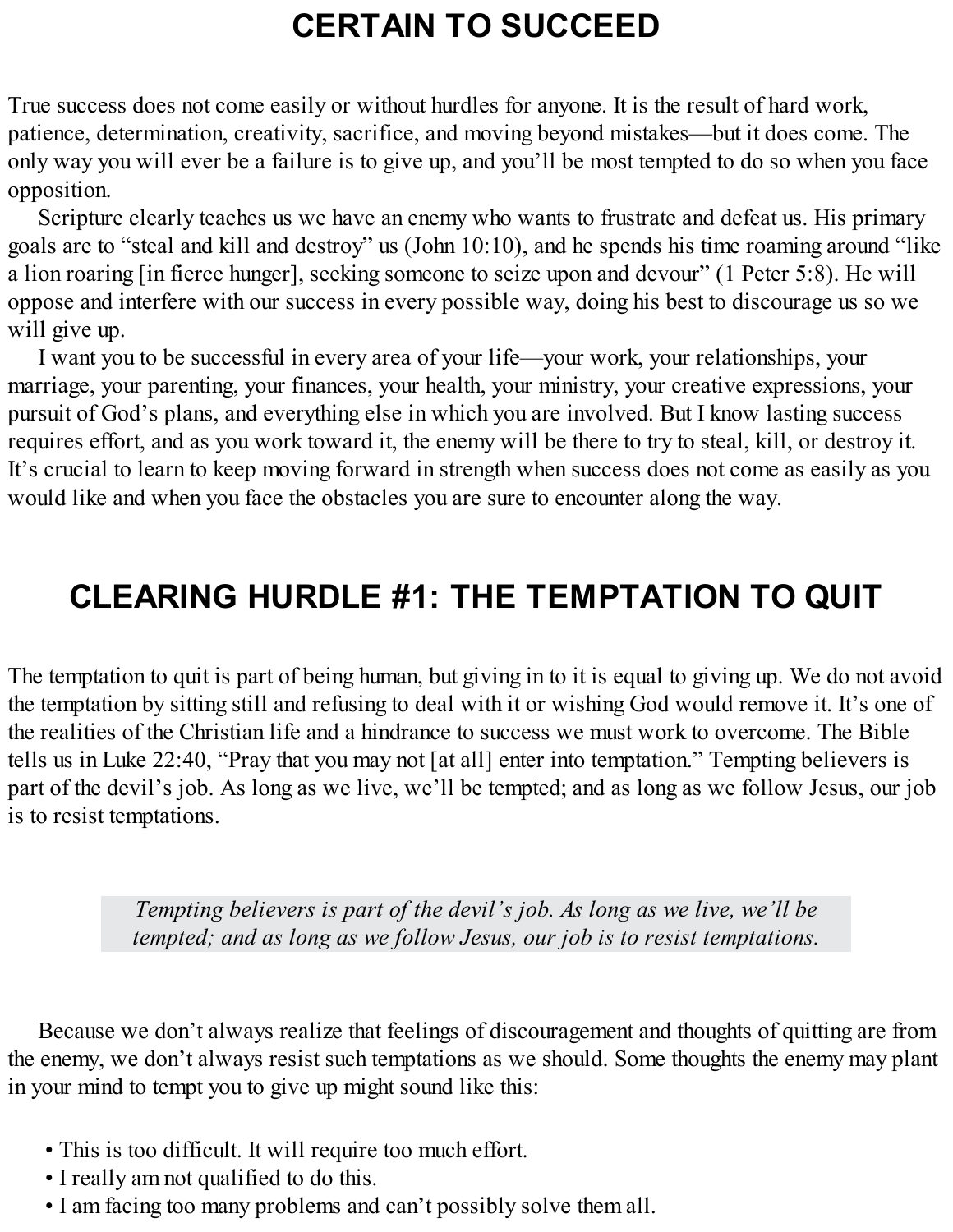# CERTAIN TO SUCCEED

True success does not come easily or without hurdles for anyone. It is the result of hard work, patience, determination, creativity, sacrifice, and moving beyond mistakes—but it does come. The only way you will ever be a failure is to give up, and you'll be most tempted to do so when you face opposition.

Scripture clearly teaches us we have an enemy who wants to frustrate and defeat us. His primary goals are to "steal and kill and destroy" us (John 10:10), and he spends his time roaming around "like a lion roaring [in fierce hunger], seeking someone to seize upon and devour" (1 Peter 5:8). He will oppose and interfere with our success in every possible way, doing his best to discourage us so we will give up.

I want you to be successful in every area of your life—your work, your relationships, your marriage, your parenting, your finances, your health, your ministry, your creative expressions, your pursuit of God's plans, and everything else in which you are involved. But I know lasting success requires effort, and as you work toward it, the enemy will be there to try to steal, kill, or destroy it. It's crucial to learn to keep moving forward in strength when success does not come as easily as you would like and when you face the obstacles you are sure to encounter along the way.

# CLEARING HURDLE #1: THE TEMPTATION TO QUIT

The temptation to quit is part of being human, but giving in to it is equal to giving up. We do not avoid the temptation by sitting still and refusing to deal with it or wishing God would remove it. It's one of the realities of the Christian life and a hindrance to success we must work to overcome. The Bible tells us in Luke 22:40, "Pray that you may not [at all] enter into temptation." Tempting believers is part of the devil's job. As long as we live, we'll be tempted; and as long as we follow Jesus, our job is to resist temptations.

> *Tempting believers is part of the devil's job. As long as we live, we'll be tempted; and as long as we follow Jesus, our job is to resist temptations.*

Because we don't always realize that feelings of discouragement and thoughts of quitting are from the enemy, we don't always resist such temptations as we should. Some thoughts the enemy may plant in your mind to tempt you to give up might sound like this:

- This is too difficult. It will require too much effort.
- I really am not qualified to do this.
- I am facing too many problems and can't possibly solve them all.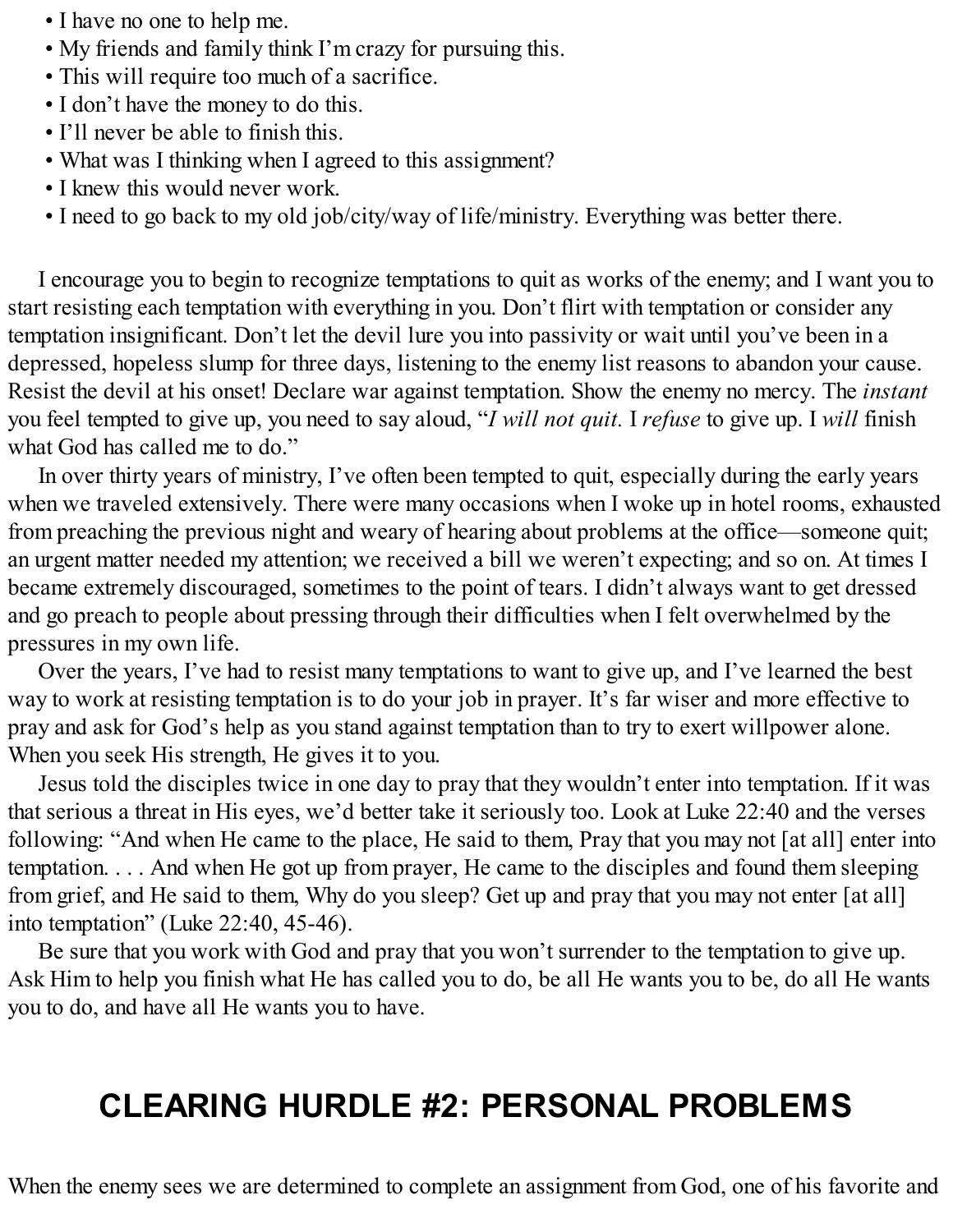- I have no one to help me.
- My friends and family think I'm crazy for pursuing this.
- This will require too much of a sacrifice.
- I don't have the money to do this.
- I'll never be able to finish this.
- What was I thinking when I agreed to this assignment?
- I knew this would never work.
- I need to go back to my old job/city/way of life/ministry. Everything was better there.

I encourage you to begin to recognize temptations to quit as works of the enemy; and I want you to start resisting each temptation with everything in you. Don't flirt with temptation or consider any temptation insignificant. Don't let the devil lure you into passivity or wait until you've been in a depressed, hopeless slump for three days, listening to the enemy list reasons to abandon your cause. Resist the devil at his onset! Declare war against temptation. Show the enemy no mercy. The *instant* you feel tempted to give up, you need to say aloud, "*I will not quit.* I *refuse* to give up. I *will* finish what God has called me to do."

In over thirty years of ministry, I've often been tempted to quit, especially during the early years when we traveled extensively. There were many occasions when I woke up in hotel rooms, exhausted from preaching the previous night and weary of hearing about problems at the office—someone quit; an urgent matter needed my attention; we received a bill we weren't expecting; and so on. At times I became extremely discouraged, sometimes to the point of tears. I didn't always want to get dressed and go preach to people about pressing through their difficulties when I felt overwhelmed by the pressures in my own life.

Over the years, I've had to resist many temptations to want to give up, and I've learned the best way to work at resisting temptation is to do your job in prayer. It's far wiser and more effective to pray and ask for God's help as you stand against temptation than to try to exert willpower alone. When you seek His strength, He gives it to you.

Jesus told the disciples twice in one day to pray that they wouldn't enter into temptation. If it was that serious a threat in His eyes, we'd better take it seriously too. Look at Luke 22:40 and the verses following: "And when He came to the place, He said to them, Pray that you may not [at all] enter into temptation. . . . And when He got up from prayer, He came to the disciples and found them sleeping from grief, and He said to them, Why do you sleep? Get up and pray that you may not enter [at all] into temptation" (Luke 22:40, 45-46).

Be sure that you work with God and pray that you won't surrender to the temptation to give up. Ask Him to help you finish what He has called you to do, be all He wants you to be, do all He wants you to do, and have all He wants you to have.

## CLEARING HURDLE #2: PERSONAL PROBLEMS

When the enemy sees we are determined to complete an assignment from God, one of his favorite and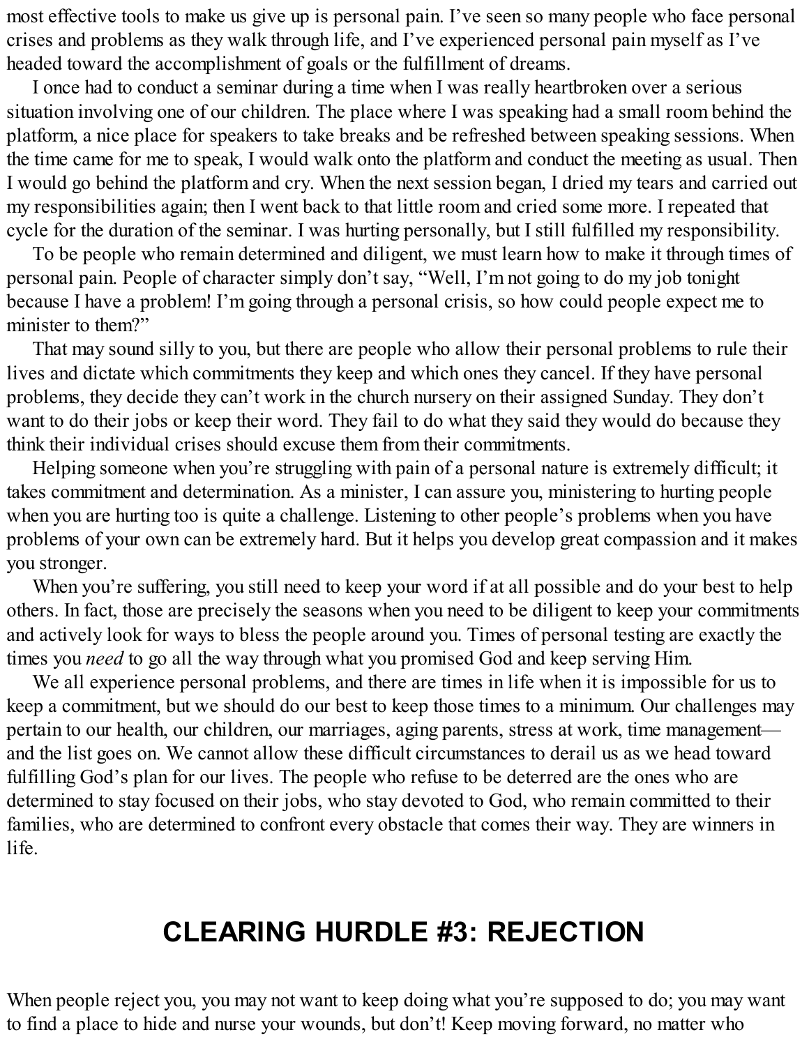most effective tools to make us give up is personal pain. I've seen so many people who face personal crises and problems as they walk through life, and I've experienced personal pain myself as I've headed toward the accomplishment of goals or the fulfillment of dreams.

I once had to conduct a seminar during a time when I was really heartbroken over a serious situation involving one of our children. The place where I was speaking had a small room behind the platform, a nice place for speakers to take breaks and be refreshed between speaking sessions. When the time came for me to speak, I would walk onto the platform and conduct the meeting as usual. Then I would go behind the platform and cry. When the next session began, I dried my tears and carried out my responsibilities again; then I went back to that little room and cried some more. I repeated that cycle for the duration of the seminar. I was hurting personally, but I still fulfilled my responsibility.

To be people who remain determined and diligent, we must learn how to make it through times of personal pain. People of character simply don't say, "Well, I'm not going to do my job tonight because I have a problem! I'm going through a personal crisis, so how could people expect me to minister to them?"

That may sound silly to you, but there are people who allow their personal problems to rule their lives and dictate which commitments they keep and which ones they cancel. If they have personal problems, they decide they can't work in the church nursery on their assigned Sunday. They don't want to do their jobs or keep their word. They fail to do what they said they would do because they think their individual crises should excuse them from their commitments.

Helping someone when you're struggling with pain of a personal nature is extremely difficult; it takes commitment and determination. As a minister, I can assure you, ministering to hurting people when you are hurting too is quite a challenge. Listening to other people's problems when you have problems of your own can be extremely hard. But it helps you develop great compassion and it makes you stronger.

When you're suffering, you still need to keep your word if at all possible and do your best to help others. In fact, those are precisely the seasons when you need to be diligent to keep your commitments and actively look for ways to bless the people around you. Times of personal testing are exactly the times you *need* to go all the way through what you promised God and keep serving Him.

We all experience personal problems, and there are times in life when it is impossible for us to keep a commitment, but we should do our best to keep those times to a minimum. Our challenges may pertain to our health, our children, our marriages, aging parents, stress at work, time management—and the list goes on. We cannot allow these difficult circumstances to derail us as we head toward fulfilling God's plan for our lives. The people who refuse to be deterred are the ones who are determined to stay focused on their jobs, who stay devoted to God, who remain committed to their families, who are determined to confront every obstacle that comes their way. They are winners in life.

## CLEARING HURDLE #3: REJECTION

When people reject you, you may not want to keep doing what you're supposed to do; you may want to find a place to hide and nurse your wounds, but don't! Keep moving forward, no matter who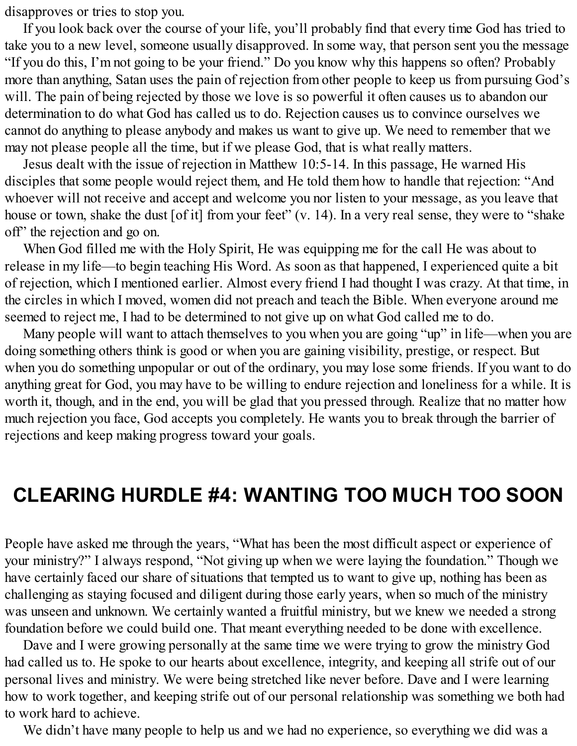disapproves or tries to stop you.

If you look back over the course of your life, you'll probably find that every time God has tried to take you to a new level, someone usually disapproved. In some way, that person sent you the message "If you do this, I'm not going to be your friend." Do you know why this happens so often? Probably more than anything, Satan uses the pain of rejection from other people to keep us from pursuing God's will. The pain of being rejected by those we love is so powerful it often causes us to abandon our determination to do what God has called us to do. Rejection causes us to convince ourselves we cannot do anything to please anybody and makes us want to give up. We need to remember that we may not please people all the time, but if we please God, that is what really matters.

Jesus dealt with the issue of rejection in Matthew 10:5-14. In this passage, He warned His disciples that some people would reject them, and He told them how to handle that rejection: "And whoever will not receive and accept and welcome you nor listen to your message, as you leave that house or town, shake the dust [of it] from your feet" (v. 14). In a very real sense, they were to "shake off" the rejection and go on.

When God filled me with the Holy Spirit, He was equipping me for the call He was about to release in my life—to begin teaching His Word. As soon as that happened, I experienced quite a bit of rejection, which I mentioned earlier. Almost every friend I had thought I was crazy. At that time, in the circles in which I moved, women did not preach and teach the Bible. When everyone around me seemed to reject me, I had to be determined to not give up on what God called me to do.

Many people will want to attach themselves to you when you are going "up" in life—when you are doing something others think is good or when you are gaining visibility, prestige, or respect. But when you do something unpopular or out of the ordinary, you may lose some friends. If you want to do anything great for God, you may have to be willing to endure rejection and loneliness for a while. It is worth it, though, and in the end, you will be glad that you pressed through. Realize that no matter how much rejection you face, God accepts you completely. He wants you to break through the barrier of rejections and keep making progress toward your goals.

## CLEARING HURDLE #4: WANTING TOO MUCH TOO SOON

People have asked me through the years, "What has been the most difficult aspect or experience of your ministry?" I always respond, "Not giving up when we were laying the foundation." Though we have certainly faced our share of situations that tempted us to want to give up, nothing has been as challenging as staying focused and diligent during those early years, when so much of the ministry was unseen and unknown. We certainly wanted a fruitful ministry, but we knew we needed a strong foundation before we could build one. That meant everything needed to be done with excellence.

Dave and I were growing personally at the same time we were trying to grow the ministry God had called us to. He spoke to our hearts about excellence, integrity, and keeping all strife out of our personal lives and ministry. We were being stretched like never before. Dave and I were learning how to work together, and keeping strife out of our personal relationship was something we both had to work hard to achieve.

We didn't have many people to help us and we had no experience, so everything we did was a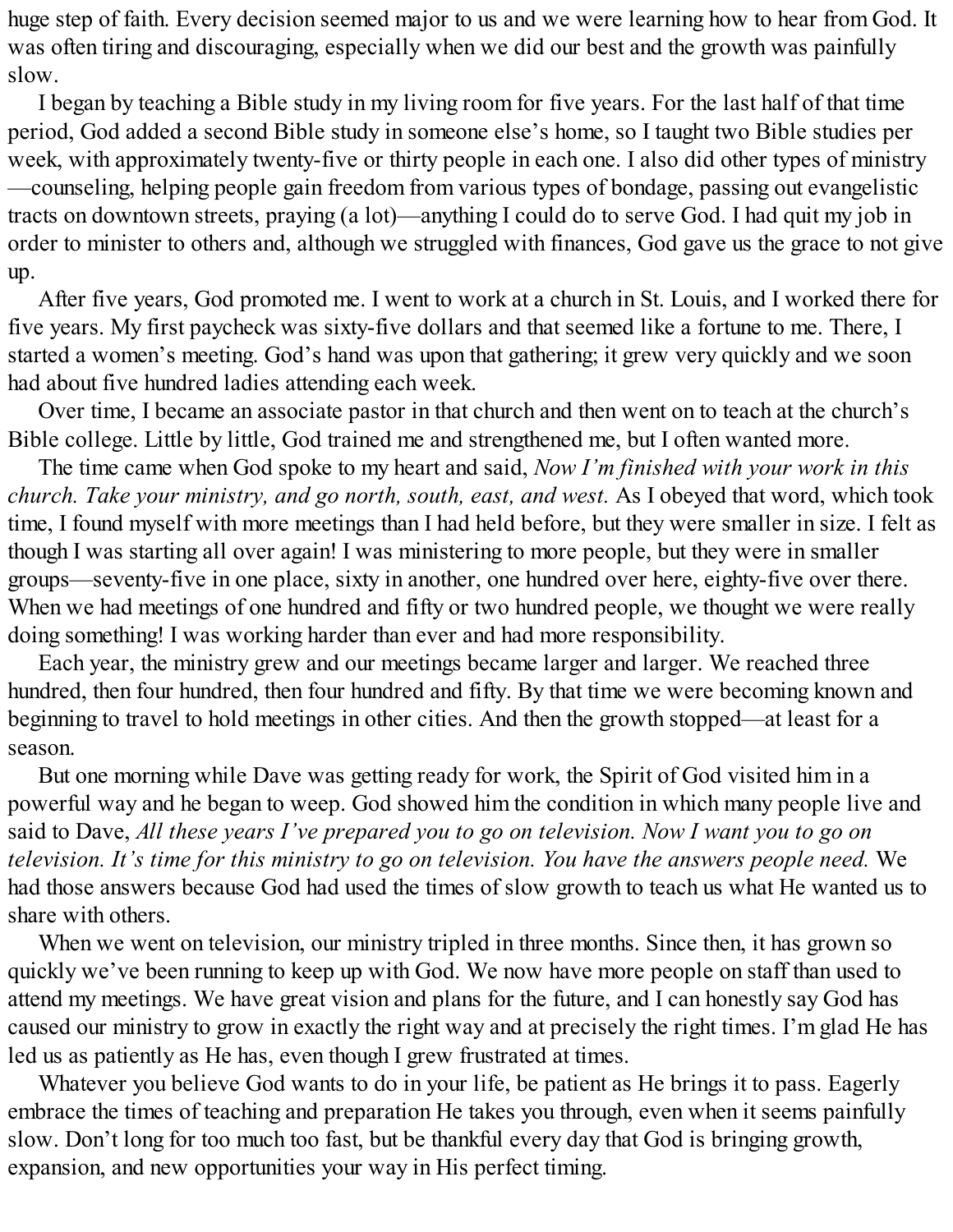huge step of faith. Every decision seemed major to us and we were learning how to hear from God. It was often tiring and discouraging, especially when we did our best and the growth was painfully slow.

I began by teaching a Bible study in my living room for five years. For the last half of that time period, God added a second Bible study in someone else's home, so I taught two Bible studies per week, with approximately twenty-five or thirty people in each one. I also did other types of ministry—counseling, helping people gain freedom from various types of bondage, passing out evangelistic tracts on downtown streets, praying (a lot)—anything I could do to serve God. I had quit my job in order to minister to others and, although we struggled with finances, God gave us the grace to not give up.

After five years, God promoted me. I went to work at a church in St. Louis, and I worked there for five years. My first paycheck was sixty-five dollars and that seemed like a fortune to me. There, I started a women's meeting. God's hand was upon that gathering; it grew very quickly and we soon had about five hundred ladies attending each week.

Over time, I became an associate pastor in that church and then went on to teach at the church's Bible college. Little by little, God trained me and strengthened me, but I often wanted more.

The time came when God spoke to my heart and said, *Now I'm finished with your work in this church. Take your ministry, and go north, south, east, and west.* As I obeyed that word, which took time, I found myself with more meetings than I had held before, but they were smaller in size. I felt as though I was starting all over again! I was ministering to more people, but they were in smaller groups—seventy-five in one place, sixty in another, one hundred over here, eighty-five over there. When we had meetings of one hundred and fifty or two hundred people, we thought we were really doing something! I was working harder than ever and had more responsibility.

Each year, the ministry grew and our meetings became larger and larger. We reached three hundred, then four hundred, then four hundred and fifty. By that time we were becoming known and beginning to travel to hold meetings in other cities. And then the growth stopped—at least for a season.

But one morning while Dave was getting ready for work, the Spirit of God visited him in a powerful way and he began to weep. God showed him the condition in which many people live and said to Dave, *All these years I've prepared you to go on television. Now I want you to go on television. It's time for this ministry to go on television. You have the answers people need.* We had those answers because God had used the times of slow growth to teach us what He wanted us to share with others.

When we went on television, our ministry tripled in three months. Since then, it has grown so quickly we've been running to keep up with God. We now have more people on staff than used to attend my meetings. We have great vision and plans for the future, and I can honestly say God has caused our ministry to grow in exactly the right way and at precisely the right times. I'm glad He has led us as patiently as He has, even though I grew frustrated at times.

Whatever you believe God wants to do in your life, be patient as He brings it to pass. Eagerly embrace the times of teaching and preparation He takes you through, even when it seems painfully slow. Don't long for too much too fast, but be thankful every day that God is bringing growth, expansion, and new opportunities your way in His perfect timing.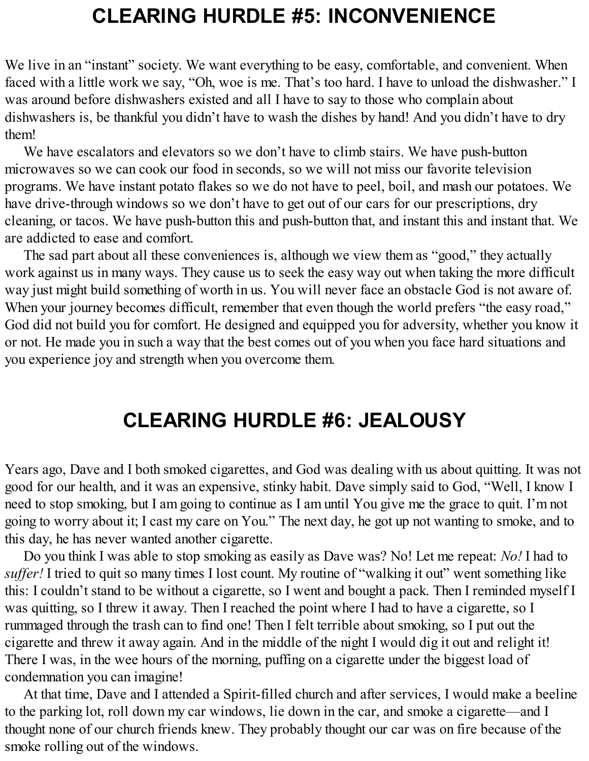## CLEARING HURDLE #5: INCONVENIENCE

We live in an "instant" society. We want everything to be easy, comfortable, and convenient. When faced with a little work we say, "Oh, woe is me. That's too hard. I have to unload the dishwasher." I was around before dishwashers existed and all I have to say to those who complain about dishwashers is, be thankful you didn't have to wash the dishes by hand! And you didn't have to dry them!

We have escalators and elevators so we don't have to climb stairs. We have push-button microwaves so we can cook our food in seconds, so we will not miss our favorite television programs. We have instant potato flakes so we do not have to peel, boil, and mash our potatoes. We have drive-through windows so we don't have to get out of our cars for our prescriptions, dry cleaning, or tacos. We have push-button this and push-button that, and instant this and instant that. We are addicted to ease and comfort.

The sad part about all these conveniences is, although we view them as "good," they actually work against us in many ways. They cause us to seek the easy way out when taking the more difficult way just might build something of worth in us. You will never face an obstacle God is not aware of. When your journey becomes difficult, remember that even though the world prefers "the easy road," God did not build you for comfort. He designed and equipped you for adversity, whether you know it or not. He made you in such a way that the best comes out of you when you face hard situations and you experience joy and strength when you overcome them.

## CLEARING HURDLE #6: JEALOUSY

Years ago, Dave and I both smoked cigarettes, and God was dealing with us about quitting. It was not good for our health, and it was an expensive, stinky habit. Dave simply said to God, "Well, I know I need to stop smoking, but I am going to continue as I am until You give me the grace to quit. I'm not going to worry about it; I cast my care on You." The next day, he got up not wanting to smoke, and to this day, he has never wanted another cigarette.

Do you think I was able to stop smoking as easily as Dave was? No! Let me repeat: *No!* I had to *suffer!* I tried to quit so many times I lost count. My routine of "walking it out" went something like this: I couldn't stand to be without a cigarette, so I went and bought a pack. Then I reminded myself I was quitting, so I threw it away. Then I reached the point where I had to have a cigarette, so I rummaged through the trash can to find one! Then I felt terrible about smoking, so I put out the cigarette and threw it away again. And in the middle of the night I would dig it out and relight it! There I was, in the wee hours of the morning, puffing on a cigarette under the biggest load of condemnation you can imagine!

At that time, Dave and I attended a Spirit-filled church and after services, I would make a beeline to the parking lot, roll down my car windows, lie down in the car, and smoke a cigarette—and I thought none of our church friends knew. They probably thought our car was on fire because of the smoke rolling out of the windows.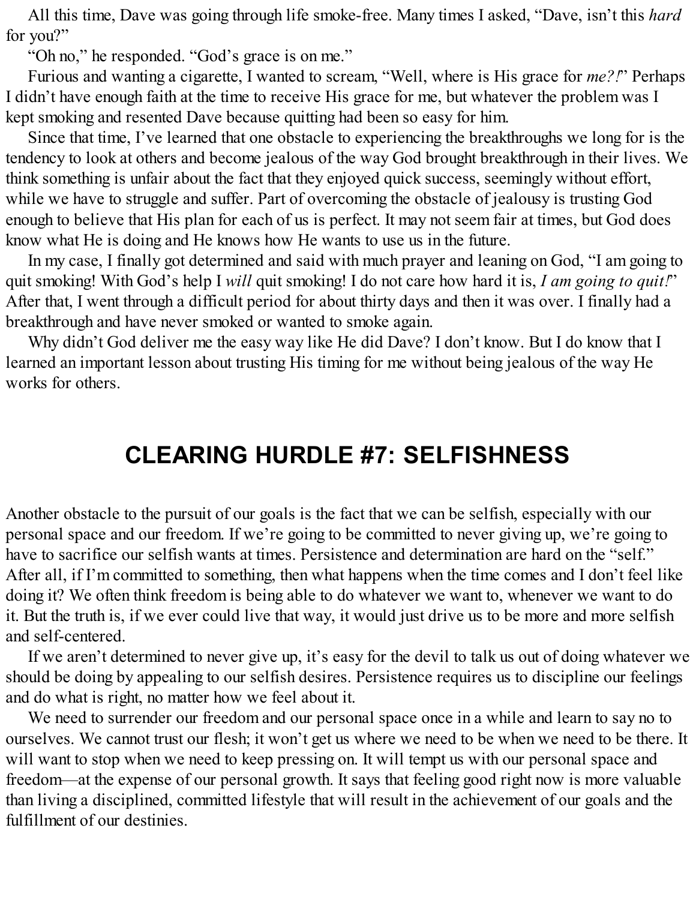All this time, Dave was going through life smoke-free. Many times I asked, “Dave, isn’t this *hard* for you?”

“Oh no,” he responded. “God’s grace is on me.”

Furious and wanting a cigarette, I wanted to scream, “Well, where is His grace for *me?!*” Perhaps I didn’t have enough faith at the time to receive His grace for me, but whatever the problem was I kept smoking and resented Dave because quitting had been so easy for him.

Since that time, I’ve learned that one obstacle to experiencing the breakthroughs we long for is the tendency to look at others and become jealous of the way God brought breakthrough in their lives. We think something is unfair about the fact that they enjoyed quick success, seemingly without effort, while we have to struggle and suffer. Part of overcoming the obstacle of jealousy is trusting God enough to believe that His plan for each of us is perfect. It may not seem fair at times, but God does know what He is doing and He knows how He wants to use us in the future.

In my case, I finally got determined and said with much prayer and leaning on God, “I am going to quit smoking! With God’s help I *will* quit smoking! I do not care how hard it is, *I am going to quit!*” After that, I went through a difficult period for about thirty days and then it was over. I finally had a breakthrough and have never smoked or wanted to smoke again.

Why didn’t God deliver me the easy way like He did Dave? I don’t know. But I do know that I learned an important lesson about trusting His timing for me without being jealous of the way He works for others.

## CLEARING HURDLE #7: SELFISHNESS

Another obstacle to the pursuit of our goals is the fact that we can be selfish, especially with our personal space and our freedom. If we’re going to be committed to never giving up, we’re going to have to sacrifice our selfish wants at times. Persistence and determination are hard on the “self.” After all, if I’m committed to something, then what happens when the time comes and I don’t feel like doing it? We often think freedom is being able to do whatever we want to, whenever we want to do it. But the truth is, if we ever could live that way, it would just drive us to be more and more selfish and self-centered.

If we aren’t determined to never give up, it’s easy for the devil to talk us out of doing whatever we should be doing by appealing to our selfish desires. Persistence requires us to discipline our feelings and do what is right, no matter how we feel about it.

We need to surrender our freedom and our personal space once in a while and learn to say no to ourselves. We cannot trust our flesh; it won’t get us where we need to be when we need to be there. It will want to stop when we need to keep pressing on. It will tempt us with our personal space and freedom—at the expense of our personal growth. It says that feeling good right now is more valuable than living a disciplined, committed lifestyle that will result in the achievement of our goals and the fulfillment of our destinies.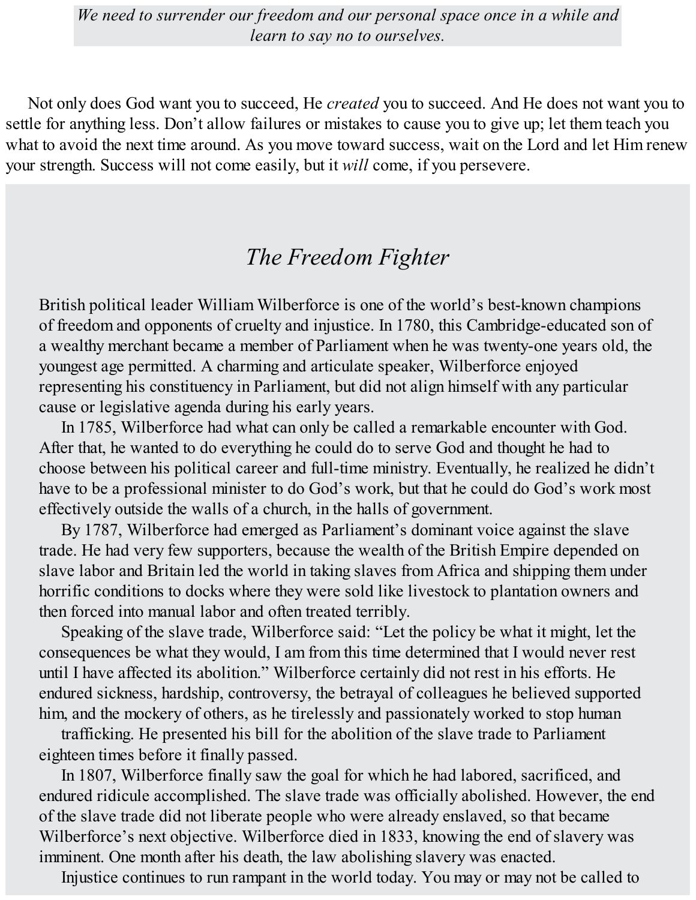*We need to surrender our freedom and our personal space once in a while and learn to say no to ourselves.*

Not only does God want you to succeed, He *created* you to succeed. And He does not want you to settle for anything less. Don't allow failures or mistakes to cause you to give up; let them teach you what to avoid the next time around. As you move toward success, wait on the Lord and let Him renew your strength. Success will not come easily, but it *will* come, if you persevere.

## *The Freedom Fighter*

British political leader William Wilberforce is one of the world's best-known champions of freedom and opponents of cruelty and injustice. In 1780, this Cambridge-educated son of a wealthy merchant became a member of Parliament when he was twenty-one years old, the youngest age permitted. A charming and articulate speaker, Wilberforce enjoyed representing his constituency in Parliament, but did not align himself with any particular cause or legislative agenda during his early years.

In 1785, Wilberforce had what can only be called a remarkable encounter with God. After that, he wanted to do everything he could do to serve God and thought he had to choose between his political career and full-time ministry. Eventually, he realized he didn't have to be a professional minister to do God's work, but that he could do God's work most effectively outside the walls of a church, in the halls of government.

By 1787, Wilberforce had emerged as Parliament's dominant voice against the slave trade. He had very few supporters, because the wealth of the British Empire depended on slave labor and Britain led the world in taking slaves from Africa and shipping them under horrific conditions to docks where they were sold like livestock to plantation owners and then forced into manual labor and often treated terribly.

Speaking of the slave trade, Wilberforce said: "Let the policy be what it might, let the consequences be what they would, I am from this time determined that I would never rest until I have affected its abolition." Wilberforce certainly did not rest in his efforts. He endured sickness, hardship, controversy, the betrayal of colleagues he believed supported him, and the mockery of others, as he tirelessly and passionately worked to stop human trafficking. He presented his bill for the abolition of the slave trade to Parliament eighteen times before it finally passed.

In 1807, Wilberforce finally saw the goal for which he had labored, sacrificed, and endured ridicule accomplished. The slave trade was officially abolished. However, the end of the slave trade did not liberate people who were already enslaved, so that became Wilberforce's next objective. Wilberforce died in 1833, knowing the end of slavery was imminent. One month after his death, the law abolishing slavery was enacted.

Injustice continues to run rampant in the world today. You may or may not be called to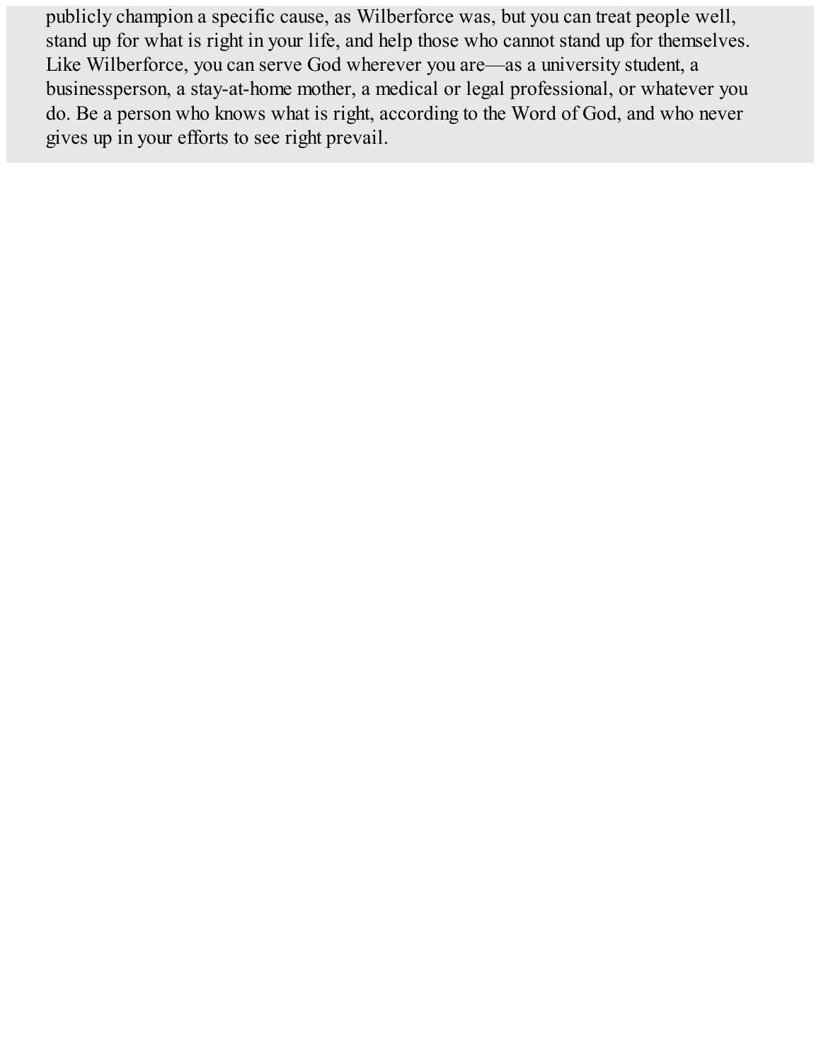publicly champion a specific cause, as Wilberforce was, but you can treat people well, stand up for what is right in your life, and help those who cannot stand up for themselves. Like Wilberforce, you can serve God wherever you are—as a university student, a businessperson, a stay-at-home mother, a medical or legal professional, or whatever you do. Be a person who knows what is right, according to the Word of God, and who never gives up in your efforts to see right prevail.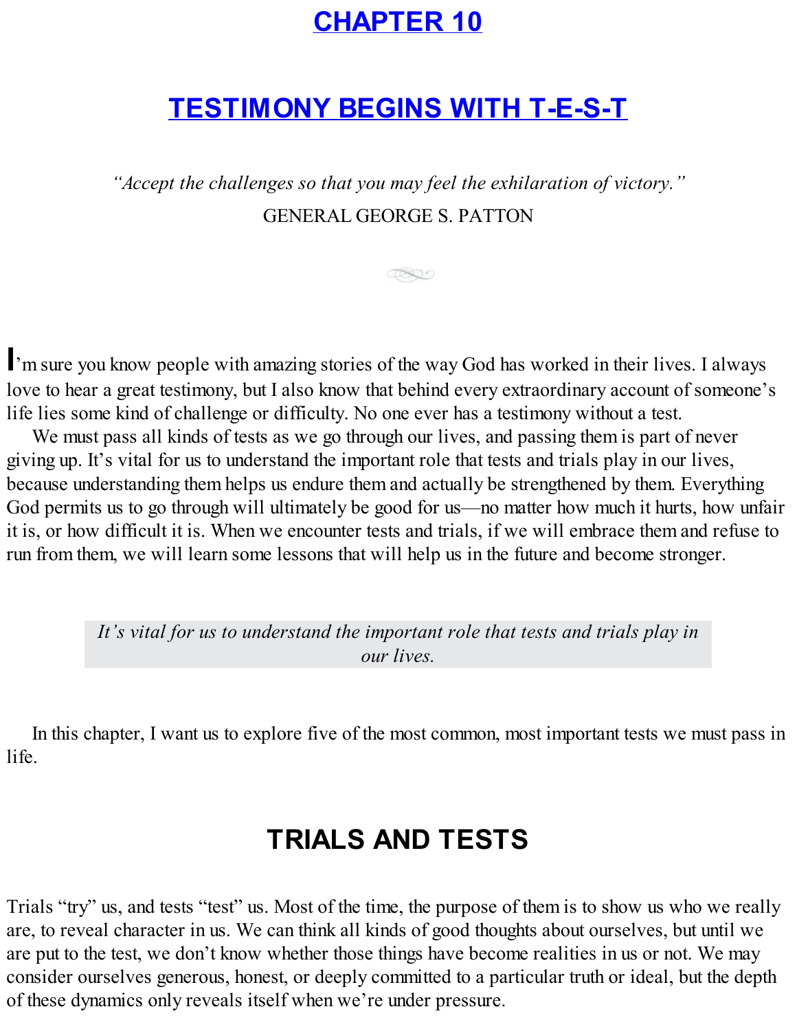# CHAPTER 10

## TESTIMONY BEGINS WITH T-E-S-T

*"Accept the challenges so that you may feel the exhilaration of victory."*

GENERAL GEORGE S. PATTON

I'm sure you know people with amazing stories of the way God has worked in their lives. I always love to hear a great testimony, but I also know that behind every extraordinary account of someone's life lies some kind of challenge or difficulty. No one ever has a testimony without a test.

We must pass all kinds of tests as we go through our lives, and passing them is part of never giving up. It's vital for us to understand the important role that tests and trials play in our lives, because understanding them helps us endure them and actually be strengthened by them. Everything God permits us to go through will ultimately be good for us—no matter how much it hurts, how unfair it is, or how difficult it is. When we encounter tests and trials, if we will embrace them and refuse to run from them, we will learn some lessons that will help us in the future and become stronger.

> *It's vital for us to understand the important role that tests and trials play in our lives.*

In this chapter, I want us to explore five of the most common, most important tests we must pass in life.

## TRIALS AND TESTS

Trials "try" us, and tests "test" us. Most of the time, the purpose of them is to show us who we really are, to reveal character in us. We can think all kinds of good thoughts about ourselves, but until we are put to the test, we don't know whether those things have become realities in us or not. We may consider ourselves generous, honest, or deeply committed to a particular truth or ideal, but the depth of these dynamics only reveals itself when we're under pressure.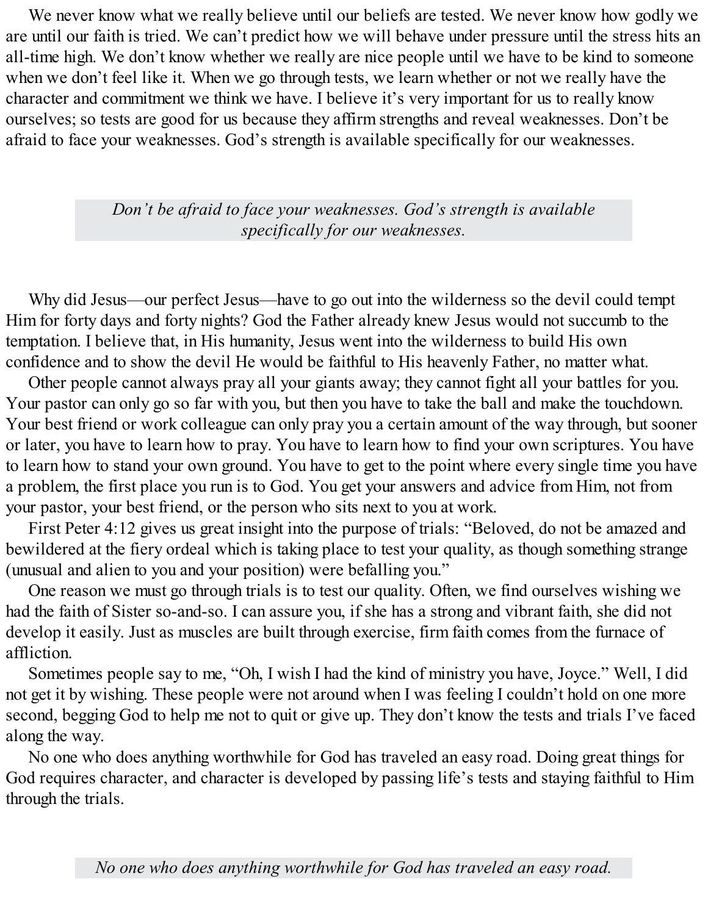We never know what we really believe until our beliefs are tested. We never know how godly we are until our faith is tried. We can't predict how we will behave under pressure until the stress hits an all-time high. We don't know whether we really are nice people until we have to be kind to someone when we don't feel like it. When we go through tests, we learn whether or not we really have the character and commitment we think we have. I believe it's very important for us to really know ourselves; so tests are good for us because they affirm strengths and reveal weaknesses. Don't be afraid to face your weaknesses. God's strength is available specifically for our weaknesses.

*Don't be afraid to face your weaknesses. God's strength is available specifically for our weaknesses.*

Why did Jesus—our perfect Jesus—have to go out into the wilderness so the devil could tempt Him for forty days and forty nights? God the Father already knew Jesus would not succumb to the temptation. I believe that, in His humanity, Jesus went into the wilderness to build His own confidence and to show the devil He would be faithful to His heavenly Father, no matter what.

Other people cannot always pray all your giants away; they cannot fight all your battles for you. Your pastor can only go so far with you, but then you have to take the ball and make the touchdown. Your best friend or work colleague can only pray you a certain amount of the way through, but sooner or later, you have to learn how to pray. You have to learn how to find your own scriptures. You have to learn how to stand your own ground. You have to get to the point where every single time you have a problem, the first place you run is to God. You get your answers and advice from Him, not from your pastor, your best friend, or the person who sits next to you at work.

First Peter 4:12 gives us great insight into the purpose of trials: "Beloved, do not be amazed and bewildered at the fiery ordeal which is taking place to test your quality, as though something strange (unusual and alien to you and your position) were befalling you."

One reason we must go through trials is to test our quality. Often, we find ourselves wishing we had the faith of Sister so-and-so. I can assure you, if she has a strong and vibrant faith, she did not develop it easily. Just as muscles are built through exercise, firm faith comes from the furnace of affliction.

Sometimes people say to me, "Oh, I wish I had the kind of ministry you have, Joyce." Well, I did not get it by wishing. These people were not around when I was feeling I couldn't hold on one more second, begging God to help me not to quit or give up. They don't know the tests and trials I've faced along the way.

No one who does anything worthwhile for God has traveled an easy road. Doing great things for God requires character, and character is developed by passing life's tests and staying faithful to Him through the trials.

*No one who does anything worthwhile for God has traveled an easy road.*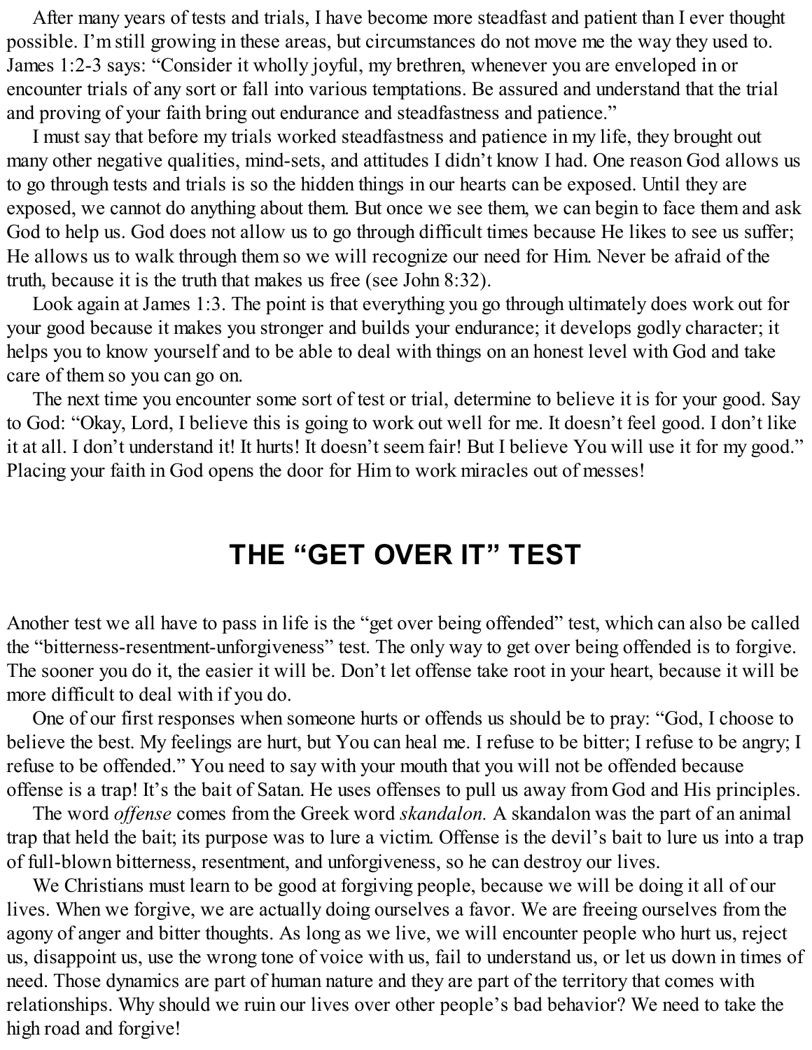After many years of tests and trials, I have become more steadfast and patient than I ever thought possible. I'm still growing in these areas, but circumstances do not move me the way they used to. James 1:2-3 says: "Consider it wholly joyful, my brethren, whenever you are enveloped in or encounter trials of any sort or fall into various temptations. Be assured and understand that the trial and proving of your faith bring out endurance and steadfastness and patience."

I must say that before my trials worked steadfastness and patience in my life, they brought out many other negative qualities, mind-sets, and attitudes I didn't know I had. One reason God allows us to go through tests and trials is so the hidden things in our hearts can be exposed. Until they are exposed, we cannot do anything about them. But once we see them, we can begin to face them and ask God to help us. God does not allow us to go through difficult times because He likes to see us suffer; He allows us to walk through them so we will recognize our need for Him. Never be afraid of the truth, because it is the truth that makes us free (see John 8:32).

Look again at James 1:3. The point is that everything you go through ultimately does work out for your good because it makes you stronger and builds your endurance; it develops godly character; it helps you to know yourself and to be able to deal with things on an honest level with God and take care of them so you can go on.

The next time you encounter some sort of test or trial, determine to believe it is for your good. Say to God: "Okay, Lord, I believe this is going to work out well for me. It doesn't feel good. I don't like it at all. I don't understand it! It hurts! It doesn't seem fair! But I believe You will use it for my good." Placing your faith in God opens the door for Him to work miracles out of messes!

## THE "GET OVER IT" TEST

Another test we all have to pass in life is the "get over being offended" test, which can also be called the "bitterness-resentment-unforgiveness" test. The only way to get over being offended is to forgive. The sooner you do it, the easier it will be. Don't let offense take root in your heart, because it will be more difficult to deal with if you do.

One of our first responses when someone hurts or offends us should be to pray: "God, I choose to believe the best. My feelings are hurt, but You can heal me. I refuse to be bitter; I refuse to be angry; I refuse to be offended." You need to say with your mouth that you will not be offended because offense is a trap! It's the bait of Satan. He uses offenses to pull us away from God and His principles.

The word *offense* comes from the Greek word *skandalon.* A skandalon was the part of an animal trap that held the bait; its purpose was to lure a victim. Offense is the devil's bait to lure us into a trap of full-blown bitterness, resentment, and unforgiveness, so he can destroy our lives.

We Christians must learn to be good at forgiving people, because we will be doing it all of our lives. When we forgive, we are actually doing ourselves a favor. We are freeing ourselves from the agony of anger and bitter thoughts. As long as we live, we will encounter people who hurt us, reject us, disappoint us, use the wrong tone of voice with us, fail to understand us, or let us down in times of need. Those dynamics are part of human nature and they are part of the territory that comes with relationships. Why should we ruin our lives over other people's bad behavior? We need to take the high road and forgive!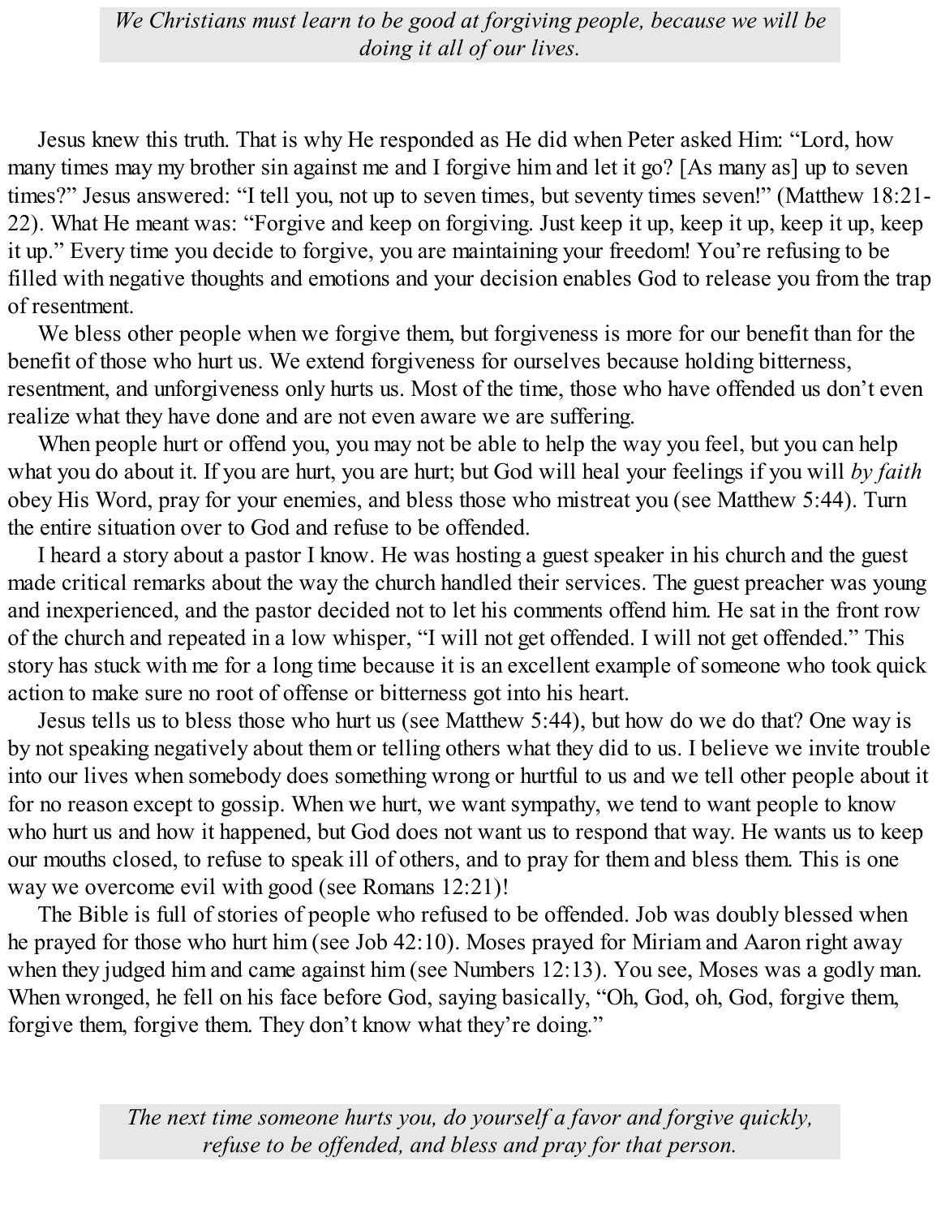*We Christians must learn to be good at forgiving people, because we will be doing it all of our lives.*

Jesus knew this truth. That is why He responded as He did when Peter asked Him: "Lord, how many times may my brother sin against me and I forgive him and let it go? [As many as] up to seven times?" Jesus answered: "I tell you, not up to seven times, but seventy times seven!" (Matthew 18:21-22). What He meant was: "Forgive and keep on forgiving. Just keep it up, keep it up, keep it up, keep it up." Every time you decide to forgive, you are maintaining your freedom! You're refusing to be filled with negative thoughts and emotions and your decision enables God to release you from the trap of resentment.

We bless other people when we forgive them, but forgiveness is more for our benefit than for the benefit of those who hurt us. We extend forgiveness for ourselves because holding bitterness, resentment, and unforgiveness only hurts us. Most of the time, those who have offended us don't even realize what they have done and are not even aware we are suffering.

When people hurt or offend you, you may not be able to help the way you feel, but you can help what you do about it. If you are hurt, you are hurt; but God will heal your feelings if you will *by faith* obey His Word, pray for your enemies, and bless those who mistreat you (see Matthew 5:44). Turn the entire situation over to God and refuse to be offended.

I heard a story about a pastor I know. He was hosting a guest speaker in his church and the guest made critical remarks about the way the church handled their services. The guest preacher was young and inexperienced, and the pastor decided not to let his comments offend him. He sat in the front row of the church and repeated in a low whisper, "I will not get offended. I will not get offended." This story has stuck with me for a long time because it is an excellent example of someone who took quick action to make sure no root of offense or bitterness got into his heart.

Jesus tells us to bless those who hurt us (see Matthew 5:44), but how do we do that? One way is by not speaking negatively about them or telling others what they did to us. I believe we invite trouble into our lives when somebody does something wrong or hurtful to us and we tell other people about it for no reason except to gossip. When we hurt, we want sympathy, we tend to want people to know who hurt us and how it happened, but God does not want us to respond that way. He wants us to keep our mouths closed, to refuse to speak ill of others, and to pray for them and bless them. This is one way we overcome evil with good (see Romans 12:21)!

The Bible is full of stories of people who refused to be offended. Job was doubly blessed when he prayed for those who hurt him (see Job 42:10). Moses prayed for Miriam and Aaron right away when they judged him and came against him (see Numbers 12:13). You see, Moses was a godly man. When wronged, he fell on his face before God, saying basically, "Oh, God, oh, God, forgive them, forgive them, forgive them. They don't know what they're doing."

*The next time someone hurts you, do yourself a favor and forgive quickly, refuse to be offended, and bless and pray for that person.*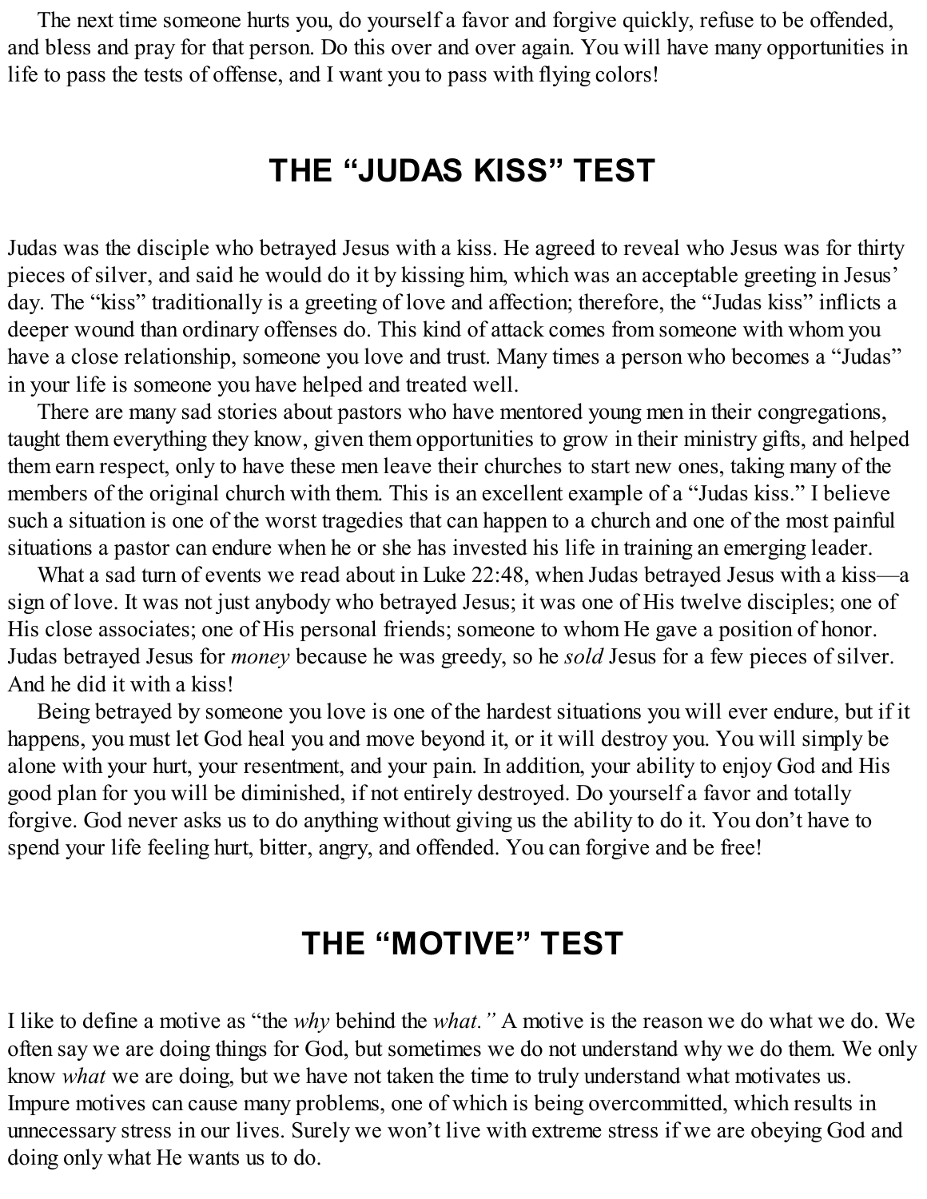The next time someone hurts you, do yourself a favor and forgive quickly, refuse to be offended, and bless and pray for that person. Do this over and over again. You will have many opportunities in life to pass the tests of offense, and I want you to pass with flying colors!

## THE "JUDAS KISS" TEST

Judas was the disciple who betrayed Jesus with a kiss. He agreed to reveal who Jesus was for thirty pieces of silver, and said he would do it by kissing him, which was an acceptable greeting in Jesus' day. The "kiss" traditionally is a greeting of love and affection; therefore, the "Judas kiss" inflicts a deeper wound than ordinary offenses do. This kind of attack comes from someone with whom you have a close relationship, someone you love and trust. Many times a person who becomes a "Judas" in your life is someone you have helped and treated well.

There are many sad stories about pastors who have mentored young men in their congregations, taught them everything they know, given them opportunities to grow in their ministry gifts, and helped them earn respect, only to have these men leave their churches to start new ones, taking many of the members of the original church with them. This is an excellent example of a "Judas kiss." I believe such a situation is one of the worst tragedies that can happen to a church and one of the most painful situations a pastor can endure when he or she has invested his life in training an emerging leader.

What a sad turn of events we read about in Luke 22:48, when Judas betrayed Jesus with a kiss—a sign of love. It was not just anybody who betrayed Jesus; it was one of His twelve disciples; one of His close associates; one of His personal friends; someone to whom He gave a position of honor. Judas betrayed Jesus for *money* because he was greedy, so he *sold* Jesus for a few pieces of silver. And he did it with a kiss!

Being betrayed by someone you love is one of the hardest situations you will ever endure, but if it happens, you must let God heal you and move beyond it, or it will destroy you. You will simply be alone with your hurt, your resentment, and your pain. In addition, your ability to enjoy God and His good plan for you will be diminished, if not entirely destroyed. Do yourself a favor and totally forgive. God never asks us to do anything without giving us the ability to do it. You don't have to spend your life feeling hurt, bitter, angry, and offended. You can forgive and be free!

## THE "MOTIVE" TEST

I like to define a motive as "the *why* behind the *what.*" A motive is the reason we do what we do. We often say we are doing things for God, but sometimes we do not understand why we do them. We only know *what* we are doing, but we have not taken the time to truly understand what motivates us. Impure motives can cause many problems, one of which is being overcommitted, which results in unnecessary stress in our lives. Surely we won't live with extreme stress if we are obeying God and doing only what He wants us to do.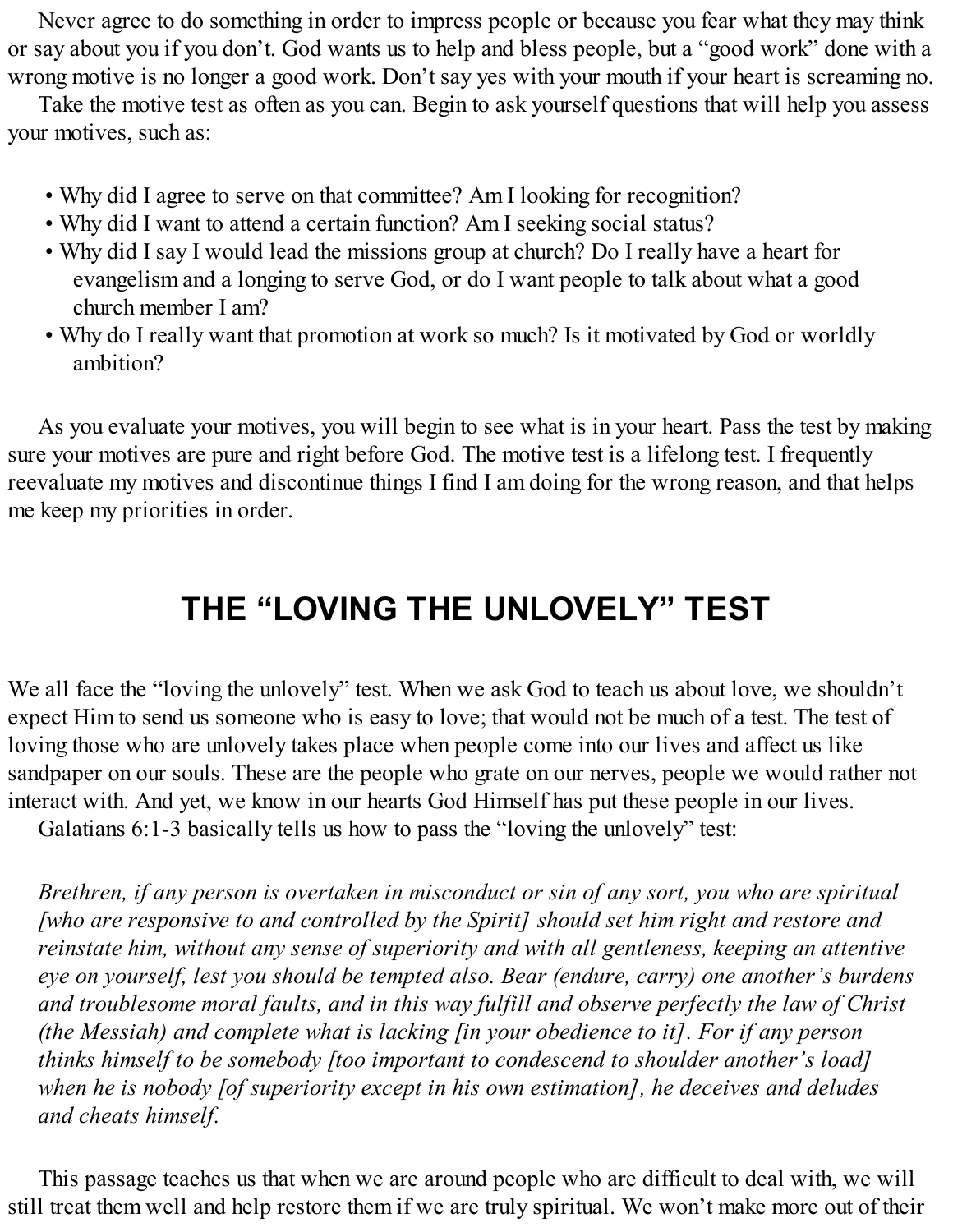Never agree to do something in order to impress people or because you fear what they may think or say about you if you don't. God wants us to help and bless people, but a "good work" done with a wrong motive is no longer a good work. Don't say yes with your mouth if your heart is screaming no.

Take the motive test as often as you can. Begin to ask yourself questions that will help you assess your motives, such as:

- Why did I agree to serve on that committee? Am I looking for recognition?
- Why did I want to attend a certain function? Am I seeking social status?
- Why did I say I would lead the missions group at church? Do I really have a heart for evangelism and a longing to serve God, or do I want people to talk about what a good church member I am?
- Why do I really want that promotion at work so much? Is it motivated by God or worldly ambition?

As you evaluate your motives, you will begin to see what is in your heart. Pass the test by making sure your motives are pure and right before God. The motive test is a lifelong test. I frequently reevaluate my motives and discontinue things I find I am doing for the wrong reason, and that helps me keep my priorities in order.

## THE "LOVING THE UNLOVELY" TEST

We all face the "loving the unlovely" test. When we ask God to teach us about love, we shouldn't expect Him to send us someone who is easy to love; that would not be much of a test. The test of loving those who are unlovely takes place when people come into our lives and affect us like sandpaper on our souls. These are the people who grate on our nerves, people we would rather not interact with. And yet, we know in our hearts God Himself has put these people in our lives.

Galatians 6:1-3 basically tells us how to pass the "loving the unlovely" test:

> *Brethren, if any person is overtaken in misconduct or sin of any sort, you who are spiritual [who are responsive to and controlled by the Spirit] should set him right and restore and reinstate him, without any sense of superiority and with all gentleness, keeping an attentive eye on yourself, lest you should be tempted also. Bear (endure, carry) one another's burdens and troublesome moral faults, and in this way fulfill and observe perfectly the law of Christ (the Messiah) and complete what is lacking [in your obedience to it]. For if any person thinks himself to be somebody [too important to condescend to shoulder another's load] when he is nobody [of superiority except in his own estimation], he deceives and deludes and cheats himself.*

This passage teaches us that when we are around people who are difficult to deal with, we will still treat them well and help restore them if we are truly spiritual. We won't make more out of their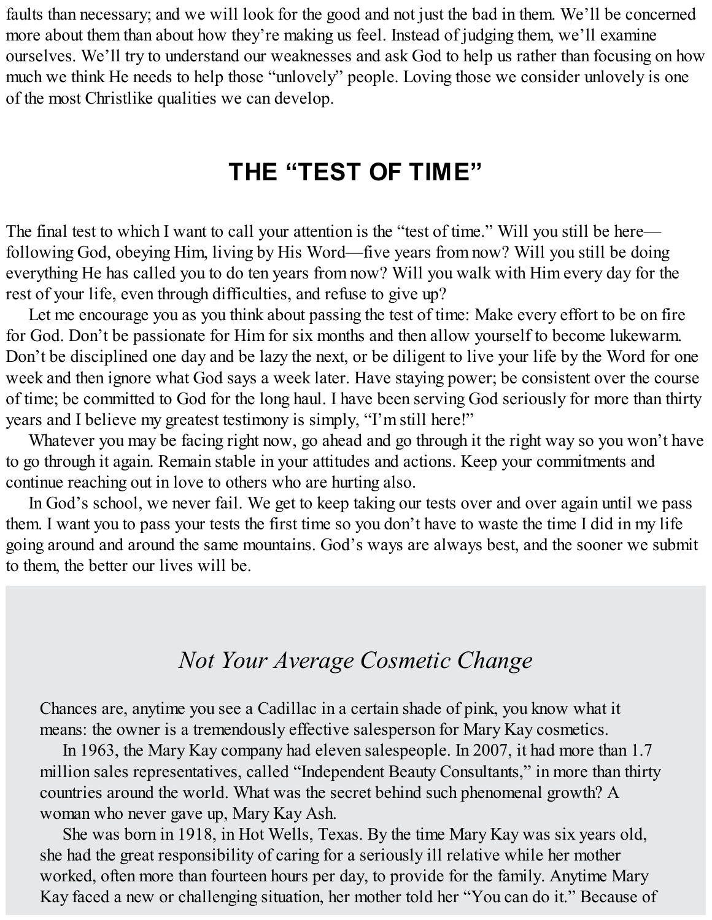faults than necessary; and we will look for the good and not just the bad in them. We'll be concerned more about them than about how they're making us feel. Instead of judging them, we'll examine ourselves. We'll try to understand our weaknesses and ask God to help us rather than focusing on how much we think He needs to help those "unlovely" people. Loving those we consider unlovely is one of the most Christlike qualities we can develop.

## THE "TEST OF TIME"

The final test to which I want to call your attention is the "test of time." Will you still be here—following God, obeying Him, living by His Word—five years from now? Will you still be doing everything He has called you to do ten years from now? Will you walk with Him every day for the rest of your life, even through difficulties, and refuse to give up?

Let me encourage you as you think about passing the test of time: Make every effort to be on fire for God. Don't be passionate for Him for six months and then allow yourself to become lukewarm. Don't be disciplined one day and be lazy the next, or be diligent to live your life by the Word for one week and then ignore what God says a week later. Have staying power; be consistent over the course of time; be committed to God for the long haul. I have been serving God seriously for more than thirty years and I believe my greatest testimony is simply, "I'm still here!"

Whatever you may be facing right now, go ahead and go through it the right way so you won't have to go through it again. Remain stable in your attitudes and actions. Keep your commitments and continue reaching out in love to others who are hurting also.

In God's school, we never fail. We get to keep taking our tests over and over again until we pass them. I want you to pass your tests the first time so you don't have to waste the time I did in my life going around and around the same mountains. God's ways are always best, and the sooner we submit to them, the better our lives will be.

### *Not Your Average Cosmetic Change*

Chances are, anytime you see a Cadillac in a certain shade of pink, you know what it means: the owner is a tremendously effective salesperson for Mary Kay cosmetics.

In 1963, the Mary Kay company had eleven salespeople. In 2007, it had more than 1.7 million sales representatives, called "Independent Beauty Consultants," in more than thirty countries around the world. What was the secret behind such phenomenal growth? A woman who never gave up, Mary Kay Ash.

She was born in 1918, in Hot Wells, Texas. By the time Mary Kay was six years old, she had the great responsibility of caring for a seriously ill relative while her mother worked, often more than fourteen hours per day, to provide for the family. Anytime Mary Kay faced a new or challenging situation, her mother told her "You can do it." Because of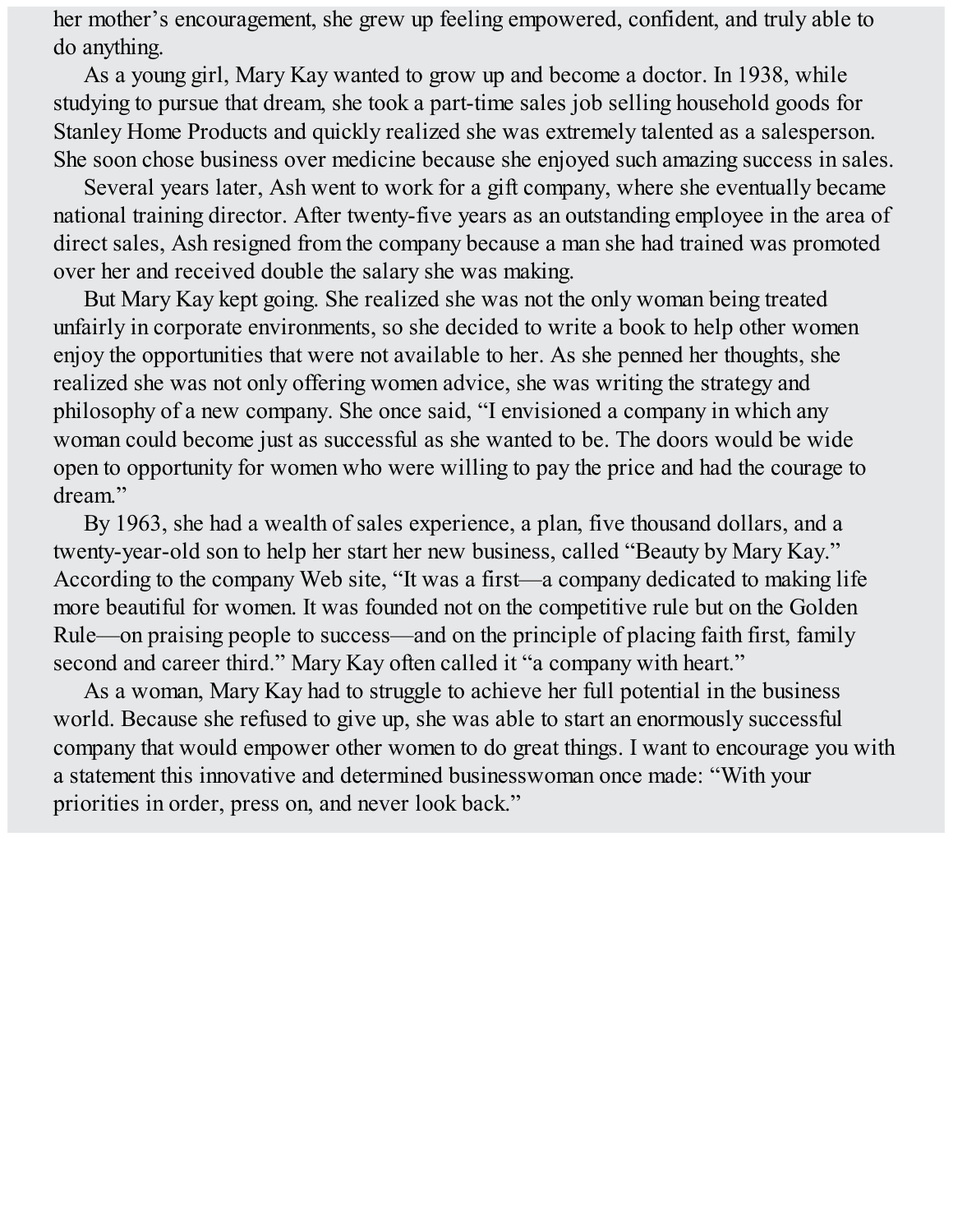her mother's encouragement, she grew up feeling empowered, confident, and truly able to do anything.

As a young girl, Mary Kay wanted to grow up and become a doctor. In 1938, while studying to pursue that dream, she took a part-time sales job selling household goods for Stanley Home Products and quickly realized she was extremely talented as a salesperson. She soon chose business over medicine because she enjoyed such amazing success in sales.

Several years later, Ash went to work for a gift company, where she eventually became national training director. After twenty-five years as an outstanding employee in the area of direct sales, Ash resigned from the company because a man she had trained was promoted over her and received double the salary she was making.

But Mary Kay kept going. She realized she was not the only woman being treated unfairly in corporate environments, so she decided to write a book to help other women enjoy the opportunities that were not available to her. As she penned her thoughts, she realized she was not only offering women advice, she was writing the strategy and philosophy of a new company. She once said, "I envisioned a company in which any woman could become just as successful as she wanted to be. The doors would be wide open to opportunity for women who were willing to pay the price and had the courage to dream."

By 1963, she had a wealth of sales experience, a plan, five thousand dollars, and a twenty-year-old son to help her start her new business, called "Beauty by Mary Kay." According to the company Web site, "It was a first—a company dedicated to making life more beautiful for women. It was founded not on the competitive rule but on the Golden Rule—on praising people to success—and on the principle of placing faith first, family second and career third." Mary Kay often called it "a company with heart."

As a woman, Mary Kay had to struggle to achieve her full potential in the business world. Because she refused to give up, she was able to start an enormously successful company that would empower other women to do great things. I want to encourage you with a statement this innovative and determined businesswoman once made: "With your priorities in order, press on, and never look back."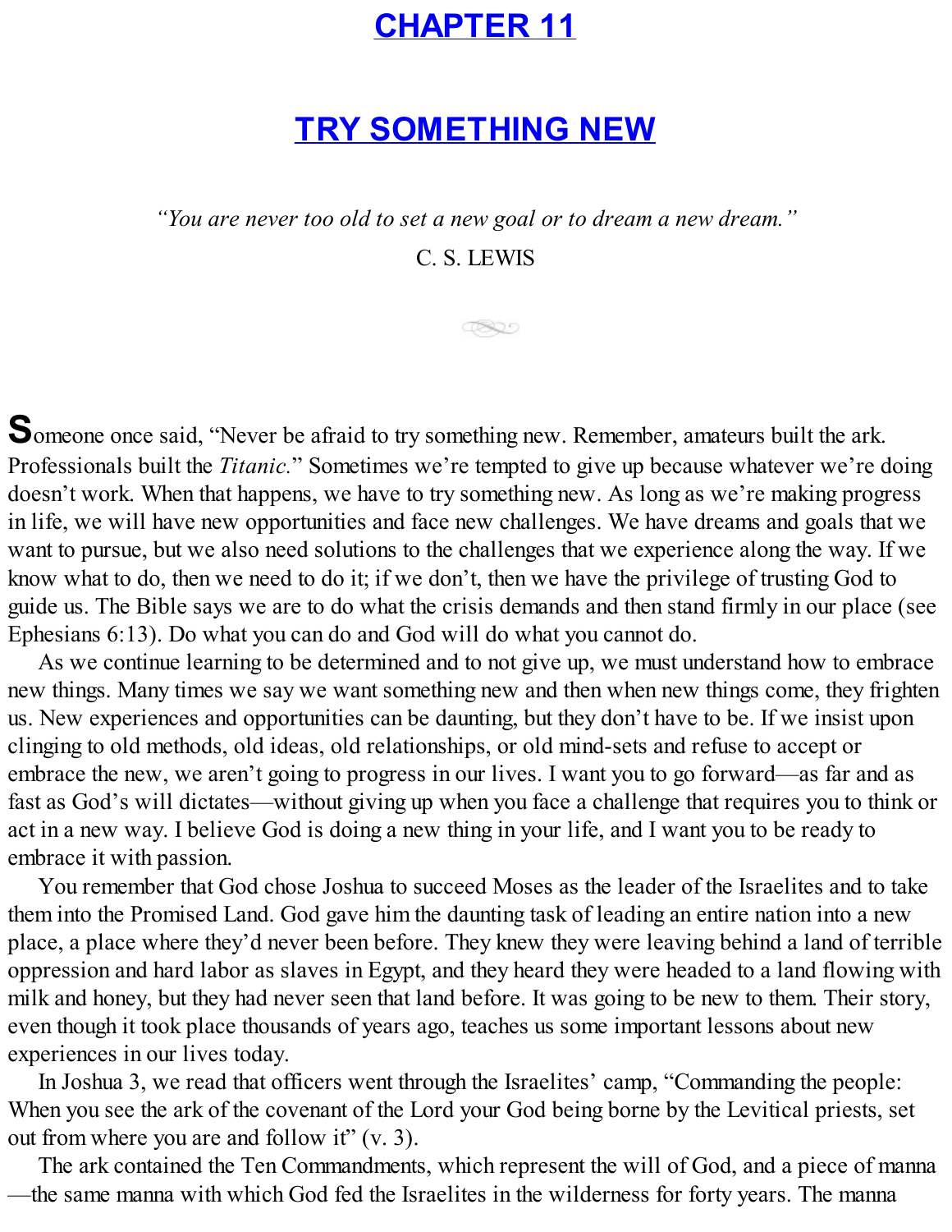# CHAPTER 11

# TRY SOMETHING NEW

*"You are never too old to set a new goal or to dream a new dream."*

C. S. LEWIS

Someone once said, "Never be afraid to try something new. Remember, amateurs built the ark. Professionals built the *Titanic.*" Sometimes we're tempted to give up because whatever we're doing doesn't work. When that happens, we have to try something new. As long as we're making progress in life, we will have new opportunities and face new challenges. We have dreams and goals that we want to pursue, but we also need solutions to the challenges that we experience along the way. If we know what to do, then we need to do it; if we don't, then we have the privilege of trusting God to guide us. The Bible says we are to do what the crisis demands and then stand firmly in our place (see Ephesians 6:13). Do what you can do and God will do what you cannot do.

As we continue learning to be determined and to not give up, we must understand how to embrace new things. Many times we say we want something new and then when new things come, they frighten us. New experiences and opportunities can be daunting, but they don't have to be. If we insist upon clinging to old methods, old ideas, old relationships, or old mind-sets and refuse to accept or embrace the new, we aren't going to progress in our lives. I want you to go forward—as far and as fast as God's will dictates—without giving up when you face a challenge that requires you to think or act in a new way. I believe God is doing a new thing in your life, and I want you to be ready to embrace it with passion.

You remember that God chose Joshua to succeed Moses as the leader of the Israelites and to take them into the Promised Land. God gave him the daunting task of leading an entire nation into a new place, a place where they'd never been before. They knew they were leaving behind a land of terrible oppression and hard labor as slaves in Egypt, and they heard they were headed to a land flowing with milk and honey, but they had never seen that land before. It was going to be new to them. Their story, even though it took place thousands of years ago, teaches us some important lessons about new experiences in our lives today.

In Joshua 3, we read that officers went through the Israelites' camp, "Commanding the people: When you see the ark of the covenant of the Lord your God being borne by the Levitical priests, set out from where you are and follow it" (v. 3).

The ark contained the Ten Commandments, which represent the will of God, and a piece of manna—the same manna with which God fed the Israelites in the wilderness for forty years. The manna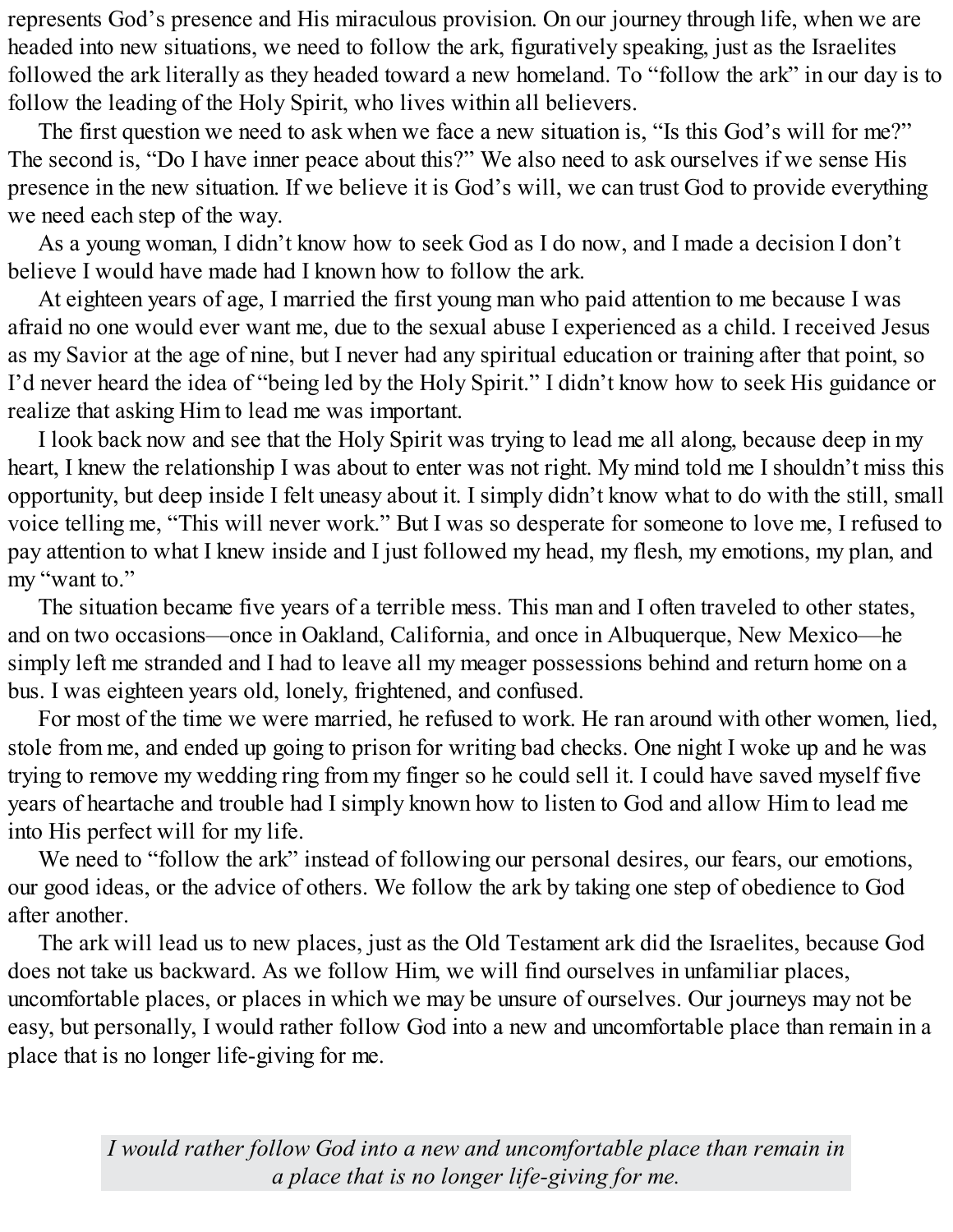represents God's presence and His miraculous provision. On our journey through life, when we are headed into new situations, we need to follow the ark, figuratively speaking, just as the Israelites followed the ark literally as they headed toward a new homeland. To "follow the ark" in our day is to follow the leading of the Holy Spirit, who lives within all believers.

The first question we need to ask when we face a new situation is, "Is this God's will for me?" The second is, "Do I have inner peace about this?" We also need to ask ourselves if we sense His presence in the new situation. If we believe it is God's will, we can trust God to provide everything we need each step of the way.

As a young woman, I didn't know how to seek God as I do now, and I made a decision I don't believe I would have made had I known how to follow the ark.

At eighteen years of age, I married the first young man who paid attention to me because I was afraid no one would ever want me, due to the sexual abuse I experienced as a child. I received Jesus as my Savior at the age of nine, but I never had any spiritual education or training after that point, so I'd never heard the idea of "being led by the Holy Spirit." I didn't know how to seek His guidance or realize that asking Him to lead me was important.

I look back now and see that the Holy Spirit was trying to lead me all along, because deep in my heart, I knew the relationship I was about to enter was not right. My mind told me I shouldn't miss this opportunity, but deep inside I felt uneasy about it. I simply didn't know what to do with the still, small voice telling me, "This will never work." But I was so desperate for someone to love me, I refused to pay attention to what I knew inside and I just followed my head, my flesh, my emotions, my plan, and my "want to."

The situation became five years of a terrible mess. This man and I often traveled to other states, and on two occasions—once in Oakland, California, and once in Albuquerque, New Mexico—he simply left me stranded and I had to leave all my meager possessions behind and return home on a bus. I was eighteen years old, lonely, frightened, and confused.

For most of the time we were married, he refused to work. He ran around with other women, lied, stole from me, and ended up going to prison for writing bad checks. One night I woke up and he was trying to remove my wedding ring from my finger so he could sell it. I could have saved myself five years of heartache and trouble had I simply known how to listen to God and allow Him to lead me into His perfect will for my life.

We need to "follow the ark" instead of following our personal desires, our fears, our emotions, our good ideas, or the advice of others. We follow the ark by taking one step of obedience to God after another.

The ark will lead us to new places, just as the Old Testament ark did the Israelites, because God does not take us backward. As we follow Him, we will find ourselves in unfamiliar places, uncomfortable places, or places in which we may be unsure of ourselves. Our journeys may not be easy, but personally, I would rather follow God into a new and uncomfortable place than remain in a place that is no longer life-giving for me.

> *I would rather follow God into a new and uncomfortable place than remain in a place that is no longer life-giving for me.*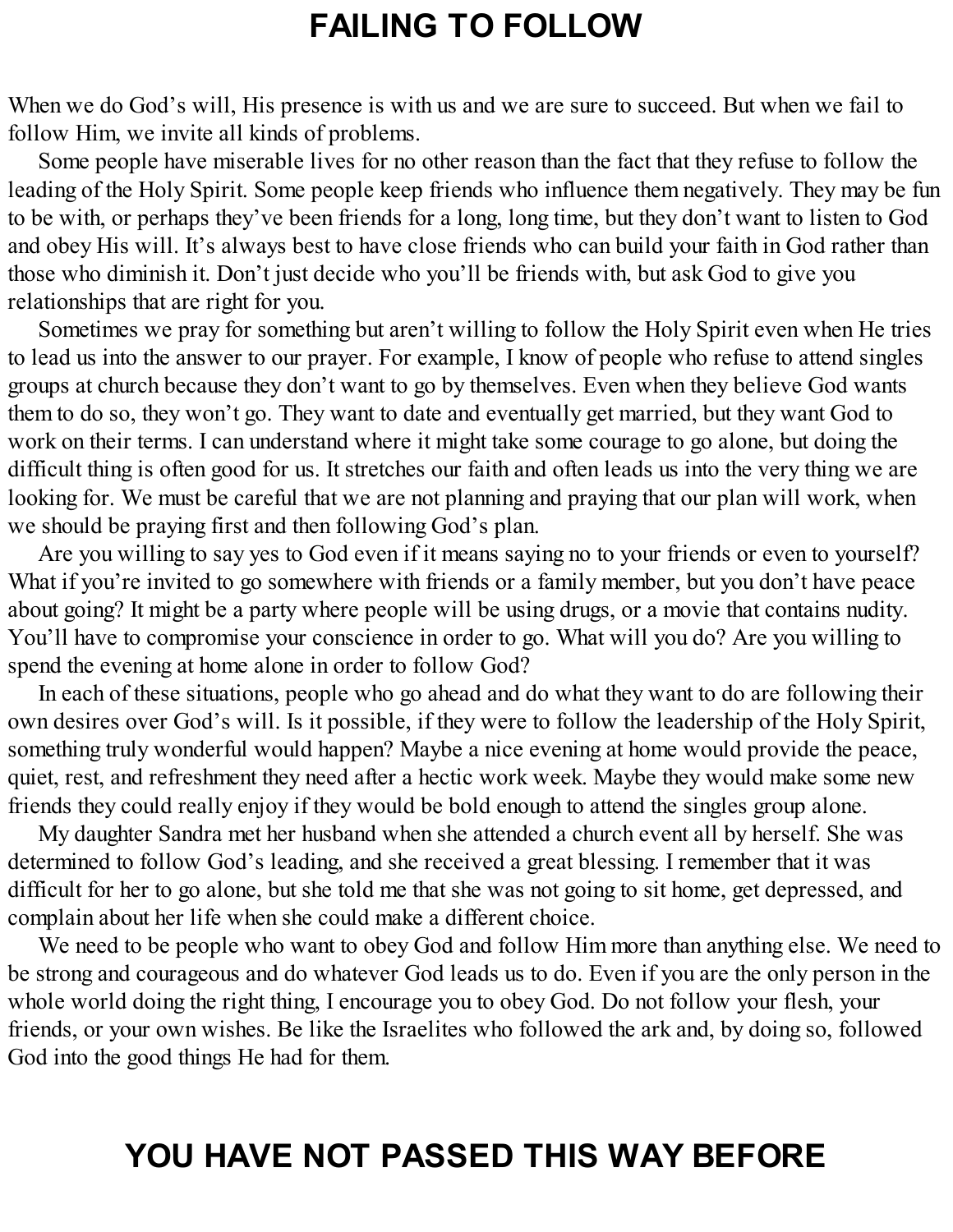# FAILING TO FOLLOW

When we do God's will, His presence is with us and we are sure to succeed. But when we fail to follow Him, we invite all kinds of problems.

Some people have miserable lives for no other reason than the fact that they refuse to follow the leading of the Holy Spirit. Some people keep friends who influence them negatively. They may be fun to be with, or perhaps they've been friends for a long, long time, but they don't want to listen to God and obey His will. It's always best to have close friends who can build your faith in God rather than those who diminish it. Don't just decide who you'll be friends with, but ask God to give you relationships that are right for you.

Sometimes we pray for something but aren't willing to follow the Holy Spirit even when He tries to lead us into the answer to our prayer. For example, I know of people who refuse to attend singles groups at church because they don't want to go by themselves. Even when they believe God wants them to do so, they won't go. They want to date and eventually get married, but they want God to work on their terms. I can understand where it might take some courage to go alone, but doing the difficult thing is often good for us. It stretches our faith and often leads us into the very thing we are looking for. We must be careful that we are not planning and praying that our plan will work, when we should be praying first and then following God's plan.

Are you willing to say yes to God even if it means saying no to your friends or even to yourself? What if you're invited to go somewhere with friends or a family member, but you don't have peace about going? It might be a party where people will be using drugs, or a movie that contains nudity. You'll have to compromise your conscience in order to go. What will you do? Are you willing to spend the evening at home alone in order to follow God?

In each of these situations, people who go ahead and do what they want to do are following their own desires over God's will. Is it possible, if they were to follow the leadership of the Holy Spirit, something truly wonderful would happen? Maybe a nice evening at home would provide the peace, quiet, rest, and refreshment they need after a hectic work week. Maybe they would make some new friends they could really enjoy if they would be bold enough to attend the singles group alone.

My daughter Sandra met her husband when she attended a church event all by herself. She was determined to follow God's leading, and she received a great blessing. I remember that it was difficult for her to go alone, but she told me that she was not going to sit home, get depressed, and complain about her life when she could make a different choice.

We need to be people who want to obey God and follow Him more than anything else. We need to be strong and courageous and do whatever God leads us to do. Even if you are the only person in the whole world doing the right thing, I encourage you to obey God. Do not follow your flesh, your friends, or your own wishes. Be like the Israelites who followed the ark and, by doing so, followed God into the good things He had for them.

# YOU HAVE NOT PASSED THIS WAY BEFORE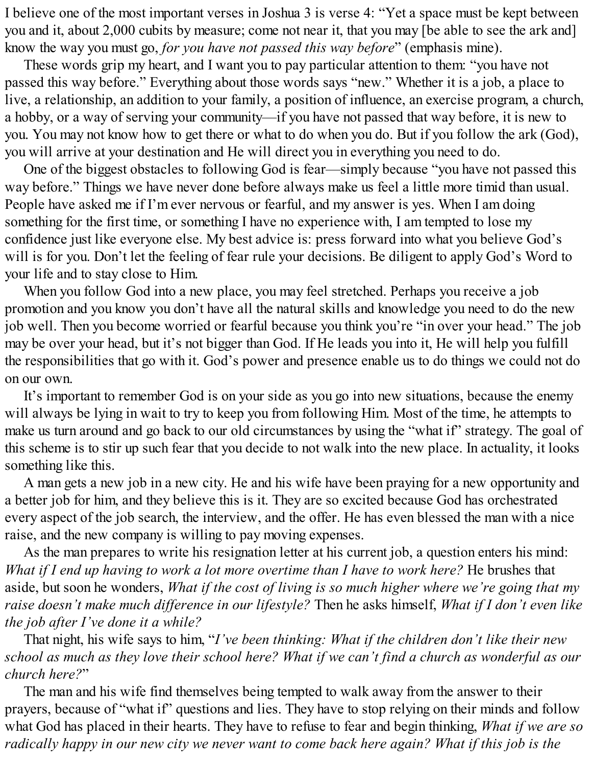I believe one of the most important verses in Joshua 3 is verse 4: “Yet a space must be kept between you and it, about 2,000 cubits by measure; come not near it, that you may [be able to see the ark and] know the way you must go, *for you have not passed this way before*” (emphasis mine).

These words grip my heart, and I want you to pay particular attention to them: “you have not passed this way before.” Everything about those words says “new.” Whether it is a job, a place to live, a relationship, an addition to your family, a position of influence, an exercise program, a church, a hobby, or a way of serving your community—if you have not passed that way before, it is new to you. You may not know how to get there or what to do when you do. But if you follow the ark (God), you will arrive at your destination and He will direct you in everything you need to do.

One of the biggest obstacles to following God is fear—simply because “you have not passed this way before.” Things we have never done before always make us feel a little more timid than usual. People have asked me if I’m ever nervous or fearful, and my answer is yes. When I am doing something for the first time, or something I have no experience with, I am tempted to lose my confidence just like everyone else. My best advice is: press forward into what you believe God’s will is for you. Don’t let the feeling of fear rule your decisions. Be diligent to apply God’s Word to your life and to stay close to Him.

When you follow God into a new place, you may feel stretched. Perhaps you receive a job promotion and you know you don’t have all the natural skills and knowledge you need to do the new job well. Then you become worried or fearful because you think you’re “in over your head.” The job may be over your head, but it’s not bigger than God. If He leads you into it, He will help you fulfill the responsibilities that go with it. God’s power and presence enable us to do things we could not do on our own.

It’s important to remember God is on your side as you go into new situations, because the enemy will always be lying in wait to try to keep you from following Him. Most of the time, he attempts to make us turn around and go back to our old circumstances by using the “what if” strategy. The goal of this scheme is to stir up such fear that you decide to not walk into the new place. In actuality, it looks something like this.

A man gets a new job in a new city. He and his wife have been praying for a new opportunity and a better job for him, and they believe this is it. They are so excited because God has orchestrated every aspect of the job search, the interview, and the offer. He has even blessed the man with a nice raise, and the new company is willing to pay moving expenses.

As the man prepares to write his resignation letter at his current job, a question enters his mind: *What if I end up having to work a lot more overtime than I have to work here?* He brushes that aside, but soon he wonders, *What if the cost of living is so much higher where we’re going that my raise doesn’t make much difference in our lifestyle?* Then he asks himself, *What if I don’t even like the job after I’ve done it a while?*

That night, his wife says to him, “*I’ve been thinking: What if the children don’t like their new school as much as they love their school here? What if we can’t find a church as wonderful as our church here?*”

The man and his wife find themselves being tempted to walk away from the answer to their prayers, because of “what if” questions and lies. They have to stop relying on their minds and follow what God has placed in their hearts. They have to refuse to fear and begin thinking, *What if we are so radically happy in our new city we never want to come back here again? What if this job is the*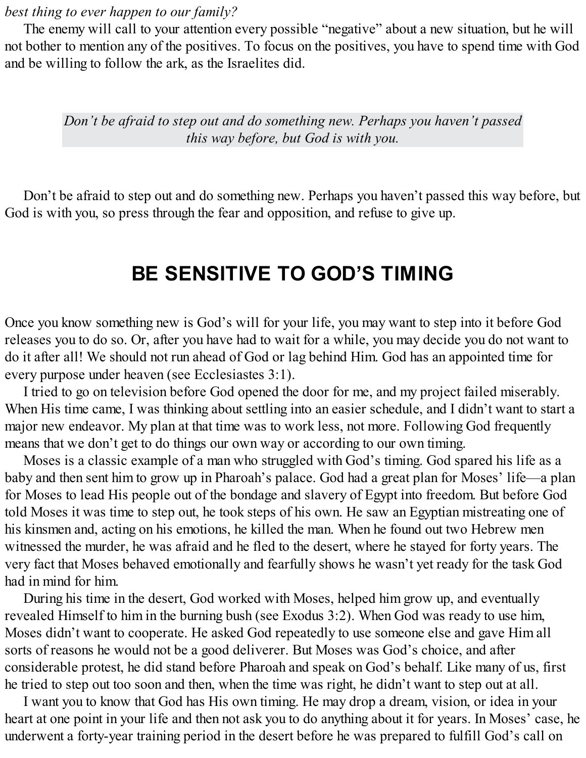*best thing to ever happen to our family?*

The enemy will call to your attention every possible "negative" about a new situation, but he will not bother to mention any of the positives. To focus on the positives, you have to spend time with God and be willing to follow the ark, as the Israelites did.

> *Don't be afraid to step out and do something new. Perhaps you haven't passed this way before, but God is with you.*

Don't be afraid to step out and do something new. Perhaps you haven't passed this way before, but God is with you, so press through the fear and opposition, and refuse to give up.

## BE SENSITIVE TO GOD'S TIMING

Once you know something new is God's will for your life, you may want to step into it before God releases you to do so. Or, after you have had to wait for a while, you may decide you do not want to do it after all! We should not run ahead of God or lag behind Him. God has an appointed time for every purpose under heaven (see Ecclesiastes 3:1).

I tried to go on television before God opened the door for me, and my project failed miserably. When His time came, I was thinking about settling into an easier schedule, and I didn't want to start a major new endeavor. My plan at that time was to work less, not more. Following God frequently means that we don't get to do things our own way or according to our own timing.

Moses is a classic example of a man who struggled with God's timing. God spared his life as a baby and then sent him to grow up in Pharoah's palace. God had a great plan for Moses' life—a plan for Moses to lead His people out of the bondage and slavery of Egypt into freedom. But before God told Moses it was time to step out, he took steps of his own. He saw an Egyptian mistreating one of his kinsmen and, acting on his emotions, he killed the man. When he found out two Hebrew men witnessed the murder, he was afraid and he fled to the desert, where he stayed for forty years. The very fact that Moses behaved emotionally and fearfully shows he wasn't yet ready for the task God had in mind for him.

During his time in the desert, God worked with Moses, helped him grow up, and eventually revealed Himself to him in the burning bush (see Exodus 3:2). When God was ready to use him, Moses didn't want to cooperate. He asked God repeatedly to use someone else and gave Him all sorts of reasons he would not be a good deliverer. But Moses was God's choice, and after considerable protest, he did stand before Pharoah and speak on God's behalf. Like many of us, first he tried to step out too soon and then, when the time was right, he didn't want to step out at all.

I want you to know that God has His own timing. He may drop a dream, vision, or idea in your heart at one point in your life and then not ask you to do anything about it for years. In Moses' case, he underwent a forty-year training period in the desert before he was prepared to fulfill God's call on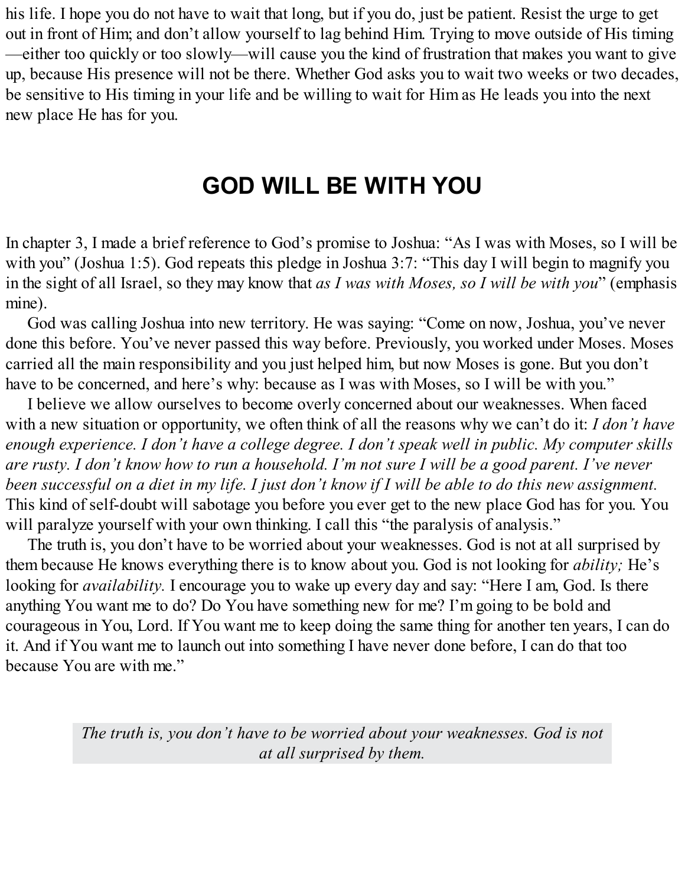his life. I hope you do not have to wait that long, but if you do, just be patient. Resist the urge to get out in front of Him; and don't allow yourself to lag behind Him. Trying to move outside of His timing—either too quickly or too slowly—will cause you the kind of frustration that makes you want to give up, because His presence will not be there. Whether God asks you to wait two weeks or two decades, be sensitive to His timing in your life and be willing to wait for Him as He leads you into the next new place He has for you.

## GOD WILL BE WITH YOU

In chapter 3, I made a brief reference to God's promise to Joshua: "As I was with Moses, so I will be with you" (Joshua 1:5). God repeats this pledge in Joshua 3:7: "This day I will begin to magnify you in the sight of all Israel, so they may know that *as I was with Moses, so I will be with you*" (emphasis mine).

God was calling Joshua into new territory. He was saying: "Come on now, Joshua, you've never done this before. You've never passed this way before. Previously, you worked under Moses. Moses carried all the main responsibility and you just helped him, but now Moses is gone. But you don't have to be concerned, and here's why: because as I was with Moses, so I will be with you."

I believe we allow ourselves to become overly concerned about our weaknesses. When faced with a new situation or opportunity, we often think of all the reasons why we can't do it: *I don't have enough experience. I don't have a college degree. I don't speak well in public. My computer skills are rusty. I don't know how to run a household. I'm not sure I will be a good parent. I've never been successful on a diet in my life. I just don't know if I will be able to do this new assignment.* This kind of self-doubt will sabotage you before you ever get to the new place God has for you. You will paralyze yourself with your own thinking. I call this "the paralysis of analysis."

The truth is, you don't have to be worried about your weaknesses. God is not at all surprised by them because He knows everything there is to know about you. God is not looking for *ability;* He's looking for *availability.* I encourage you to wake up every day and say: "Here I am, God. Is there anything You want me to do? Do You have something new for me? I'm going to be bold and courageous in You, Lord. If You want me to keep doing the same thing for another ten years, I can do it. And if You want me to launch out into something I have never done before, I can do that too because You are with me."

> *The truth is, you don't have to be worried about your weaknesses. God is not at all surprised by them.*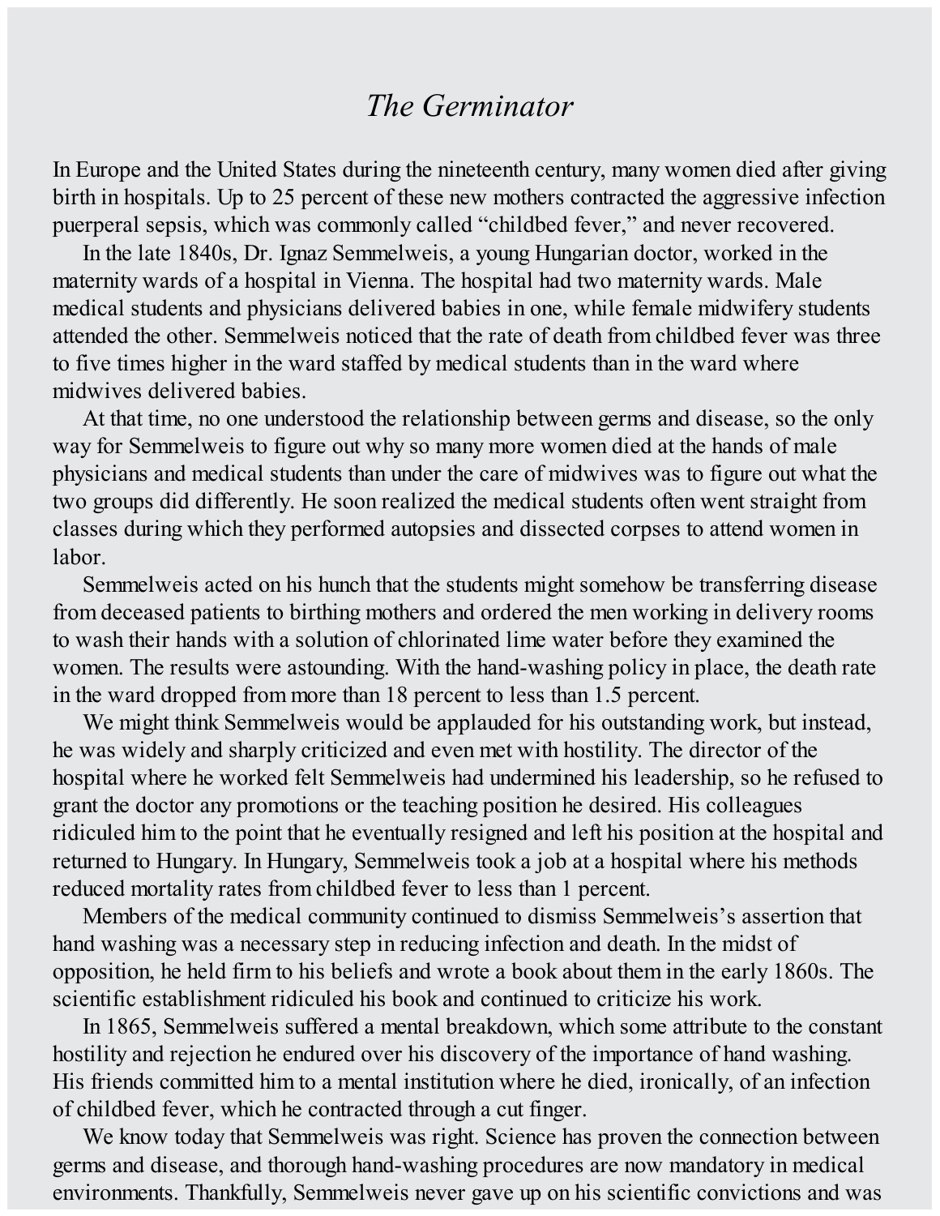# *The Germinator*

In Europe and the United States during the nineteenth century, many women died after giving birth in hospitals. Up to 25 percent of these new mothers contracted the aggressive infection puerperal sepsis, which was commonly called "childbed fever," and never recovered.

In the late 1840s, Dr. Ignaz Semmelweis, a young Hungarian doctor, worked in the maternity wards of a hospital in Vienna. The hospital had two maternity wards. Male medical students and physicians delivered babies in one, while female midwifery students attended the other. Semmelweis noticed that the rate of death from childbed fever was three to five times higher in the ward staffed by medical students than in the ward where midwives delivered babies.

At that time, no one understood the relationship between germs and disease, so the only way for Semmelweis to figure out why so many more women died at the hands of male physicians and medical students than under the care of midwives was to figure out what the two groups did differently. He soon realized the medical students often went straight from classes during which they performed autopsies and dissected corpses to attend women in labor.

Semmelweis acted on his hunch that the students might somehow be transferring disease from deceased patients to birthing mothers and ordered the men working in delivery rooms to wash their hands with a solution of chlorinated lime water before they examined the women. The results were astounding. With the hand-washing policy in place, the death rate in the ward dropped from more than 18 percent to less than 1.5 percent.

We might think Semmelweis would be applauded for his outstanding work, but instead, he was widely and sharply criticized and even met with hostility. The director of the hospital where he worked felt Semmelweis had undermined his leadership, so he refused to grant the doctor any promotions or the teaching position he desired. His colleagues ridiculed him to the point that he eventually resigned and left his position at the hospital and returned to Hungary. In Hungary, Semmelweis took a job at a hospital where his methods reduced mortality rates from childbed fever to less than 1 percent.

Members of the medical community continued to dismiss Semmelweis's assertion that hand washing was a necessary step in reducing infection and death. In the midst of opposition, he held firm to his beliefs and wrote a book about them in the early 1860s. The scientific establishment ridiculed his book and continued to criticize his work.

In 1865, Semmelweis suffered a mental breakdown, which some attribute to the constant hostility and rejection he endured over his discovery of the importance of hand washing. His friends committed him to a mental institution where he died, ironically, of an infection of childbed fever, which he contracted through a cut finger.

We know today that Semmelweis was right. Science has proven the connection between germs and disease, and thorough hand-washing procedures are now mandatory in medical environments. Thankfully, Semmelweis never gave up on his scientific convictions and was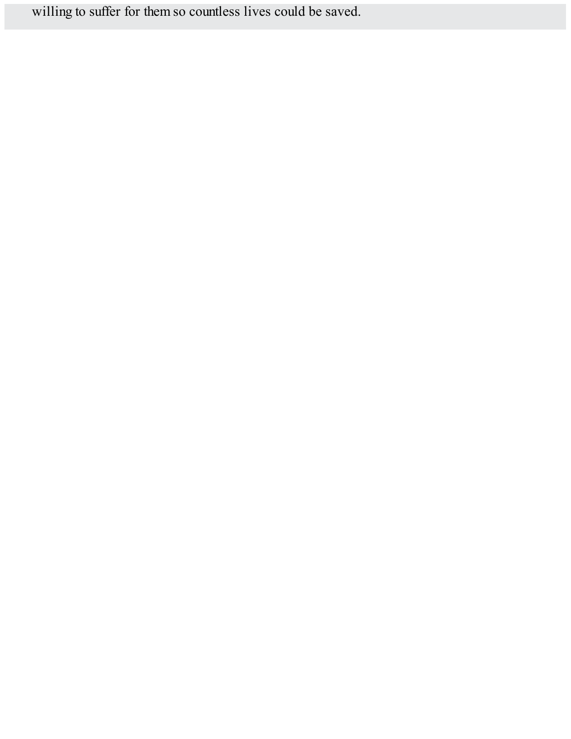willing to suffer for them so countless lives could be saved.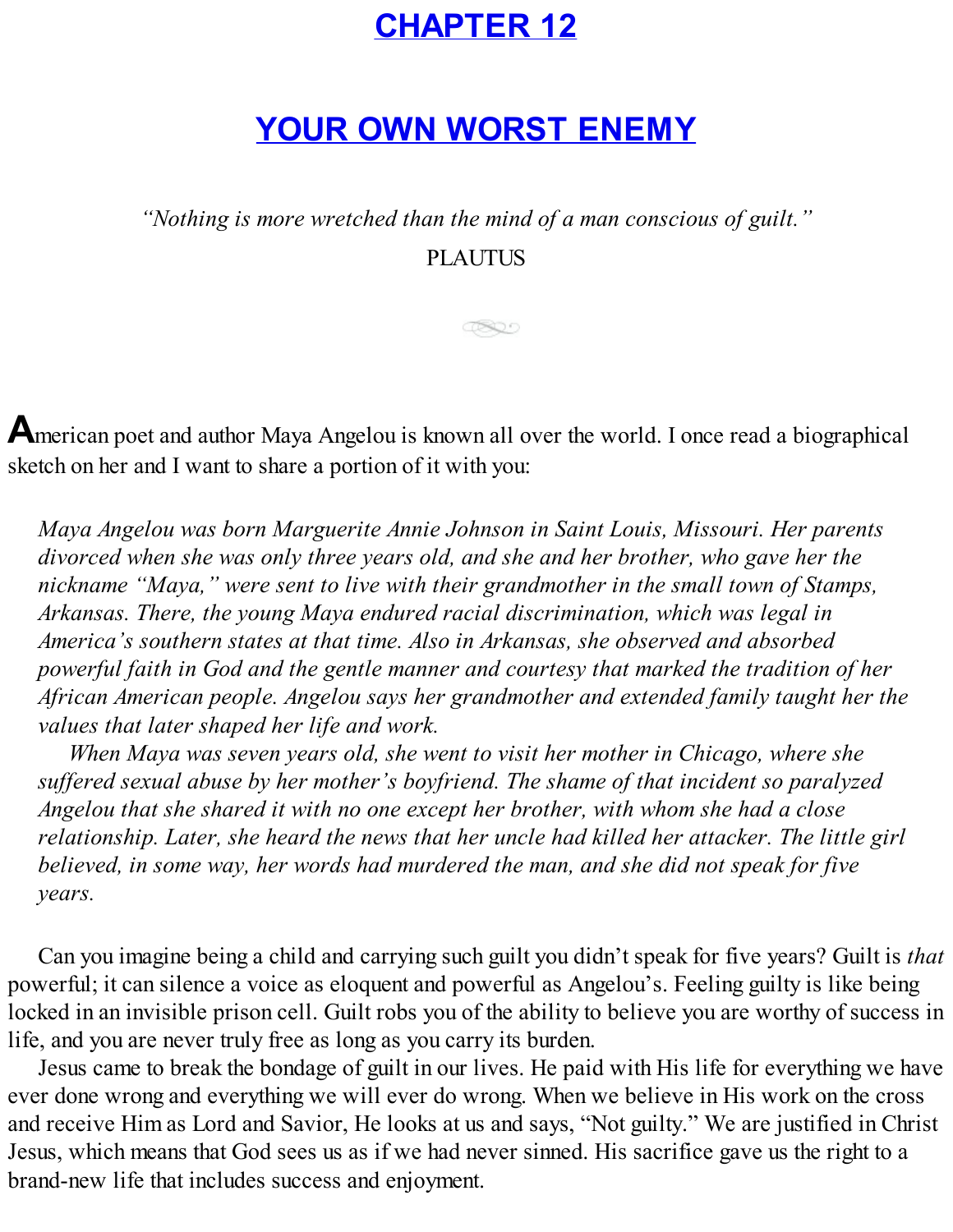# CHAPTER 12

# YOUR OWN WORST ENEMY

*"Nothing is more wretched than the mind of a man conscious of guilt."*

PLAUTUS

American poet and author Maya Angelou is known all over the world. I once read a biographical sketch on her and I want to share a portion of it with you:

> *Maya Angelou was born Marguerite Annie Johnson in Saint Louis, Missouri. Her parents divorced when she was only three years old, and she and her brother, who gave her the nickname "Maya," were sent to live with their grandmother in the small town of Stamps, Arkansas. There, the young Maya endured racial discrimination, which was legal in America's southern states at that time. Also in Arkansas, she observed and absorbed powerful faith in God and the gentle manner and courtesy that marked the tradition of her African American people. Angelou says her grandmother and extended family taught her the values that later shaped her life and work.*
>
> *When Maya was seven years old, she went to visit her mother in Chicago, where she suffered sexual abuse by her mother's boyfriend. The shame of that incident so paralyzed Angelou that she shared it with no one except her brother, with whom she had a close relationship. Later, she heard the news that her uncle had killed her attacker. The little girl believed, in some way, her words had murdered the man, and she did not speak for five years.*

Can you imagine being a child and carrying such guilt you didn't speak for five years? Guilt is *that* powerful; it can silence a voice as eloquent and powerful as Angelou's. Feeling guilty is like being locked in an invisible prison cell. Guilt robs you of the ability to believe you are worthy of success in life, and you are never truly free as long as you carry its burden.

Jesus came to break the bondage of guilt in our lives. He paid with His life for everything we have ever done wrong and everything we will ever do wrong. When we believe in His work on the cross and receive Him as Lord and Savior, He looks at us and says, "Not guilty." We are justified in Christ Jesus, which means that God sees us as if we had never sinned. His sacrifice gave us the right to a brand-new life that includes success and enjoyment.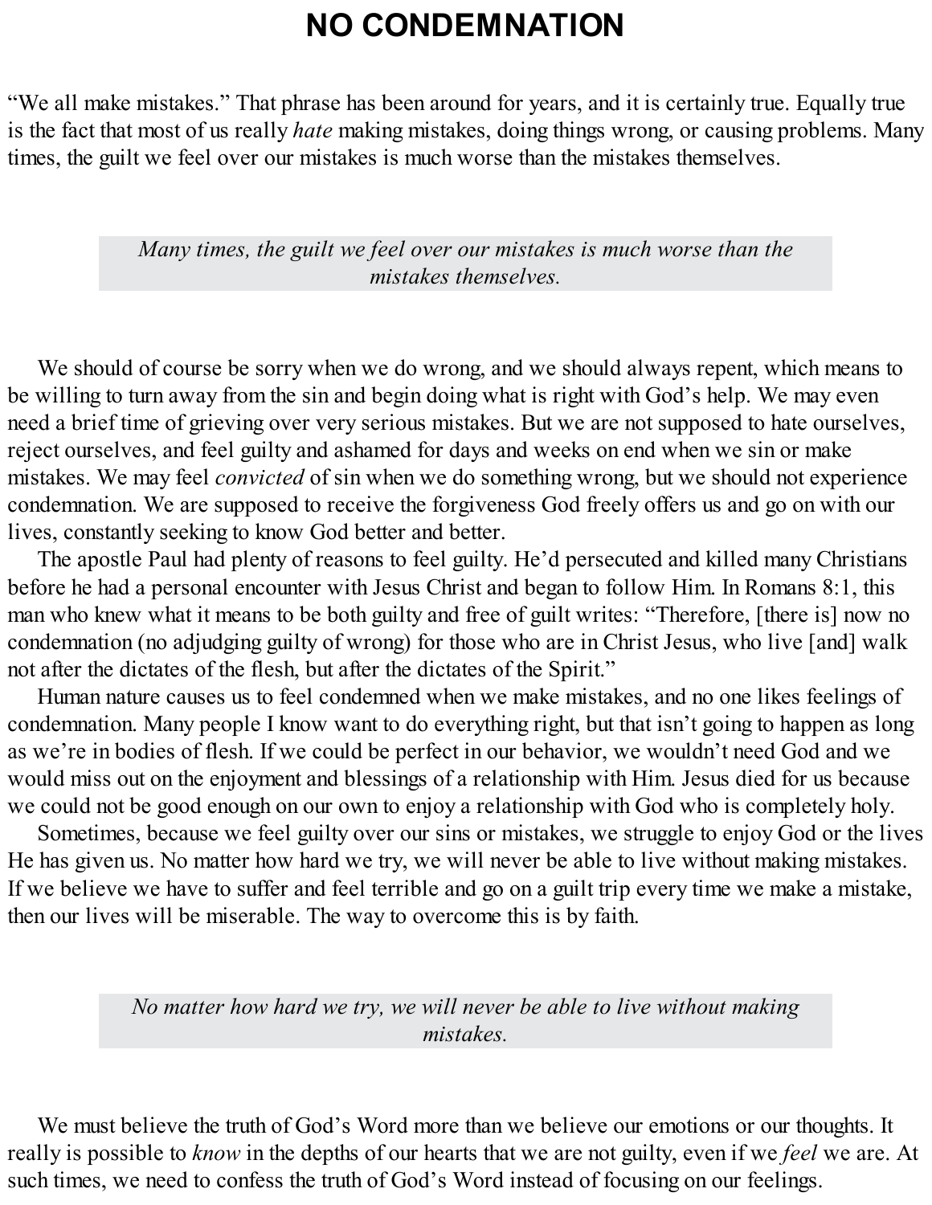# NO CONDEMNATION

"We all make mistakes." That phrase has been around for years, and it is certainly true. Equally true is the fact that most of us really *hate* making mistakes, doing things wrong, or causing problems. Many times, the guilt we feel over our mistakes is much worse than the mistakes themselves.

> *Many times, the guilt we feel over our mistakes is much worse than the mistakes themselves.*

We should of course be sorry when we do wrong, and we should always repent, which means to be willing to turn away from the sin and begin doing what is right with God's help. We may even need a brief time of grieving over very serious mistakes. But we are not supposed to hate ourselves, reject ourselves, and feel guilty and ashamed for days and weeks on end when we sin or make mistakes. We may feel *convicted* of sin when we do something wrong, but we should not experience condemnation. We are supposed to receive the forgiveness God freely offers us and go on with our lives, constantly seeking to know God better and better.

The apostle Paul had plenty of reasons to feel guilty. He'd persecuted and killed many Christians before he had a personal encounter with Jesus Christ and began to follow Him. In Romans 8:1, this man who knew what it means to be both guilty and free of guilt writes: "Therefore, [there is] now no condemnation (no adjudging guilty of wrong) for those who are in Christ Jesus, who live [and] walk not after the dictates of the flesh, but after the dictates of the Spirit."

Human nature causes us to feel condemned when we make mistakes, and no one likes feelings of condemnation. Many people I know want to do everything right, but that isn't going to happen as long as we're in bodies of flesh. If we could be perfect in our behavior, we wouldn't need God and we would miss out on the enjoyment and blessings of a relationship with Him. Jesus died for us because we could not be good enough on our own to enjoy a relationship with God who is completely holy.

Sometimes, because we feel guilty over our sins or mistakes, we struggle to enjoy God or the lives He has given us. No matter how hard we try, we will never be able to live without making mistakes. If we believe we have to suffer and feel terrible and go on a guilt trip every time we make a mistake, then our lives will be miserable. The way to overcome this is by faith.

> *No matter how hard we try, we will never be able to live without making mistakes.*

We must believe the truth of God's Word more than we believe our emotions or our thoughts. It really is possible to *know* in the depths of our hearts that we are not guilty, even if we *feel* we are. At such times, we need to confess the truth of God's Word instead of focusing on our feelings.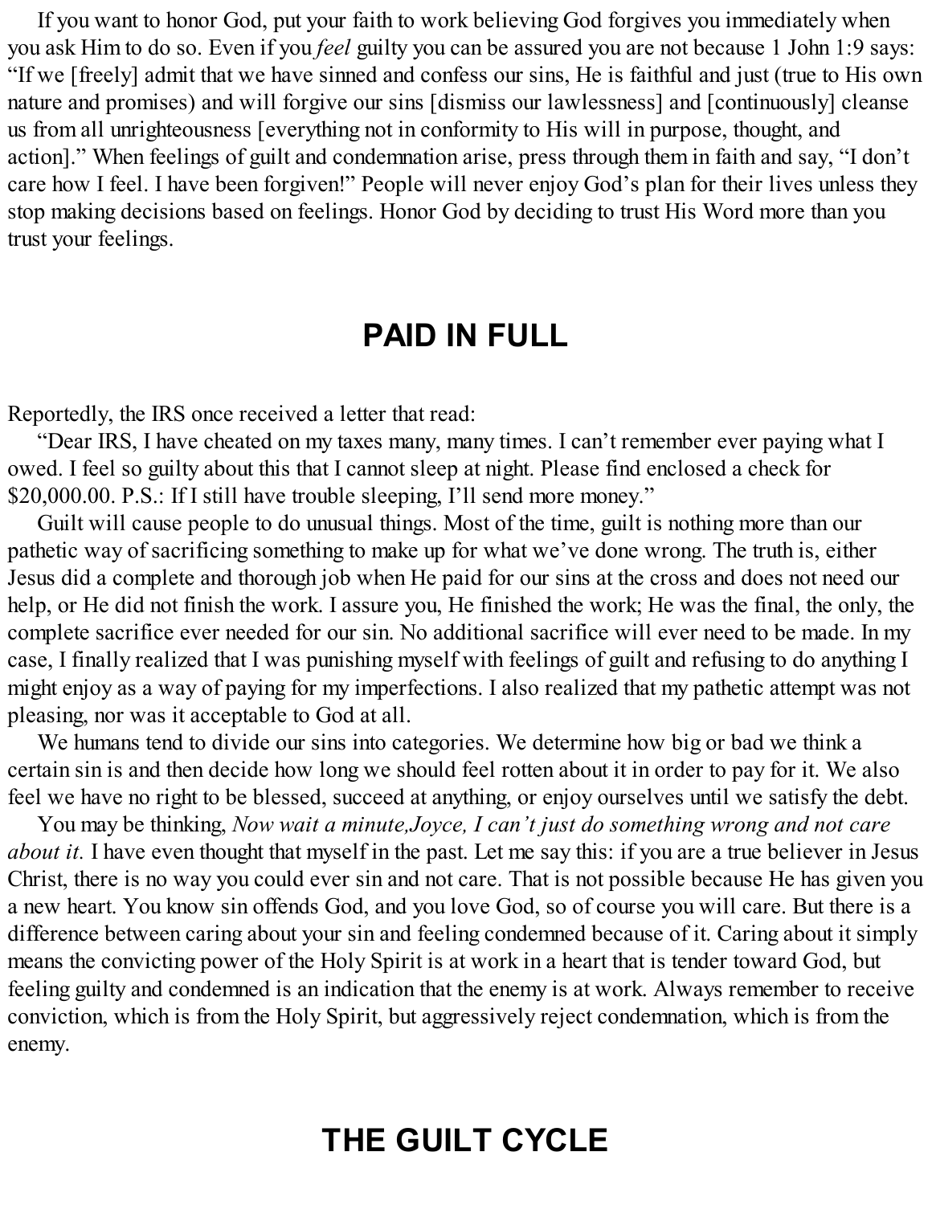If you want to honor God, put your faith to work believing God forgives you immediately when you ask Him to do so. Even if you *feel* guilty you can be assured you are not because 1 John 1:9 says: "If we [freely] admit that we have sinned and confess our sins, He is faithful and just (true to His own nature and promises) and will forgive our sins [dismiss our lawlessness] and [continuously] cleanse us from all unrighteousness [everything not in conformity to His will in purpose, thought, and action]." When feelings of guilt and condemnation arise, press through them in faith and say, "I don't care how I feel. I have been forgiven!" People will never enjoy God's plan for their lives unless they stop making decisions based on feelings. Honor God by deciding to trust His Word more than you trust your feelings.

## PAID IN FULL

Reportedly, the IRS once received a letter that read:

"Dear IRS, I have cheated on my taxes many, many times. I can't remember ever paying what I owed. I feel so guilty about this that I cannot sleep at night. Please find enclosed a check for $20,000.00. P.S.: If I still have trouble sleeping, I'll send more money."

Guilt will cause people to do unusual things. Most of the time, guilt is nothing more than our pathetic way of sacrificing something to make up for what we've done wrong. The truth is, either Jesus did a complete and thorough job when He paid for our sins at the cross and does not need our help, or He did not finish the work. I assure you, He finished the work; He was the final, the only, the complete sacrifice ever needed for our sin. No additional sacrifice will ever need to be made. In my case, I finally realized that I was punishing myself with feelings of guilt and refusing to do anything I might enjoy as a way of paying for my imperfections. I also realized that my pathetic attempt was not pleasing, nor was it acceptable to God at all.

We humans tend to divide our sins into categories. We determine how big or bad we think a certain sin is and then decide how long we should feel rotten about it in order to pay for it. We also feel we have no right to be blessed, succeed at anything, or enjoy ourselves until we satisfy the debt.

You may be thinking, *Now wait a minute, Joyce, I can't just do something wrong and not care about it.* I have even thought that myself in the past. Let me say this: if you are a true believer in Jesus Christ, there is no way you could ever sin and not care. That is not possible because He has given you a new heart. You know sin offends God, and you love God, so of course you will care. But there is a difference between caring about your sin and feeling condemned because of it. Caring about it simply means the convicting power of the Holy Spirit is at work in a heart that is tender toward God, but feeling guilty and condemned is an indication that the enemy is at work. Always remember to receive conviction, which is from the Holy Spirit, but aggressively reject condemnation, which is from the enemy.

## THE GUILT CYCLE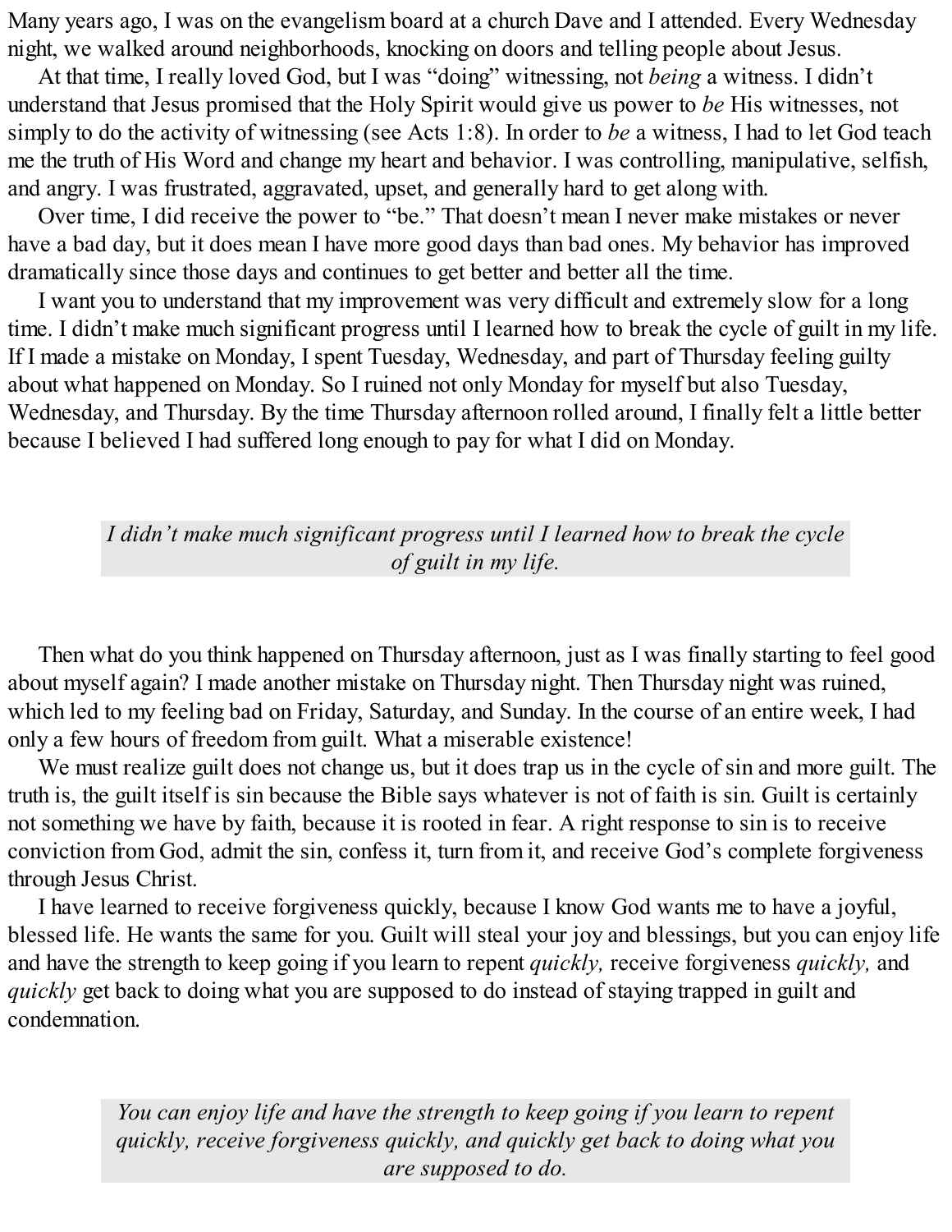Many years ago, I was on the evangelism board at a church Dave and I attended. Every Wednesday night, we walked around neighborhoods, knocking on doors and telling people about Jesus.

At that time, I really loved God, but I was "doing" witnessing, not *being* a witness. I didn't understand that Jesus promised that the Holy Spirit would give us power to *be* His witnesses, not simply to do the activity of witnessing (see Acts 1:8). In order to *be* a witness, I had to let God teach me the truth of His Word and change my heart and behavior. I was controlling, manipulative, selfish, and angry. I was frustrated, aggravated, upset, and generally hard to get along with.

Over time, I did receive the power to "be." That doesn't mean I never make mistakes or never have a bad day, but it does mean I have more good days than bad ones. My behavior has improved dramatically since those days and continues to get better and better all the time.

I want you to understand that my improvement was very difficult and extremely slow for a long time. I didn't make much significant progress until I learned how to break the cycle of guilt in my life. If I made a mistake on Monday, I spent Tuesday, Wednesday, and part of Thursday feeling guilty about what happened on Monday. So I ruined not only Monday for myself but also Tuesday, Wednesday, and Thursday. By the time Thursday afternoon rolled around, I finally felt a little better because I believed I had suffered long enough to pay for what I did on Monday.

> *I didn't make much significant progress until I learned how to break the cycle of guilt in my life.*

Then what do you think happened on Thursday afternoon, just as I was finally starting to feel good about myself again? I made another mistake on Thursday night. Then Thursday night was ruined, which led to my feeling bad on Friday, Saturday, and Sunday. In the course of an entire week, I had only a few hours of freedom from guilt. What a miserable existence!

We must realize guilt does not change us, but it does trap us in the cycle of sin and more guilt. The truth is, the guilt itself is sin because the Bible says whatever is not of faith is sin. Guilt is certainly not something we have by faith, because it is rooted in fear. A right response to sin is to receive conviction from God, admit the sin, confess it, turn from it, and receive God's complete forgiveness through Jesus Christ.

I have learned to receive forgiveness quickly, because I know God wants me to have a joyful, blessed life. He wants the same for you. Guilt will steal your joy and blessings, but you can enjoy life and have the strength to keep going if you learn to repent *quickly,* receive forgiveness *quickly,* and *quickly* get back to doing what you are supposed to do instead of staying trapped in guilt and condemnation.

> *You can enjoy life and have the strength to keep going if you learn to repent quickly, receive forgiveness quickly, and quickly get back to doing what you are supposed to do.*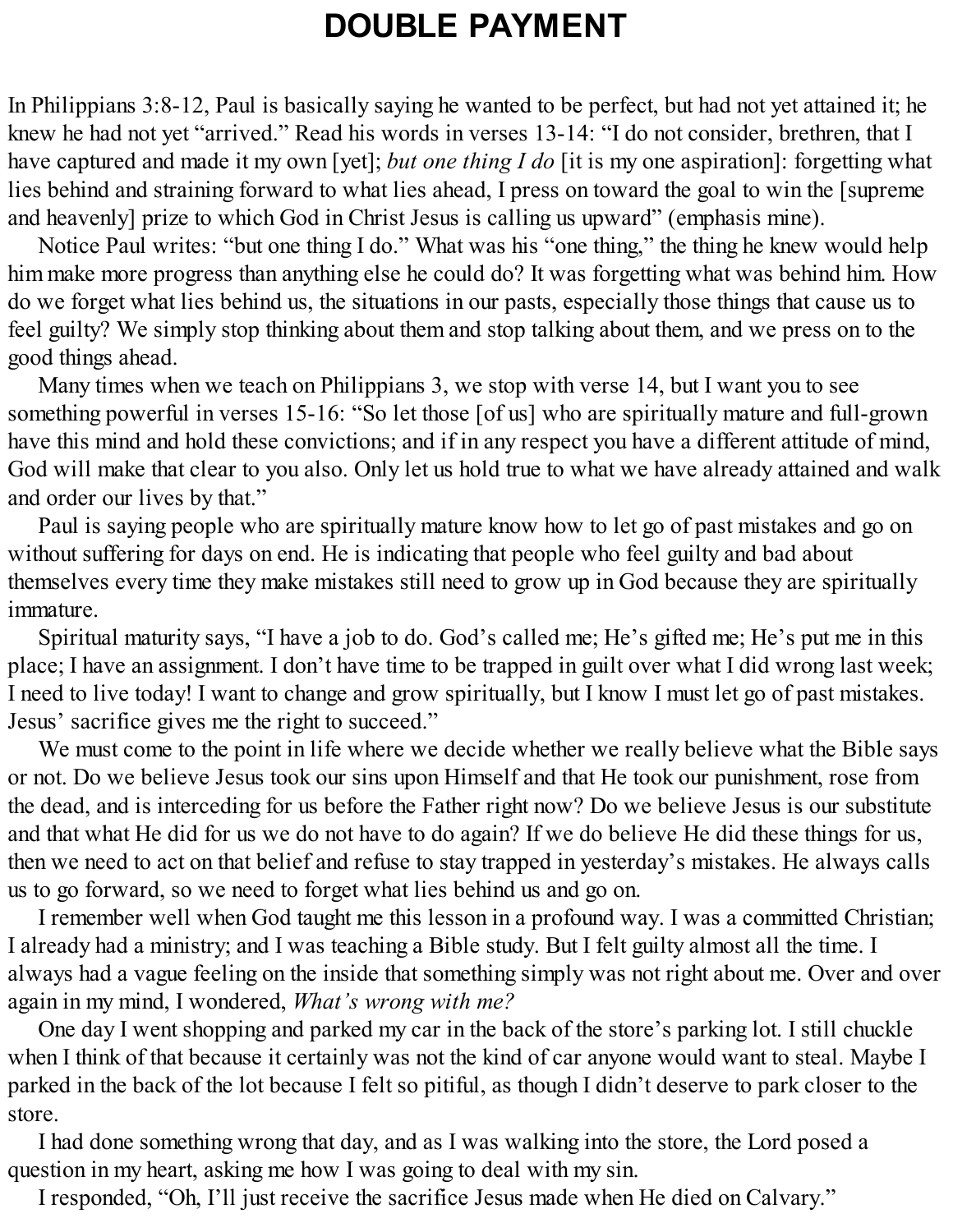# DOUBLE PAYMENT

In Philippians 3:8-12, Paul is basically saying he wanted to be perfect, but had not yet attained it; he knew he had not yet "arrived." Read his words in verses 13-14: "I do not consider, brethren, that I have captured and made it my own [yet]; *but one thing I do* [it is my one aspiration]: forgetting what lies behind and straining forward to what lies ahead, I press on toward the goal to win the [supreme and heavenly] prize to which God in Christ Jesus is calling us upward" (emphasis mine).

Notice Paul writes: "but one thing I do." What was his "one thing," the thing he knew would help him make more progress than anything else he could do? It was forgetting what was behind him. How do we forget what lies behind us, the situations in our pasts, especially those things that cause us to feel guilty? We simply stop thinking about them and stop talking about them, and we press on to the good things ahead.

Many times when we teach on Philippians 3, we stop with verse 14, but I want you to see something powerful in verses 15-16: "So let those [of us] who are spiritually mature and full-grown have this mind and hold these convictions; and if in any respect you have a different attitude of mind, God will make that clear to you also. Only let us hold true to what we have already attained and walk and order our lives by that."

Paul is saying people who are spiritually mature know how to let go of past mistakes and go on without suffering for days on end. He is indicating that people who feel guilty and bad about themselves every time they make mistakes still need to grow up in God because they are spiritually immature.

Spiritual maturity says, "I have a job to do. God's called me; He's gifted me; He's put me in this place; I have an assignment. I don't have time to be trapped in guilt over what I did wrong last week; I need to live today! I want to change and grow spiritually, but I know I must let go of past mistakes. Jesus' sacrifice gives me the right to succeed."

We must come to the point in life where we decide whether we really believe what the Bible says or not. Do we believe Jesus took our sins upon Himself and that He took our punishment, rose from the dead, and is interceding for us before the Father right now? Do we believe Jesus is our substitute and that what He did for us we do not have to do again? If we do believe He did these things for us, then we need to act on that belief and refuse to stay trapped in yesterday's mistakes. He always calls us to go forward, so we need to forget what lies behind us and go on.

I remember well when God taught me this lesson in a profound way. I was a committed Christian; I already had a ministry; and I was teaching a Bible study. But I felt guilty almost all the time. I always had a vague feeling on the inside that something simply was not right about me. Over and over again in my mind, I wondered, *What's wrong with me?*

One day I went shopping and parked my car in the back of the store's parking lot. I still chuckle when I think of that because it certainly was not the kind of car anyone would want to steal. Maybe I parked in the back of the lot because I felt so pitiful, as though I didn't deserve to park closer to the store.

I had done something wrong that day, and as I was walking into the store, the Lord posed a question in my heart, asking me how I was going to deal with my sin.

I responded, "Oh, I'll just receive the sacrifice Jesus made when He died on Calvary."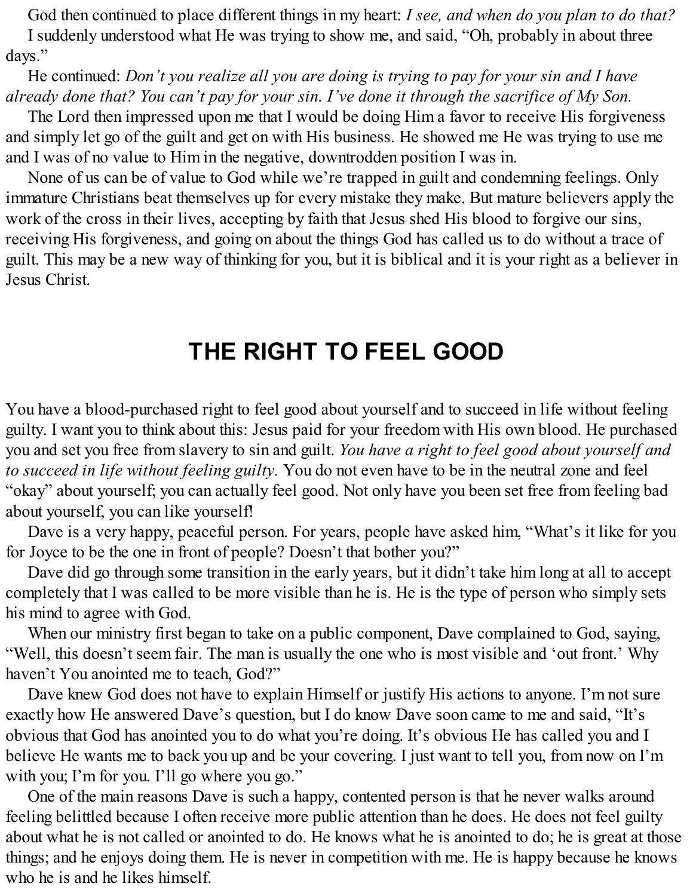God then continued to place different things in my heart: *I see, and when do you plan to do that?*

I suddenly understood what He was trying to show me, and said, "Oh, probably in about three days."

He continued: *Don't you realize all you are doing is trying to pay for your sin and I have already done that? You can't pay for your sin. I've done it through the sacrifice of My Son.*

The Lord then impressed upon me that I would be doing Him a favor to receive His forgiveness and simply let go of the guilt and get on with His business. He showed me He was trying to use me and I was of no value to Him in the negative, downtrodden position I was in.

None of us can be of value to God while we're trapped in guilt and condemning feelings. Only immature Christians beat themselves up for every mistake they make. But mature believers apply the work of the cross in their lives, accepting by faith that Jesus shed His blood to forgive our sins, receiving His forgiveness, and going on about the things God has called us to do without a trace of guilt. This may be a new way of thinking for you, but it is biblical and it is your right as a believer in Jesus Christ.

## THE RIGHT TO FEEL GOOD

You have a blood-purchased right to feel good about yourself and to succeed in life without feeling guilty. I want you to think about this: Jesus paid for your freedom with His own blood. He purchased you and set you free from slavery to sin and guilt. *You have a right to feel good about yourself and to succeed in life without feeling guilty.* You do not even have to be in the neutral zone and feel "okay" about yourself; you can actually feel good. Not only have you been set free from feeling bad about yourself, you can like yourself!

Dave is a very happy, peaceful person. For years, people have asked him, "What's it like for you for Joyce to be the one in front of people? Doesn't that bother you?"

Dave did go through some transition in the early years, but it didn't take him long at all to accept completely that I was called to be more visible than he is. He is the type of person who simply sets his mind to agree with God.

When our ministry first began to take on a public component, Dave complained to God, saying, "Well, this doesn't seem fair. The man is usually the one who is most visible and 'out front.' Why haven't You anointed me to teach, God?"

Dave knew God does not have to explain Himself or justify His actions to anyone. I'm not sure exactly how He answered Dave's question, but I do know Dave soon came to me and said, "It's obvious that God has anointed you to do what you're doing. It's obvious He has called you and I believe He wants me to back you up and be your covering. I just want to tell you, from now on I'm with you; I'm for you. I'll go where you go."

One of the main reasons Dave is such a happy, contented person is that he never walks around feeling belittled because I often receive more public attention than he does. He does not feel guilty about what he is not called or anointed to do. He knows what he is anointed to do; he is great at those things; and he enjoys doing them. He is never in competition with me. He is happy because he knows who he is and he likes himself.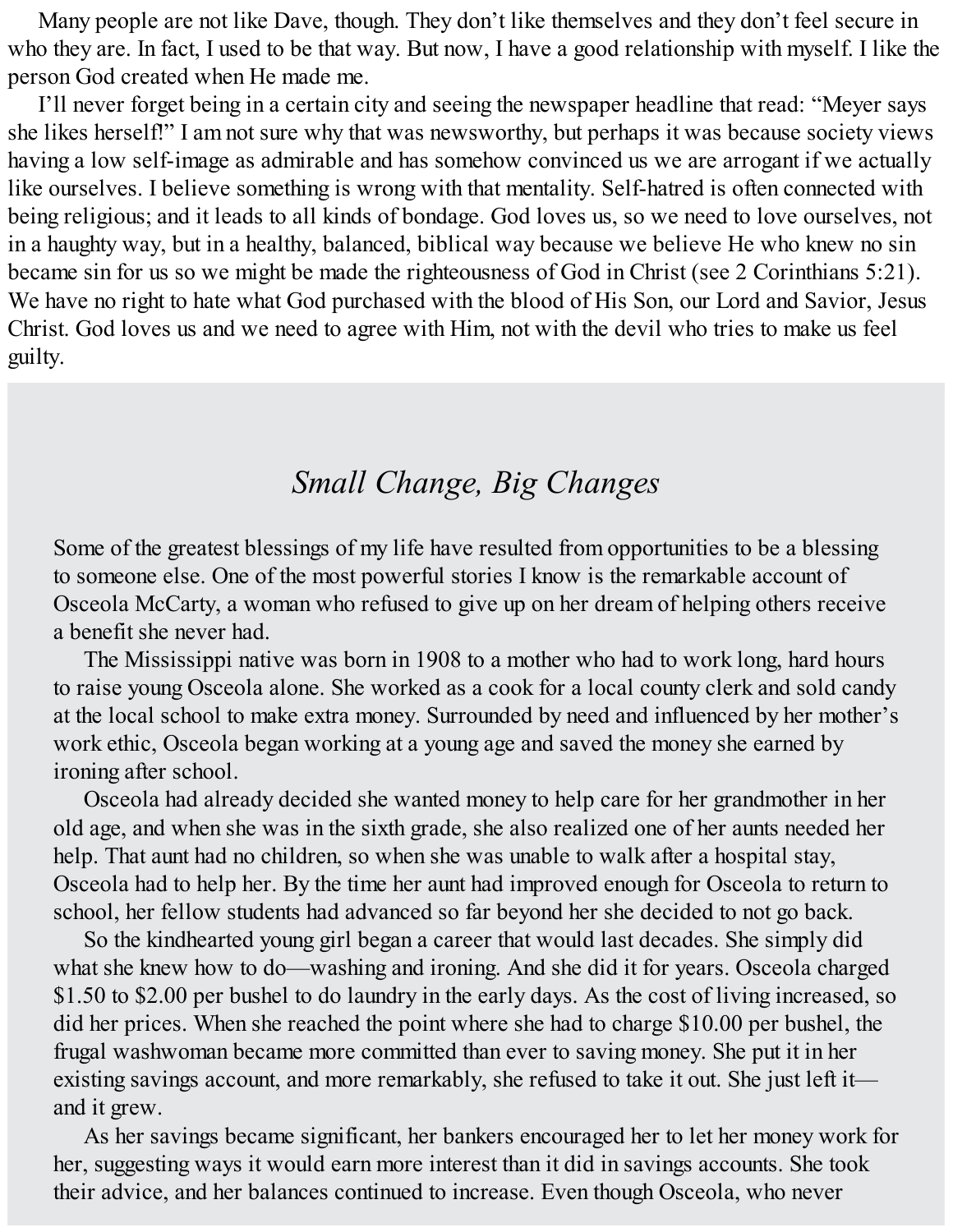Many people are not like Dave, though. They don't like themselves and they don't feel secure in who they are. In fact, I used to be that way. But now, I have a good relationship with myself. I like the person God created when He made me.

I'll never forget being in a certain city and seeing the newspaper headline that read: "Meyer says she likes herself!" I am not sure why that was newsworthy, but perhaps it was because society views having a low self-image as admirable and has somehow convinced us we are arrogant if we actually like ourselves. I believe something is wrong with that mentality. Self-hatred is often connected with being religious; and it leads to all kinds of bondage. God loves us, so we need to love ourselves, not in a haughty way, but in a healthy, balanced, biblical way because we believe He who knew no sin became sin for us so we might be made the righteousness of God in Christ (see 2 Corinthians 5:21). We have no right to hate what God purchased with the blood of His Son, our Lord and Savior, Jesus Christ. God loves us and we need to agree with Him, not with the devil who tries to make us feel guilty.

## *Small Change, Big Changes*

Some of the greatest blessings of my life have resulted from opportunities to be a blessing to someone else. One of the most powerful stories I know is the remarkable account of Osceola McCarty, a woman who refused to give up on her dream of helping others receive a benefit she never had.

The Mississippi native was born in 1908 to a mother who had to work long, hard hours to raise young Osceola alone. She worked as a cook for a local county clerk and sold candy at the local school to make extra money. Surrounded by need and influenced by her mother's work ethic, Osceola began working at a young age and saved the money she earned by ironing after school.

Osceola had already decided she wanted money to help care for her grandmother in her old age, and when she was in the sixth grade, she also realized one of her aunts needed her help. That aunt had no children, so when she was unable to walk after a hospital stay, Osceola had to help her. By the time her aunt had improved enough for Osceola to return to school, her fellow students had advanced so far beyond her she decided to not go back.

So the kindhearted young girl began a career that would last decades. She simply did what she knew how to do—washing and ironing. And she did it for years. Osceola charged $1.50 to $2.00 per bushel to do laundry in the early days. As the cost of living increased, so did her prices. When she reached the point where she had to charge $10.00 per bushel, the frugal washwoman became more committed than ever to saving money. She put it in her existing savings account, and more remarkably, she refused to take it out. She just left it—and it grew.

As her savings became significant, her bankers encouraged her to let her money work for her, suggesting ways it would earn more interest than it did in savings accounts. She took their advice, and her balances continued to increase. Even though Osceola, who never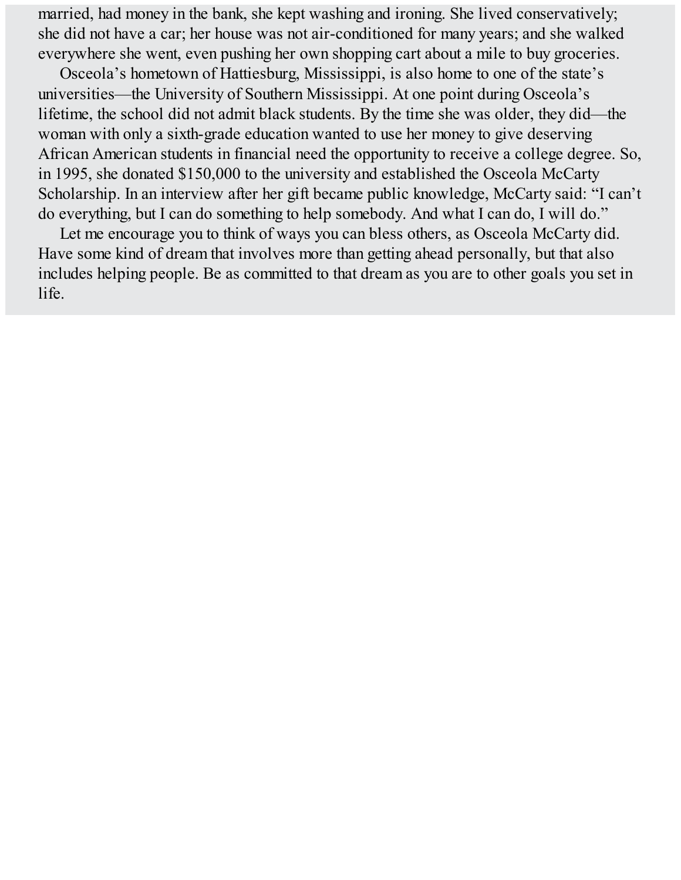married, had money in the bank, she kept washing and ironing. She lived conservatively; she did not have a car; her house was not air-conditioned for many years; and she walked everywhere she went, even pushing her own shopping cart about a mile to buy groceries.

Osceola's hometown of Hattiesburg, Mississippi, is also home to one of the state's universities—the University of Southern Mississippi. At one point during Osceola's lifetime, the school did not admit black students. By the time she was older, they did—the woman with only a sixth-grade education wanted to use her money to give deserving African American students in financial need the opportunity to receive a college degree. So, in 1995, she donated $150,000 to the university and established the Osceola McCarty Scholarship. In an interview after her gift became public knowledge, McCarty said: "I can't do everything, but I can do something to help somebody. And what I can do, I will do."

Let me encourage you to think of ways you can bless others, as Osceola McCarty did. Have some kind of dream that involves more than getting ahead personally, but that also includes helping people. Be as committed to that dream as you are to other goals you set in life.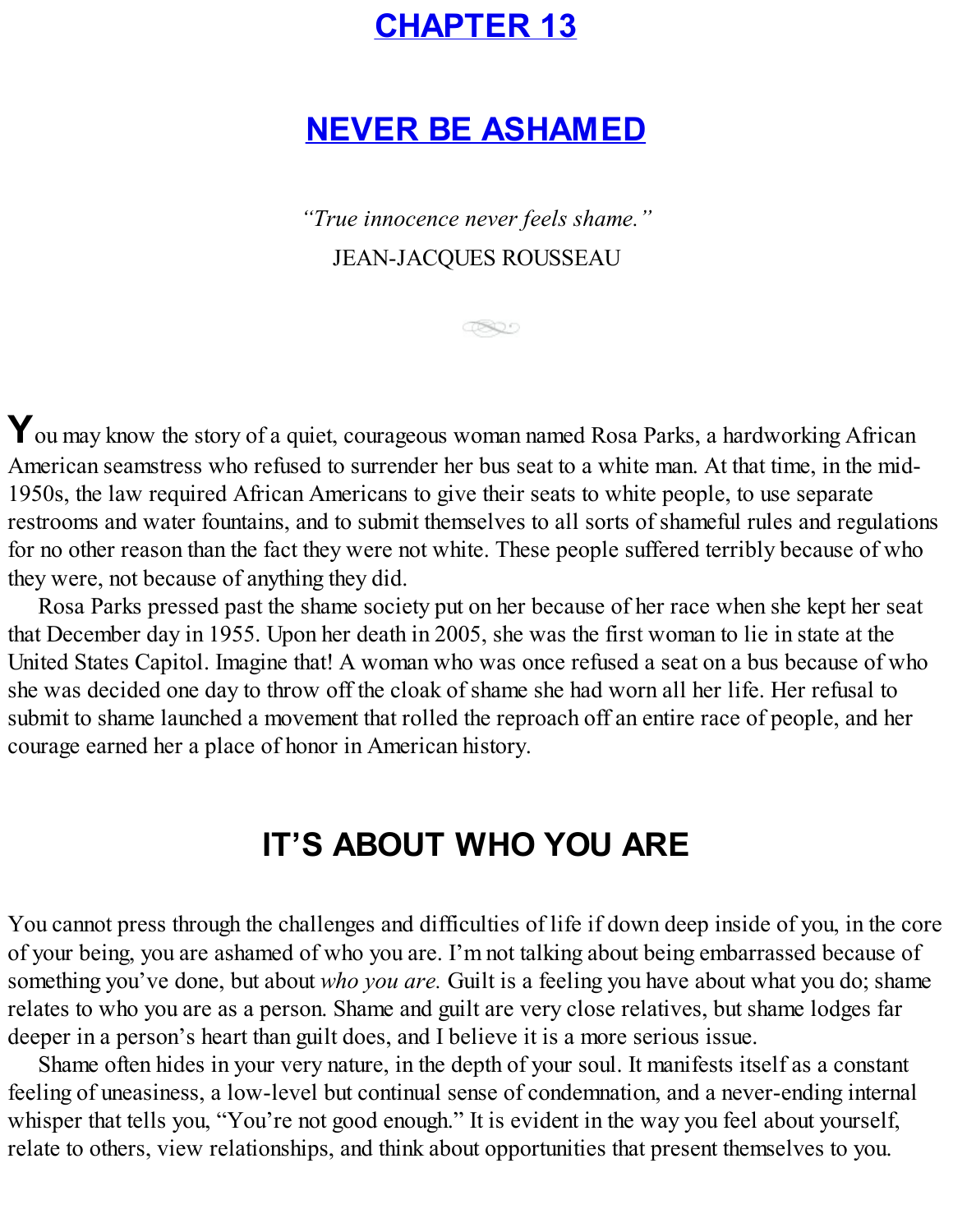# CHAPTER 13

# NEVER BE ASHAMED

*"True innocence never feels shame."*

JEAN-JACQUES ROUSSEAU

You may know the story of a quiet, courageous woman named Rosa Parks, a hardworking African American seamstress who refused to surrender her bus seat to a white man. At that time, in the mid-1950s, the law required African Americans to give their seats to white people, to use separate restrooms and water fountains, and to submit themselves to all sorts of shameful rules and regulations for no other reason than the fact they were not white. These people suffered terribly because of who they were, not because of anything they did.

Rosa Parks pressed past the shame society put on her because of her race when she kept her seat that December day in 1955. Upon her death in 2005, she was the first woman to lie in state at the United States Capitol. Imagine that! A woman who was once refused a seat on a bus because of who she was decided one day to throw off the cloak of shame she had worn all her life. Her refusal to submit to shame launched a movement that rolled the reproach off an entire race of people, and her courage earned her a place of honor in American history.

## IT'S ABOUT WHO YOU ARE

You cannot press through the challenges and difficulties of life if down deep inside of you, in the core of your being, you are ashamed of who you are. I'm not talking about being embarrassed because of something you've done, but about *who you are.* Guilt is a feeling you have about what you do; shame relates to who you are as a person. Shame and guilt are very close relatives, but shame lodges far deeper in a person's heart than guilt does, and I believe it is a more serious issue.

Shame often hides in your very nature, in the depth of your soul. It manifests itself as a constant feeling of uneasiness, a low-level but continual sense of condemnation, and a never-ending internal whisper that tells you, "You're not good enough." It is evident in the way you feel about yourself, relate to others, view relationships, and think about opportunities that present themselves to you.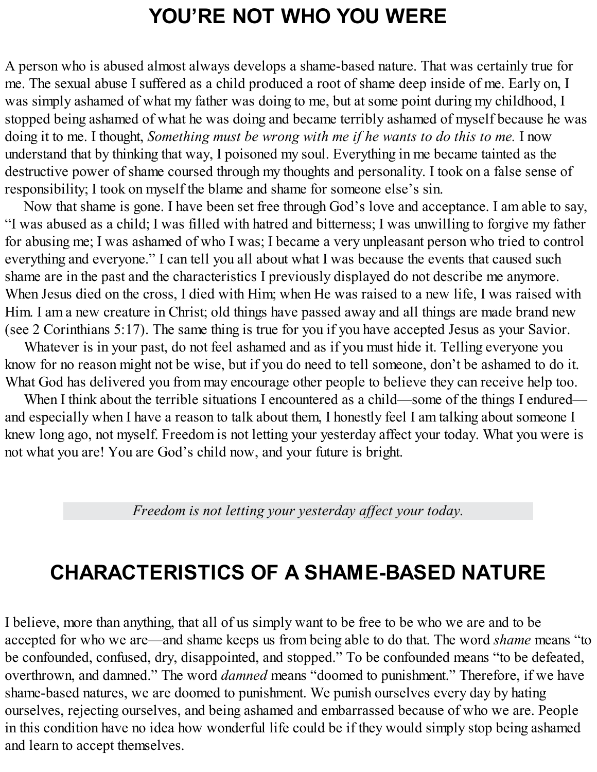# YOU'RE NOT WHO YOU WERE

A person who is abused almost always develops a shame-based nature. That was certainly true for me. The sexual abuse I suffered as a child produced a root of shame deep inside of me. Early on, I was simply ashamed of what my father was doing to me, but at some point during my childhood, I stopped being ashamed of what he was doing and became terribly ashamed of myself because he was doing it to me. I thought, *Something must be wrong with me if he wants to do this to me.* I now understand that by thinking that way, I poisoned my soul. Everything in me became tainted as the destructive power of shame coursed through my thoughts and personality. I took on a false sense of responsibility; I took on myself the blame and shame for someone else's sin.

Now that shame is gone. I have been set free through God's love and acceptance. I am able to say, "I was abused as a child; I was filled with hatred and bitterness; I was unwilling to forgive my father for abusing me; I was ashamed of who I was; I became a very unpleasant person who tried to control everything and everyone." I can tell you all about what I was because the events that caused such shame are in the past and the characteristics I previously displayed do not describe me anymore. When Jesus died on the cross, I died with Him; when He was raised to a new life, I was raised with Him. I am a new creature in Christ; old things have passed away and all things are made brand new (see 2 Corinthians 5:17). The same thing is true for you if you have accepted Jesus as your Savior.

Whatever is in your past, do not feel ashamed and as if you must hide it. Telling everyone you know for no reason might not be wise, but if you do need to tell someone, don't be ashamed to do it. What God has delivered you from may encourage other people to believe they can receive help too.

When I think about the terrible situations I encountered as a child—some of the things I endured—and especially when I have a reason to talk about them, I honestly feel I am talking about someone I knew long ago, not myself. Freedom is not letting your yesterday affect your today. What you were is not what you are! You are God's child now, and your future is bright.

*Freedom is not letting your yesterday affect your today.*

# CHARACTERISTICS OF A SHAME-BASED NATURE

I believe, more than anything, that all of us simply want to be free to be who we are and to be accepted for who we are—and shame keeps us from being able to do that. The word *shame* means "to be confounded, confused, dry, disappointed, and stopped." To be confounded means "to be defeated, overthrown, and damned." The word *damned* means "doomed to punishment." Therefore, if we have shame-based natures, we are doomed to punishment. We punish ourselves every day by hating ourselves, rejecting ourselves, and being ashamed and embarrassed because of who we are. People in this condition have no idea how wonderful life could be if they would simply stop being ashamed and learn to accept themselves.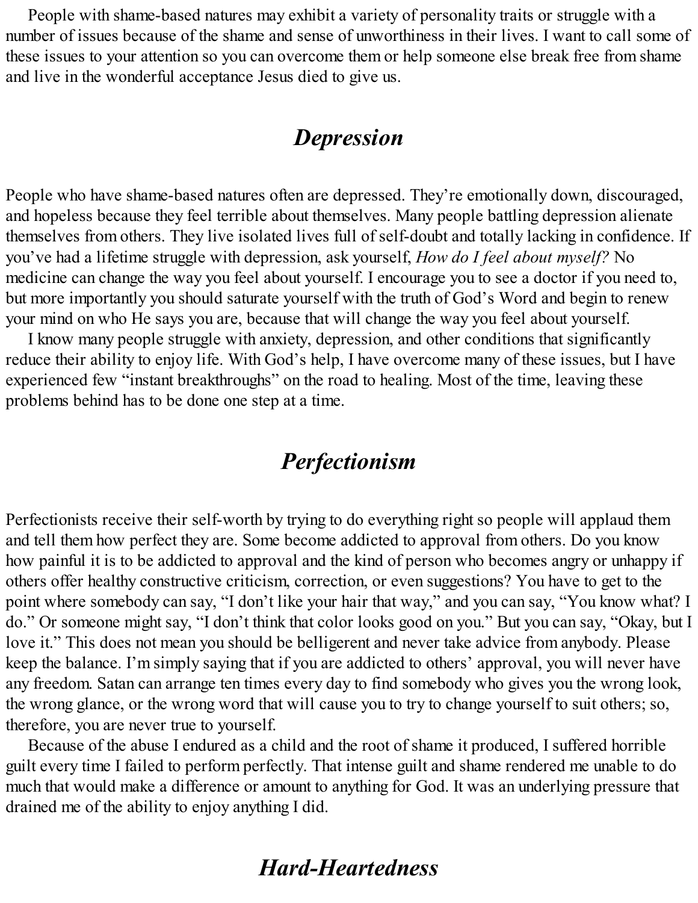People with shame-based natures may exhibit a variety of personality traits or struggle with a number of issues because of the shame and sense of unworthiness in their lives. I want to call some of these issues to your attention so you can overcome them or help someone else break free from shame and live in the wonderful acceptance Jesus died to give us.

## *Depression*

People who have shame-based natures often are depressed. They're emotionally down, discouraged, and hopeless because they feel terrible about themselves. Many people battling depression alienate themselves from others. They live isolated lives full of self-doubt and totally lacking in confidence. If you've had a lifetime struggle with depression, ask yourself, *How do I feel about myself?* No medicine can change the way you feel about yourself. I encourage you to see a doctor if you need to, but more importantly you should saturate yourself with the truth of God's Word and begin to renew your mind on who He says you are, because that will change the way you feel about yourself.

I know many people struggle with anxiety, depression, and other conditions that significantly reduce their ability to enjoy life. With God's help, I have overcome many of these issues, but I have experienced few "instant breakthroughs" on the road to healing. Most of the time, leaving these problems behind has to be done one step at a time.

## *Perfectionism*

Perfectionists receive their self-worth by trying to do everything right so people will applaud them and tell them how perfect they are. Some become addicted to approval from others. Do you know how painful it is to be addicted to approval and the kind of person who becomes angry or unhappy if others offer healthy constructive criticism, correction, or even suggestions? You have to get to the point where somebody can say, "I don't like your hair that way," and you can say, "You know what? I do." Or someone might say, "I don't think that color looks good on you." But you can say, "Okay, but I love it." This does not mean you should be belligerent and never take advice from anybody. Please keep the balance. I'm simply saying that if you are addicted to others' approval, you will never have any freedom. Satan can arrange ten times every day to find somebody who gives you the wrong look, the wrong glance, or the wrong word that will cause you to try to change yourself to suit others; so, therefore, you are never true to yourself.

Because of the abuse I endured as a child and the root of shame it produced, I suffered horrible guilt every time I failed to perform perfectly. That intense guilt and shame rendered me unable to do much that would make a difference or amount to anything for God. It was an underlying pressure that drained me of the ability to enjoy anything I did.

## *Hard-Heartedness*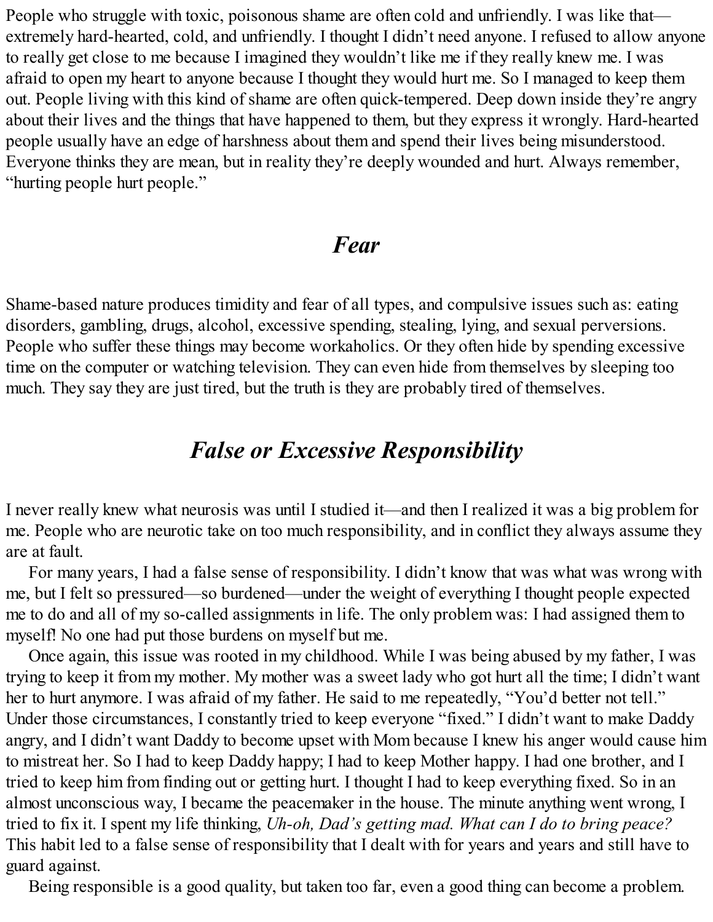People who struggle with toxic, poisonous shame are often cold and unfriendly. I was like that—extremely hard-hearted, cold, and unfriendly. I thought I didn't need anyone. I refused to allow anyone to really get close to me because I imagined they wouldn't like me if they really knew me. I was afraid to open my heart to anyone because I thought they would hurt me. So I managed to keep them out. People living with this kind of shame are often quick-tempered. Deep down inside they're angry about their lives and the things that have happened to them, but they express it wrongly. Hard-hearted people usually have an edge of harshness about them and spend their lives being misunderstood. Everyone thinks they are mean, but in reality they're deeply wounded and hurt. Always remember, "hurting people hurt people."

## *Fear*

Shame-based nature produces timidity and fear of all types, and compulsive issues such as: eating disorders, gambling, drugs, alcohol, excessive spending, stealing, lying, and sexual perversions. People who suffer these things may become workaholics. Or they often hide by spending excessive time on the computer or watching television. They can even hide from themselves by sleeping too much. They say they are just tired, but the truth is they are probably tired of themselves.

## *False or Excessive Responsibility*

I never really knew what neurosis was until I studied it—and then I realized it was a big problem for me. People who are neurotic take on too much responsibility, and in conflict they always assume they are at fault.

For many years, I had a false sense of responsibility. I didn't know that was what was wrong with me, but I felt so pressured—so burdened—under the weight of everything I thought people expected me to do and all of my so-called assignments in life. The only problem was: I had assigned them to myself! No one had put those burdens on myself but me.

Once again, this issue was rooted in my childhood. While I was being abused by my father, I was trying to keep it from my mother. My mother was a sweet lady who got hurt all the time; I didn't want her to hurt anymore. I was afraid of my father. He said to me repeatedly, "You'd better not tell." Under those circumstances, I constantly tried to keep everyone "fixed." I didn't want to make Daddy angry, and I didn't want Daddy to become upset with Mom because I knew his anger would cause him to mistreat her. So I had to keep Daddy happy; I had to keep Mother happy. I had one brother, and I tried to keep him from finding out or getting hurt. I thought I had to keep everything fixed. So in an almost unconscious way, I became the peacemaker in the house. The minute anything went wrong, I tried to fix it. I spent my life thinking, *Uh-oh, Dad's getting mad. What can I do to bring peace?* This habit led to a false sense of responsibility that I dealt with for years and years and still have to guard against.

Being responsible is a good quality, but taken too far, even a good thing can become a problem.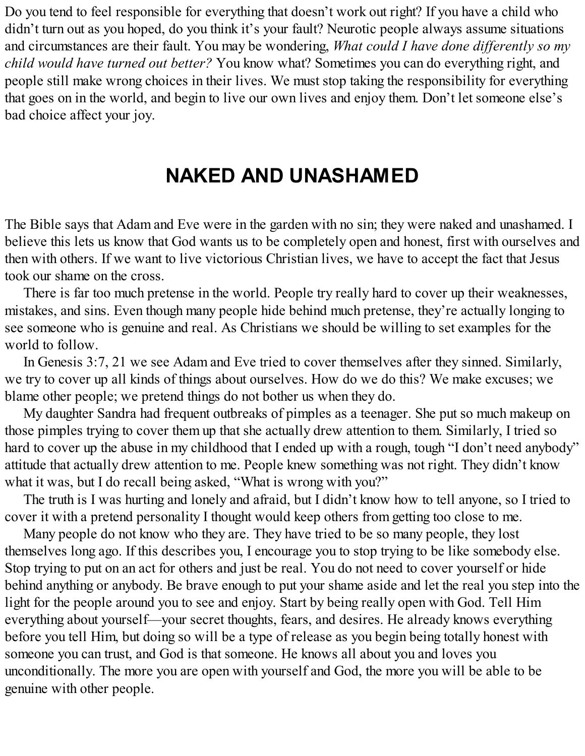Do you tend to feel responsible for everything that doesn't work out right? If you have a child who didn't turn out as you hoped, do you think it's your fault? Neurotic people always assume situations and circumstances are their fault. You may be wondering, *What could I have done differently so my child would have turned out better?* You know what? Sometimes you can do everything right, and people still make wrong choices in their lives. We must stop taking the responsibility for everything that goes on in the world, and begin to live our own lives and enjoy them. Don't let someone else's bad choice affect your joy.

## NAKED AND UNASHAMED

The Bible says that Adam and Eve were in the garden with no sin; they were naked and unashamed. I believe this lets us know that God wants us to be completely open and honest, first with ourselves and then with others. If we want to live victorious Christian lives, we have to accept the fact that Jesus took our shame on the cross.

There is far too much pretense in the world. People try really hard to cover up their weaknesses, mistakes, and sins. Even though many people hide behind much pretense, they're actually longing to see someone who is genuine and real. As Christians we should be willing to set examples for the world to follow.

In Genesis 3:7, 21 we see Adam and Eve tried to cover themselves after they sinned. Similarly, we try to cover up all kinds of things about ourselves. How do we do this? We make excuses; we blame other people; we pretend things do not bother us when they do.

My daughter Sandra had frequent outbreaks of pimples as a teenager. She put so much makeup on those pimples trying to cover them up that she actually drew attention to them. Similarly, I tried so hard to cover up the abuse in my childhood that I ended up with a rough, tough "I don't need anybody" attitude that actually drew attention to me. People knew something was not right. They didn't know what it was, but I do recall being asked, "What is wrong with you?"

The truth is I was hurting and lonely and afraid, but I didn't know how to tell anyone, so I tried to cover it with a pretend personality I thought would keep others from getting too close to me.

Many people do not know who they are. They have tried to be so many people, they lost themselves long ago. If this describes you, I encourage you to stop trying to be like somebody else. Stop trying to put on an act for others and just be real. You do not need to cover yourself or hide behind anything or anybody. Be brave enough to put your shame aside and let the real you step into the light for the people around you to see and enjoy. Start by being really open with God. Tell Him everything about yourself—your secret thoughts, fears, and desires. He already knows everything before you tell Him, but doing so will be a type of release as you begin being totally honest with someone you can trust, and God is that someone. He knows all about you and loves you unconditionally. The more you are open with yourself and God, the more you will be able to be genuine with other people.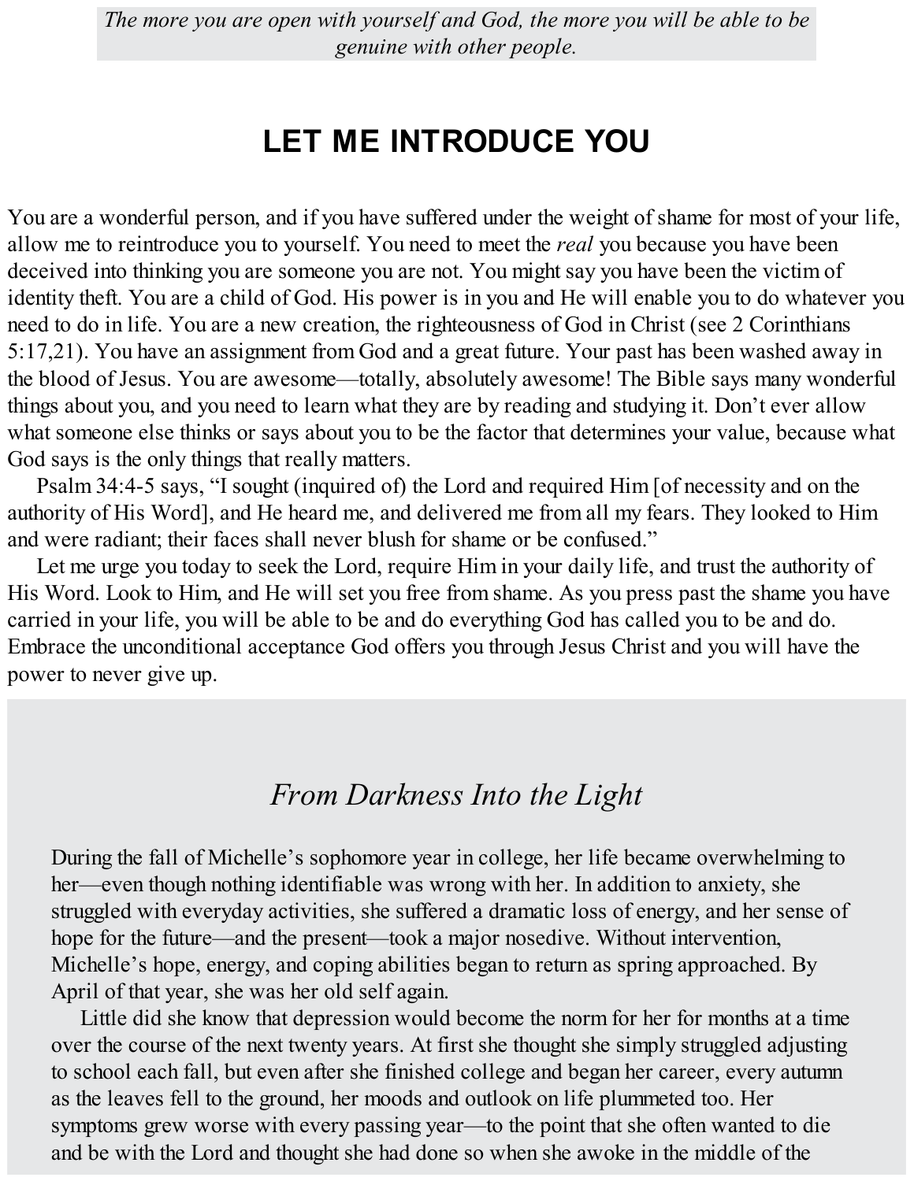*The more you are open with yourself and God, the more you will be able to be genuine with other people.*

# LET ME INTRODUCE YOU

You are a wonderful person, and if you have suffered under the weight of shame for most of your life, allow me to reintroduce you to yourself. You need to meet the *real* you because you have been deceived into thinking you are someone you are not. You might say you have been the victim of identity theft. You are a child of God. His power is in you and He will enable you to do whatever you need to do in life. You are a new creation, the righteousness of God in Christ (see 2 Corinthians 5:17,21). You have an assignment from God and a great future. Your past has been washed away in the blood of Jesus. You are awesome—totally, absolutely awesome! The Bible says many wonderful things about you, and you need to learn what they are by reading and studying it. Don't ever allow what someone else thinks or says about you to be the factor that determines your value, because what God says is the only things that really matters.

Psalm 34:4-5 says, "I sought (inquired of) the Lord and required Him [of necessity and on the authority of His Word], and He heard me, and delivered me from all my fears. They looked to Him and were radiant; their faces shall never blush for shame or be confused."

Let me urge you today to seek the Lord, require Him in your daily life, and trust the authority of His Word. Look to Him, and He will set you free from shame. As you press past the shame you have carried in your life, you will be able to be and do everything God has called you to be and do. Embrace the unconditional acceptance God offers you through Jesus Christ and you will have the power to never give up.

## *From Darkness Into the Light*

During the fall of Michelle's sophomore year in college, her life became overwhelming to her—even though nothing identifiable was wrong with her. In addition to anxiety, she struggled with everyday activities, she suffered a dramatic loss of energy, and her sense of hope for the future—and the present—took a major nosedive. Without intervention, Michelle's hope, energy, and coping abilities began to return as spring approached. By April of that year, she was her old self again.

Little did she know that depression would become the norm for her for months at a time over the course of the next twenty years. At first she thought she simply struggled adjusting to school each fall, but even after she finished college and began her career, every autumn as the leaves fell to the ground, her moods and outlook on life plummeted too. Her symptoms grew worse with every passing year—to the point that she often wanted to die and be with the Lord and thought she had done so when she awoke in the middle of the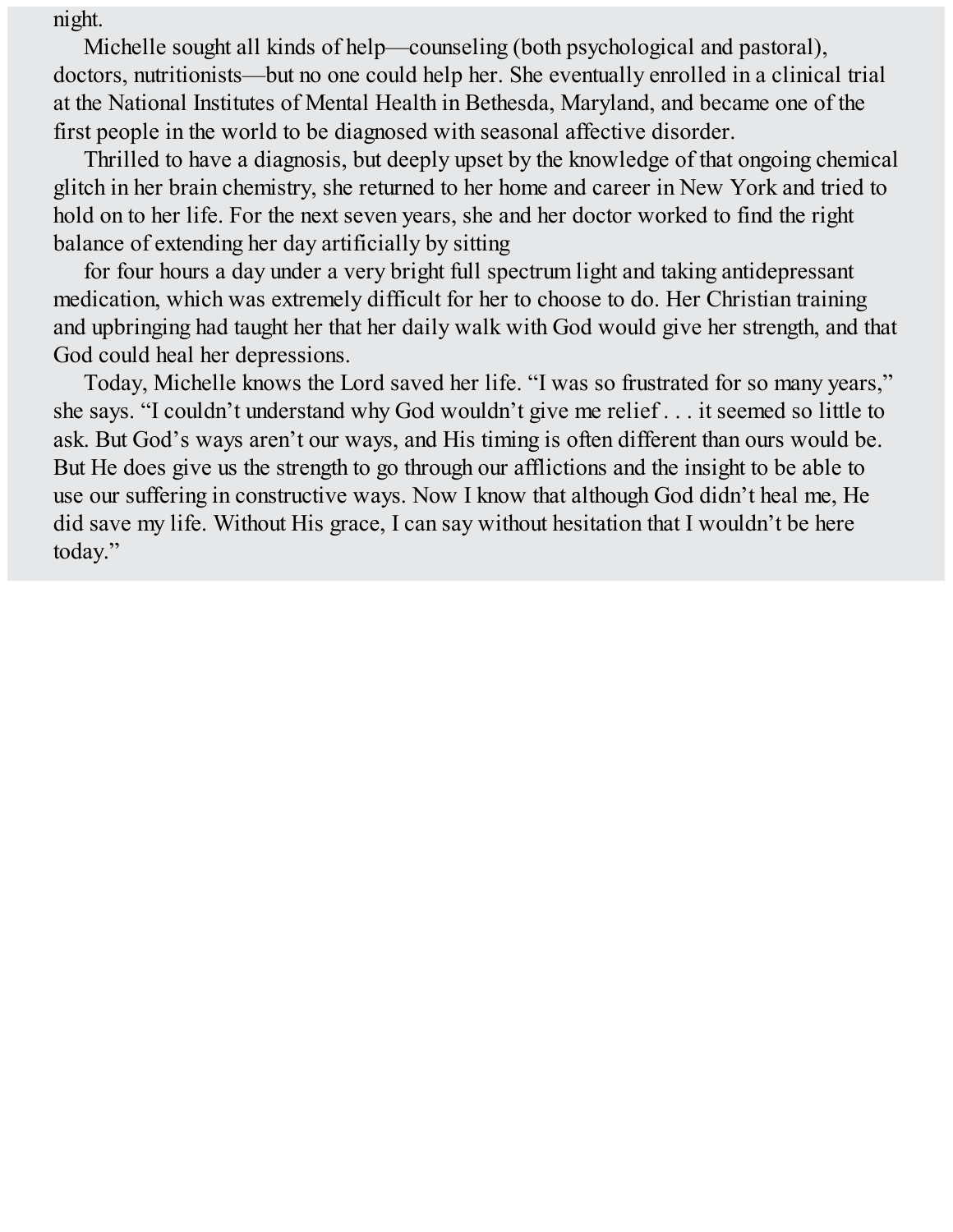night.

Michelle sought all kinds of help—counseling (both psychological and pastoral), doctors, nutritionists—but no one could help her. She eventually enrolled in a clinical trial at the National Institutes of Mental Health in Bethesda, Maryland, and became one of the first people in the world to be diagnosed with seasonal affective disorder.

Thrilled to have a diagnosis, but deeply upset by the knowledge of that ongoing chemical glitch in her brain chemistry, she returned to her home and career in New York and tried to hold on to her life. For the next seven years, she and her doctor worked to find the right balance of extending her day artificially by sitting

for four hours a day under a very bright full spectrum light and taking antidepressant medication, which was extremely difficult for her to choose to do. Her Christian training and upbringing had taught her that her daily walk with God would give her strength, and that God could heal her depressions.

Today, Michelle knows the Lord saved her life. "I was so frustrated for so many years," she says. "I couldn't understand why God wouldn't give me relief . . . it seemed so little to ask. But God's ways aren't our ways, and His timing is often different than ours would be. But He does give us the strength to go through our afflictions and the insight to be able to use our suffering in constructive ways. Now I know that although God didn't heal me, He did save my life. Without His grace, I can say without hesitation that I wouldn't be here today."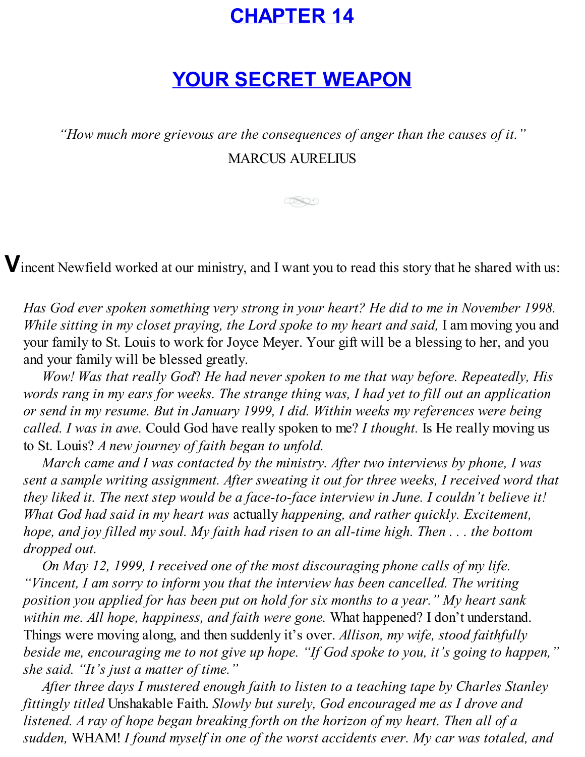# CHAPTER 14

# YOUR SECRET WEAPON

*"How much more grievous are the consequences of anger than the causes of it."*

MARCUS AURELIUS

Vincent Newfield worked at our ministry, and I want you to read this story that he shared with us:

*Has God ever spoken something very strong in your heart? He did to me in November 1998. While sitting in my closet praying, the Lord spoke to my heart and said,* I am moving you and your family to St. Louis to work for Joyce Meyer. Your gift will be a blessing to her, and you and your family will be blessed greatly.

*Wow! Was that really God? He had never spoken to me that way before. Repeatedly, His words rang in my ears for weeks. The strange thing was, I had yet to fill out an application or send in my resume. But in January 1999, I did. Within weeks my references were being called. I was in awe.* Could God have really spoken to me? *I thought.* Is He really moving us to St. Louis? *A new journey of faith began to unfold.*

*March came and I was contacted by the ministry. After two interviews by phone, I was sent a sample writing assignment. After sweating it out for three weeks, I received word that they liked it. The next step would be a face-to-face interview in June. I couldn't believe it! What God had said in my heart was* actually *happening, and rather quickly. Excitement, hope, and joy filled my soul. My faith had risen to an all-time high. Then . . . the bottom dropped out.*

*On May 12, 1999, I received one of the most discouraging phone calls of my life. "Vincent, I am sorry to inform you that the interview has been cancelled. The writing position you applied for has been put on hold for six months to a year." My heart sank within me. All hope, happiness, and faith were gone.* What happened? I don't understand. Things were moving along, and then suddenly it's over. *Allison, my wife, stood faithfully beside me, encouraging me to not give up hope. "If God spoke to you, it's going to happen," she said. "It's just a matter of time."*

*After three days I mustered enough faith to listen to a teaching tape by Charles Stanley fittingly titled* Unshakable Faith. *Slowly but surely, God encouraged me as I drove and listened. A ray of hope began breaking forth on the horizon of my heart. Then all of a sudden,* WHAM! *I found myself in one of the worst accidents ever. My car was totaled, and*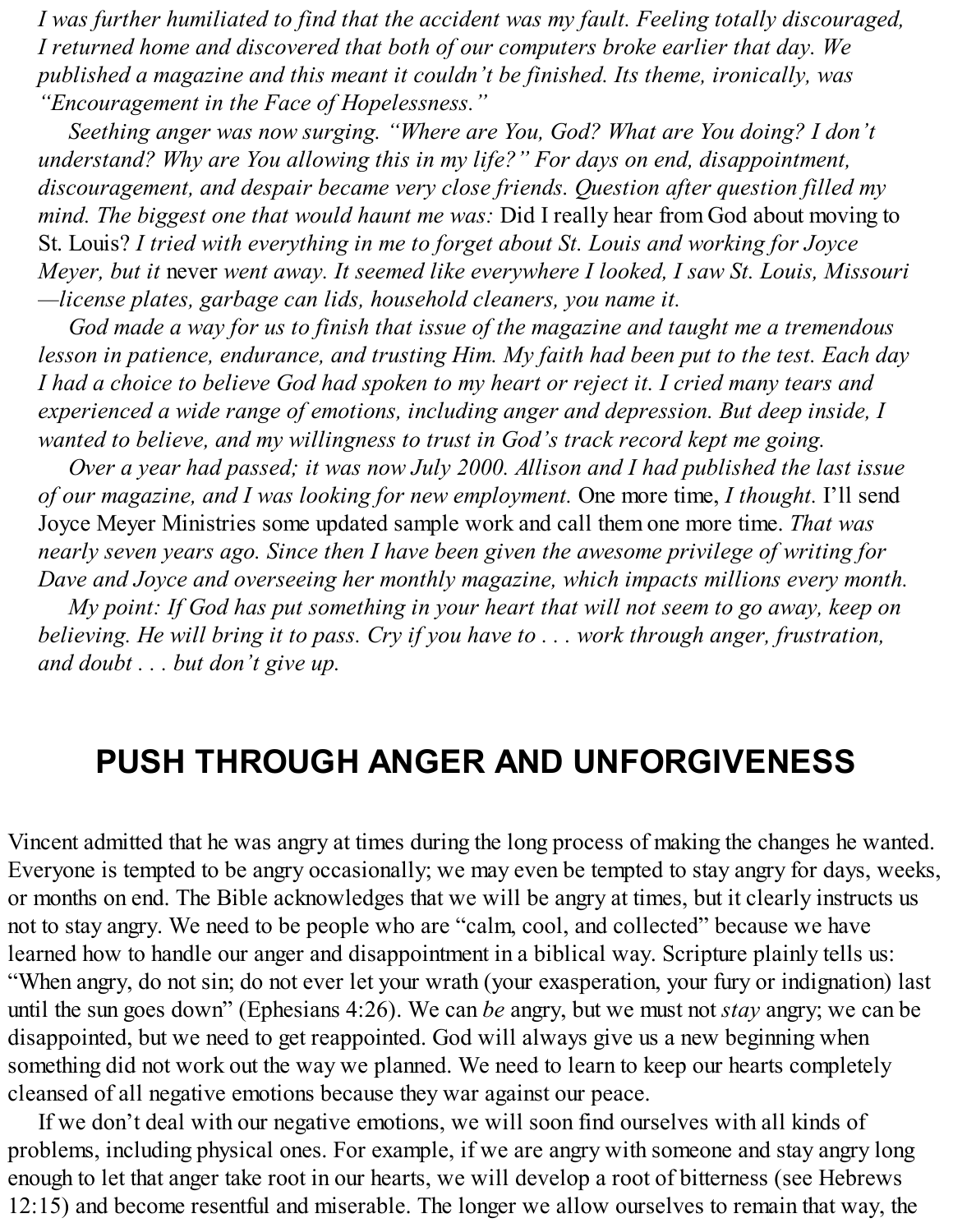*I was further humiliated to find that the accident was my fault. Feeling totally discouraged, I returned home and discovered that both of our computers broke earlier that day. We published a magazine and this meant it couldn't be finished. Its theme, ironically, was "Encouragement in the Face of Hopelessness."*

*Seething anger was now surging. "Where are You, God? What are You doing? I don't understand? Why are You allowing this in my life?" For days on end, disappointment, discouragement, and despair became very close friends. Question after question filled my mind. The biggest one that would haunt me was:* Did I really hear from God about moving to St. Louis? *I tried with everything in me to forget about St. Louis and working for Joyce Meyer, but it* never *went away. It seemed like everywhere I looked, I saw St. Louis, Missouri—license plates, garbage can lids, household cleaners, you name it.*

*God made a way for us to finish that issue of the magazine and taught me a tremendous lesson in patience, endurance, and trusting Him. My faith had been put to the test. Each day I had a choice to believe God had spoken to my heart or reject it. I cried many tears and experienced a wide range of emotions, including anger and depression. But deep inside, I wanted to believe, and my willingness to trust in God's track record kept me going.*

*Over a year had passed; it was now July 2000. Allison and I had published the last issue of our magazine, and I was looking for new employment.* One more time, *I thought.* I'll send Joyce Meyer Ministries some updated sample work and call them one more time. *That was nearly seven years ago. Since then I have been given the awesome privilege of writing for Dave and Joyce and overseeing her monthly magazine, which impacts millions every month.*

*My point: If God has put something in your heart that will not seem to go away, keep on believing. He will bring it to pass. Cry if you have to . . . work through anger, frustration, and doubt . . . but don't give up.*

## PUSH THROUGH ANGER AND UNFORGIVENESS

Vincent admitted that he was angry at times during the long process of making the changes he wanted. Everyone is tempted to be angry occasionally; we may even be tempted to stay angry for days, weeks, or months on end. The Bible acknowledges that we will be angry at times, but it clearly instructs us not to stay angry. We need to be people who are "calm, cool, and collected" because we have learned how to handle our anger and disappointment in a biblical way. Scripture plainly tells us: "When angry, do not sin; do not ever let your wrath (your exasperation, your fury or indignation) last until the sun goes down" (Ephesians 4:26). We can *be* angry, but we must not *stay* angry; we can be disappointed, but we need to get reappointed. God will always give us a new beginning when something did not work out the way we planned. We need to learn to keep our hearts completely cleansed of all negative emotions because they war against our peace.

If we don't deal with our negative emotions, we will soon find ourselves with all kinds of problems, including physical ones. For example, if we are angry with someone and stay angry long enough to let that anger take root in our hearts, we will develop a root of bitterness (see Hebrews 12:15) and become resentful and miserable. The longer we allow ourselves to remain that way, the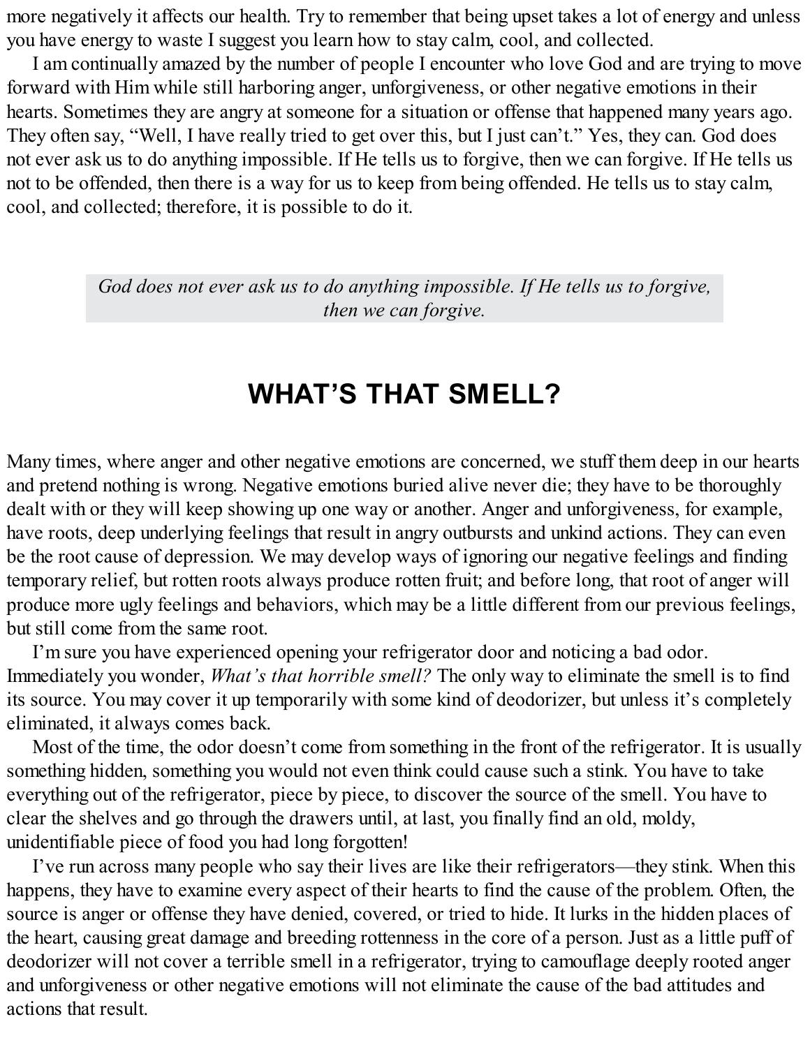more negatively it affects our health. Try to remember that being upset takes a lot of energy and unless you have energy to waste I suggest you learn how to stay calm, cool, and collected.

I am continually amazed by the number of people I encounter who love God and are trying to move forward with Him while still harboring anger, unforgiveness, or other negative emotions in their hearts. Sometimes they are angry at someone for a situation or offense that happened many years ago. They often say, “Well, I have really tried to get over this, but I just can’t.” Yes, they can. God does not ever ask us to do anything impossible. If He tells us to forgive, then we can forgive. If He tells us not to be offended, then there is a way for us to keep from being offended. He tells us to stay calm, cool, and collected; therefore, it is possible to do it.

> *God does not ever ask us to do anything impossible. If He tells us to forgive, then we can forgive.*

## WHAT’S THAT SMELL?

Many times, where anger and other negative emotions are concerned, we stuff them deep in our hearts and pretend nothing is wrong. Negative emotions buried alive never die; they have to be thoroughly dealt with or they will keep showing up one way or another. Anger and unforgiveness, for example, have roots, deep underlying feelings that result in angry outbursts and unkind actions. They can even be the root cause of depression. We may develop ways of ignoring our negative feelings and finding temporary relief, but rotten roots always produce rotten fruit; and before long, that root of anger will produce more ugly feelings and behaviors, which may be a little different from our previous feelings, but still come from the same root.

I’m sure you have experienced opening your refrigerator door and noticing a bad odor. Immediately you wonder, *What’s that horrible smell?* The only way to eliminate the smell is to find its source. You may cover it up temporarily with some kind of deodorizer, but unless it’s completely eliminated, it always comes back.

Most of the time, the odor doesn’t come from something in the front of the refrigerator. It is usually something hidden, something you would not even think could cause such a stink. You have to take everything out of the refrigerator, piece by piece, to discover the source of the smell. You have to clear the shelves and go through the drawers until, at last, you finally find an old, moldy, unidentifiable piece of food you had long forgotten!

I’ve run across many people who say their lives are like their refrigerators—they stink. When this happens, they have to examine every aspect of their hearts to find the cause of the problem. Often, the source is anger or offense they have denied, covered, or tried to hide. It lurks in the hidden places of the heart, causing great damage and breeding rottenness in the core of a person. Just as a little puff of deodorizer will not cover a terrible smell in a refrigerator, trying to camouflage deeply rooted anger and unforgiveness or other negative emotions will not eliminate the cause of the bad attitudes and actions that result.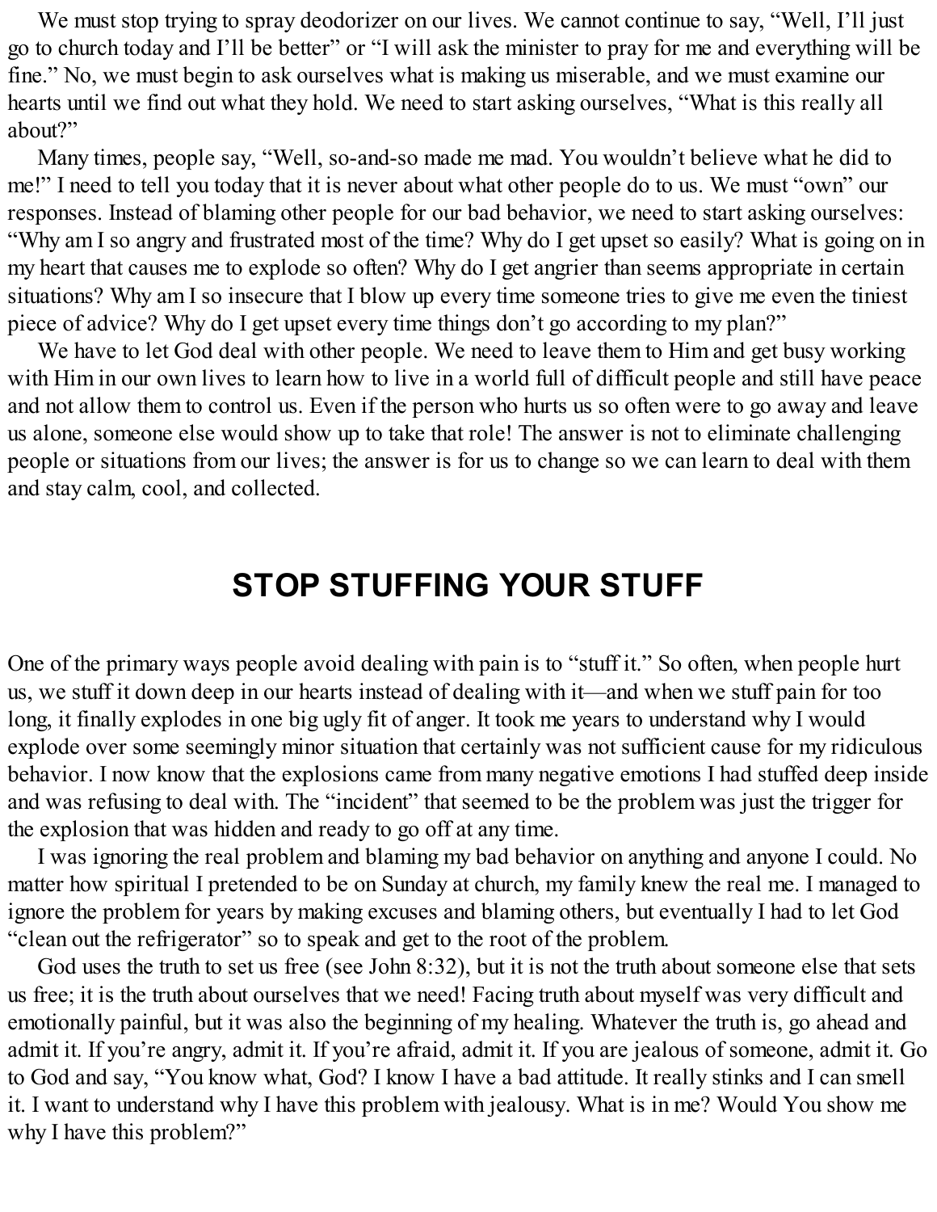We must stop trying to spray deodorizer on our lives. We cannot continue to say, "Well, I'll just go to church today and I'll be better" or "I will ask the minister to pray for me and everything will be fine." No, we must begin to ask ourselves what is making us miserable, and we must examine our hearts until we find out what they hold. We need to start asking ourselves, "What is this really all about?"

Many times, people say, "Well, so-and-so made me mad. You wouldn't believe what he did to me!" I need to tell you today that it is never about what other people do to us. We must "own" our responses. Instead of blaming other people for our bad behavior, we need to start asking ourselves: "Why am I so angry and frustrated most of the time? Why do I get upset so easily? What is going on in my heart that causes me to explode so often? Why do I get angrier than seems appropriate in certain situations? Why am I so insecure that I blow up every time someone tries to give me even the tiniest piece of advice? Why do I get upset every time things don't go according to my plan?"

We have to let God deal with other people. We need to leave them to Him and get busy working with Him in our own lives to learn how to live in a world full of difficult people and still have peace and not allow them to control us. Even if the person who hurts us so often were to go away and leave us alone, someone else would show up to take that role! The answer is not to eliminate challenging people or situations from our lives; the answer is for us to change so we can learn to deal with them and stay calm, cool, and collected.

## STOP STUFFING YOUR STUFF

One of the primary ways people avoid dealing with pain is to "stuff it." So often, when people hurt us, we stuff it down deep in our hearts instead of dealing with it—and when we stuff pain for too long, it finally explodes in one big ugly fit of anger. It took me years to understand why I would explode over some seemingly minor situation that certainly was not sufficient cause for my ridiculous behavior. I now know that the explosions came from many negative emotions I had stuffed deep inside and was refusing to deal with. The "incident" that seemed to be the problem was just the trigger for the explosion that was hidden and ready to go off at any time.

I was ignoring the real problem and blaming my bad behavior on anything and anyone I could. No matter how spiritual I pretended to be on Sunday at church, my family knew the real me. I managed to ignore the problem for years by making excuses and blaming others, but eventually I had to let God "clean out the refrigerator" so to speak and get to the root of the problem.

God uses the truth to set us free (see John 8:32), but it is not the truth about someone else that sets us free; it is the truth about ourselves that we need! Facing truth about myself was very difficult and emotionally painful, but it was also the beginning of my healing. Whatever the truth is, go ahead and admit it. If you're angry, admit it. If you're afraid, admit it. If you are jealous of someone, admit it. Go to God and say, "You know what, God? I know I have a bad attitude. It really stinks and I can smell it. I want to understand why I have this problem with jealousy. What is in me? Would You show me why I have this problem?"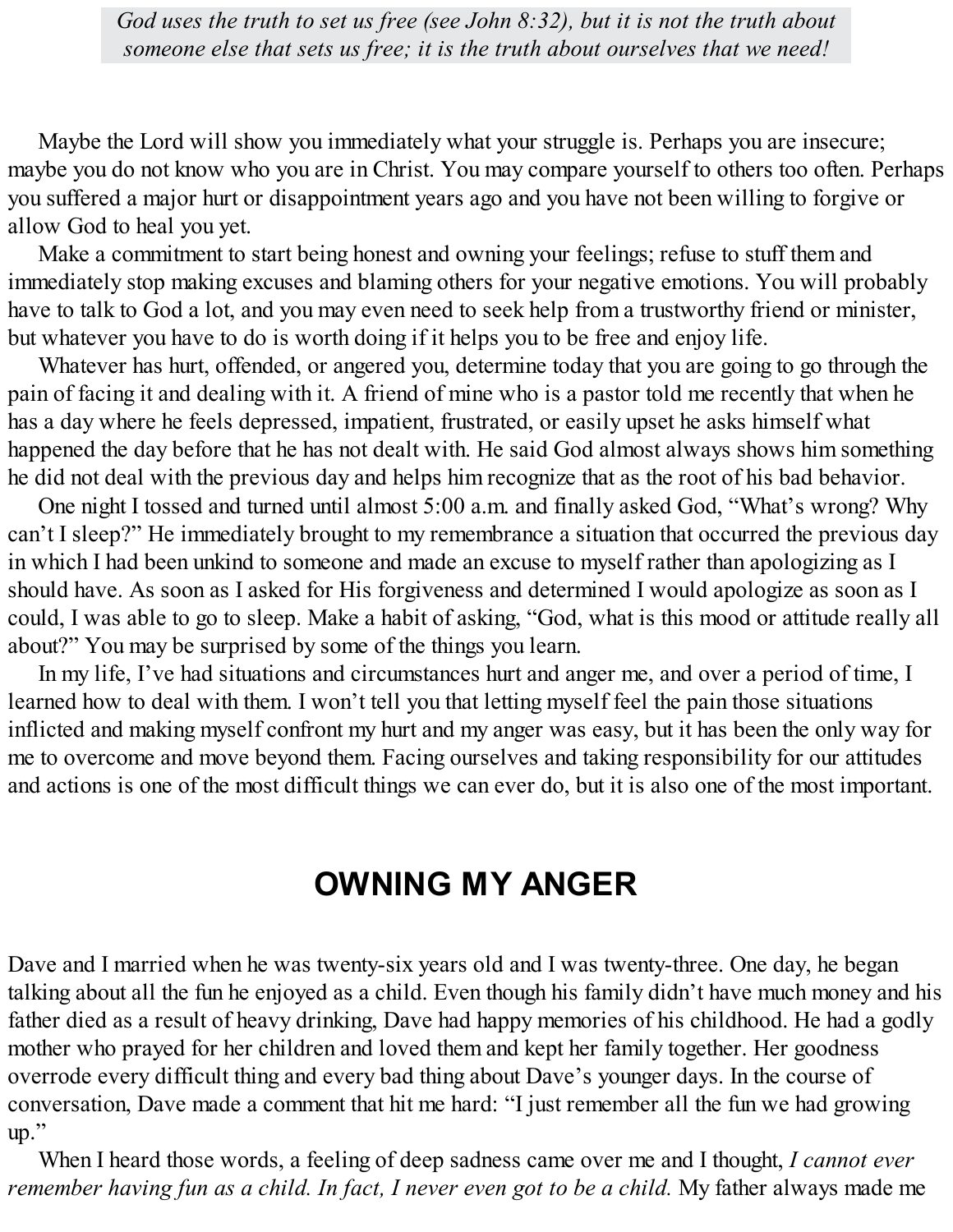*God uses the truth to set us free (see John 8:32), but it is not the truth about someone else that sets us free; it is the truth about ourselves that we need!*

Maybe the Lord will show you immediately what your struggle is. Perhaps you are insecure; maybe you do not know who you are in Christ. You may compare yourself to others too often. Perhaps you suffered a major hurt or disappointment years ago and you have not been willing to forgive or allow God to heal you yet.

Make a commitment to start being honest and owning your feelings; refuse to stuff them and immediately stop making excuses and blaming others for your negative emotions. You will probably have to talk to God a lot, and you may even need to seek help from a trustworthy friend or minister, but whatever you have to do is worth doing if it helps you to be free and enjoy life.

Whatever has hurt, offended, or angered you, determine today that you are going to go through the pain of facing it and dealing with it. A friend of mine who is a pastor told me recently that when he has a day where he feels depressed, impatient, frustrated, or easily upset he asks himself what happened the day before that he has not dealt with. He said God almost always shows him something he did not deal with the previous day and helps him recognize that as the root of his bad behavior.

One night I tossed and turned until almost 5:00 a.m. and finally asked God, "What's wrong? Why can't I sleep?" He immediately brought to my remembrance a situation that occurred the previous day in which I had been unkind to someone and made an excuse to myself rather than apologizing as I should have. As soon as I asked for His forgiveness and determined I would apologize as soon as I could, I was able to go to sleep. Make a habit of asking, "God, what is this mood or attitude really all about?" You may be surprised by some of the things you learn.

In my life, I've had situations and circumstances hurt and anger me, and over a period of time, I learned how to deal with them. I won't tell you that letting myself feel the pain those situations inflicted and making myself confront my hurt and my anger was easy, but it has been the only way for me to overcome and move beyond them. Facing ourselves and taking responsibility for our attitudes and actions is one of the most difficult things we can ever do, but it is also one of the most important.

## OWNING MY ANGER

Dave and I married when he was twenty-six years old and I was twenty-three. One day, he began talking about all the fun he enjoyed as a child. Even though his family didn't have much money and his father died as a result of heavy drinking, Dave had happy memories of his childhood. He had a godly mother who prayed for her children and loved them and kept her family together. Her goodness overrode every difficult thing and every bad thing about Dave's younger days. In the course of conversation, Dave made a comment that hit me hard: "I just remember all the fun we had growing up."

When I heard those words, a feeling of deep sadness came over me and I thought, *I cannot ever remember having fun as a child. In fact, I never even got to be a child.* My father always made me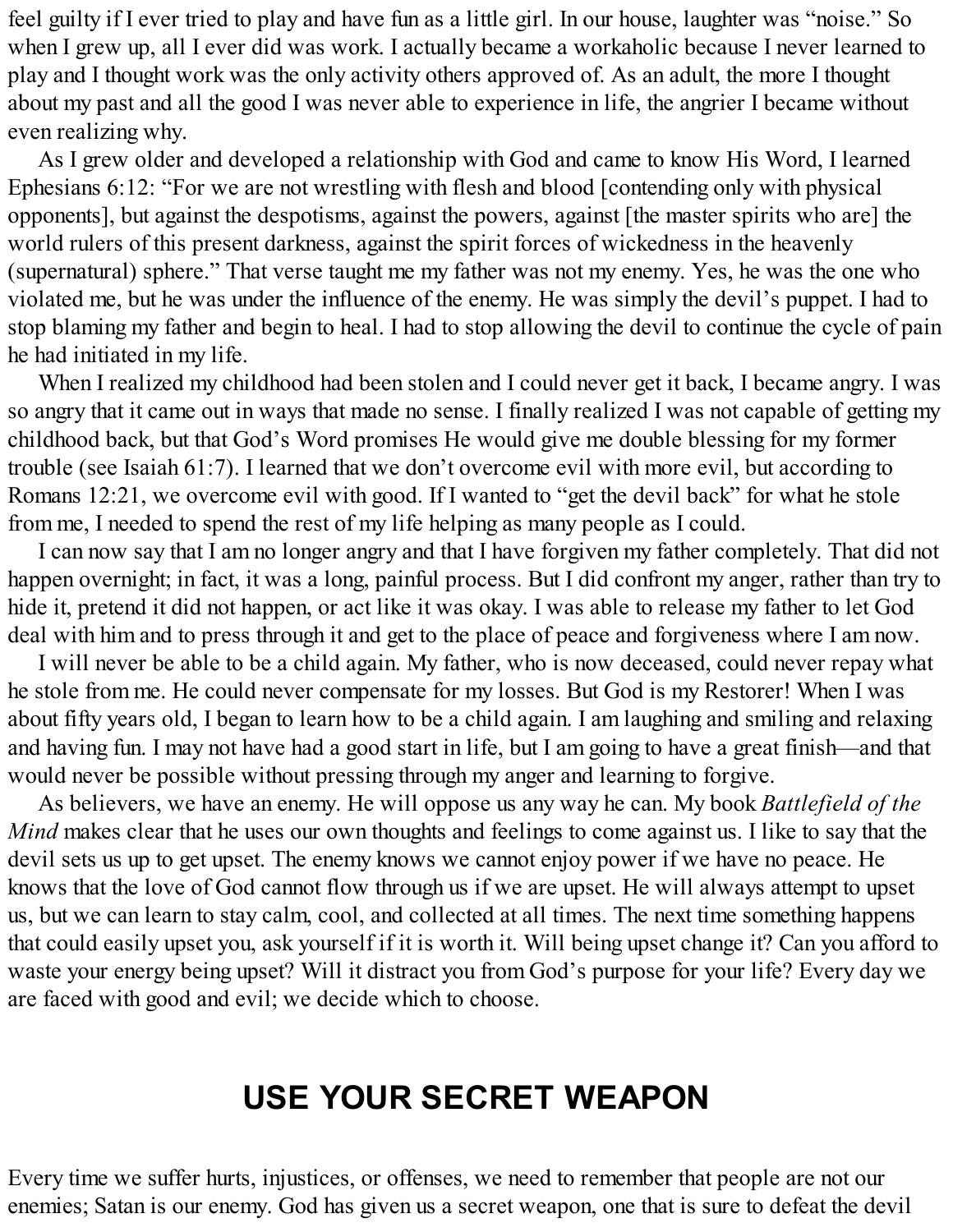feel guilty if I ever tried to play and have fun as a little girl. In our house, laughter was "noise." So when I grew up, all I ever did was work. I actually became a workaholic because I never learned to play and I thought work was the only activity others approved of. As an adult, the more I thought about my past and all the good I was never able to experience in life, the angrier I became without even realizing why.

As I grew older and developed a relationship with God and came to know His Word, I learned Ephesians 6:12: "For we are not wrestling with flesh and blood [contending only with physical opponents], but against the despotisms, against the powers, against [the master spirits who are] the world rulers of this present darkness, against the spirit forces of wickedness in the heavenly (supernatural) sphere." That verse taught me my father was not my enemy. Yes, he was the one who violated me, but he was under the influence of the enemy. He was simply the devil's puppet. I had to stop blaming my father and begin to heal. I had to stop allowing the devil to continue the cycle of pain he had initiated in my life.

When I realized my childhood had been stolen and I could never get it back, I became angry. I was so angry that it came out in ways that made no sense. I finally realized I was not capable of getting my childhood back, but that God's Word promises He would give me double blessing for my former trouble (see Isaiah 61:7). I learned that we don't overcome evil with more evil, but according to Romans 12:21, we overcome evil with good. If I wanted to "get the devil back" for what he stole from me, I needed to spend the rest of my life helping as many people as I could.

I can now say that I am no longer angry and that I have forgiven my father completely. That did not happen overnight; in fact, it was a long, painful process. But I did confront my anger, rather than try to hide it, pretend it did not happen, or act like it was okay. I was able to release my father to let God deal with him and to press through it and get to the place of peace and forgiveness where I am now.

I will never be able to be a child again. My father, who is now deceased, could never repay what he stole from me. He could never compensate for my losses. But God is my Restorer! When I was about fifty years old, I began to learn how to be a child again. I am laughing and smiling and relaxing and having fun. I may not have had a good start in life, but I am going to have a great finish—and that would never be possible without pressing through my anger and learning to forgive.

As believers, we have an enemy. He will oppose us any way he can. My book *Battlefield of the Mind* makes clear that he uses our own thoughts and feelings to come against us. I like to say that the devil sets us up to get upset. The enemy knows we cannot enjoy power if we have no peace. He knows that the love of God cannot flow through us if we are upset. He will always attempt to upset us, but we can learn to stay calm, cool, and collected at all times. The next time something happens that could easily upset you, ask yourself if it is worth it. Will being upset change it? Can you afford to waste your energy being upset? Will it distract you from God's purpose for your life? Every day we are faced with good and evil; we decide which to choose.

## USE YOUR SECRET WEAPON

Every time we suffer hurts, injustices, or offenses, we need to remember that people are not our enemies; Satan is our enemy. God has given us a secret weapon, one that is sure to defeat the devil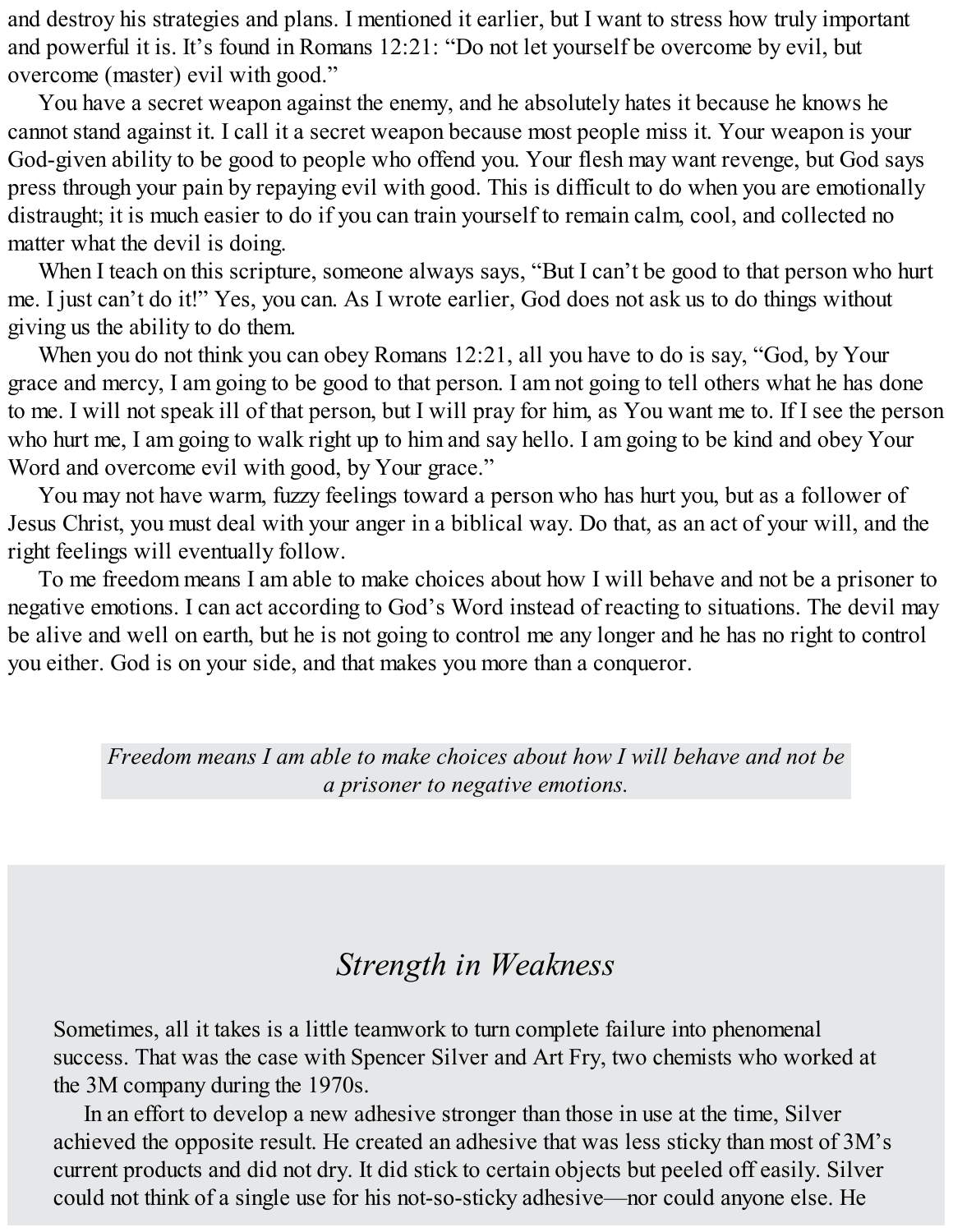and destroy his strategies and plans. I mentioned it earlier, but I want to stress how truly important and powerful it is. It's found in Romans 12:21: "Do not let yourself be overcome by evil, but overcome (master) evil with good."

You have a secret weapon against the enemy, and he absolutely hates it because he knows he cannot stand against it. I call it a secret weapon because most people miss it. Your weapon is your God-given ability to be good to people who offend you. Your flesh may want revenge, but God says press through your pain by repaying evil with good. This is difficult to do when you are emotionally distraught; it is much easier to do if you can train yourself to remain calm, cool, and collected no matter what the devil is doing.

When I teach on this scripture, someone always says, "But I can't be good to that person who hurt me. I just can't do it!" Yes, you can. As I wrote earlier, God does not ask us to do things without giving us the ability to do them.

When you do not think you can obey Romans 12:21, all you have to do is say, "God, by Your grace and mercy, I am going to be good to that person. I am not going to tell others what he has done to me. I will not speak ill of that person, but I will pray for him, as You want me to. If I see the person who hurt me, I am going to walk right up to him and say hello. I am going to be kind and obey Your Word and overcome evil with good, by Your grace."

You may not have warm, fuzzy feelings toward a person who has hurt you, but as a follower of Jesus Christ, you must deal with your anger in a biblical way. Do that, as an act of your will, and the right feelings will eventually follow.

To me freedom means I am able to make choices about how I will behave and not be a prisoner to negative emotions. I can act according to God's Word instead of reacting to situations. The devil may be alive and well on earth, but he is not going to control me any longer and he has no right to control you either. God is on your side, and that makes you more than a conqueror.

*Freedom means I am able to make choices about how I will behave and not be a prisoner to negative emotions.*

## *Strength in Weakness*

Sometimes, all it takes is a little teamwork to turn complete failure into phenomenal success. That was the case with Spencer Silver and Art Fry, two chemists who worked at the 3M company during the 1970s.

In an effort to develop a new adhesive stronger than those in use at the time, Silver achieved the opposite result. He created an adhesive that was less sticky than most of 3M's current products and did not dry. It did stick to certain objects but peeled off easily. Silver could not think of a single use for his not-so-sticky adhesive—nor could anyone else. He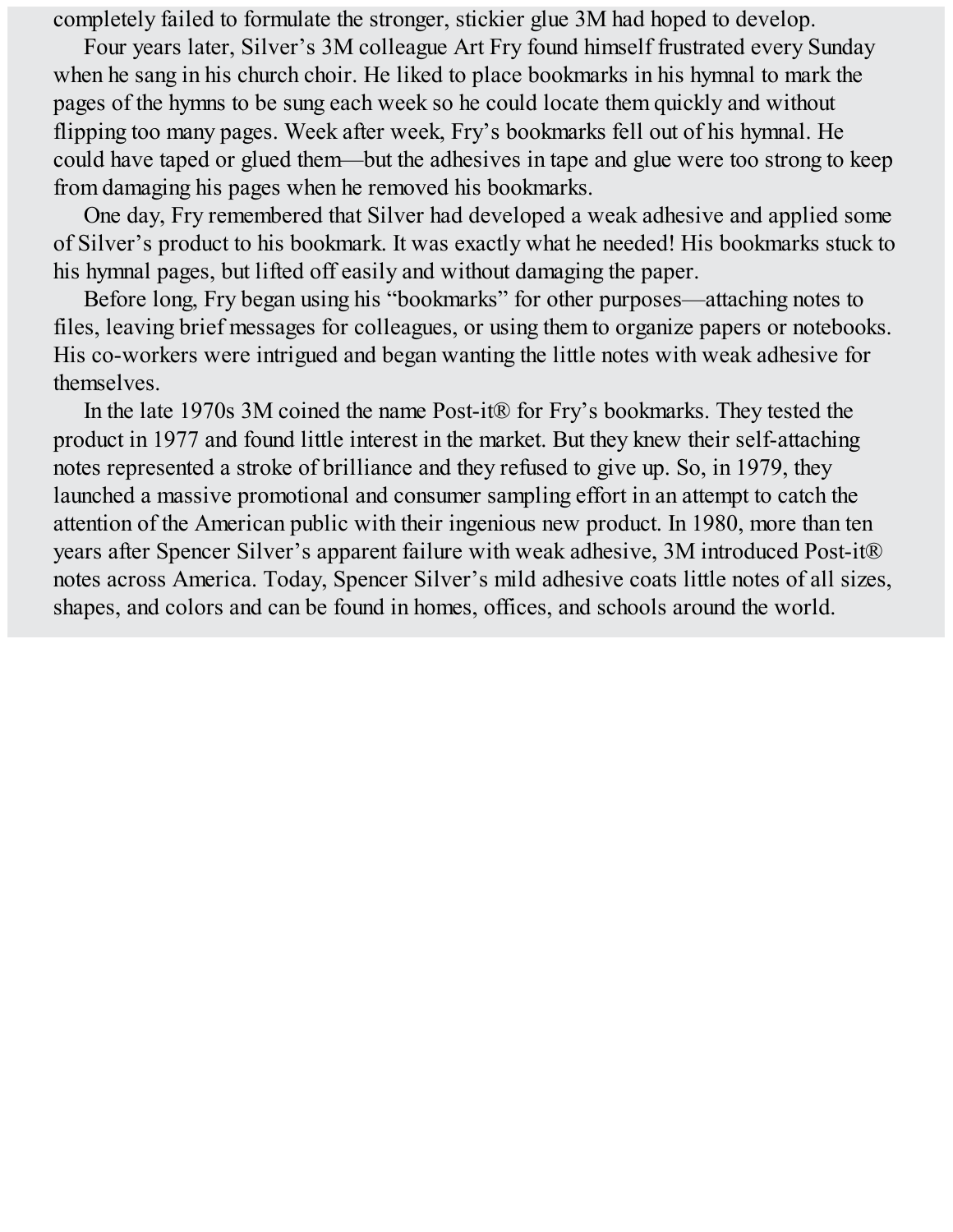completely failed to formulate the stronger, stickier glue 3M had hoped to develop.

Four years later, Silver's 3M colleague Art Fry found himself frustrated every Sunday when he sang in his church choir. He liked to place bookmarks in his hymnal to mark the pages of the hymns to be sung each week so he could locate them quickly and without flipping too many pages. Week after week, Fry's bookmarks fell out of his hymnal. He could have taped or glued them—but the adhesives in tape and glue were too strong to keep from damaging his pages when he removed his bookmarks.

One day, Fry remembered that Silver had developed a weak adhesive and applied some of Silver's product to his bookmark. It was exactly what he needed! His bookmarks stuck to his hymnal pages, but lifted off easily and without damaging the paper.

Before long, Fry began using his "bookmarks" for other purposes—attaching notes to files, leaving brief messages for colleagues, or using them to organize papers or notebooks. His co-workers were intrigued and began wanting the little notes with weak adhesive for themselves.

In the late 1970s 3M coined the name Post-it® for Fry's bookmarks. They tested the product in 1977 and found little interest in the market. But they knew their self-attaching notes represented a stroke of brilliance and they refused to give up. So, in 1979, they launched a massive promotional and consumer sampling effort in an attempt to catch the attention of the American public with their ingenious new product. In 1980, more than ten years after Spencer Silver's apparent failure with weak adhesive, 3M introduced Post-it® notes across America. Today, Spencer Silver's mild adhesive coats little notes of all sizes, shapes, and colors and can be found in homes, offices, and schools around the world.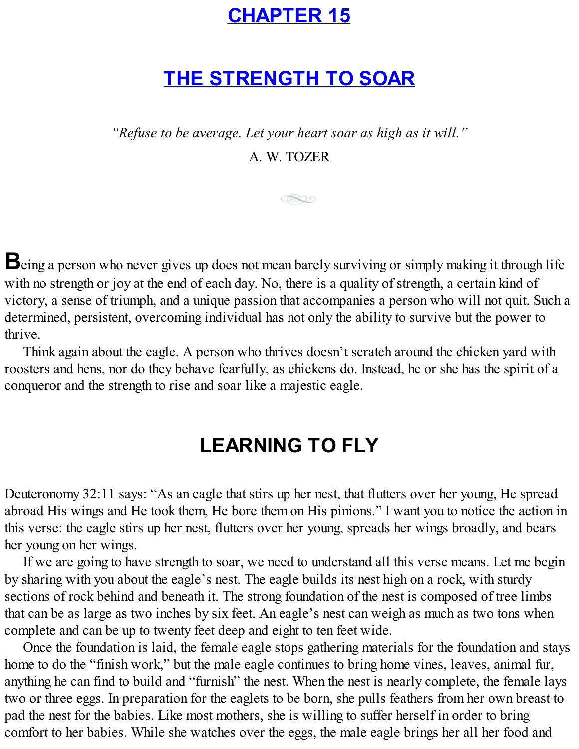# CHAPTER 15

# THE STRENGTH TO SOAR

*"Refuse to be average. Let your heart soar as high as it will."*

A. W. TOZER

Being a person who never gives up does not mean barely surviving or simply making it through life with no strength or joy at the end of each day. No, there is a quality of strength, a certain kind of victory, a sense of triumph, and a unique passion that accompanies a person who will not quit. Such a determined, persistent, overcoming individual has not only the ability to survive but the power to thrive.

Think again about the eagle. A person who thrives doesn't scratch around the chicken yard with roosters and hens, nor do they behave fearfully, as chickens do. Instead, he or she has the spirit of a conqueror and the strength to rise and soar like a majestic eagle.

## LEARNING TO FLY

Deuteronomy 32:11 says: "As an eagle that stirs up her nest, that flutters over her young, He spread abroad His wings and He took them, He bore them on His pinions." I want you to notice the action in this verse: the eagle stirs up her nest, flutters over her young, spreads her wings broadly, and bears her young on her wings.

If we are going to have strength to soar, we need to understand all this verse means. Let me begin by sharing with you about the eagle's nest. The eagle builds its nest high on a rock, with sturdy sections of rock behind and beneath it. The strong foundation of the nest is composed of tree limbs that can be as large as two inches by six feet. An eagle's nest can weigh as much as two tons when complete and can be up to twenty feet deep and eight to ten feet wide.

Once the foundation is laid, the female eagle stops gathering materials for the foundation and stays home to do the "finish work," but the male eagle continues to bring home vines, leaves, animal fur, anything he can find to build and "furnish" the nest. When the nest is nearly complete, the female lays two or three eggs. In preparation for the eaglets to be born, she pulls feathers from her own breast to pad the nest for the babies. Like most mothers, she is willing to suffer herself in order to bring comfort to her babies. While she watches over the eggs, the male eagle brings her all her food and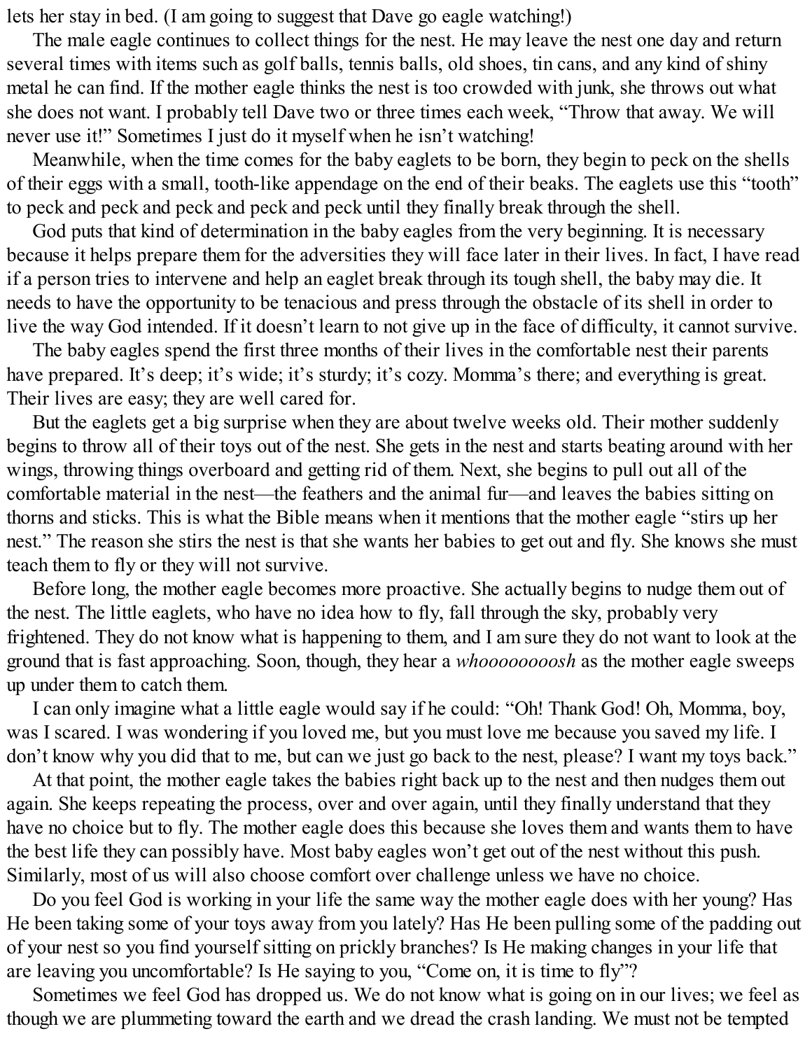lets her stay in bed. (I am going to suggest that Dave go eagle watching!)

The male eagle continues to collect things for the nest. He may leave the nest one day and return several times with items such as golf balls, tennis balls, old shoes, tin cans, and any kind of shiny metal he can find. If the mother eagle thinks the nest is too crowded with junk, she throws out what she does not want. I probably tell Dave two or three times each week, “Throw that away. We will never use it!” Sometimes I just do it myself when he isn’t watching!

Meanwhile, when the time comes for the baby eaglets to be born, they begin to peck on the shells of their eggs with a small, tooth-like appendage on the end of their beaks. The eaglets use this “tooth” to peck and peck and peck and peck and peck until they finally break through the shell.

God puts that kind of determination in the baby eagles from the very beginning. It is necessary because it helps prepare them for the adversities they will face later in their lives. In fact, I have read if a person tries to intervene and help an eaglet break through its tough shell, the baby may die. It needs to have the opportunity to be tenacious and press through the obstacle of its shell in order to live the way God intended. If it doesn’t learn to not give up in the face of difficulty, it cannot survive.

The baby eagles spend the first three months of their lives in the comfortable nest their parents have prepared. It’s deep; it’s wide; it’s sturdy; it’s cozy. Momma’s there; and everything is great. Their lives are easy; they are well cared for.

But the eaglets get a big surprise when they are about twelve weeks old. Their mother suddenly begins to throw all of their toys out of the nest. She gets in the nest and starts beating around with her wings, throwing things overboard and getting rid of them. Next, she begins to pull out all of the comfortable material in the nest—the feathers and the animal fur—and leaves the babies sitting on thorns and sticks. This is what the Bible means when it mentions that the mother eagle “stirs up her nest.” The reason she stirs the nest is that she wants her babies to get out and fly. She knows she must teach them to fly or they will not survive.

Before long, the mother eagle becomes more proactive. She actually begins to nudge them out of the nest. The little eaglets, who have no idea how to fly, fall through the sky, probably very frightened. They do not know what is happening to them, and I am sure they do not want to look at the ground that is fast approaching. Soon, though, they hear a *whoooooooosh* as the mother eagle sweeps up under them to catch them.

I can only imagine what a little eagle would say if he could: “Oh! Thank God! Oh, Momma, boy, was I scared. I was wondering if you loved me, but you must love me because you saved my life. I don’t know why you did that to me, but can we just go back to the nest, please? I want my toys back.”

At that point, the mother eagle takes the babies right back up to the nest and then nudges them out again. She keeps repeating the process, over and over again, until they finally understand that they have no choice but to fly. The mother eagle does this because she loves them and wants them to have the best life they can possibly have. Most baby eagles won’t get out of the nest without this push. Similarly, most of us will also choose comfort over challenge unless we have no choice.

Do you feel God is working in your life the same way the mother eagle does with her young? Has He been taking some of your toys away from you lately? Has He been pulling some of the padding out of your nest so you find yourself sitting on prickly branches? Is He making changes in your life that are leaving you uncomfortable? Is He saying to you, “Come on, it is time to fly”?

Sometimes we feel God has dropped us. We do not know what is going on in our lives; we feel as though we are plummeting toward the earth and we dread the crash landing. We must not be tempted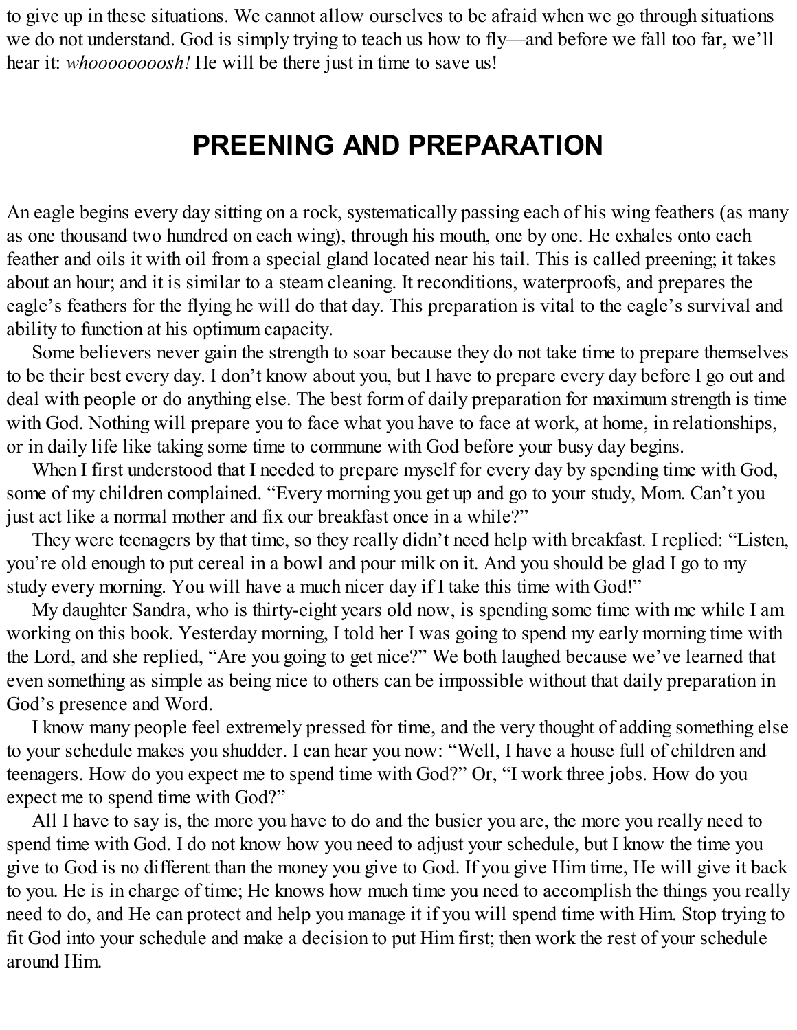to give up in these situations. We cannot allow ourselves to be afraid when we go through situations we do not understand. God is simply trying to teach us how to fly—and before we fall too far, we'll hear it: *whoooooooosh!* He will be there just in time to save us!

## PREENING AND PREPARATION

An eagle begins every day sitting on a rock, systematically passing each of his wing feathers (as many as one thousand two hundred on each wing), through his mouth, one by one. He exhales onto each feather and oils it with oil from a special gland located near his tail. This is called preening; it takes about an hour; and it is similar to a steam cleaning. It reconditions, waterproofs, and prepares the eagle's feathers for the flying he will do that day. This preparation is vital to the eagle's survival and ability to function at his optimum capacity.

Some believers never gain the strength to soar because they do not take time to prepare themselves to be their best every day. I don't know about you, but I have to prepare every day before I go out and deal with people or do anything else. The best form of daily preparation for maximum strength is time with God. Nothing will prepare you to face what you have to face at work, at home, in relationships, or in daily life like taking some time to commune with God before your busy day begins.

When I first understood that I needed to prepare myself for every day by spending time with God, some of my children complained. "Every morning you get up and go to your study, Mom. Can't you just act like a normal mother and fix our breakfast once in a while?"

They were teenagers by that time, so they really didn't need help with breakfast. I replied: "Listen, you're old enough to put cereal in a bowl and pour milk on it. And you should be glad I go to my study every morning. You will have a much nicer day if I take this time with God!"

My daughter Sandra, who is thirty-eight years old now, is spending some time with me while I am working on this book. Yesterday morning, I told her I was going to spend my early morning time with the Lord, and she replied, "Are you going to get nice?" We both laughed because we've learned that even something as simple as being nice to others can be impossible without that daily preparation in God's presence and Word.

I know many people feel extremely pressed for time, and the very thought of adding something else to your schedule makes you shudder. I can hear you now: "Well, I have a house full of children and teenagers. How do you expect me to spend time with God?" Or, "I work three jobs. How do you expect me to spend time with God?"

All I have to say is, the more you have to do and the busier you are, the more you really need to spend time with God. I do not know how you need to adjust your schedule, but I know the time you give to God is no different than the money you give to God. If you give Him time, He will give it back to you. He is in charge of time; He knows how much time you need to accomplish the things you really need to do, and He can protect and help you manage it if you will spend time with Him. Stop trying to fit God into your schedule and make a decision to put Him first; then work the rest of your schedule around Him.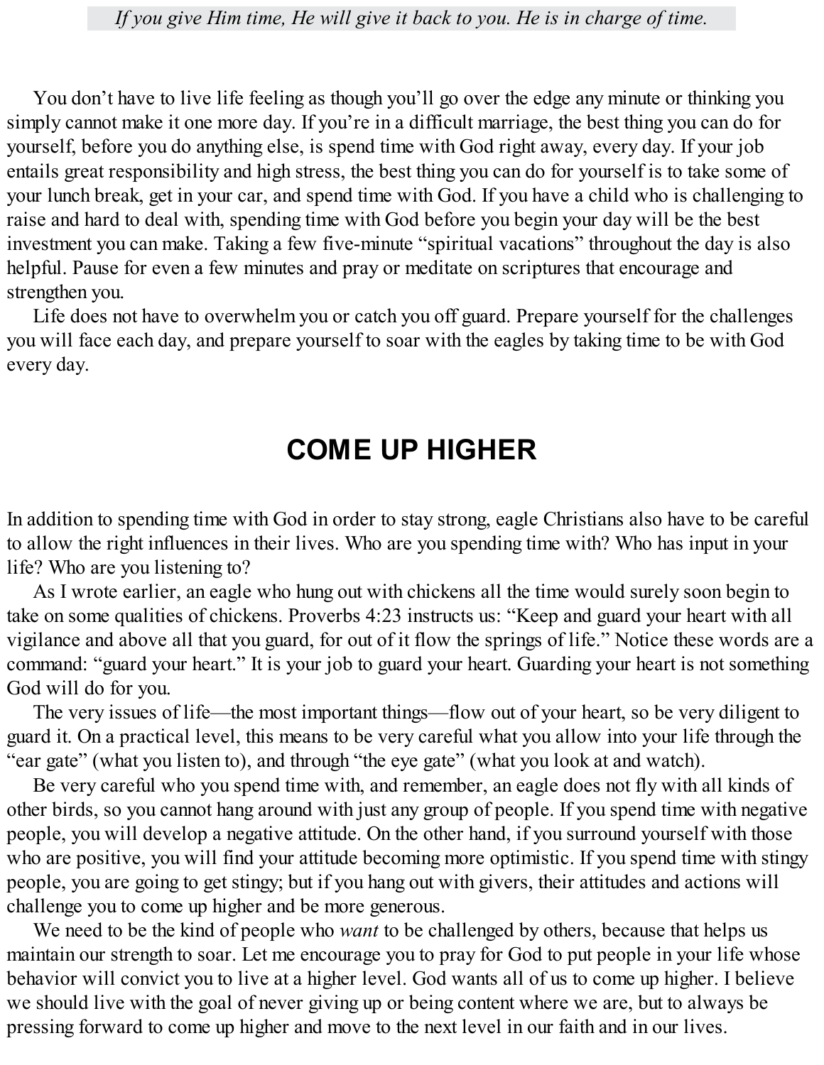*If you give Him time, He will give it back to you. He is in charge of time.*

You don't have to live life feeling as though you'll go over the edge any minute or thinking you simply cannot make it one more day. If you're in a difficult marriage, the best thing you can do for yourself, before you do anything else, is spend time with God right away, every day. If your job entails great responsibility and high stress, the best thing you can do for yourself is to take some of your lunch break, get in your car, and spend time with God. If you have a child who is challenging to raise and hard to deal with, spending time with God before you begin your day will be the best investment you can make. Taking a few five-minute "spiritual vacations" throughout the day is also helpful. Pause for even a few minutes and pray or meditate on scriptures that encourage and strengthen you.

Life does not have to overwhelm you or catch you off guard. Prepare yourself for the challenges you will face each day, and prepare yourself to soar with the eagles by taking time to be with God every day.

## COME UP HIGHER

In addition to spending time with God in order to stay strong, eagle Christians also have to be careful to allow the right influences in their lives. Who are you spending time with? Who has input in your life? Who are you listening to?

As I wrote earlier, an eagle who hung out with chickens all the time would surely soon begin to take on some qualities of chickens. Proverbs 4:23 instructs us: "Keep and guard your heart with all vigilance and above all that you guard, for out of it flow the springs of life." Notice these words are a command: "guard your heart." It is your job to guard your heart. Guarding your heart is not something God will do for you.

The very issues of life—the most important things—flow out of your heart, so be very diligent to guard it. On a practical level, this means to be very careful what you allow into your life through the "ear gate" (what you listen to), and through "the eye gate" (what you look at and watch).

Be very careful who you spend time with, and remember, an eagle does not fly with all kinds of other birds, so you cannot hang around with just any group of people. If you spend time with negative people, you will develop a negative attitude. On the other hand, if you surround yourself with those who are positive, you will find your attitude becoming more optimistic. If you spend time with stingy people, you are going to get stingy; but if you hang out with givers, their attitudes and actions will challenge you to come up higher and be more generous.

We need to be the kind of people who *want* to be challenged by others, because that helps us maintain our strength to soar. Let me encourage you to pray for God to put people in your life whose behavior will convict you to live at a higher level. God wants all of us to come up higher. I believe we should live with the goal of never giving up or being content where we are, but to always be pressing forward to come up higher and move to the next level in our faith and in our lives.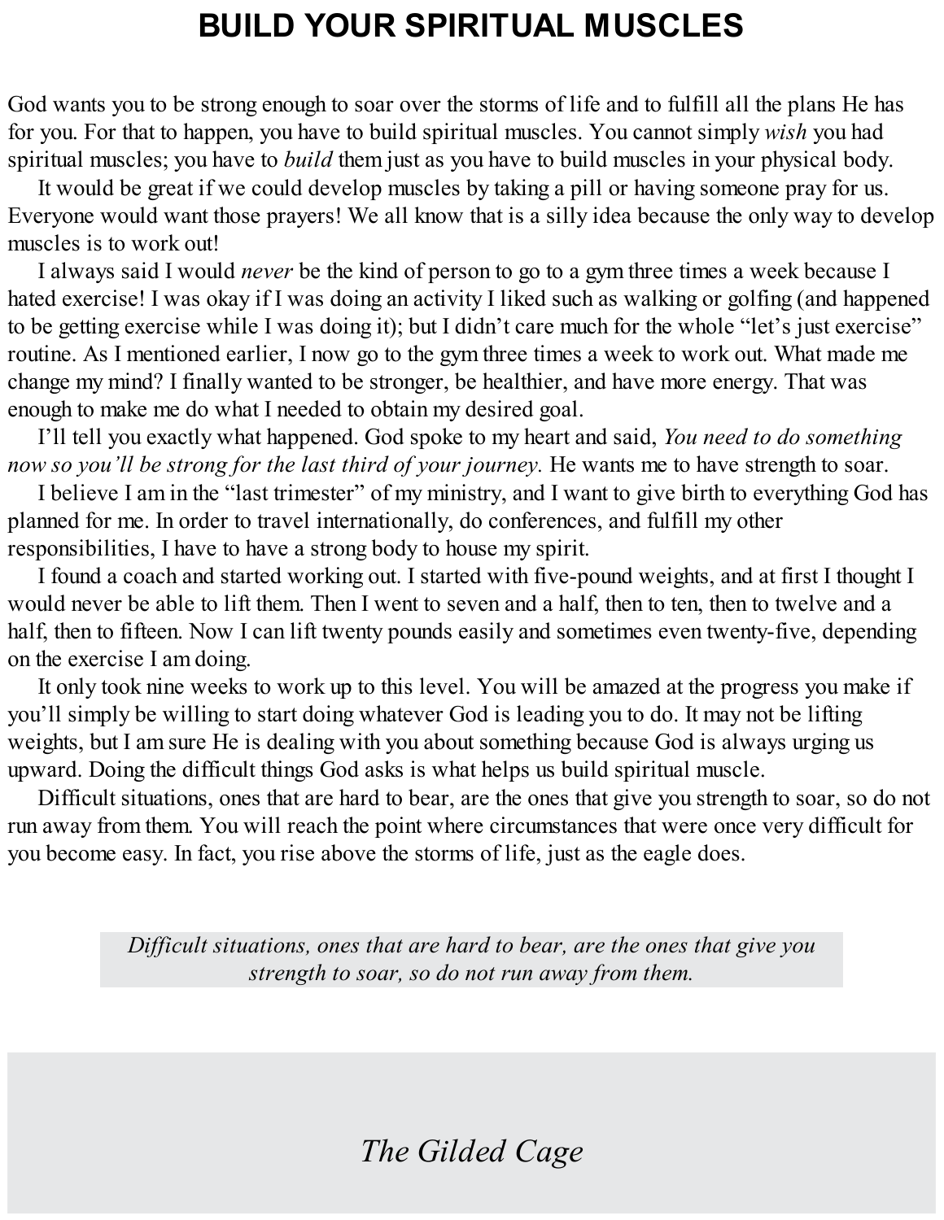# BUILD YOUR SPIRITUAL MUSCLES

God wants you to be strong enough to soar over the storms of life and to fulfill all the plans He has for you. For that to happen, you have to build spiritual muscles. You cannot simply *wish* you had spiritual muscles; you have to *build* them just as you have to build muscles in your physical body.

It would be great if we could develop muscles by taking a pill or having someone pray for us. Everyone would want those prayers! We all know that is a silly idea because the only way to develop muscles is to work out!

I always said I would *never* be the kind of person to go to a gym three times a week because I hated exercise! I was okay if I was doing an activity I liked such as walking or golfing (and happened to be getting exercise while I was doing it); but I didn't care much for the whole "let's just exercise" routine. As I mentioned earlier, I now go to the gym three times a week to work out. What made me change my mind? I finally wanted to be stronger, be healthier, and have more energy. That was enough to make me do what I needed to obtain my desired goal.

I'll tell you exactly what happened. God spoke to my heart and said, *You need to do something now so you'll be strong for the last third of your journey.* He wants me to have strength to soar.

I believe I am in the "last trimester" of my ministry, and I want to give birth to everything God has planned for me. In order to travel internationally, do conferences, and fulfill my other responsibilities, I have to have a strong body to house my spirit.

I found a coach and started working out. I started with five-pound weights, and at first I thought I would never be able to lift them. Then I went to seven and a half, then to ten, then to twelve and a half, then to fifteen. Now I can lift twenty pounds easily and sometimes even twenty-five, depending on the exercise I am doing.

It only took nine weeks to work up to this level. You will be amazed at the progress you make if you'll simply be willing to start doing whatever God is leading you to do. It may not be lifting weights, but I am sure He is dealing with you about something because God is always urging us upward. Doing the difficult things God asks is what helps us build spiritual muscle.

Difficult situations, ones that are hard to bear, are the ones that give you strength to soar, so do not run away from them. You will reach the point where circumstances that were once very difficult for you become easy. In fact, you rise above the storms of life, just as the eagle does.

> *Difficult situations, ones that are hard to bear, are the ones that give you strength to soar, so do not run away from them.*

## *The Gilded Cage*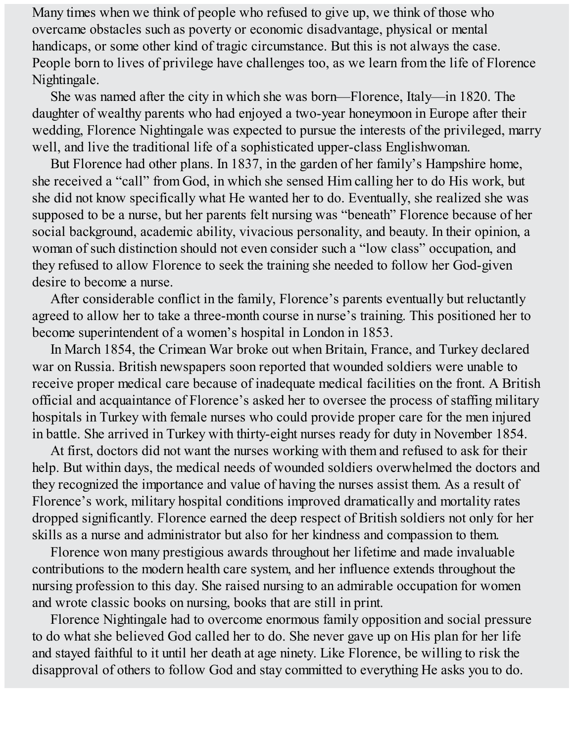Many times when we think of people who refused to give up, we think of those who overcame obstacles such as poverty or economic disadvantage, physical or mental handicaps, or some other kind of tragic circumstance. But this is not always the case. People born to lives of privilege have challenges too, as we learn from the life of Florence Nightingale.

She was named after the city in which she was born—Florence, Italy—in 1820. The daughter of wealthy parents who had enjoyed a two-year honeymoon in Europe after their wedding, Florence Nightingale was expected to pursue the interests of the privileged, marry well, and live the traditional life of a sophisticated upper-class Englishwoman.

But Florence had other plans. In 1837, in the garden of her family's Hampshire home, she received a "call" from God, in which she sensed Him calling her to do His work, but she did not know specifically what He wanted her to do. Eventually, she realized she was supposed to be a nurse, but her parents felt nursing was "beneath" Florence because of her social background, academic ability, vivacious personality, and beauty. In their opinion, a woman of such distinction should not even consider such a "low class" occupation, and they refused to allow Florence to seek the training she needed to follow her God-given desire to become a nurse.

After considerable conflict in the family, Florence's parents eventually but reluctantly agreed to allow her to take a three-month course in nurse's training. This positioned her to become superintendent of a women's hospital in London in 1853.

In March 1854, the Crimean War broke out when Britain, France, and Turkey declared war on Russia. British newspapers soon reported that wounded soldiers were unable to receive proper medical care because of inadequate medical facilities on the front. A British official and acquaintance of Florence's asked her to oversee the process of staffing military hospitals in Turkey with female nurses who could provide proper care for the men injured in battle. She arrived in Turkey with thirty-eight nurses ready for duty in November 1854.

At first, doctors did not want the nurses working with them and refused to ask for their help. But within days, the medical needs of wounded soldiers overwhelmed the doctors and they recognized the importance and value of having the nurses assist them. As a result of Florence's work, military hospital conditions improved dramatically and mortality rates dropped significantly. Florence earned the deep respect of British soldiers not only for her skills as a nurse and administrator but also for her kindness and compassion to them.

Florence won many prestigious awards throughout her lifetime and made invaluable contributions to the modern health care system, and her influence extends throughout the nursing profession to this day. She raised nursing to an admirable occupation for women and wrote classic books on nursing, books that are still in print.

Florence Nightingale had to overcome enormous family opposition and social pressure to do what she believed God called her to do. She never gave up on His plan for her life and stayed faithful to it until her death at age ninety. Like Florence, be willing to risk the disapproval of others to follow God and stay committed to everything He asks you to do.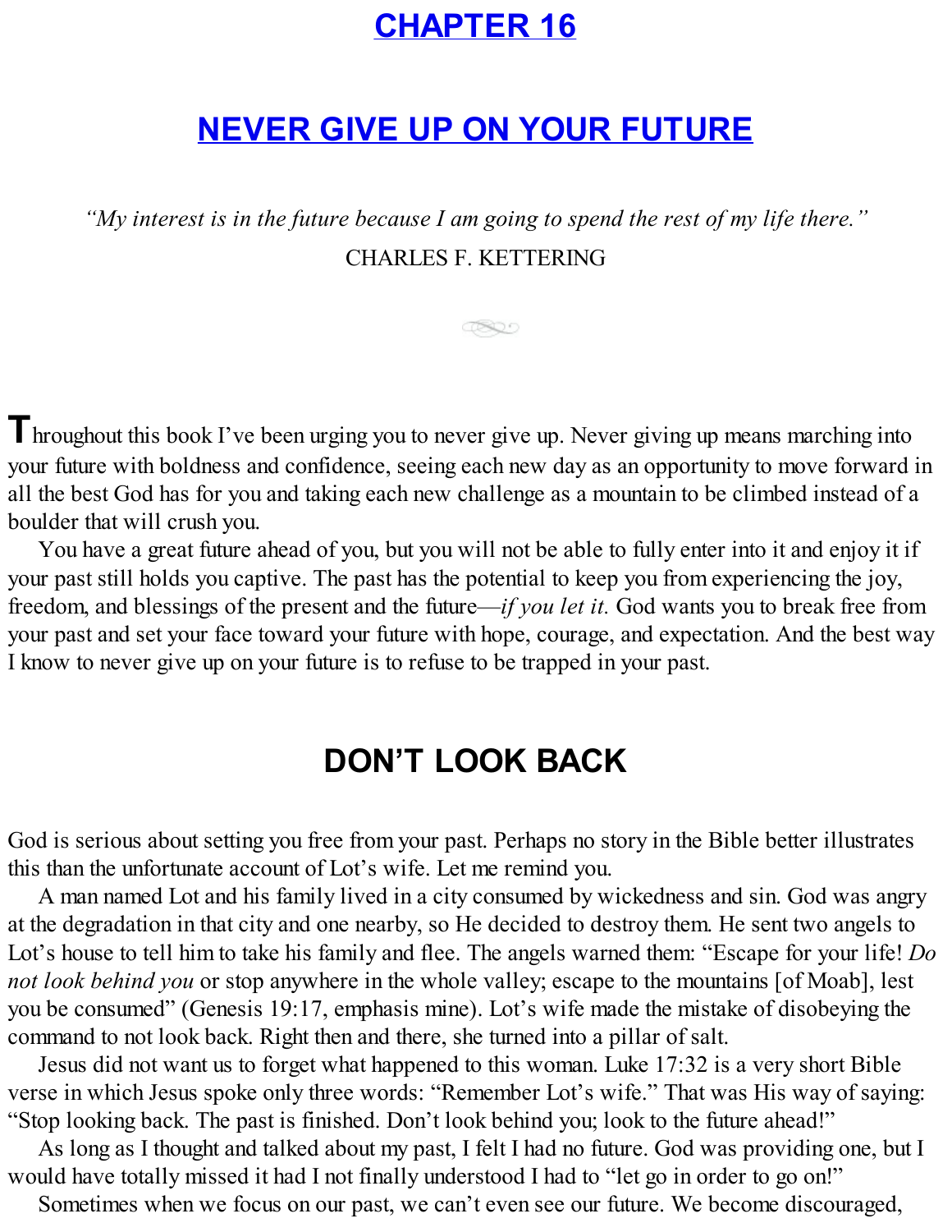# CHAPTER 16

# NEVER GIVE UP ON YOUR FUTURE

*"My interest is in the future because I am going to spend the rest of my life there."*

CHARLES F. KETTERING

Throughout this book I've been urging you to never give up. Never giving up means marching into your future with boldness and confidence, seeing each new day as an opportunity to move forward in all the best God has for you and taking each new challenge as a mountain to be climbed instead of a boulder that will crush you.

You have a great future ahead of you, but you will not be able to fully enter into it and enjoy it if your past still holds you captive. The past has the potential to keep you from experiencing the joy, freedom, and blessings of the present and the future—*if you let it.* God wants you to break free from your past and set your face toward your future with hope, courage, and expectation. And the best way I know to never give up on your future is to refuse to be trapped in your past.

## DON'T LOOK BACK

God is serious about setting you free from your past. Perhaps no story in the Bible better illustrates this than the unfortunate account of Lot's wife. Let me remind you.

A man named Lot and his family lived in a city consumed by wickedness and sin. God was angry at the degradation in that city and one nearby, so He decided to destroy them. He sent two angels to Lot's house to tell him to take his family and flee. The angels warned them: "Escape for your life! *Do not look behind you* or stop anywhere in the whole valley; escape to the mountains [of Moab], lest you be consumed" (Genesis 19:17, emphasis mine). Lot's wife made the mistake of disobeying the command to not look back. Right then and there, she turned into a pillar of salt.

Jesus did not want us to forget what happened to this woman. Luke 17:32 is a very short Bible verse in which Jesus spoke only three words: "Remember Lot's wife." That was His way of saying: "Stop looking back. The past is finished. Don't look behind you; look to the future ahead!"

As long as I thought and talked about my past, I felt I had no future. God was providing one, but I would have totally missed it had I not finally understood I had to "let go in order to go on!"

Sometimes when we focus on our past, we can't even see our future. We become discouraged,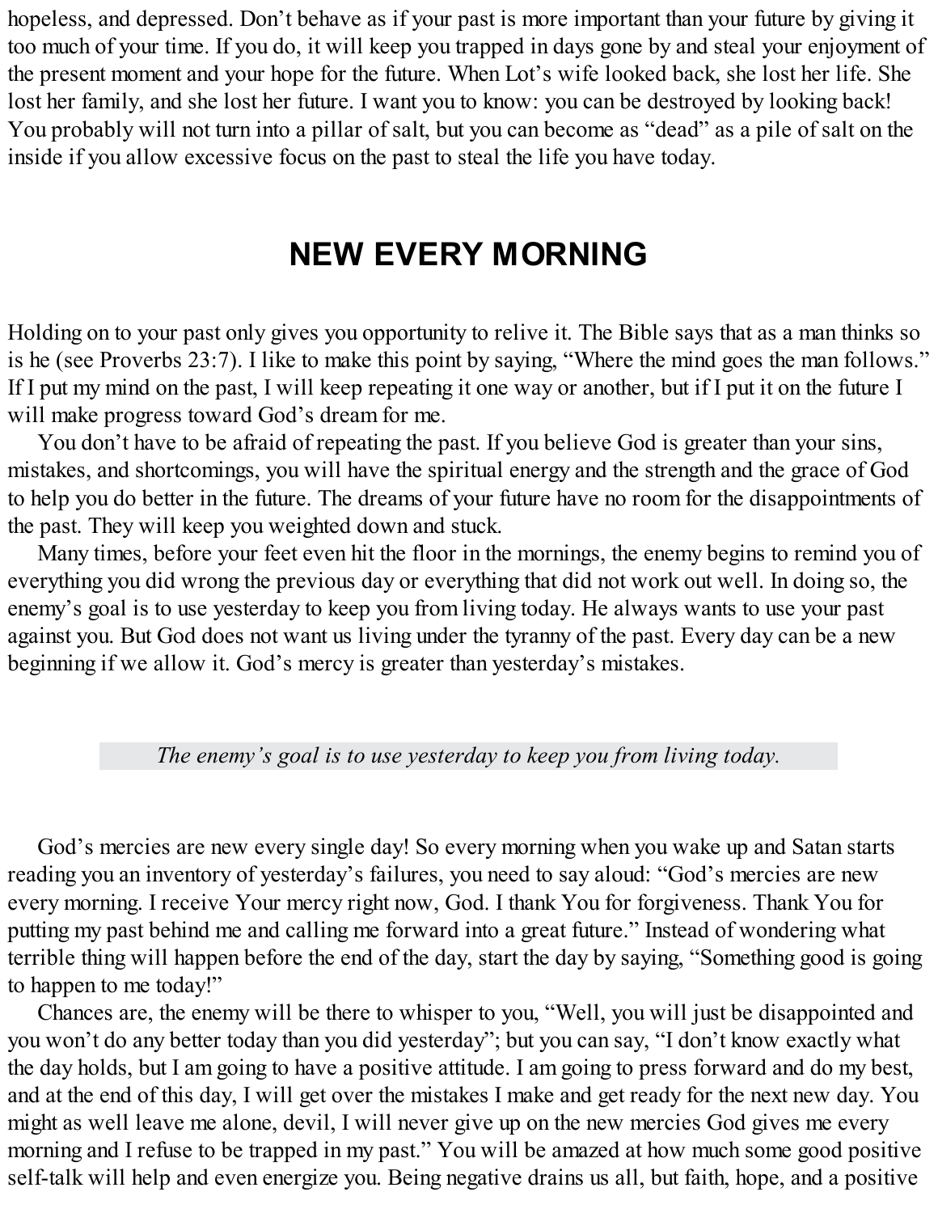hopeless, and depressed. Don't behave as if your past is more important than your future by giving it too much of your time. If you do, it will keep you trapped in days gone by and steal your enjoyment of the present moment and your hope for the future. When Lot's wife looked back, she lost her life. She lost her family, and she lost her future. I want you to know: you can be destroyed by looking back! You probably will not turn into a pillar of salt, but you can become as "dead" as a pile of salt on the inside if you allow excessive focus on the past to steal the life you have today.

## NEW EVERY MORNING

Holding on to your past only gives you opportunity to relive it. The Bible says that as a man thinks so is he (see Proverbs 23:7). I like to make this point by saying, "Where the mind goes the man follows." If I put my mind on the past, I will keep repeating it one way or another, but if I put it on the future I will make progress toward God's dream for me.

You don't have to be afraid of repeating the past. If you believe God is greater than your sins, mistakes, and shortcomings, you will have the spiritual energy and the strength and the grace of God to help you do better in the future. The dreams of your future have no room for the disappointments of the past. They will keep you weighted down and stuck.

Many times, before your feet even hit the floor in the mornings, the enemy begins to remind you of everything you did wrong the previous day or everything that did not work out well. In doing so, the enemy's goal is to use yesterday to keep you from living today. He always wants to use your past against you. But God does not want us living under the tyranny of the past. Every day can be a new beginning if we allow it. God's mercy is greater than yesterday's mistakes.

*The enemy's goal is to use yesterday to keep you from living today.*

God's mercies are new every single day! So every morning when you wake up and Satan starts reading you an inventory of yesterday's failures, you need to say aloud: "God's mercies are new every morning. I receive Your mercy right now, God. I thank You for forgiveness. Thank You for putting my past behind me and calling me forward into a great future." Instead of wondering what terrible thing will happen before the end of the day, start the day by saying, "Something good is going to happen to me today!"

Chances are, the enemy will be there to whisper to you, "Well, you will just be disappointed and you won't do any better today than you did yesterday"; but you can say, "I don't know exactly what the day holds, but I am going to have a positive attitude. I am going to press forward and do my best, and at the end of this day, I will get over the mistakes I make and get ready for the next new day. You might as well leave me alone, devil, I will never give up on the new mercies God gives me every morning and I refuse to be trapped in my past." You will be amazed at how much some good positive self-talk will help and even energize you. Being negative drains us all, but faith, hope, and a positive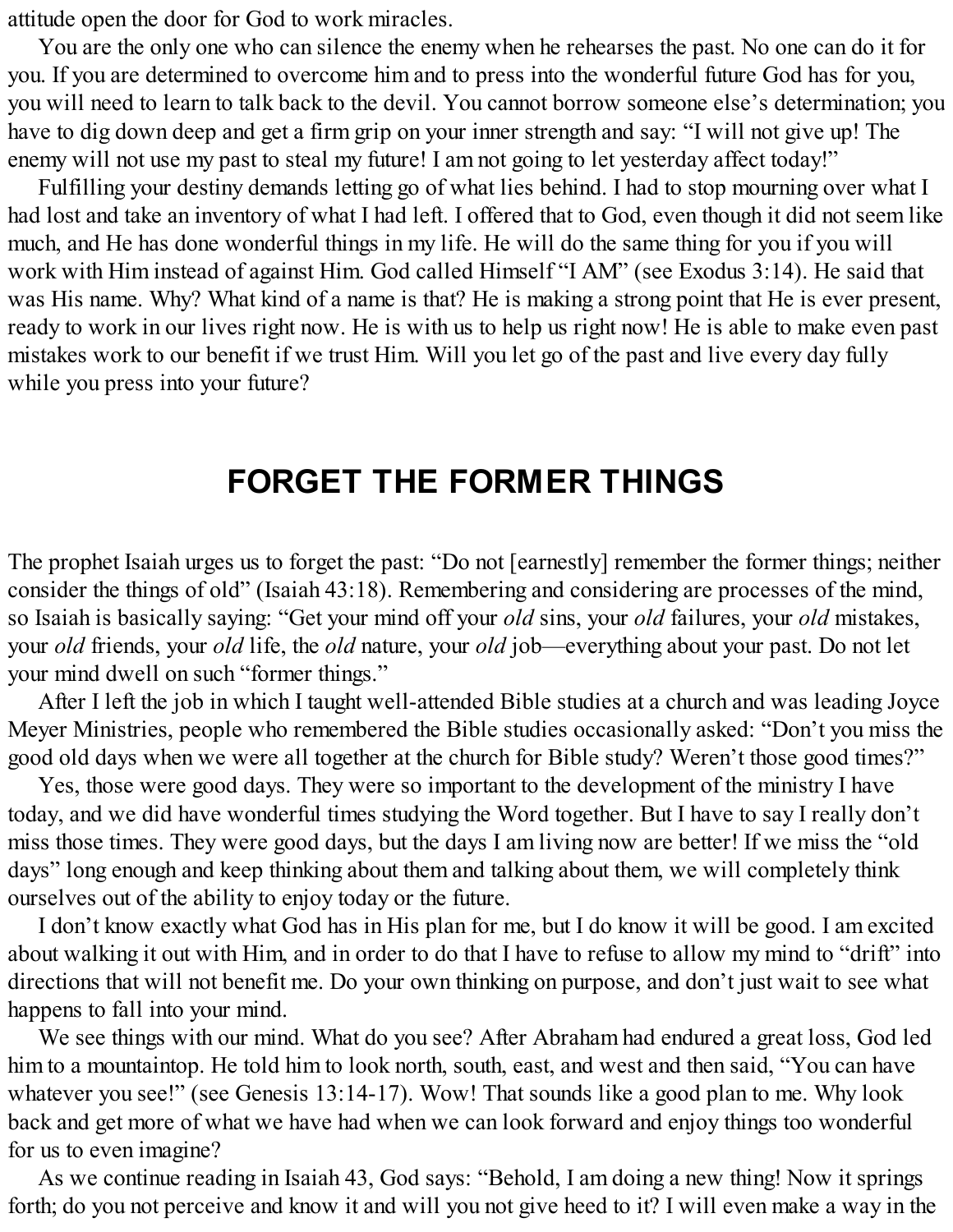attitude open the door for God to work miracles.

You are the only one who can silence the enemy when he rehearses the past. No one can do it for you. If you are determined to overcome him and to press into the wonderful future God has for you, you will need to learn to talk back to the devil. You cannot borrow someone else's determination; you have to dig down deep and get a firm grip on your inner strength and say: "I will not give up! The enemy will not use my past to steal my future! I am not going to let yesterday affect today!"

Fulfilling your destiny demands letting go of what lies behind. I had to stop mourning over what I had lost and take an inventory of what I had left. I offered that to God, even though it did not seem like much, and He has done wonderful things in my life. He will do the same thing for you if you will work with Him instead of against Him. God called Himself "I AM" (see Exodus 3:14). He said that was His name. Why? What kind of a name is that? He is making a strong point that He is ever present, ready to work in our lives right now. He is with us to help us right now! He is able to make even past mistakes work to our benefit if we trust Him. Will you let go of the past and live every day fully while you press into your future?

## FORGET THE FORMER THINGS

The prophet Isaiah urges us to forget the past: "Do not [earnestly] remember the former things; neither consider the things of old" (Isaiah 43:18). Remembering and considering are processes of the mind, so Isaiah is basically saying: "Get your mind off your *old* sins, your *old* failures, your *old* mistakes, your *old* friends, your *old* life, the *old* nature, your *old* job—everything about your past. Do not let your mind dwell on such "former things."

After I left the job in which I taught well-attended Bible studies at a church and was leading Joyce Meyer Ministries, people who remembered the Bible studies occasionally asked: "Don't you miss the good old days when we were all together at the church for Bible study? Weren't those good times?"

Yes, those were good days. They were so important to the development of the ministry I have today, and we did have wonderful times studying the Word together. But I have to say I really don't miss those times. They were good days, but the days I am living now are better! If we miss the "old days" long enough and keep thinking about them and talking about them, we will completely think ourselves out of the ability to enjoy today or the future.

I don't know exactly what God has in His plan for me, but I do know it will be good. I am excited about walking it out with Him, and in order to do that I have to refuse to allow my mind to "drift" into directions that will not benefit me. Do your own thinking on purpose, and don't just wait to see what happens to fall into your mind.

We see things with our mind. What do you see? After Abraham had endured a great loss, God led him to a mountaintop. He told him to look north, south, east, and west and then said, "You can have whatever you see!" (see Genesis 13:14-17). Wow! That sounds like a good plan to me. Why look back and get more of what we have had when we can look forward and enjoy things too wonderful for us to even imagine?

As we continue reading in Isaiah 43, God says: "Behold, I am doing a new thing! Now it springs forth; do you not perceive and know it and will you not give heed to it? I will even make a way in the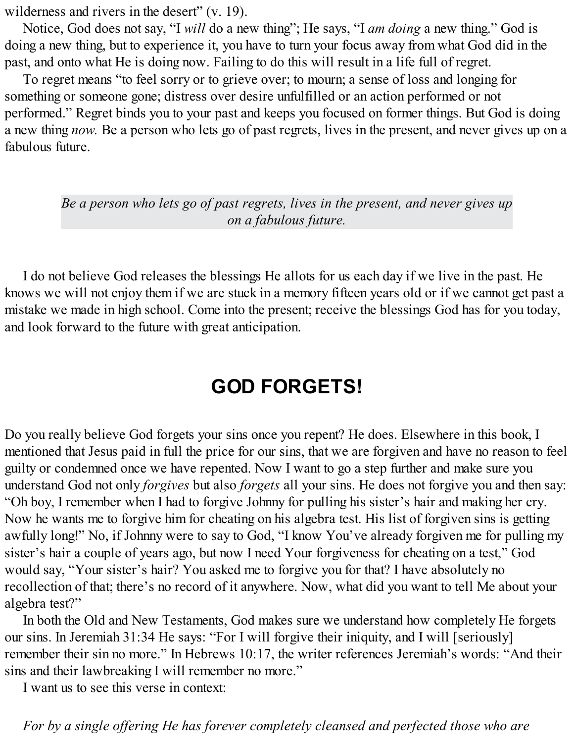wilderness and rivers in the desert" (v. 19).

Notice, God does not say, "I *will* do a new thing"; He says, "I *am doing* a new thing." God is doing a new thing, but to experience it, you have to turn your focus away from what God did in the past, and onto what He is doing now. Failing to do this will result in a life full of regret.

To regret means "to feel sorry or to grieve over; to mourn; a sense of loss and longing for something or someone gone; distress over desire unfulfilled or an action performed or not performed." Regret binds you to your past and keeps you focused on former things. But God is doing a new thing *now.* Be a person who lets go of past regrets, lives in the present, and never gives up on a fabulous future.

> *Be a person who lets go of past regrets, lives in the present, and never gives up on a fabulous future.*

I do not believe God releases the blessings He allots for us each day if we live in the past. He knows we will not enjoy them if we are stuck in a memory fifteen years old or if we cannot get past a mistake we made in high school. Come into the present; receive the blessings God has for you today, and look forward to the future with great anticipation.

# GOD FORGETS!

Do you really believe God forgets your sins once you repent? He does. Elsewhere in this book, I mentioned that Jesus paid in full the price for our sins, that we are forgiven and have no reason to feel guilty or condemned once we have repented. Now I want to go a step further and make sure you understand God not only *forgives* but also *forgets* all your sins. He does not forgive you and then say: "Oh boy, I remember when I had to forgive Johnny for pulling his sister's hair and making her cry. Now he wants me to forgive him for cheating on his algebra test. His list of forgiven sins is getting awfully long!" No, if Johnny were to say to God, "I know You've already forgiven me for pulling my sister's hair a couple of years ago, but now I need Your forgiveness for cheating on a test," God would say, "Your sister's hair? You asked me to forgive you for that? I have absolutely no recollection of that; there's no record of it anywhere. Now, what did you want to tell Me about your algebra test?"

In both the Old and New Testaments, God makes sure we understand how completely He forgets our sins. In Jeremiah 31:34 He says: "For I will forgive their iniquity, and I will [seriously] remember their sin no more." In Hebrews 10:17, the writer references Jeremiah's words: "And their sins and their lawbreaking I will remember no more."

I want us to see this verse in context:

*For by a single offering He has forever completely cleansed and perfected those who are*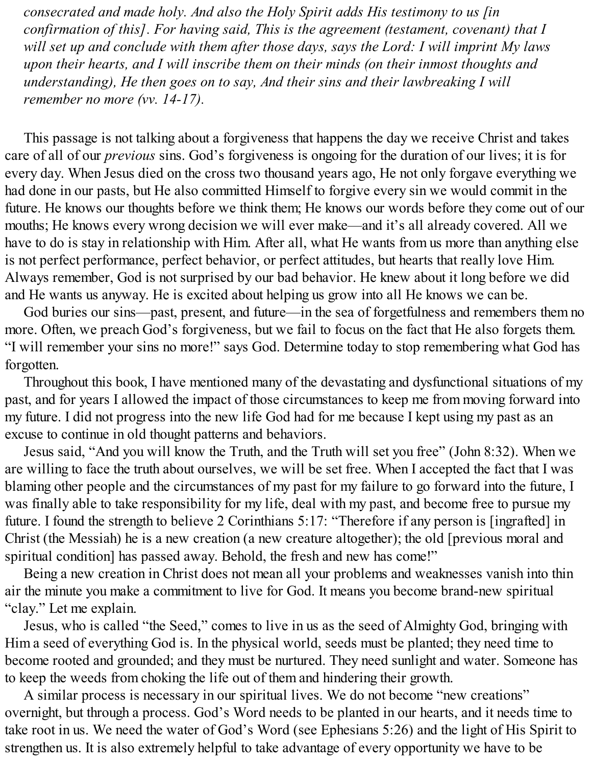*consecrated and made holy. And also the Holy Spirit adds His testimony to us [in confirmation of this]. For having said, This is the agreement (testament, covenant) that I will set up and conclude with them after those days, says the Lord: I will imprint My laws upon their hearts, and I will inscribe them on their minds (on their inmost thoughts and understanding), He then goes on to say, And their sins and their lawbreaking I will remember no more (vv. 14-17).*

This passage is not talking about a forgiveness that happens the day we receive Christ and takes care of all of our *previous* sins. God's forgiveness is ongoing for the duration of our lives; it is for every day. When Jesus died on the cross two thousand years ago, He not only forgave everything we had done in our pasts, but He also committed Himself to forgive every sin we would commit in the future. He knows our thoughts before we think them; He knows our words before they come out of our mouths; He knows every wrong decision we will ever make—and it's all already covered. All we have to do is stay in relationship with Him. After all, what He wants from us more than anything else is not perfect performance, perfect behavior, or perfect attitudes, but hearts that really love Him. Always remember, God is not surprised by our bad behavior. He knew about it long before we did and He wants us anyway. He is excited about helping us grow into all He knows we can be.

God buries our sins—past, present, and future—in the sea of forgetfulness and remembers them no more. Often, we preach God's forgiveness, but we fail to focus on the fact that He also forgets them. "I will remember your sins no more!" says God. Determine today to stop remembering what God has forgotten.

Throughout this book, I have mentioned many of the devastating and dysfunctional situations of my past, and for years I allowed the impact of those circumstances to keep me from moving forward into my future. I did not progress into the new life God had for me because I kept using my past as an excuse to continue in old thought patterns and behaviors.

Jesus said, "And you will know the Truth, and the Truth will set you free" (John 8:32). When we are willing to face the truth about ourselves, we will be set free. When I accepted the fact that I was blaming other people and the circumstances of my past for my failure to go forward into the future, I was finally able to take responsibility for my life, deal with my past, and become free to pursue my future. I found the strength to believe 2 Corinthians 5:17: "Therefore if any person is [ingrafted] in Christ (the Messiah) he is a new creation (a new creature altogether); the old [previous moral and spiritual condition] has passed away. Behold, the fresh and new has come!"

Being a new creation in Christ does not mean all your problems and weaknesses vanish into thin air the minute you make a commitment to live for God. It means you become brand-new spiritual "clay." Let me explain.

Jesus, who is called "the Seed," comes to live in us as the seed of Almighty God, bringing with Him a seed of everything God is. In the physical world, seeds must be planted; they need time to become rooted and grounded; and they must be nurtured. They need sunlight and water. Someone has to keep the weeds from choking the life out of them and hindering their growth.

A similar process is necessary in our spiritual lives. We do not become "new creations" overnight, but through a process. God's Word needs to be planted in our hearts, and it needs time to take root in us. We need the water of God's Word (see Ephesians 5:26) and the light of His Spirit to strengthen us. It is also extremely helpful to take advantage of every opportunity we have to be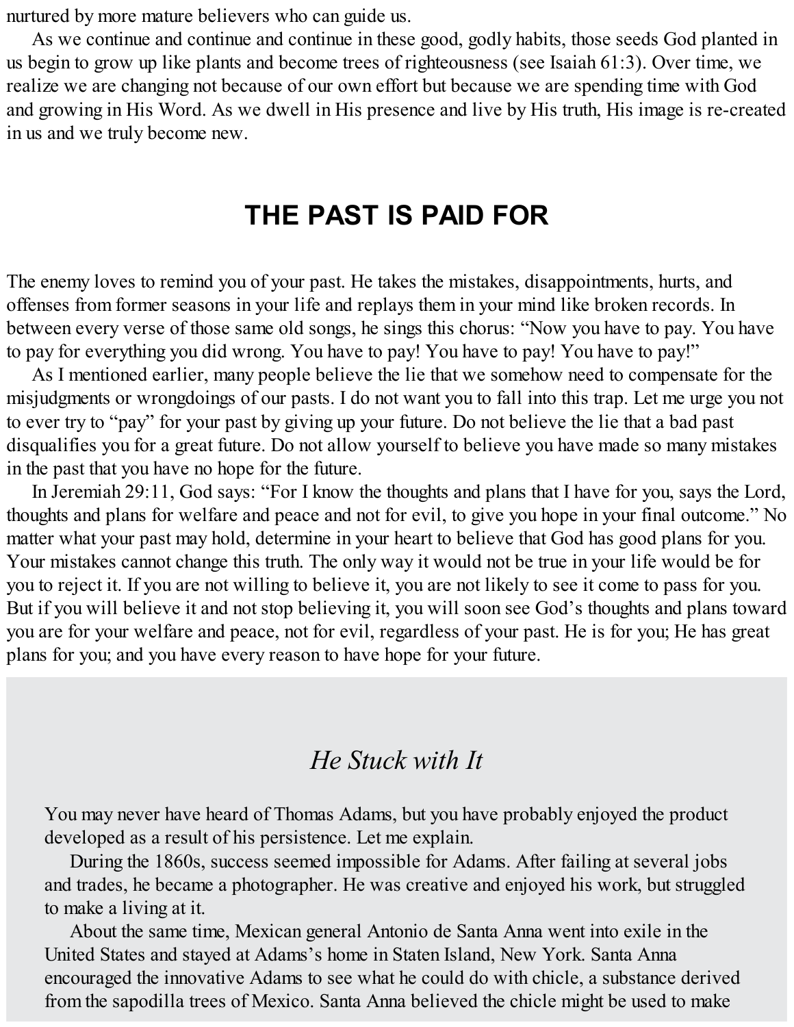nurtured by more mature believers who can guide us.

As we continue and continue and continue in these good, godly habits, those seeds God planted in us begin to grow up like plants and become trees of righteousness (see Isaiah 61:3). Over time, we realize we are changing not because of our own effort but because we are spending time with God and growing in His Word. As we dwell in His presence and live by His truth, His image is re-created in us and we truly become new.

## THE PAST IS PAID FOR

The enemy loves to remind you of your past. He takes the mistakes, disappointments, hurts, and offenses from former seasons in your life and replays them in your mind like broken records. In between every verse of those same old songs, he sings this chorus: "Now you have to pay. You have to pay for everything you did wrong. You have to pay! You have to pay! You have to pay!"

As I mentioned earlier, many people believe the lie that we somehow need to compensate for the misjudgments or wrongdoings of our pasts. I do not want you to fall into this trap. Let me urge you not to ever try to "pay" for your past by giving up your future. Do not believe the lie that a bad past disqualifies you for a great future. Do not allow yourself to believe you have made so many mistakes in the past that you have no hope for the future.

In Jeremiah 29:11, God says: "For I know the thoughts and plans that I have for you, says the Lord, thoughts and plans for welfare and peace and not for evil, to give you hope in your final outcome." No matter what your past may hold, determine in your heart to believe that God has good plans for you. Your mistakes cannot change this truth. The only way it would not be true in your life would be for you to reject it. If you are not willing to believe it, you are not likely to see it come to pass for you. But if you will believe it and not stop believing it, you will soon see God's thoughts and plans toward you are for your welfare and peace, not for evil, regardless of your past. He is for you; He has great plans for you; and you have every reason to have hope for your future.

### *He Stuck with It*

You may never have heard of Thomas Adams, but you have probably enjoyed the product developed as a result of his persistence. Let me explain.

During the 1860s, success seemed impossible for Adams. After failing at several jobs and trades, he became a photographer. He was creative and enjoyed his work, but struggled to make a living at it.

About the same time, Mexican general Antonio de Santa Anna went into exile in the United States and stayed at Adams's home in Staten Island, New York. Santa Anna encouraged the innovative Adams to see what he could do with chicle, a substance derived from the sapodilla trees of Mexico. Santa Anna believed the chicle might be used to make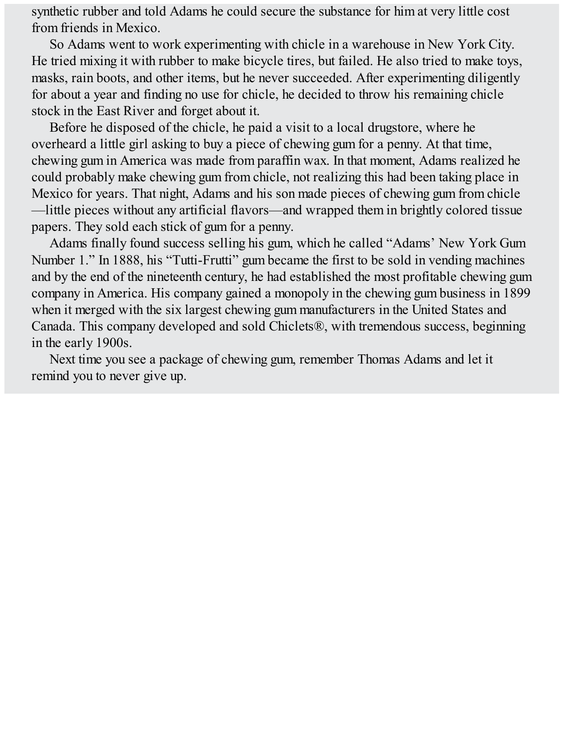synthetic rubber and told Adams he could secure the substance for him at very little cost from friends in Mexico.

So Adams went to work experimenting with chicle in a warehouse in New York City. He tried mixing it with rubber to make bicycle tires, but failed. He also tried to make toys, masks, rain boots, and other items, but he never succeeded. After experimenting diligently for about a year and finding no use for chicle, he decided to throw his remaining chicle stock in the East River and forget about it.

Before he disposed of the chicle, he paid a visit to a local drugstore, where he overheard a little girl asking to buy a piece of chewing gum for a penny. At that time, chewing gum in America was made from paraffin wax. In that moment, Adams realized he could probably make chewing gum from chicle, not realizing this had been taking place in Mexico for years. That night, Adams and his son made pieces of chewing gum from chicle—little pieces without any artificial flavors—and wrapped them in brightly colored tissue papers. They sold each stick of gum for a penny.

Adams finally found success selling his gum, which he called "Adams' New York Gum Number 1." In 1888, his "Tutti-Frutti" gum became the first to be sold in vending machines and by the end of the nineteenth century, he had established the most profitable chewing gum company in America. His company gained a monopoly in the chewing gum business in 1899 when it merged with the six largest chewing gum manufacturers in the United States and Canada. This company developed and sold Chiclets®, with tremendous success, beginning in the early 1900s.

Next time you see a package of chewing gum, remember Thomas Adams and let it remind you to never give up.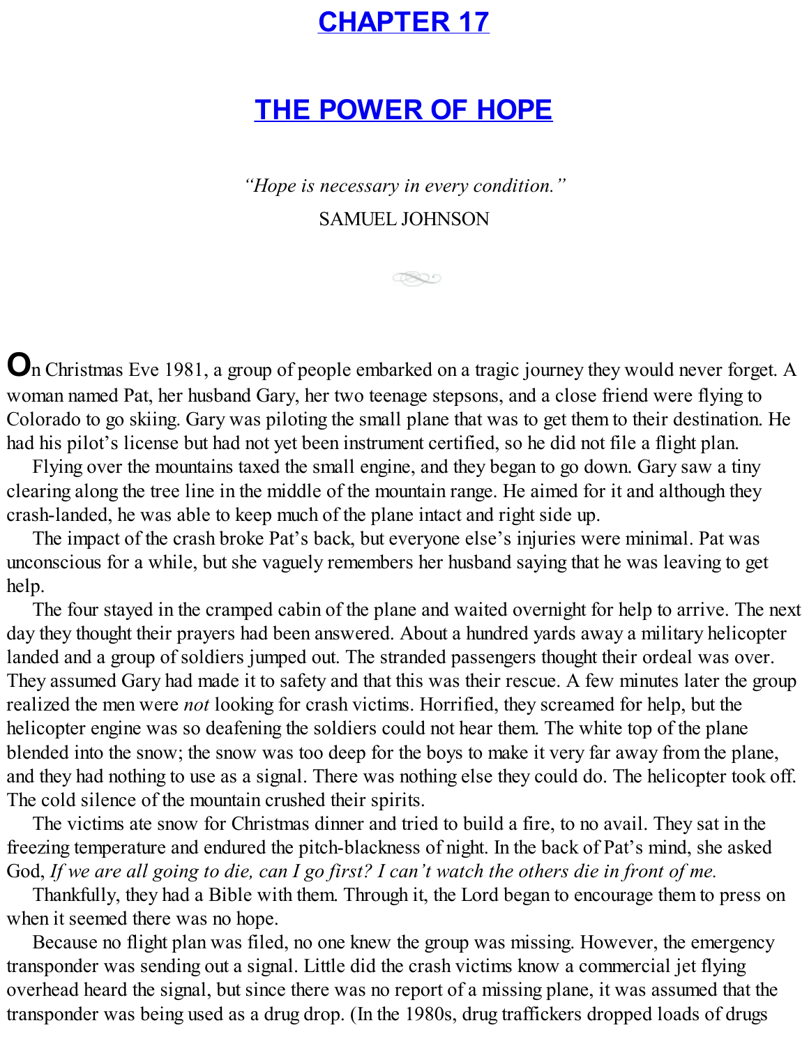# CHAPTER 17

# THE POWER OF HOPE

*"Hope is necessary in every condition."*

SAMUEL JOHNSON

On Christmas Eve 1981, a group of people embarked on a tragic journey they would never forget. A woman named Pat, her husband Gary, her two teenage stepsons, and a close friend were flying to Colorado to go skiing. Gary was piloting the small plane that was to get them to their destination. He had his pilot's license but had not yet been instrument certified, so he did not file a flight plan.

Flying over the mountains taxed the small engine, and they began to go down. Gary saw a tiny clearing along the tree line in the middle of the mountain range. He aimed for it and although they crash-landed, he was able to keep much of the plane intact and right side up.

The impact of the crash broke Pat's back, but everyone else's injuries were minimal. Pat was unconscious for a while, but she vaguely remembers her husband saying that he was leaving to get help.

The four stayed in the cramped cabin of the plane and waited overnight for help to arrive. The next day they thought their prayers had been answered. About a hundred yards away a military helicopter landed and a group of soldiers jumped out. The stranded passengers thought their ordeal was over. They assumed Gary had made it to safety and that this was their rescue. A few minutes later the group realized the men were *not* looking for crash victims. Horrified, they screamed for help, but the helicopter engine was so deafening the soldiers could not hear them. The white top of the plane blended into the snow; the snow was too deep for the boys to make it very far away from the plane, and they had nothing to use as a signal. There was nothing else they could do. The helicopter took off. The cold silence of the mountain crushed their spirits.

The victims ate snow for Christmas dinner and tried to build a fire, to no avail. They sat in the freezing temperature and endured the pitch-blackness of night. In the back of Pat's mind, she asked God, *If we are all going to die, can I go first? I can't watch the others die in front of me.*

Thankfully, they had a Bible with them. Through it, the Lord began to encourage them to press on when it seemed there was no hope.

Because no flight plan was filed, no one knew the group was missing. However, the emergency transponder was sending out a signal. Little did the crash victims know a commercial jet flying overhead heard the signal, but since there was no report of a missing plane, it was assumed that the transponder was being used as a drug drop. (In the 1980s, drug traffickers dropped loads of drugs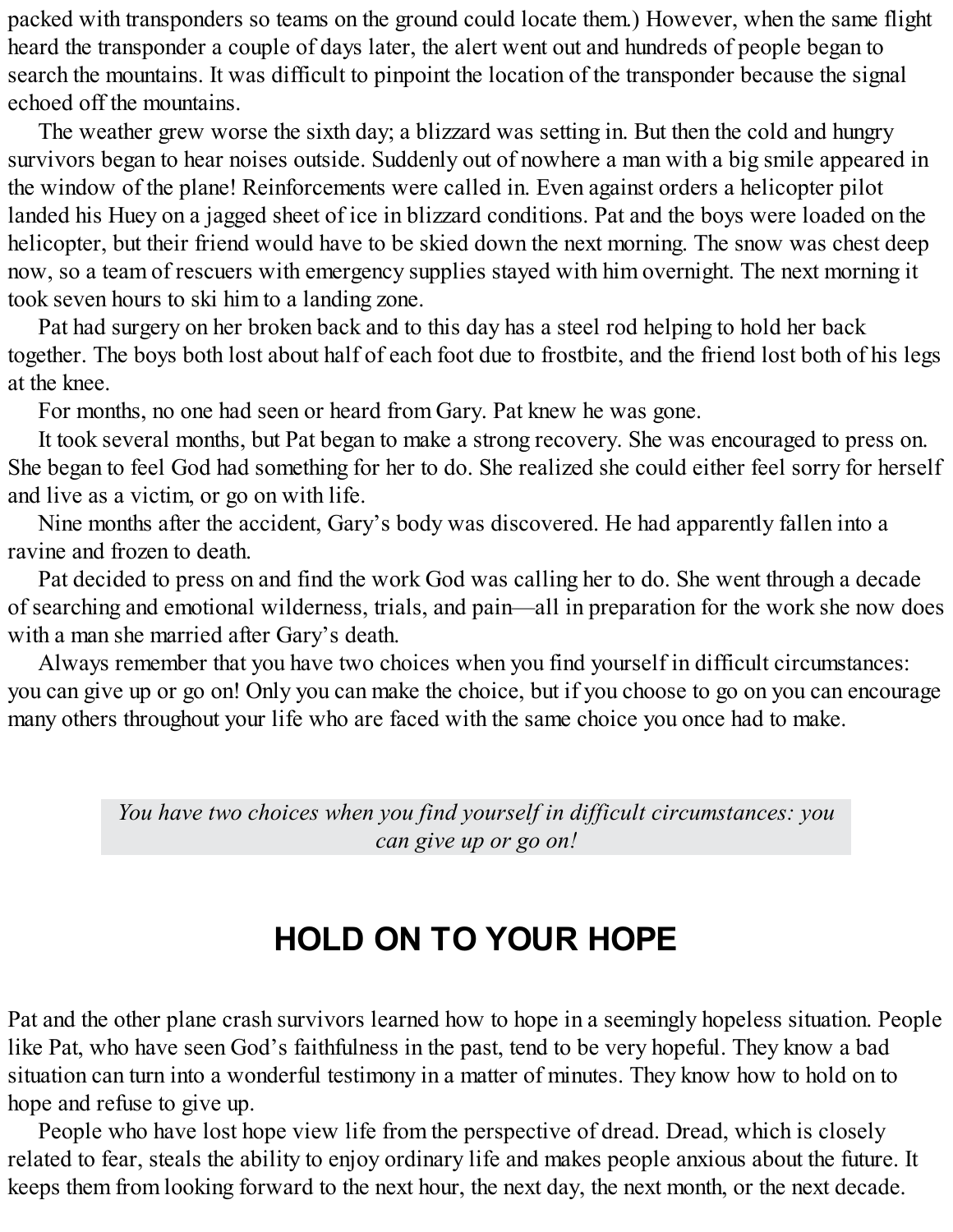packed with transponders so teams on the ground could locate them.) However, when the same flight heard the transponder a couple of days later, the alert went out and hundreds of people began to search the mountains. It was difficult to pinpoint the location of the transponder because the signal echoed off the mountains.

The weather grew worse the sixth day; a blizzard was setting in. But then the cold and hungry survivors began to hear noises outside. Suddenly out of nowhere a man with a big smile appeared in the window of the plane! Reinforcements were called in. Even against orders a helicopter pilot landed his Huey on a jagged sheet of ice in blizzard conditions. Pat and the boys were loaded on the helicopter, but their friend would have to be skied down the next morning. The snow was chest deep now, so a team of rescuers with emergency supplies stayed with him overnight. The next morning it took seven hours to ski him to a landing zone.

Pat had surgery on her broken back and to this day has a steel rod helping to hold her back together. The boys both lost about half of each foot due to frostbite, and the friend lost both of his legs at the knee.

For months, no one had seen or heard from Gary. Pat knew he was gone.

It took several months, but Pat began to make a strong recovery. She was encouraged to press on. She began to feel God had something for her to do. She realized she could either feel sorry for herself and live as a victim, or go on with life.

Nine months after the accident, Gary's body was discovered. He had apparently fallen into a ravine and frozen to death.

Pat decided to press on and find the work God was calling her to do. She went through a decade of searching and emotional wilderness, trials, and pain—all in preparation for the work she now does with a man she married after Gary's death.

Always remember that you have two choices when you find yourself in difficult circumstances: you can give up or go on! Only you can make the choice, but if you choose to go on you can encourage many others throughout your life who are faced with the same choice you once had to make.

> *You have two choices when you find yourself in difficult circumstances: you can give up or go on!*

## HOLD ON TO YOUR HOPE

Pat and the other plane crash survivors learned how to hope in a seemingly hopeless situation. People like Pat, who have seen God's faithfulness in the past, tend to be very hopeful. They know a bad situation can turn into a wonderful testimony in a matter of minutes. They know how to hold on to hope and refuse to give up.

People who have lost hope view life from the perspective of dread. Dread, which is closely related to fear, steals the ability to enjoy ordinary life and makes people anxious about the future. It keeps them from looking forward to the next hour, the next day, the next month, or the next decade.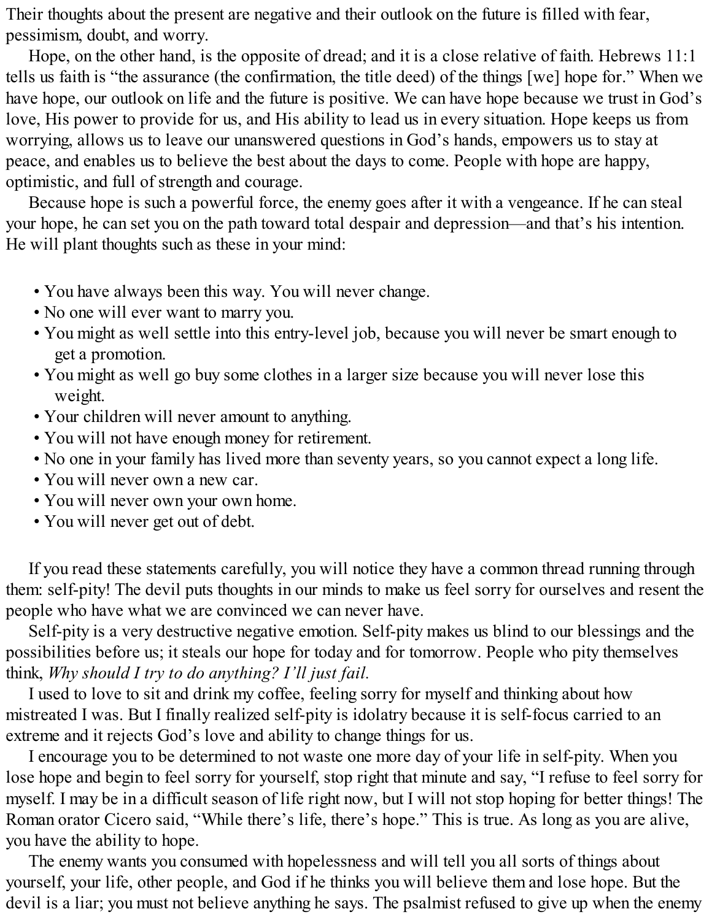Their thoughts about the present are negative and their outlook on the future is filled with fear, pessimism, doubt, and worry.

Hope, on the other hand, is the opposite of dread; and it is a close relative of faith. Hebrews 11:1 tells us faith is "the assurance (the confirmation, the title deed) of the things [we] hope for." When we have hope, our outlook on life and the future is positive. We can have hope because we trust in God's love, His power to provide for us, and His ability to lead us in every situation. Hope keeps us from worrying, allows us to leave our unanswered questions in God's hands, empowers us to stay at peace, and enables us to believe the best about the days to come. People with hope are happy, optimistic, and full of strength and courage.

Because hope is such a powerful force, the enemy goes after it with a vengeance. If he can steal your hope, he can set you on the path toward total despair and depression—and that's his intention. He will plant thoughts such as these in your mind:

- You have always been this way. You will never change.
- No one will ever want to marry you.
- You might as well settle into this entry-level job, because you will never be smart enough to get a promotion.
- You might as well go buy some clothes in a larger size because you will never lose this weight.
- Your children will never amount to anything.
- You will not have enough money for retirement.
- No one in your family has lived more than seventy years, so you cannot expect a long life.
- You will never own a new car.
- You will never own your own home.
- You will never get out of debt.

If you read these statements carefully, you will notice they have a common thread running through them: self-pity! The devil puts thoughts in our minds to make us feel sorry for ourselves and resent the people who have what we are convinced we can never have.

Self-pity is a very destructive negative emotion. Self-pity makes us blind to our blessings and the possibilities before us; it steals our hope for today and for tomorrow. People who pity themselves think, *Why should I try to do anything? I'll just fail.*

I used to love to sit and drink my coffee, feeling sorry for myself and thinking about how mistreated I was. But I finally realized self-pity is idolatry because it is self-focus carried to an extreme and it rejects God's love and ability to change things for us.

I encourage you to be determined to not waste one more day of your life in self-pity. When you lose hope and begin to feel sorry for yourself, stop right that minute and say, "I refuse to feel sorry for myself. I may be in a difficult season of life right now, but I will not stop hoping for better things! The Roman orator Cicero said, "While there's life, there's hope." This is true. As long as you are alive, you have the ability to hope.

The enemy wants you consumed with hopelessness and will tell you all sorts of things about yourself, your life, other people, and God if he thinks you will believe them and lose hope. But the devil is a liar; you must not believe anything he says. The psalmist refused to give up when the enemy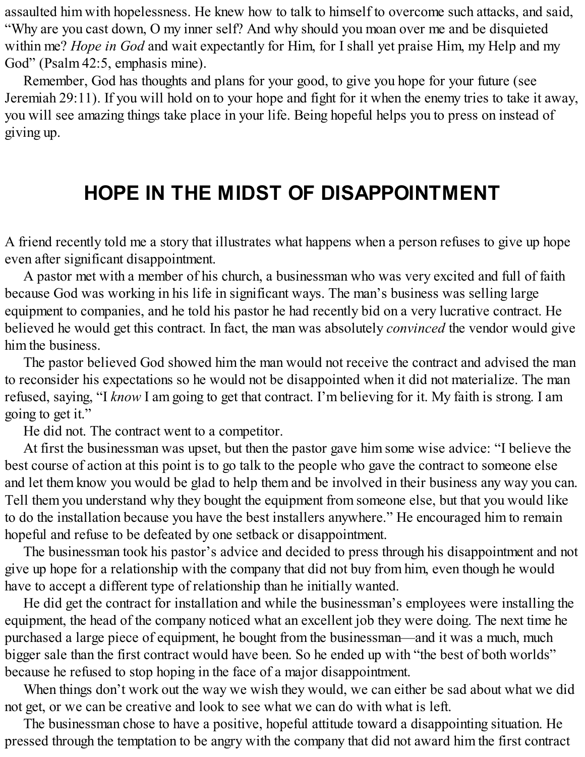assaulted him with hopelessness. He knew how to talk to himself to overcome such attacks, and said, "Why are you cast down, O my inner self? And why should you moan over me and be disquieted within me? *Hope in God* and wait expectantly for Him, for I shall yet praise Him, my Help and my God" (Psalm 42:5, emphasis mine).

Remember, God has thoughts and plans for your good, to give you hope for your future (see Jeremiah 29:11). If you will hold on to your hope and fight for it when the enemy tries to take it away, you will see amazing things take place in your life. Being hopeful helps you to press on instead of giving up.

## HOPE IN THE MIDST OF DISAPPOINTMENT

A friend recently told me a story that illustrates what happens when a person refuses to give up hope even after significant disappointment.

A pastor met with a member of his church, a businessman who was very excited and full of faith because God was working in his life in significant ways. The man's business was selling large equipment to companies, and he told his pastor he had recently bid on a very lucrative contract. He believed he would get this contract. In fact, the man was absolutely *convinced* the vendor would give him the business.

The pastor believed God showed him the man would not receive the contract and advised the man to reconsider his expectations so he would not be disappointed when it did not materialize. The man refused, saying, "I *know* I am going to get that contract. I'm believing for it. My faith is strong. I am going to get it."

He did not. The contract went to a competitor.

At first the businessman was upset, but then the pastor gave him some wise advice: "I believe the best course of action at this point is to go talk to the people who gave the contract to someone else and let them know you would be glad to help them and be involved in their business any way you can. Tell them you understand why they bought the equipment from someone else, but that you would like to do the installation because you have the best installers anywhere." He encouraged him to remain hopeful and refuse to be defeated by one setback or disappointment.

The businessman took his pastor's advice and decided to press through his disappointment and not give up hope for a relationship with the company that did not buy from him, even though he would have to accept a different type of relationship than he initially wanted.

He did get the contract for installation and while the businessman's employees were installing the equipment, the head of the company noticed what an excellent job they were doing. The next time he purchased a large piece of equipment, he bought from the businessman—and it was a much, much bigger sale than the first contract would have been. So he ended up with "the best of both worlds" because he refused to stop hoping in the face of a major disappointment.

When things don't work out the way we wish they would, we can either be sad about what we did not get, or we can be creative and look to see what we can do with what is left.

The businessman chose to have a positive, hopeful attitude toward a disappointing situation. He pressed through the temptation to be angry with the company that did not award him the first contract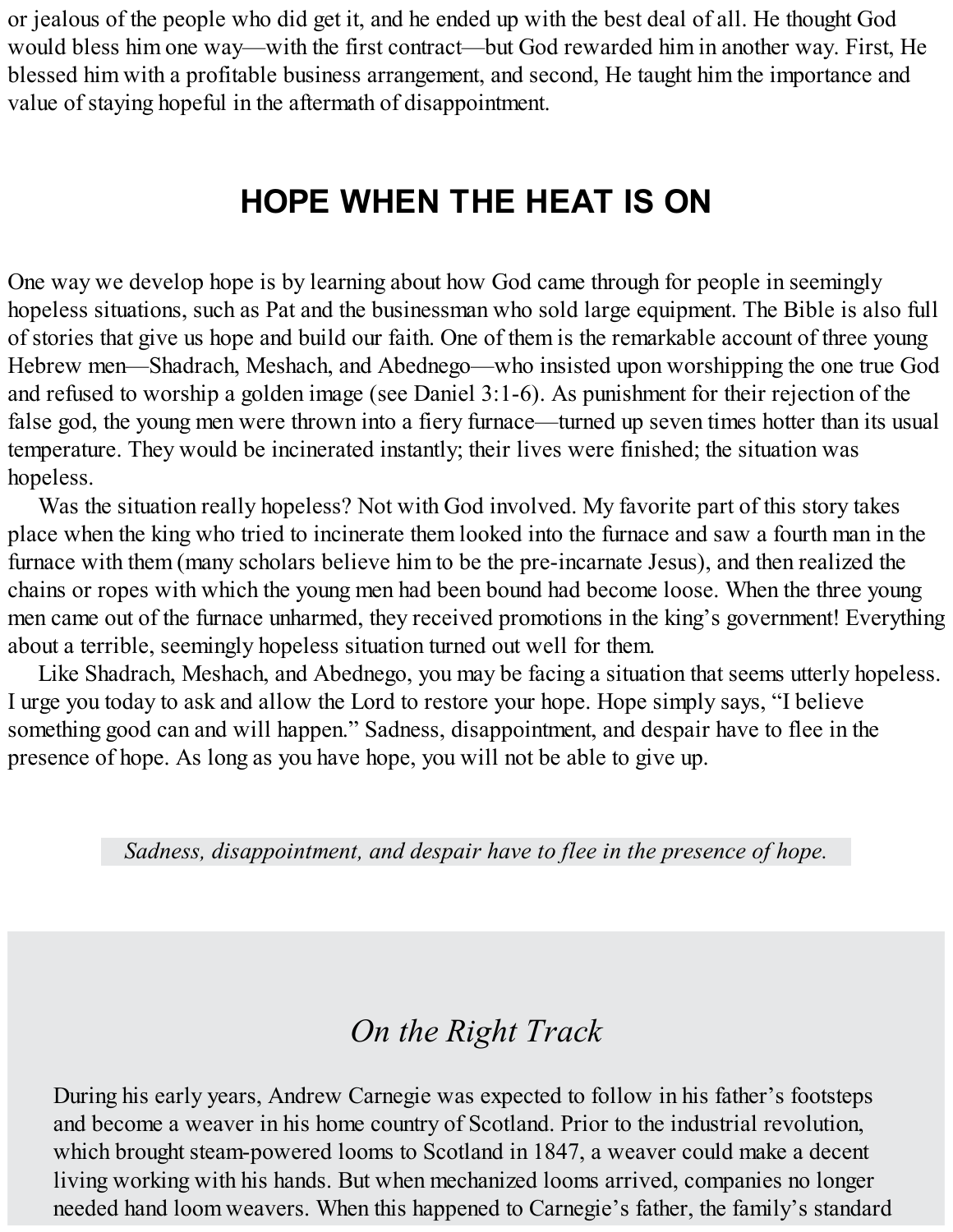or jealous of the people who did get it, and he ended up with the best deal of all. He thought God would bless him one way—with the first contract—but God rewarded him in another way. First, He blessed him with a profitable business arrangement, and second, He taught him the importance and value of staying hopeful in the aftermath of disappointment.

## HOPE WHEN THE HEAT IS ON

One way we develop hope is by learning about how God came through for people in seemingly hopeless situations, such as Pat and the businessman who sold large equipment. The Bible is also full of stories that give us hope and build our faith. One of them is the remarkable account of three young Hebrew men—Shadrach, Meshach, and Abednego—who insisted upon worshipping the one true God and refused to worship a golden image (see Daniel 3:1-6). As punishment for their rejection of the false god, the young men were thrown into a fiery furnace—turned up seven times hotter than its usual temperature. They would be incinerated instantly; their lives were finished; the situation was hopeless.

Was the situation really hopeless? Not with God involved. My favorite part of this story takes place when the king who tried to incinerate them looked into the furnace and saw a fourth man in the furnace with them (many scholars believe him to be the pre-incarnate Jesus), and then realized the chains or ropes with which the young men had been bound had become loose. When the three young men came out of the furnace unharmed, they received promotions in the king's government! Everything about a terrible, seemingly hopeless situation turned out well for them.

Like Shadrach, Meshach, and Abednego, you may be facing a situation that seems utterly hopeless. I urge you today to ask and allow the Lord to restore your hope. Hope simply says, "I believe something good can and will happen." Sadness, disappointment, and despair have to flee in the presence of hope. As long as you have hope, you will not be able to give up.

> *Sadness, disappointment, and despair have to flee in the presence of hope.*

### *On the Right Track*

During his early years, Andrew Carnegie was expected to follow in his father's footsteps and become a weaver in his home country of Scotland. Prior to the industrial revolution, which brought steam-powered looms to Scotland in 1847, a weaver could make a decent living working with his hands. But when mechanized looms arrived, companies no longer needed hand loom weavers. When this happened to Carnegie's father, the family's standard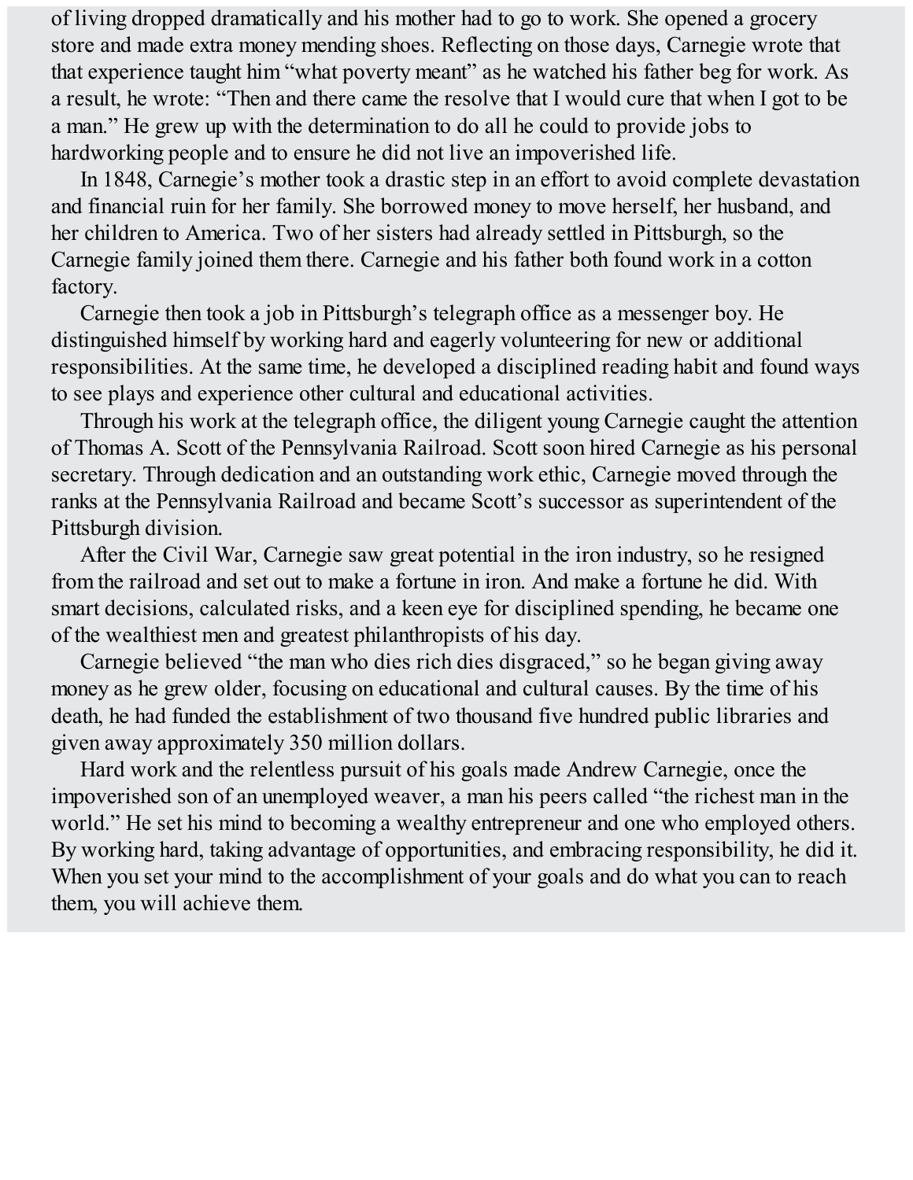of living dropped dramatically and his mother had to go to work. She opened a grocery store and made extra money mending shoes. Reflecting on those days, Carnegie wrote that that experience taught him "what poverty meant" as he watched his father beg for work. As a result, he wrote: "Then and there came the resolve that I would cure that when I got to be a man." He grew up with the determination to do all he could to provide jobs to hardworking people and to ensure he did not live an impoverished life.

In 1848, Carnegie's mother took a drastic step in an effort to avoid complete devastation and financial ruin for her family. She borrowed money to move herself, her husband, and her children to America. Two of her sisters had already settled in Pittsburgh, so the Carnegie family joined them there. Carnegie and his father both found work in a cotton factory.

Carnegie then took a job in Pittsburgh's telegraph office as a messenger boy. He distinguished himself by working hard and eagerly volunteering for new or additional responsibilities. At the same time, he developed a disciplined reading habit and found ways to see plays and experience other cultural and educational activities.

Through his work at the telegraph office, the diligent young Carnegie caught the attention of Thomas A. Scott of the Pennsylvania Railroad. Scott soon hired Carnegie as his personal secretary. Through dedication and an outstanding work ethic, Carnegie moved through the ranks at the Pennsylvania Railroad and became Scott's successor as superintendent of the Pittsburgh division.

After the Civil War, Carnegie saw great potential in the iron industry, so he resigned from the railroad and set out to make a fortune in iron. And make a fortune he did. With smart decisions, calculated risks, and a keen eye for disciplined spending, he became one of the wealthiest men and greatest philanthropists of his day.

Carnegie believed "the man who dies rich dies disgraced," so he began giving away money as he grew older, focusing on educational and cultural causes. By the time of his death, he had funded the establishment of two thousand five hundred public libraries and given away approximately 350 million dollars.

Hard work and the relentless pursuit of his goals made Andrew Carnegie, once the impoverished son of an unemployed weaver, a man his peers called "the richest man in the world." He set his mind to becoming a wealthy entrepreneur and one who employed others. By working hard, taking advantage of opportunities, and embracing responsibility, he did it. When you set your mind to the accomplishment of your goals and do what you can to reach them, you will achieve them.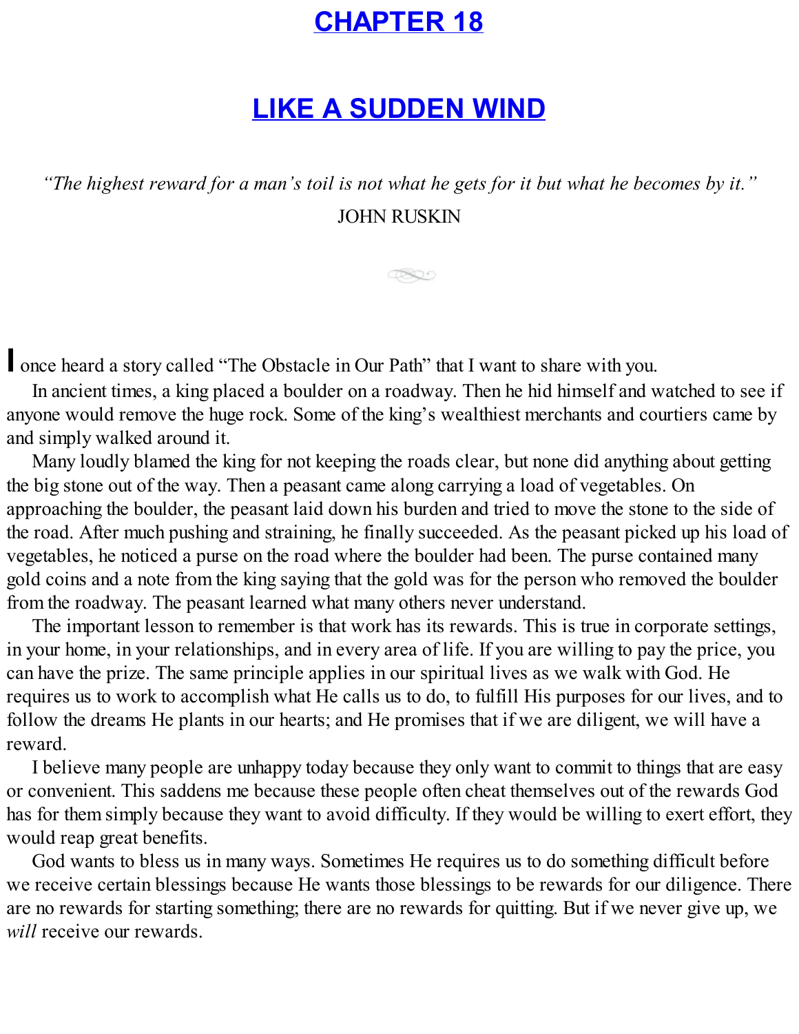# CHAPTER 18

## LIKE A SUDDEN WIND

*"The highest reward for a man's toil is not what he gets for it but what he becomes by it."*

JOHN RUSKIN

I once heard a story called "The Obstacle in Our Path" that I want to share with you.

In ancient times, a king placed a boulder on a roadway. Then he hid himself and watched to see if anyone would remove the huge rock. Some of the king's wealthiest merchants and courtiers came by and simply walked around it.

Many loudly blamed the king for not keeping the roads clear, but none did anything about getting the big stone out of the way. Then a peasant came along carrying a load of vegetables. On approaching the boulder, the peasant laid down his burden and tried to move the stone to the side of the road. After much pushing and straining, he finally succeeded. As the peasant picked up his load of vegetables, he noticed a purse on the road where the boulder had been. The purse contained many gold coins and a note from the king saying that the gold was for the person who removed the boulder from the roadway. The peasant learned what many others never understand.

The important lesson to remember is that work has its rewards. This is true in corporate settings, in your home, in your relationships, and in every area of life. If you are willing to pay the price, you can have the prize. The same principle applies in our spiritual lives as we walk with God. He requires us to work to accomplish what He calls us to do, to fulfill His purposes for our lives, and to follow the dreams He plants in our hearts; and He promises that if we are diligent, we will have a reward.

I believe many people are unhappy today because they only want to commit to things that are easy or convenient. This saddens me because these people often cheat themselves out of the rewards God has for them simply because they want to avoid difficulty. If they would be willing to exert effort, they would reap great benefits.

God wants to bless us in many ways. Sometimes He requires us to do something difficult before we receive certain blessings because He wants those blessings to be rewards for our diligence. There are no rewards for starting something; there are no rewards for quitting. But if we never give up, we *will* receive our rewards.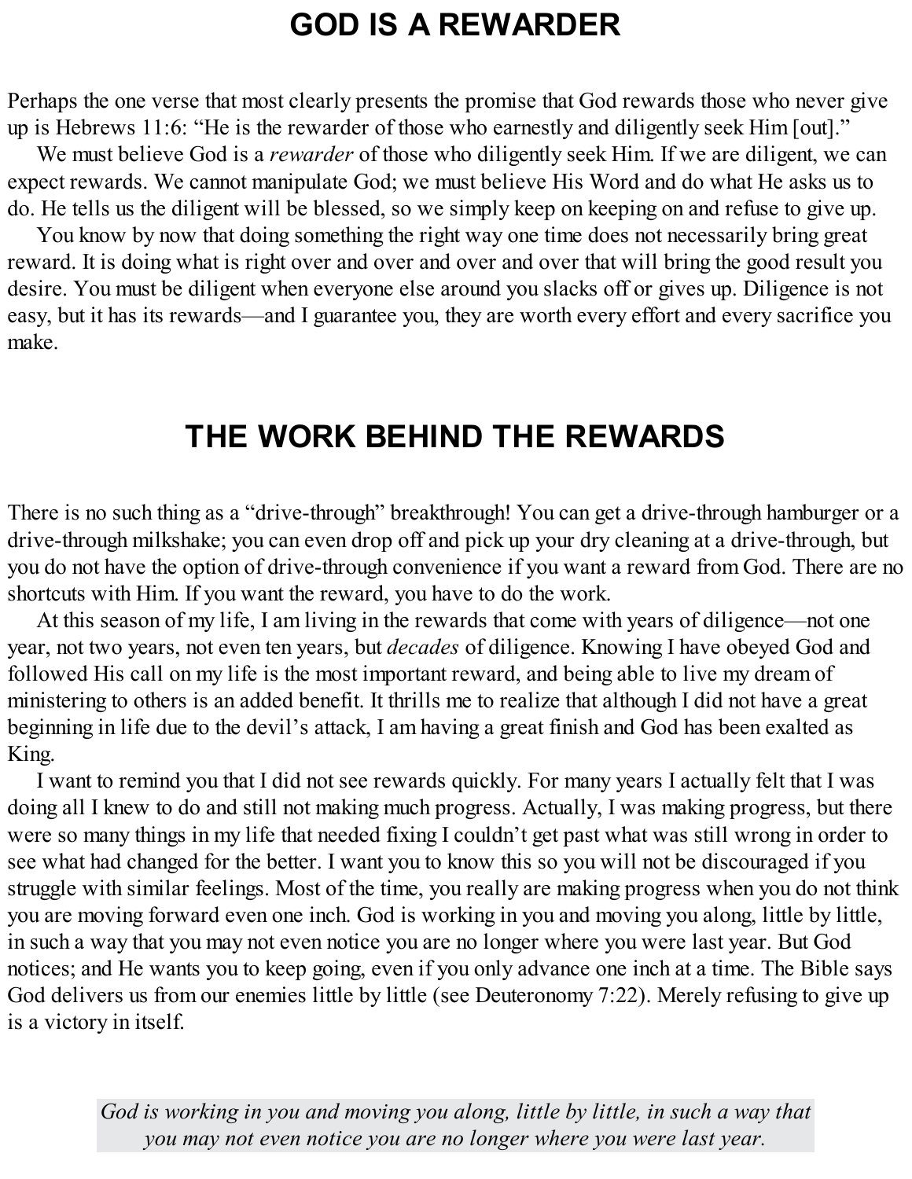# GOD IS A REWARDER

Perhaps the one verse that most clearly presents the promise that God rewards those who never give up is Hebrews 11:6: "He is the rewarder of those who earnestly and diligently seek Him [out]."

We must believe God is a *rewarder* of those who diligently seek Him. If we are diligent, we can expect rewards. We cannot manipulate God; we must believe His Word and do what He asks us to do. He tells us the diligent will be blessed, so we simply keep on keeping on and refuse to give up.

You know by now that doing something the right way one time does not necessarily bring great reward. It is doing what is right over and over and over and over that will bring the good result you desire. You must be diligent when everyone else around you slacks off or gives up. Diligence is not easy, but it has its rewards—and I guarantee you, they are worth every effort and every sacrifice you make.

# THE WORK BEHIND THE REWARDS

There is no such thing as a "drive-through" breakthrough! You can get a drive-through hamburger or a drive-through milkshake; you can even drop off and pick up your dry cleaning at a drive-through, but you do not have the option of drive-through convenience if you want a reward from God. There are no shortcuts with Him. If you want the reward, you have to do the work.

At this season of my life, I am living in the rewards that come with years of diligence—not one year, not two years, not even ten years, but *decades* of diligence. Knowing I have obeyed God and followed His call on my life is the most important reward, and being able to live my dream of ministering to others is an added benefit. It thrills me to realize that although I did not have a great beginning in life due to the devil's attack, I am having a great finish and God has been exalted as King.

I want to remind you that I did not see rewards quickly. For many years I actually felt that I was doing all I knew to do and still not making much progress. Actually, I was making progress, but there were so many things in my life that needed fixing I couldn't get past what was still wrong in order to see what had changed for the better. I want you to know this so you will not be discouraged if you struggle with similar feelings. Most of the time, you really are making progress when you do not think you are moving forward even one inch. God is working in you and moving you along, little by little, in such a way that you may not even notice you are no longer where you were last year. But God notices; and He wants you to keep going, even if you only advance one inch at a time. The Bible says God delivers us from our enemies little by little (see Deuteronomy 7:22). Merely refusing to give up is a victory in itself.

> *God is working in you and moving you along, little by little, in such a way that you may not even notice you are no longer where you were last year.*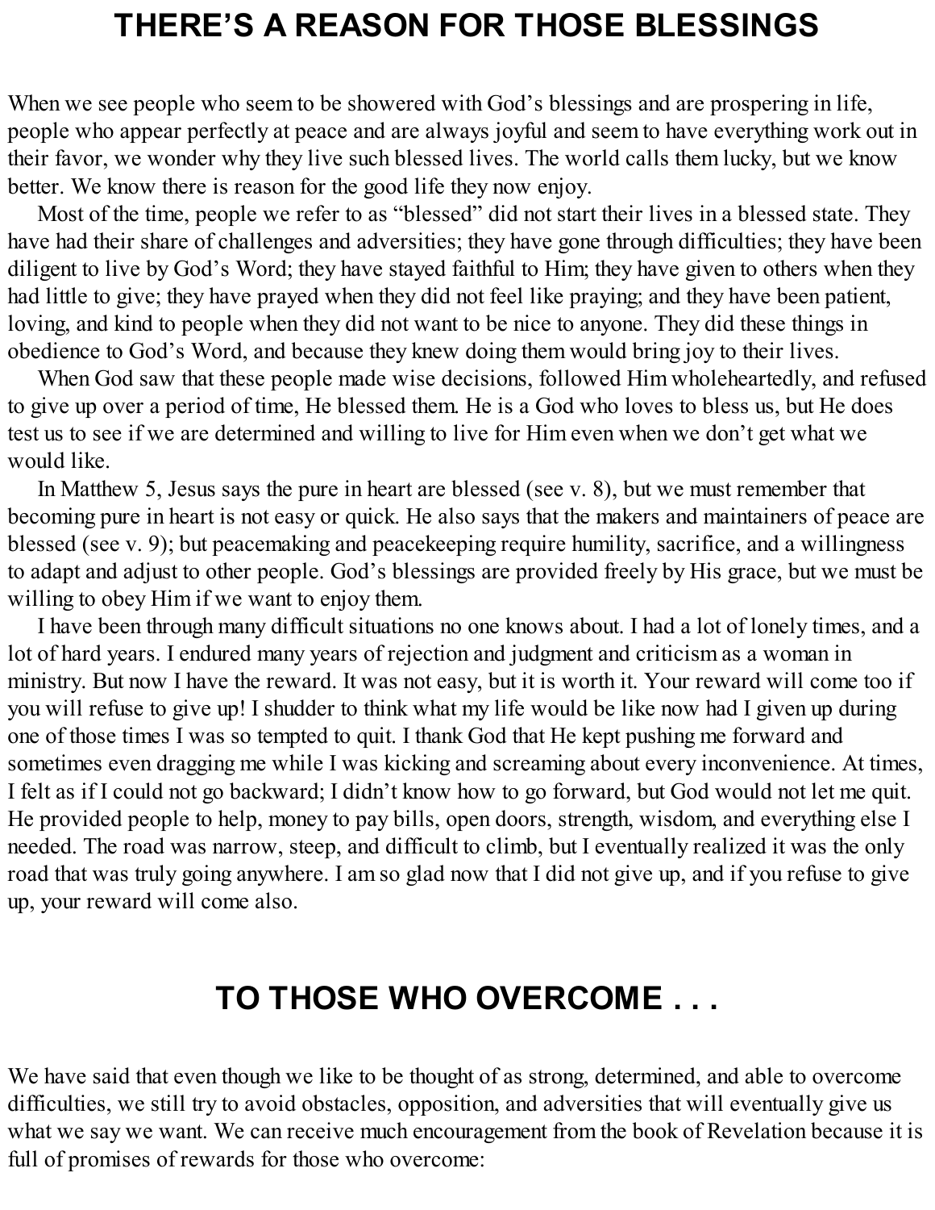# THERE'S A REASON FOR THOSE BLESSINGS

When we see people who seem to be showered with God's blessings and are prospering in life, people who appear perfectly at peace and are always joyful and seem to have everything work out in their favor, we wonder why they live such blessed lives. The world calls them lucky, but we know better. We know there is reason for the good life they now enjoy.

Most of the time, people we refer to as "blessed" did not start their lives in a blessed state. They have had their share of challenges and adversities; they have gone through difficulties; they have been diligent to live by God's Word; they have stayed faithful to Him; they have given to others when they had little to give; they have prayed when they did not feel like praying; and they have been patient, loving, and kind to people when they did not want to be nice to anyone. They did these things in obedience to God's Word, and because they knew doing them would bring joy to their lives.

When God saw that these people made wise decisions, followed Him wholeheartedly, and refused to give up over a period of time, He blessed them. He is a God who loves to bless us, but He does test us to see if we are determined and willing to live for Him even when we don't get what we would like.

In Matthew 5, Jesus says the pure in heart are blessed (see v. 8), but we must remember that becoming pure in heart is not easy or quick. He also says that the makers and maintainers of peace are blessed (see v. 9); but peacemaking and peacekeeping require humility, sacrifice, and a willingness to adapt and adjust to other people. God's blessings are provided freely by His grace, but we must be willing to obey Him if we want to enjoy them.

I have been through many difficult situations no one knows about. I had a lot of lonely times, and a lot of hard years. I endured many years of rejection and judgment and criticism as a woman in ministry. But now I have the reward. It was not easy, but it is worth it. Your reward will come too if you will refuse to give up! I shudder to think what my life would be like now had I given up during one of those times I was so tempted to quit. I thank God that He kept pushing me forward and sometimes even dragging me while I was kicking and screaming about every inconvenience. At times, I felt as if I could not go backward; I didn't know how to go forward, but God would not let me quit. He provided people to help, money to pay bills, open doors, strength, wisdom, and everything else I needed. The road was narrow, steep, and difficult to climb, but I eventually realized it was the only road that was truly going anywhere. I am so glad now that I did not give up, and if you refuse to give up, your reward will come also.

# TO THOSE WHO OVERCOME . . .

We have said that even though we like to be thought of as strong, determined, and able to overcome difficulties, we still try to avoid obstacles, opposition, and adversities that will eventually give us what we say we want. We can receive much encouragement from the book of Revelation because it is full of promises of rewards for those who overcome: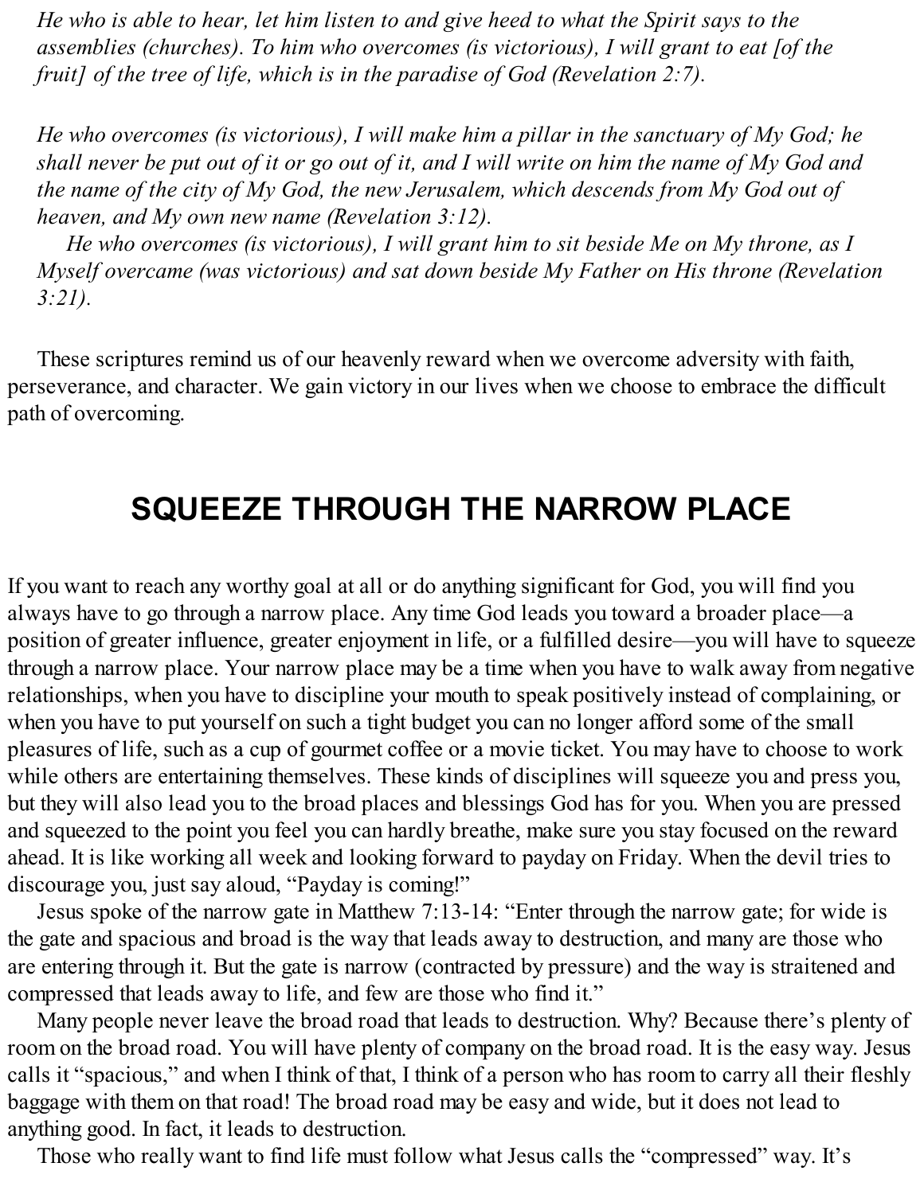*He who is able to hear, let him listen to and give heed to what the Spirit says to the assemblies (churches). To him who overcomes (is victorious), I will grant to eat [of the fruit] of the tree of life, which is in the paradise of God (Revelation 2:7).*

*He who overcomes (is victorious), I will make him a pillar in the sanctuary of My God; he shall never be put out of it or go out of it, and I will write on him the name of My God and the name of the city of My God, the new Jerusalem, which descends from My God out of heaven, and My own new name (Revelation 3:12).*

*He who overcomes (is victorious), I will grant him to sit beside Me on My throne, as I Myself overcame (was victorious) and sat down beside My Father on His throne (Revelation 3:21).*

These scriptures remind us of our heavenly reward when we overcome adversity with faith, perseverance, and character. We gain victory in our lives when we choose to embrace the difficult path of overcoming.

## SQUEEZE THROUGH THE NARROW PLACE

If you want to reach any worthy goal at all or do anything significant for God, you will find you always have to go through a narrow place. Any time God leads you toward a broader place—a position of greater influence, greater enjoyment in life, or a fulfilled desire—you will have to squeeze through a narrow place. Your narrow place may be a time when you have to walk away from negative relationships, when you have to discipline your mouth to speak positively instead of complaining, or when you have to put yourself on such a tight budget you can no longer afford some of the small pleasures of life, such as a cup of gourmet coffee or a movie ticket. You may have to choose to work while others are entertaining themselves. These kinds of disciplines will squeeze you and press you, but they will also lead you to the broad places and blessings God has for you. When you are pressed and squeezed to the point you feel you can hardly breathe, make sure you stay focused on the reward ahead. It is like working all week and looking forward to payday on Friday. When the devil tries to discourage you, just say aloud, "Payday is coming!"

Jesus spoke of the narrow gate in Matthew 7:13-14: "Enter through the narrow gate; for wide is the gate and spacious and broad is the way that leads away to destruction, and many are those who are entering through it. But the gate is narrow (contracted by pressure) and the way is straitened and compressed that leads away to life, and few are those who find it."

Many people never leave the broad road that leads to destruction. Why? Because there's plenty of room on the broad road. You will have plenty of company on the broad road. It is the easy way. Jesus calls it "spacious," and when I think of that, I think of a person who has room to carry all their fleshly baggage with them on that road! The broad road may be easy and wide, but it does not lead to anything good. In fact, it leads to destruction.

Those who really want to find life must follow what Jesus calls the "compressed" way. It's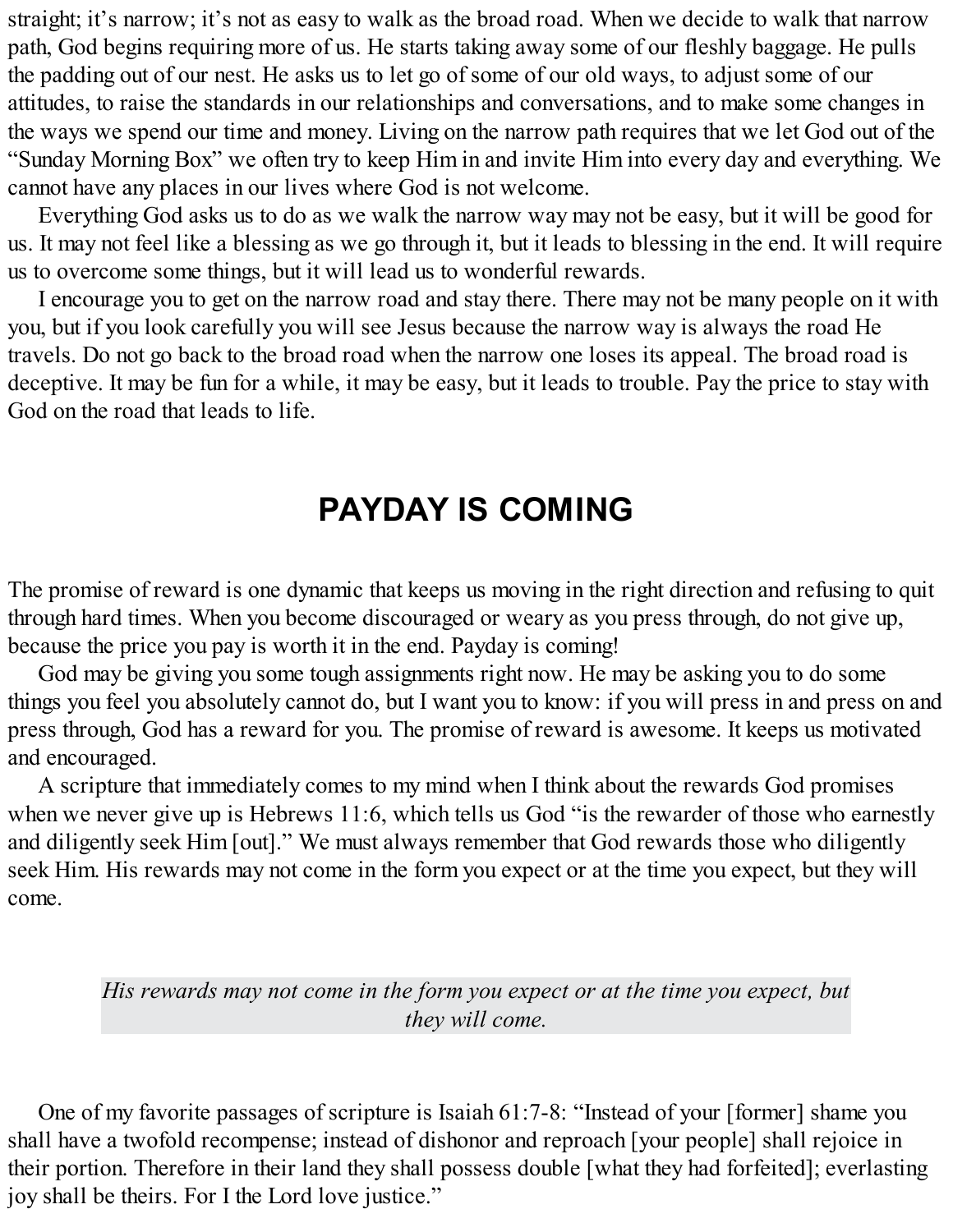straight; it's narrow; it's not as easy to walk as the broad road. When we decide to walk that narrow path, God begins requiring more of us. He starts taking away some of our fleshly baggage. He pulls the padding out of our nest. He asks us to let go of some of our old ways, to adjust some of our attitudes, to raise the standards in our relationships and conversations, and to make some changes in the ways we spend our time and money. Living on the narrow path requires that we let God out of the "Sunday Morning Box" we often try to keep Him in and invite Him into every day and everything. We cannot have any places in our lives where God is not welcome.

Everything God asks us to do as we walk the narrow way may not be easy, but it will be good for us. It may not feel like a blessing as we go through it, but it leads to blessing in the end. It will require us to overcome some things, but it will lead us to wonderful rewards.

I encourage you to get on the narrow road and stay there. There may not be many people on it with you, but if you look carefully you will see Jesus because the narrow way is always the road He travels. Do not go back to the broad road when the narrow one loses its appeal. The broad road is deceptive. It may be fun for a while, it may be easy, but it leads to trouble. Pay the price to stay with God on the road that leads to life.

## PAYDAY IS COMING

The promise of reward is one dynamic that keeps us moving in the right direction and refusing to quit through hard times. When you become discouraged or weary as you press through, do not give up, because the price you pay is worth it in the end. Payday is coming!

God may be giving you some tough assignments right now. He may be asking you to do some things you feel you absolutely cannot do, but I want you to know: if you will press in and press on and press through, God has a reward for you. The promise of reward is awesome. It keeps us motivated and encouraged.

A scripture that immediately comes to my mind when I think about the rewards God promises when we never give up is Hebrews 11:6, which tells us God "is the rewarder of those who earnestly and diligently seek Him [out]." We must always remember that God rewards those who diligently seek Him. His rewards may not come in the form you expect or at the time you expect, but they will come.

*His rewards may not come in the form you expect or at the time you expect, but they will come.*

One of my favorite passages of scripture is Isaiah 61:7-8: "Instead of your [former] shame you shall have a twofold recompense; instead of dishonor and reproach [your people] shall rejoice in their portion. Therefore in their land they shall possess double [what they had forfeited]; everlasting joy shall be theirs. For I the Lord love justice."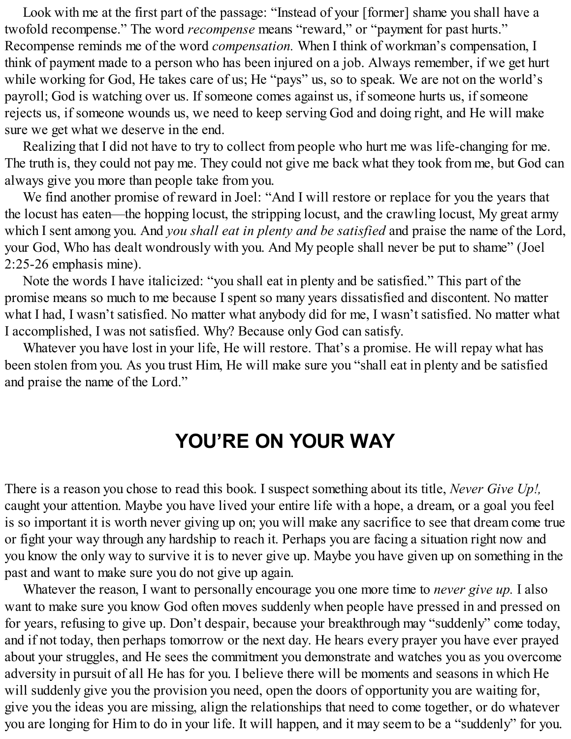Look with me at the first part of the passage: "Instead of your [former] shame you shall have a twofold recompense." The word *recompense* means "reward," or "payment for past hurts." Recompense reminds me of the word *compensation.* When I think of workman's compensation, I think of payment made to a person who has been injured on a job. Always remember, if we get hurt while working for God, He takes care of us; He "pays" us, so to speak. We are not on the world's payroll; God is watching over us. If someone comes against us, if someone hurts us, if someone rejects us, if someone wounds us, we need to keep serving God and doing right, and He will make sure we get what we deserve in the end.

Realizing that I did not have to try to collect from people who hurt me was life-changing for me. The truth is, they could not pay me. They could not give me back what they took from me, but God can always give you more than people take from you.

We find another promise of reward in Joel: "And I will restore or replace for you the years that the locust has eaten—the hopping locust, the stripping locust, and the crawling locust, My great army which I sent among you. And *you shall eat in plenty and be satisfied* and praise the name of the Lord, your God, Who has dealt wondrously with you. And My people shall never be put to shame" (Joel 2:25-26 emphasis mine).

Note the words I have italicized: "you shall eat in plenty and be satisfied." This part of the promise means so much to me because I spent so many years dissatisfied and discontent. No matter what I had, I wasn't satisfied. No matter what anybody did for me, I wasn't satisfied. No matter what I accomplished, I was not satisfied. Why? Because only God can satisfy.

Whatever you have lost in your life, He will restore. That's a promise. He will repay what has been stolen from you. As you trust Him, He will make sure you "shall eat in plenty and be satisfied and praise the name of the Lord."

## YOU'RE ON YOUR WAY

There is a reason you chose to read this book. I suspect something about its title, *Never Give Up!,* caught your attention. Maybe you have lived your entire life with a hope, a dream, or a goal you feel is so important it is worth never giving up on; you will make any sacrifice to see that dream come true or fight your way through any hardship to reach it. Perhaps you are facing a situation right now and you know the only way to survive it is to never give up. Maybe you have given up on something in the past and want to make sure you do not give up again.

Whatever the reason, I want to personally encourage you one more time to *never give up.* I also want to make sure you know God often moves suddenly when people have pressed in and pressed on for years, refusing to give up. Don't despair, because your breakthrough may "suddenly" come today, and if not today, then perhaps tomorrow or the next day. He hears every prayer you have ever prayed about your struggles, and He sees the commitment you demonstrate and watches you as you overcome adversity in pursuit of all He has for you. I believe there will be moments and seasons in which He will suddenly give you the provision you need, open the doors of opportunity you are waiting for, give you the ideas you are missing, align the relationships that need to come together, or do whatever you are longing for Him to do in your life. It will happen, and it may seem to be a "suddenly" for you.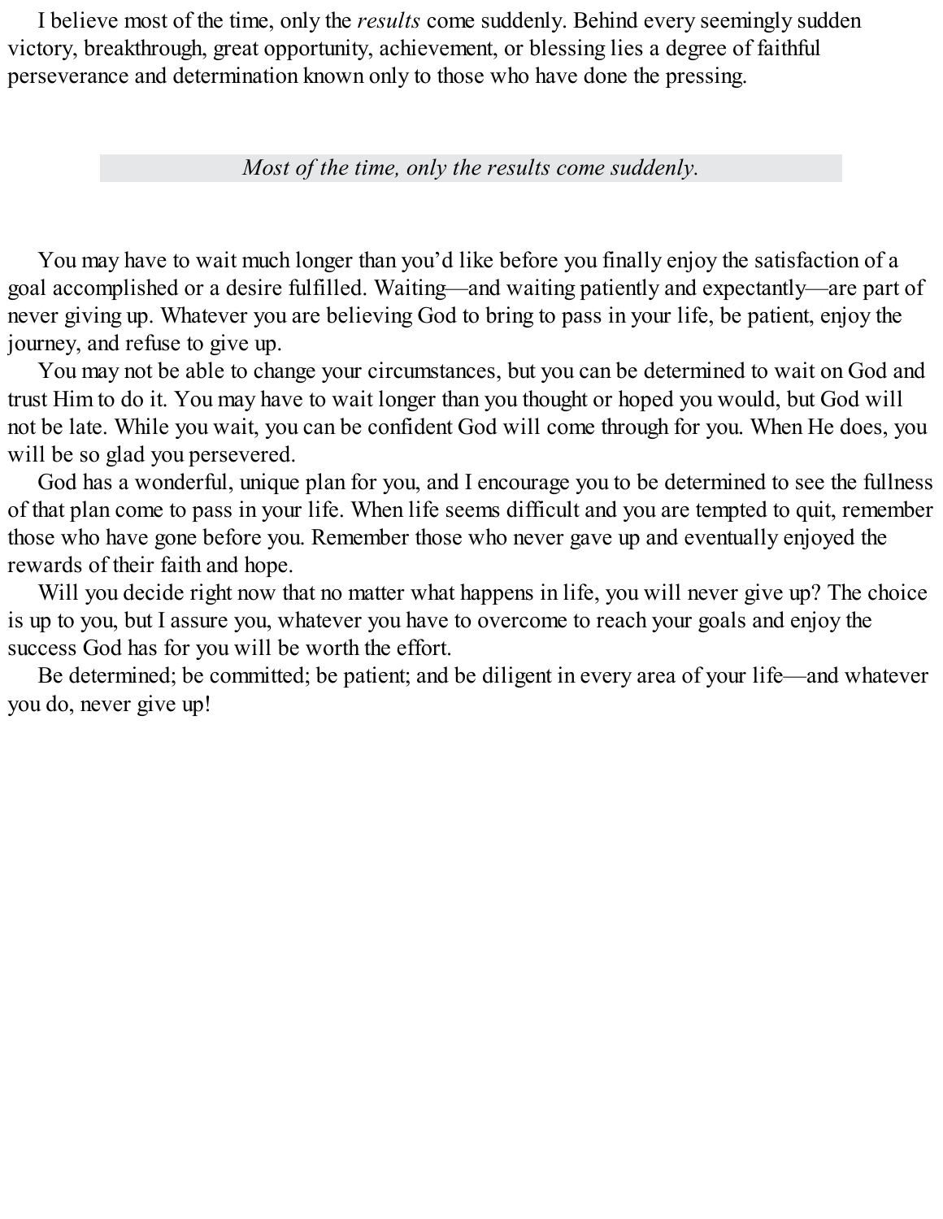I believe most of the time, only the *results* come suddenly. Behind every seemingly sudden victory, breakthrough, great opportunity, achievement, or blessing lies a degree of faithful perseverance and determination known only to those who have done the pressing.

> *Most of the time, only the results come suddenly.*

You may have to wait much longer than you'd like before you finally enjoy the satisfaction of a goal accomplished or a desire fulfilled. Waiting—and waiting patiently and expectantly—are part of never giving up. Whatever you are believing God to bring to pass in your life, be patient, enjoy the journey, and refuse to give up.

You may not be able to change your circumstances, but you can be determined to wait on God and trust Him to do it. You may have to wait longer than you thought or hoped you would, but God will not be late. While you wait, you can be confident God will come through for you. When He does, you will be so glad you persevered.

God has a wonderful, unique plan for you, and I encourage you to be determined to see the fullness of that plan come to pass in your life. When life seems difficult and you are tempted to quit, remember those who have gone before you. Remember those who never gave up and eventually enjoyed the rewards of their faith and hope.

Will you decide right now that no matter what happens in life, you will never give up? The choice is up to you, but I assure you, whatever you have to overcome to reach your goals and enjoy the success God has for you will be worth the effort.

Be determined; be committed; be patient; and be diligent in every area of your life—and whatever you do, never give up!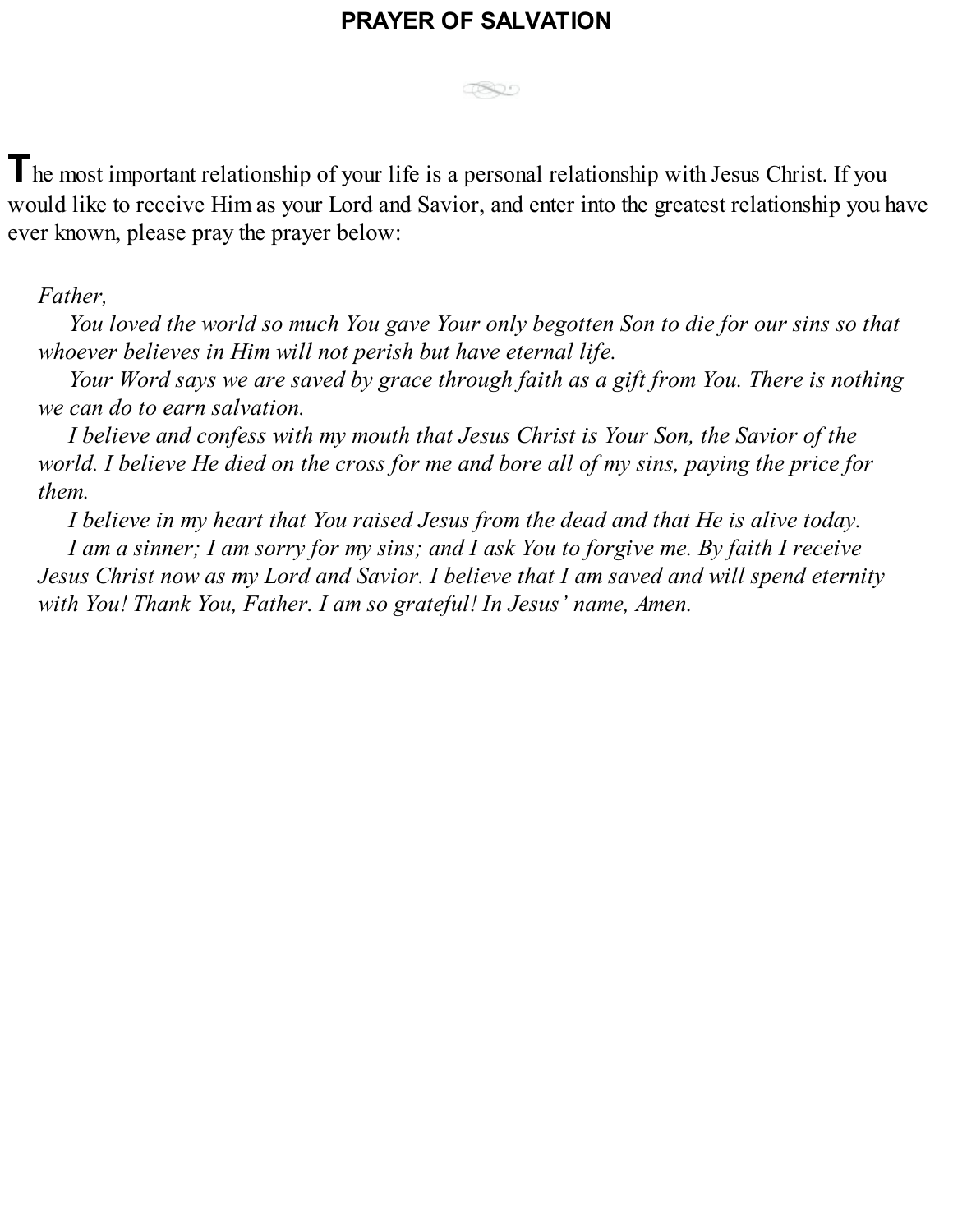# PRAYER OF SALVATION

The most important relationship of your life is a personal relationship with Jesus Christ. If you would like to receive Him as your Lord and Savior, and enter into the greatest relationship you have ever known, please pray the prayer below:

*Father,*

*You loved the world so much You gave Your only begotten Son to die for our sins so that whoever believes in Him will not perish but have eternal life.*

*Your Word says we are saved by grace through faith as a gift from You. There is nothing we can do to earn salvation.*

*I believe and confess with my mouth that Jesus Christ is Your Son, the Savior of the world. I believe He died on the cross for me and bore all of my sins, paying the price for them.*

*I believe in my heart that You raised Jesus from the dead and that He is alive today.*

*I am a sinner; I am sorry for my sins; and I ask You to forgive me. By faith I receive Jesus Christ now as my Lord and Savior. I believe that I am saved and will spend eternity with You! Thank You, Father. I am so grateful! In Jesus' name, Amen.*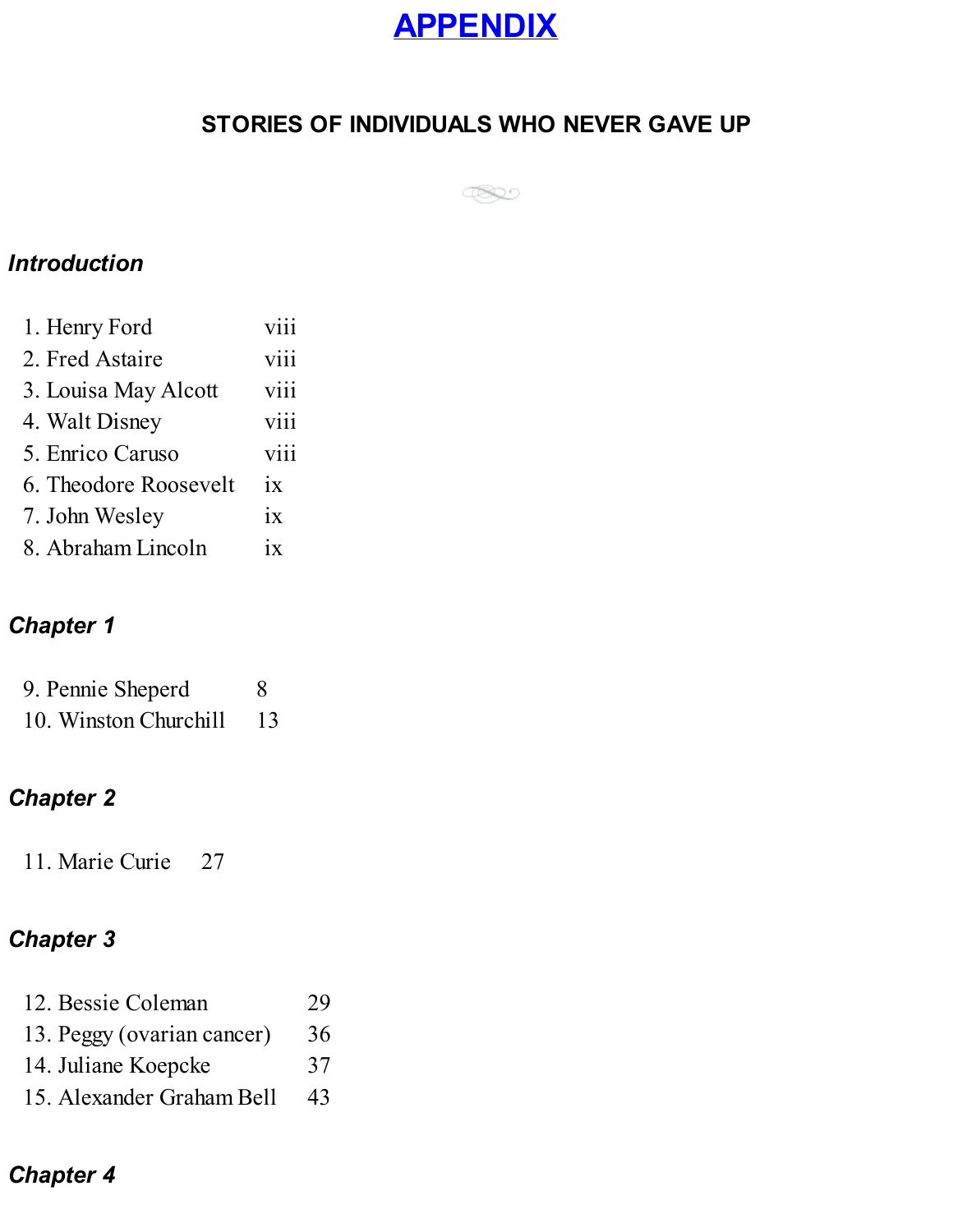# APPENDIX

## STORIES OF INDIVIDUALS WHO NEVER GAVE UP

### *Introduction*

1. Henry Ford viii
2. Fred Astaire viii
3. Louisa May Alcott viii
4. Walt Disney viii
5. Enrico Caruso viii
6. Theodore Roosevelt ix
7. John Wesley ix
8. Abraham Lincoln ix

### *Chapter 1*

9. Pennie Sheperd 8
10. Winston Churchill 13

### *Chapter 2*

11. Marie Curie 27

### *Chapter 3*

12. Bessie Coleman 29
13. Peggy (ovarian cancer) 36
14. Juliane Koepcke 37
15. Alexander Graham Bell 43

### *Chapter 4*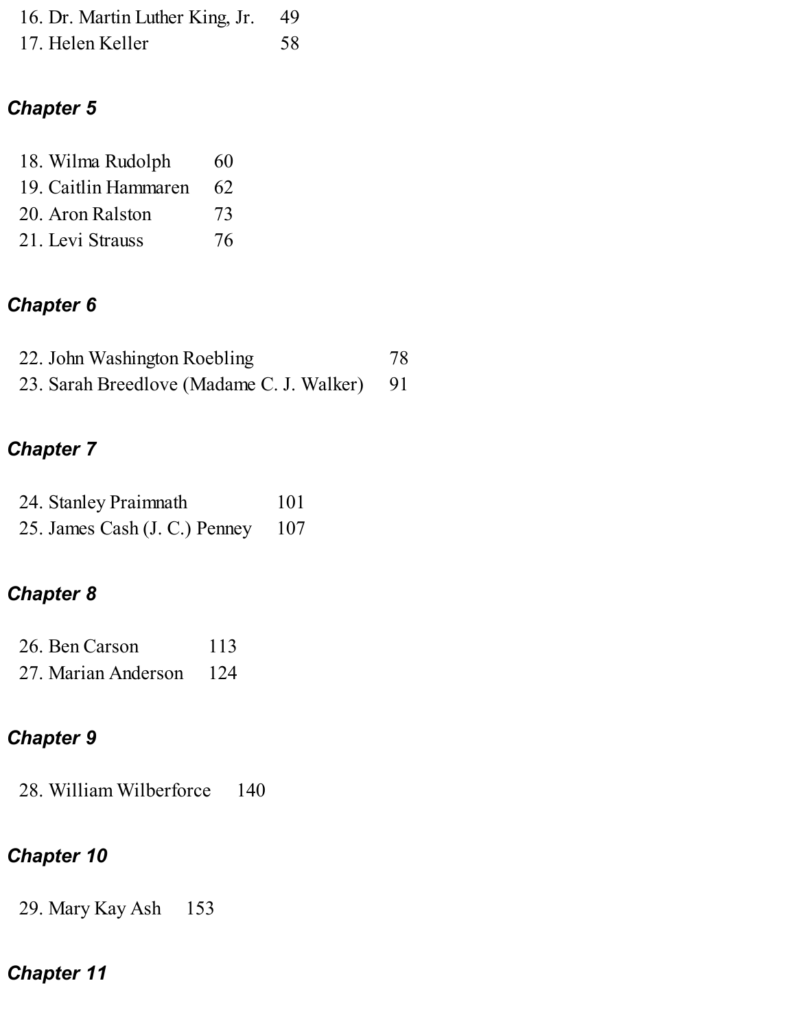16. Dr. Martin Luther King, Jr. 49
17. Helen Keller 58

## *Chapter 5*

18. Wilma Rudolph 60
19. Caitlin Hammaren 62
20. Aron Ralston 73
21. Levi Strauss 76

## *Chapter 6*

22. John Washington Roebling 78
23. Sarah Breedlove (Madame C. J. Walker) 91

## *Chapter 7*

24. Stanley Praimnath 101
25. James Cash (J. C.) Penney 107

## *Chapter 8*

26. Ben Carson 113
27. Marian Anderson 124

## *Chapter 9*

28. William Wilberforce 140

## *Chapter 10*

29. Mary Kay Ash 153

## *Chapter 11*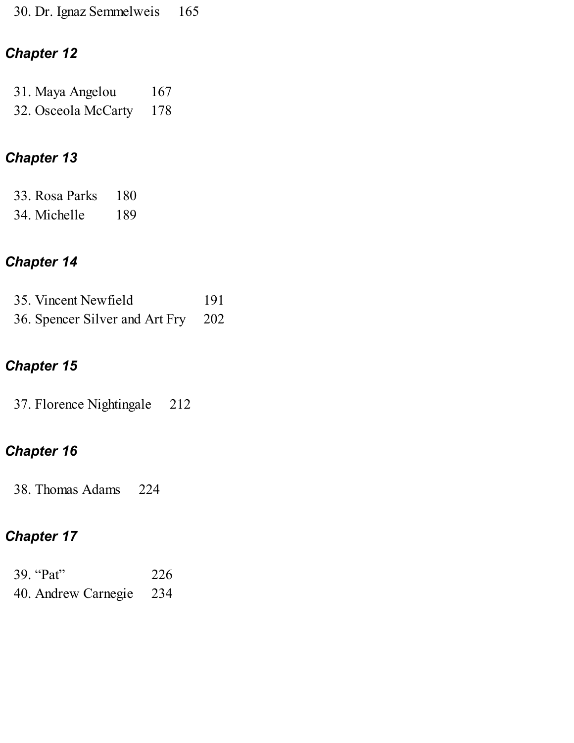30. Dr. Ignaz Semmelweis 165

### *Chapter 12*

31. Maya Angelou 167
32. Osceola McCarty 178

### *Chapter 13*

33. Rosa Parks 180
34. Michelle 189

### *Chapter 14*

35. Vincent Newfield 191
36. Spencer Silver and Art Fry 202

### *Chapter 15*

37. Florence Nightingale 212

### *Chapter 16*

38. Thomas Adams 224

### *Chapter 17*

39. "Pat" 226
40. Andrew Carnegie 234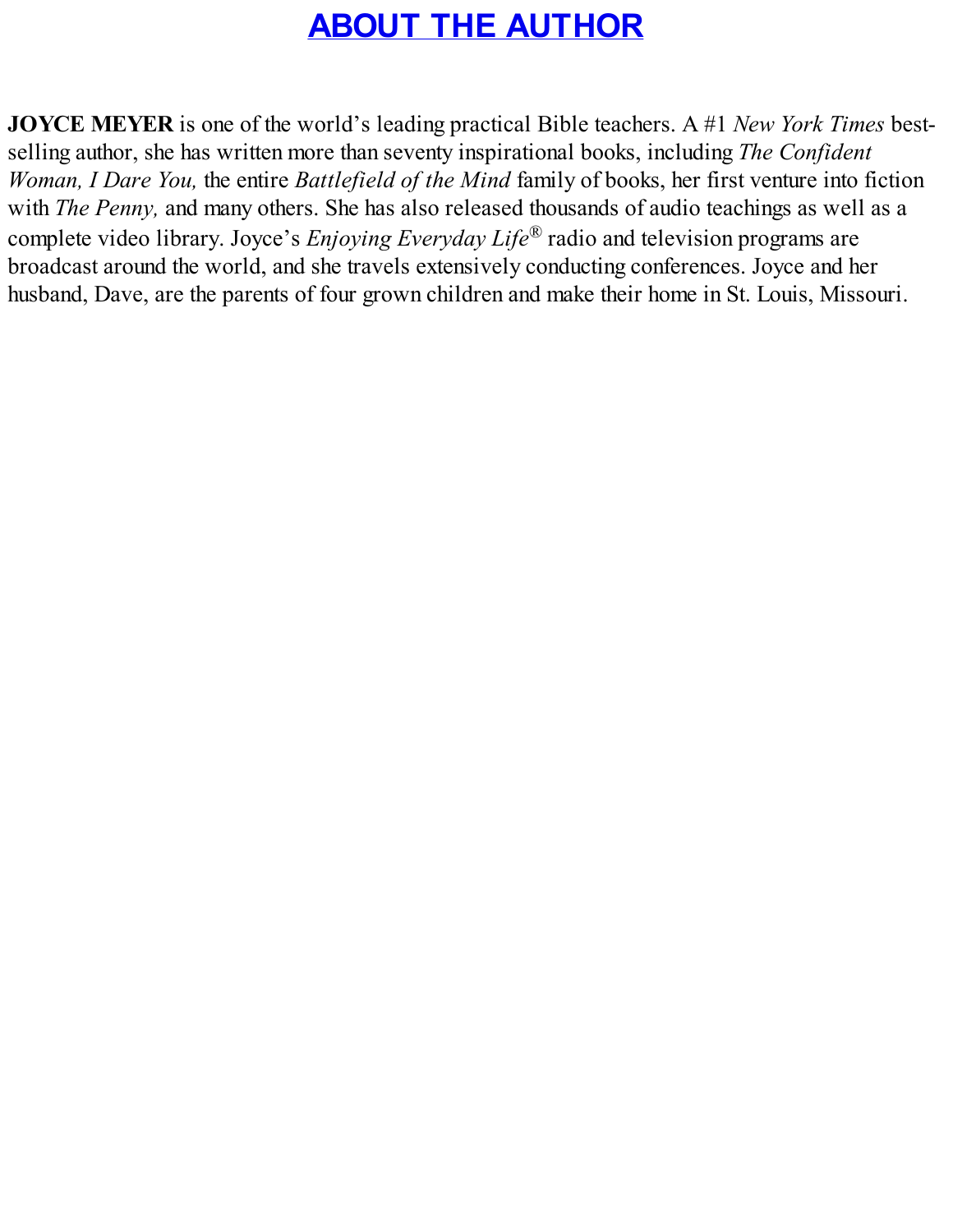# ABOUT THE AUTHOR

**JOYCE MEYER** is one of the world's leading practical Bible teachers. A #1 *New York Times* best-selling author, she has written more than seventy inspirational books, including *The Confident Woman, I Dare You,* the entire *Battlefield of the Mind* family of books, her first venture into fiction with *The Penny,* and many others. She has also released thousands of audio teachings as well as a complete video library. Joyce's *Enjoying Everyday Life*® radio and television programs are broadcast around the world, and she travels extensively conducting conferences. Joyce and her husband, Dave, are the parents of four grown children and make their home in St. Louis, Missouri.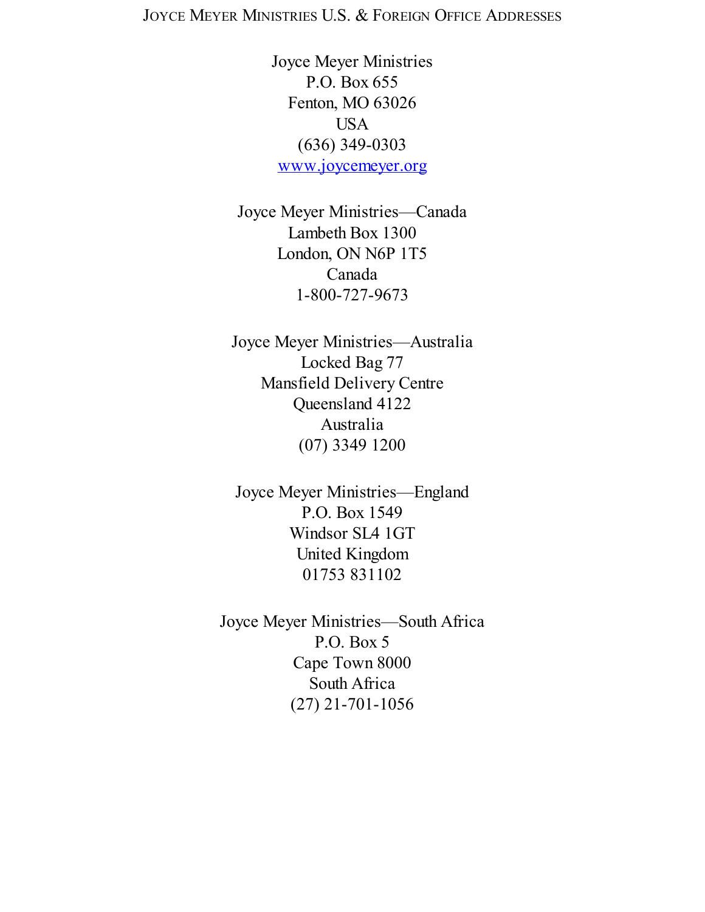# Joyce Meyer Ministries U.S. & Foreign Office Addresses

Joyce Meyer Ministries
P.O. Box 655
Fenton, MO 63026
USA
(636) 349-0303
www.joycemeyer.org

Joyce Meyer Ministries—Canada
Lambeth Box 1300
London, ON N6P 1T5
Canada
1-800-727-9673

Joyce Meyer Ministries—Australia
Locked Bag 77
Mansfield Delivery Centre
Queensland 4122
Australia
(07) 3349 1200

Joyce Meyer Ministries—England
P.O. Box 1549
Windsor SL4 1GT
United Kingdom
01753 831102

Joyce Meyer Ministries—South Africa
P.O. Box 5
Cape Town 8000
South Africa
(27) 21-701-1056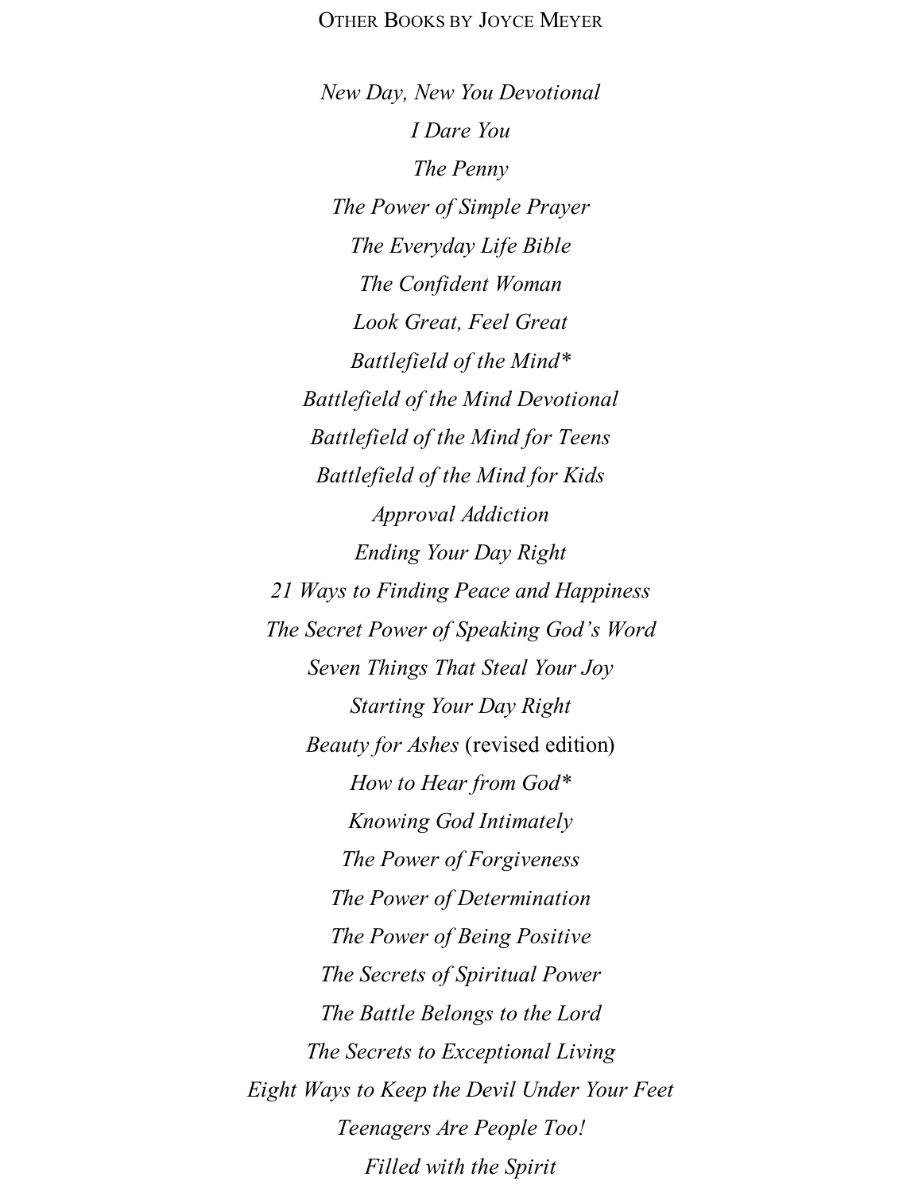Other Books by Joyce Meyer

*New Day, New You Devotional*

*I Dare You*

*The Penny*

*The Power of Simple Prayer*

*The Everyday Life Bible*

*The Confident Woman*

*Look Great, Feel Great*

*Battlefield of the Mind**

*Battlefield of the Mind Devotional*

*Battlefield of the Mind for Teens*

*Battlefield of the Mind for Kids*

*Approval Addiction*

*Ending Your Day Right*

*21 Ways to Finding Peace and Happiness*

*The Secret Power of Speaking God's Word*

*Seven Things That Steal Your Joy*

*Starting Your Day Right*

*Beauty for Ashes* (revised edition)

*How to Hear from God**

*Knowing God Intimately*

*The Power of Forgiveness*

*The Power of Determination*

*The Power of Being Positive*

*The Secrets of Spiritual Power*

*The Battle Belongs to the Lord*

*The Secrets to Exceptional Living*

*Eight Ways to Keep the Devil Under Your Feet*

*Teenagers Are People Too!*

*Filled with the Spirit*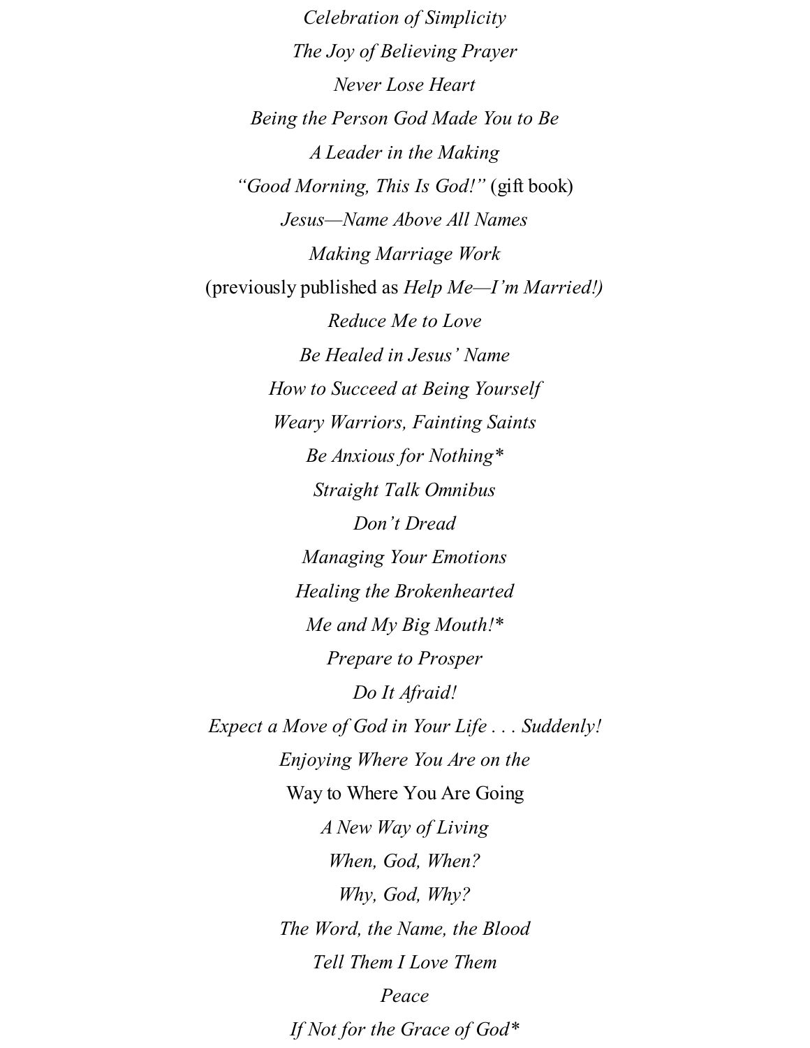*Celebration of Simplicity*

*The Joy of Believing Prayer*

*Never Lose Heart*

*Being the Person God Made You to Be*

*A Leader in the Making*

*“Good Morning, This Is God!”* (gift book)

*Jesus—Name Above All Names*

*Making Marriage Work*

(previously published as *Help Me—I’m Married!)*

*Reduce Me to Love*

*Be Healed in Jesus’ Name*

*How to Succeed at Being Yourself*

*Weary Warriors, Fainting Saints*

*Be Anxious for Nothing**

*Straight Talk Omnibus*

*Don’t Dread*

*Managing Your Emotions*

*Healing the Brokenhearted*

*Me and My Big Mouth!**

*Prepare to Prosper*

*Do It Afraid!*

*Expect a Move of God in Your Life . . . Suddenly!*

*Enjoying Where You Are on the*

Way to Where You Are Going

*A New Way of Living*

*When, God, When?*

*Why, God, Why?*

*The Word, the Name, the Blood*

*Tell Them I Love Them*

*Peace*

*If Not for the Grace of God**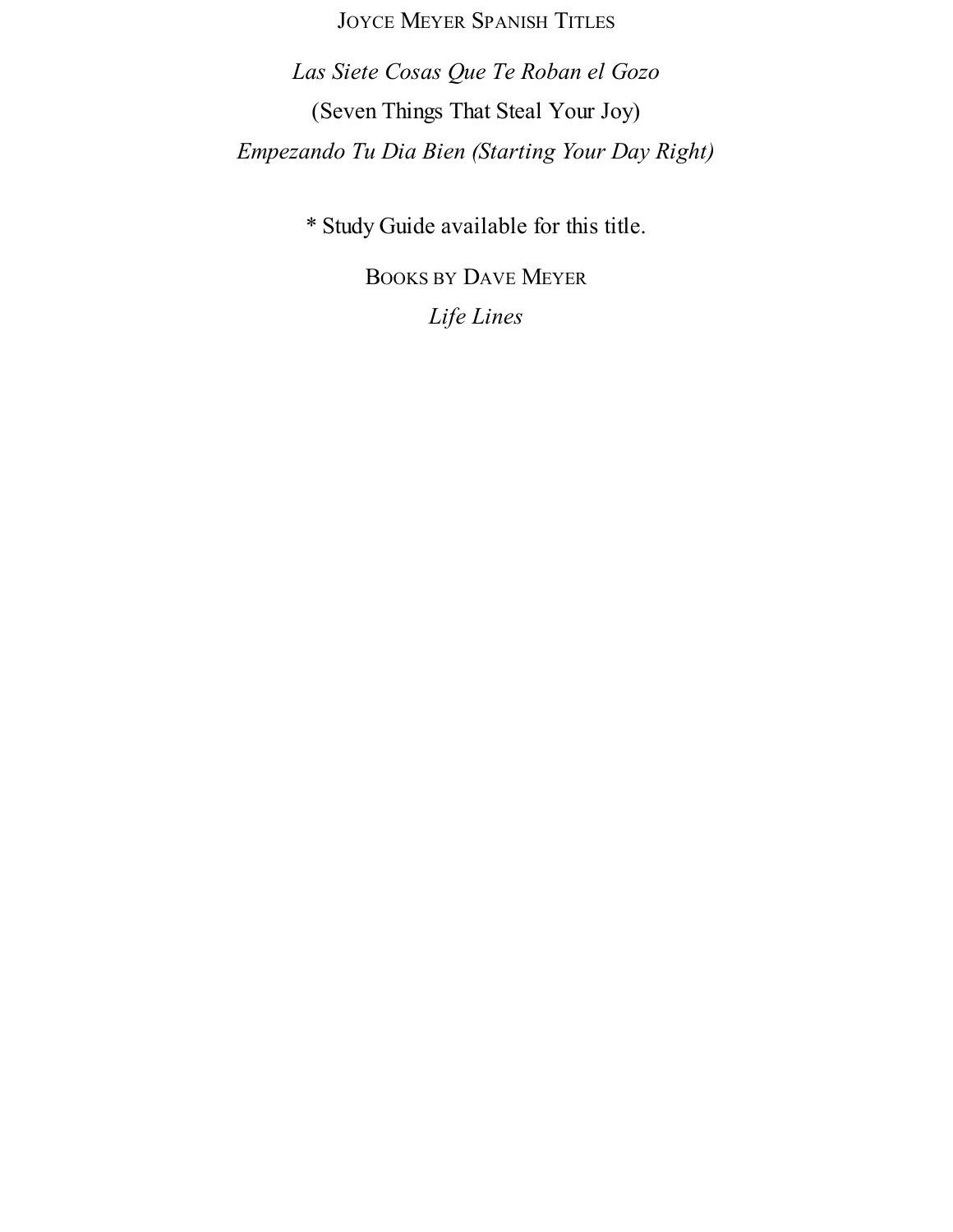JOYCE MEYER SPANISH TITLES

*Las Siete Cosas Que Te Roban el Gozo*

(Seven Things That Steal Your Joy)

*Empezando Tu Dia Bien (Starting Your Day Right)*

* Study Guide available for this title.

BOOKS BY DAVE MEYER

*Life Lines*